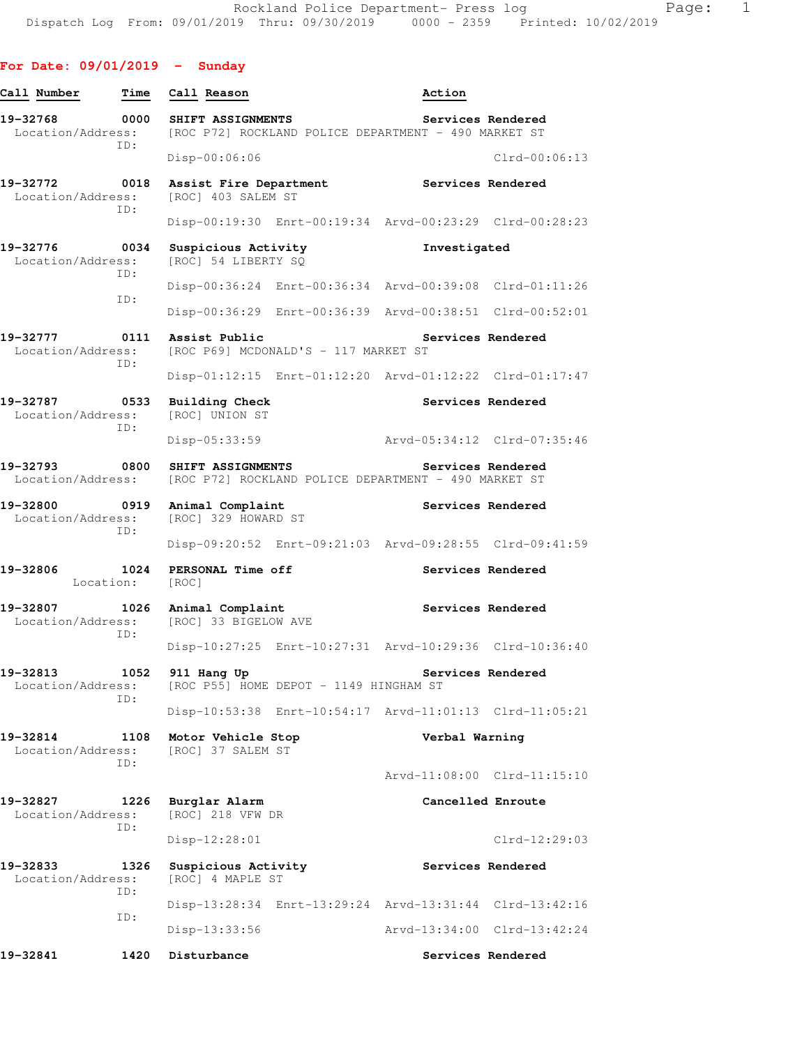Dispatch Log From: 09/01/2019 Thru: 09/30/2019 0000 - 2359 Printed: 10/02/2019

## For Date: 09/01/2019 - Sunday

| Call Number | Time | Call Reason | Action |
|---|---|---|---|

**19-32768** 0000 **SHIFT ASSIGNMENTS** — **Services Rendered**
Location/Address: [ROC P72] ROCKLAND POLICE DEPARTMENT - 490 MARKET ST
ID:
Disp-00:06:06 Clrd-00:06:13

**19-32772** 0018 **Assist Fire Department** — **Services Rendered**
Location/Address: [ROC] 403 SALEM ST
ID:
Disp-00:19:30 Enrt-00:19:34 Arvd-00:23:29 Clrd-00:28:23

**19-32776** 0034 **Suspicious Activity** — **Investigated**
Location/Address: [ROC] 54 LIBERTY SQ
ID:
Disp-00:36:24 Enrt-00:36:34 Arvd-00:39:08 Clrd-01:11:26
ID:
Disp-00:36:29 Enrt-00:36:39 Arvd-00:38:51 Clrd-00:52:01

**19-32777** 0111 **Assist Public** — **Services Rendered**
Location/Address: [ROC P69] MCDONALD'S - 117 MARKET ST
ID:
Disp-01:12:15 Enrt-01:12:20 Arvd-01:12:22 Clrd-01:17:47

**19-32787** 0533 **Building Check** — **Services Rendered**
Location/Address: [ROC] UNION ST
ID:
Disp-05:33:59 Arvd-05:34:12 Clrd-07:35:46

**19-32793** 0800 **SHIFT ASSIGNMENTS** — **Services Rendered**
Location/Address: [ROC P72] ROCKLAND POLICE DEPARTMENT - 490 MARKET ST

**19-32800** 0919 **Animal Complaint** — **Services Rendered**
Location/Address: [ROC] 329 HOWARD ST
ID:
Disp-09:20:52 Enrt-09:21:03 Arvd-09:28:55 Clrd-09:41:59

**19-32806** 1024 **PERSONAL Time off** — **Services Rendered**
Location: [ROC]

**19-32807** 1026 **Animal Complaint** — **Services Rendered**
Location/Address: [ROC] 33 BIGELOW AVE
ID:
Disp-10:27:25 Enrt-10:27:31 Arvd-10:29:36 Clrd-10:36:40

**19-32813** 1052 **911 Hang Up** — **Services Rendered**
Location/Address: [ROC P55] HOME DEPOT - 1149 HINGHAM ST
ID:
Disp-10:53:38 Enrt-10:54:17 Arvd-11:01:13 Clrd-11:05:21

**19-32814** 1108 **Motor Vehicle Stop** — **Verbal Warning**
Location/Address: [ROC] 37 SALEM ST
ID:
Arvd-11:08:00 Clrd-11:15:10

**19-32827** 1226 **Burglar Alarm** — **Cancelled Enroute**
Location/Address: [ROC] 218 VFW DR
ID:
Disp-12:28:01 Clrd-12:29:03

**19-32833** 1326 **Suspicious Activity** — **Services Rendered**
Location/Address: [ROC] 4 MAPLE ST
ID:
Disp-13:28:34 Enrt-13:29:24 Arvd-13:31:44 Clrd-13:42:16
ID:
Disp-13:33:56 Arvd-13:34:00 Clrd-13:42:24

**19-32841** 1420 **Disturbance** — **Services Rendered**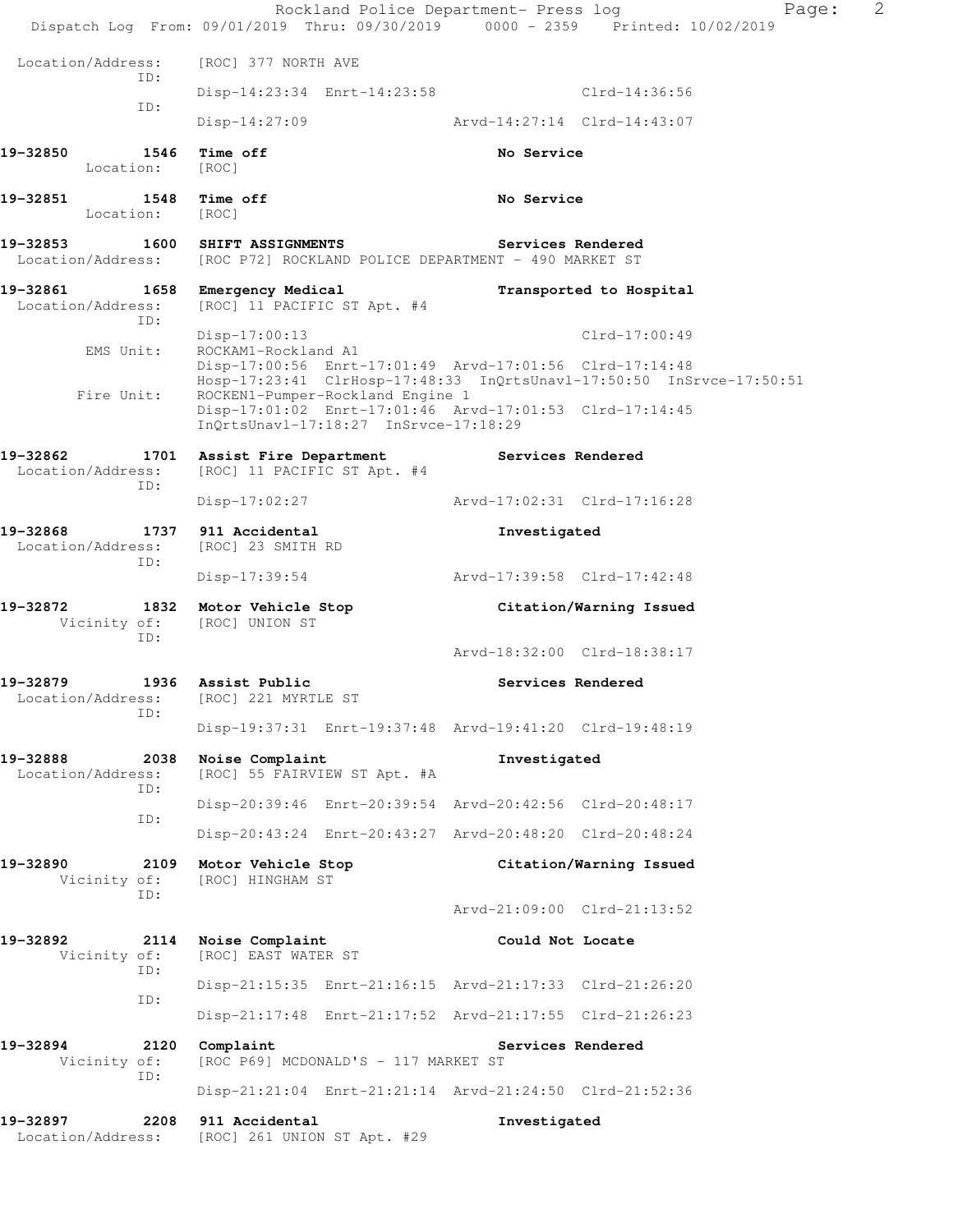```
 Location/Address:    [ROC] 377 NORTH AVE
               ID:    
                      Disp-14:23:34  Enrt-14:23:58                Clrd-14:36:56
               ID:    
                      Disp-14:27:09                Arvd-14:27:14  Clrd-14:43:07

19-32850        1546  Time off                          No Service
        Location:     [ROC]

19-32851        1548  Time off                          No Service
        Location:     [ROC]

19-32853        1600  SHIFT ASSIGNMENTS                 Services Rendered
 Location/Address:    [ROC P72] ROCKLAND POLICE DEPARTMENT - 490 MARKET ST

19-32861        1658  Emergency Medical                 Transported to Hospital
 Location/Address:    [ROC] 11 PACIFIC ST Apt. #4
               ID:    
                      Disp-17:00:13                               Clrd-17:00:49
        EMS Unit:     ROCKAM1-Rockland A1
                      Disp-17:00:56  Enrt-17:01:49  Arvd-17:01:56  Clrd-17:14:48
                      Hosp-17:23:41  ClrHosp-17:48:33  InQrtsUnavl-17:50:50  InSrvce-17:50:51
       Fire Unit:     ROCKEN1-Pumper-Rockland Engine 1
                      Disp-17:01:02  Enrt-17:01:46  Arvd-17:01:53  Clrd-17:14:45
                      InQrtsUnavl-17:18:27  InSrvce-17:18:29

19-32862        1701  Assist Fire Department            Services Rendered
 Location/Address:    [ROC] 11 PACIFIC ST Apt. #4
               ID:    
                      Disp-17:02:27                Arvd-17:02:31  Clrd-17:16:28

19-32868        1737  911 Accidental                    Investigated
 Location/Address:    [ROC] 23 SMITH RD
               ID:    
                      Disp-17:39:54                Arvd-17:39:58  Clrd-17:42:48

19-32872        1832  Motor Vehicle Stop                Citation/Warning Issued
     Vicinity of:     [ROC] UNION ST
               ID:    
                                                   Arvd-18:32:00  Clrd-18:38:17

19-32879        1936  Assist Public                     Services Rendered
 Location/Address:    [ROC] 221 MYRTLE ST
               ID:    
                      Disp-19:37:31  Enrt-19:37:48  Arvd-19:41:20  Clrd-19:48:19

19-32888        2038  Noise Complaint                   Investigated
 Location/Address:    [ROC] 55 FAIRVIEW ST Apt. #A
               ID:    
                      Disp-20:39:46  Enrt-20:39:54  Arvd-20:42:56  Clrd-20:48:17
               ID:    
                      Disp-20:43:24  Enrt-20:43:27  Arvd-20:48:20  Clrd-20:48:24

19-32890        2109  Motor Vehicle Stop                Citation/Warning Issued
     Vicinity of:     [ROC] HINGHAM ST
               ID:    
                                                   Arvd-21:09:00  Clrd-21:13:52

19-32892        2114  Noise Complaint                   Could Not Locate
     Vicinity of:     [ROC] EAST WATER ST
               ID:    
                      Disp-21:15:35  Enrt-21:16:15  Arvd-21:17:33  Clrd-21:26:20
               ID:    
                      Disp-21:17:48  Enrt-21:17:52  Arvd-21:17:55  Clrd-21:26:23

19-32894        2120  Complaint                         Services Rendered
     Vicinity of:     [ROC P69] MCDONALD'S - 117 MARKET ST
               ID:    
                      Disp-21:21:04  Enrt-21:21:14  Arvd-21:24:50  Clrd-21:52:36

19-32897        2208  911 Accidental                    Investigated
 Location/Address:    [ROC] 261 UNION ST Apt. #29
```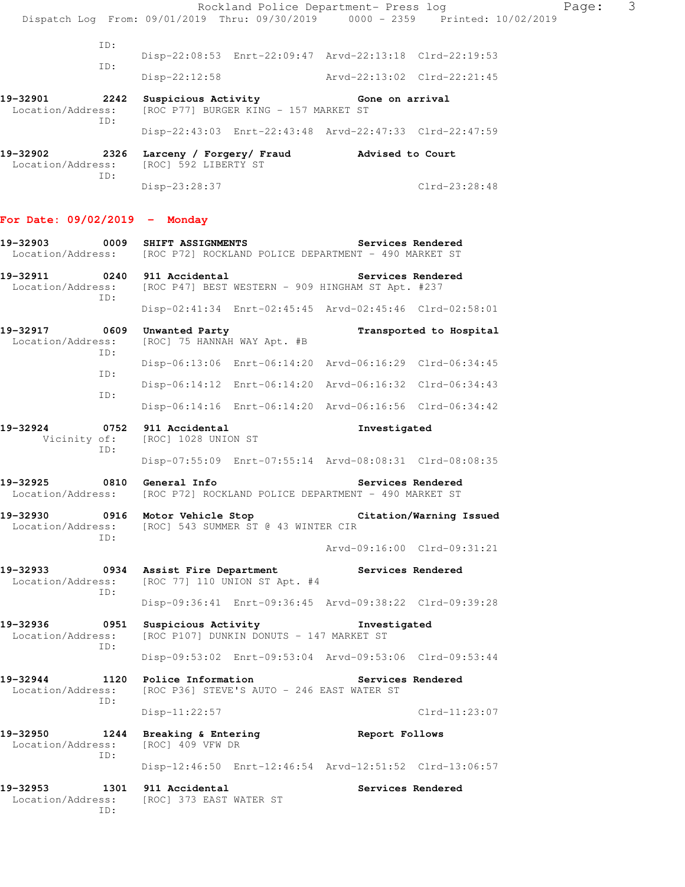ID:
Disp-22:08:53 Enrt-22:09:47 Arvd-22:13:18 Clrd-22:19:53
ID:
Disp-22:12:58 Arvd-22:13:02 Clrd-22:21:45

**19-32901 2242 Suspicious Activity** **Gone on arrival**
Location/Address: [ROC P77] BURGER KING - 157 MARKET ST
ID:
Disp-22:43:03 Enrt-22:43:48 Arvd-22:47:33 Clrd-22:47:59

**19-32902 2326 Larceny / Forgery/ Fraud** **Advised to Court**
Location/Address: [ROC] 592 LIBERTY ST
ID:
Disp-23:28:37 Clrd-23:28:48

## For Date: 09/02/2019 - Monday

**19-32903 0009 SHIFT ASSIGNMENTS** **Services Rendered**
Location/Address: [ROC P72] ROCKLAND POLICE DEPARTMENT - 490 MARKET ST

**19-32911 0240 911 Accidental** **Services Rendered**
Location/Address: [ROC P47] BEST WESTERN - 909 HINGHAM ST Apt. #237
ID:
Disp-02:41:34 Enrt-02:45:45 Arvd-02:45:46 Clrd-02:58:01

**19-32917 0609 Unwanted Party** **Transported to Hospital**
Location/Address: [ROC] 75 HANNAH WAY Apt. #B
ID:
Disp-06:13:06 Enrt-06:14:20 Arvd-06:16:29 Clrd-06:34:45
ID:
Disp-06:14:12 Enrt-06:14:20 Arvd-06:16:32 Clrd-06:34:43
ID:
Disp-06:14:16 Enrt-06:14:20 Arvd-06:16:56 Clrd-06:34:42

**19-32924 0752 911 Accidental** **Investigated**
Vicinity of: [ROC] 1028 UNION ST
ID:
Disp-07:55:09 Enrt-07:55:14 Arvd-08:08:31 Clrd-08:08:35

**19-32925 0810 General Info** **Services Rendered**
Location/Address: [ROC P72] ROCKLAND POLICE DEPARTMENT - 490 MARKET ST

**19-32930 0916 Motor Vehicle Stop** **Citation/Warning Issued**
Location/Address: [ROC] 543 SUMMER ST @ 43 WINTER CIR
ID:
Arvd-09:16:00 Clrd-09:31:21

**19-32933 0934 Assist Fire Department** **Services Rendered**
Location/Address: [ROC 77] 110 UNION ST Apt. #4
ID:
Disp-09:36:41 Enrt-09:36:45 Arvd-09:38:22 Clrd-09:39:28

**19-32936 0951 Suspicious Activity** **Investigated**
Location/Address: [ROC P107] DUNKIN DONUTS - 147 MARKET ST
ID:
Disp-09:53:02 Enrt-09:53:04 Arvd-09:53:06 Clrd-09:53:44

**19-32944 1120 Police Information** **Services Rendered**
Location/Address: [ROC P36] STEVE'S AUTO - 246 EAST WATER ST
ID:
Disp-11:22:57 Clrd-11:23:07

**19-32950 1244 Breaking & Entering** **Report Follows**
Location/Address: [ROC] 409 VFW DR
ID:
Disp-12:46:50 Enrt-12:46:54 Arvd-12:51:52 Clrd-13:06:57

**19-32953 1301 911 Accidental** **Services Rendered**
Location/Address: [ROC] 373 EAST WATER ST
ID: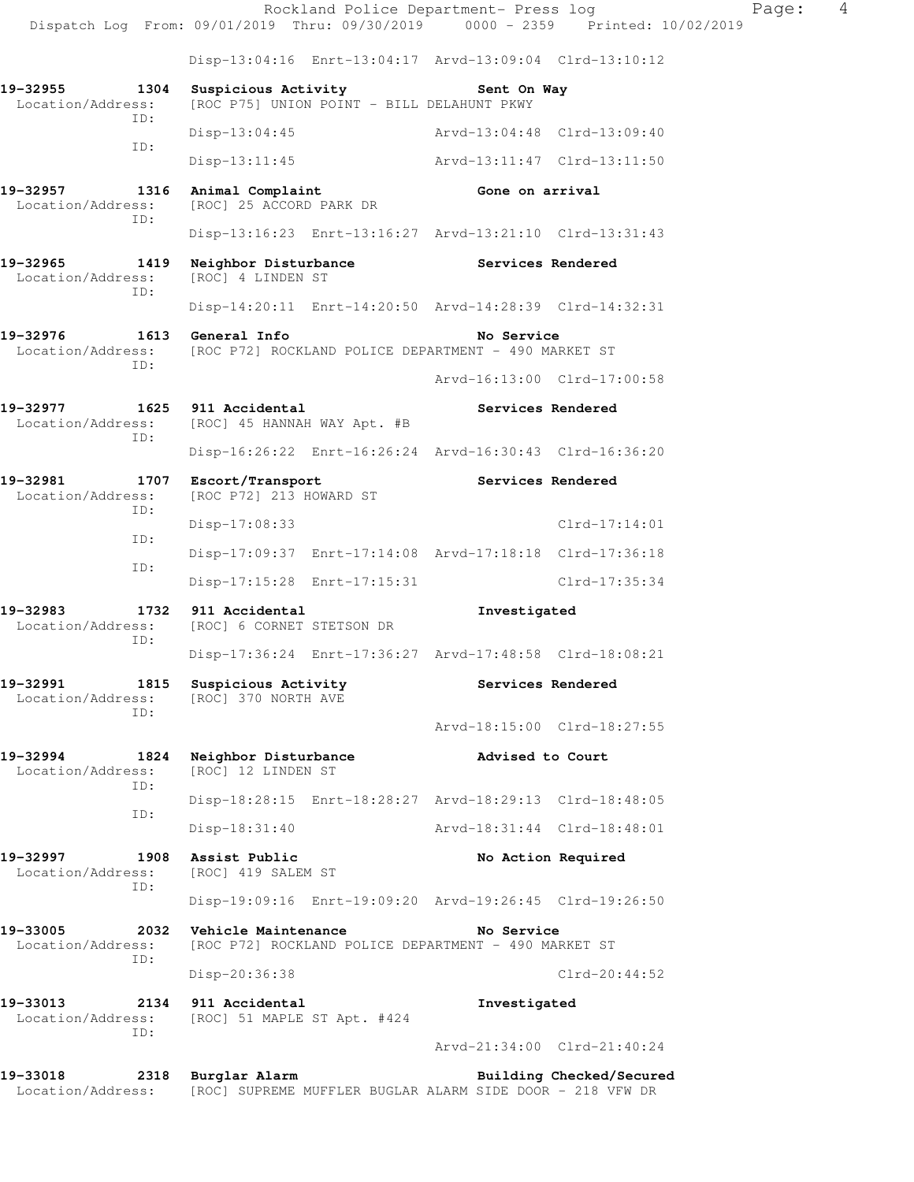Disp-13:04:16 Enrt-13:04:17 Arvd-13:09:04 Clrd-13:10:12

**19-32955 1304 Suspicious Activity Sent On Way**
Location/Address: [ROC P75] UNION POINT - BILL DELAHUNT PKWY
ID:
Disp-13:04:45 Arvd-13:04:48 Clrd-13:09:40
ID:
Disp-13:11:45 Arvd-13:11:47 Clrd-13:11:50

**19-32957 1316 Animal Complaint Gone on arrival**
Location/Address: [ROC] 25 ACCORD PARK DR
ID:
Disp-13:16:23 Enrt-13:16:27 Arvd-13:21:10 Clrd-13:31:43

**19-32965 1419 Neighbor Disturbance Services Rendered**
Location/Address: [ROC] 4 LINDEN ST
ID:
Disp-14:20:11 Enrt-14:20:50 Arvd-14:28:39 Clrd-14:32:31

**19-32976 1613 General Info No Service**
Location/Address: [ROC P72] ROCKLAND POLICE DEPARTMENT - 490 MARKET ST
ID:
Arvd-16:13:00 Clrd-17:00:58

**19-32977 1625 911 Accidental Services Rendered**
Location/Address: [ROC] 45 HANNAH WAY Apt. #B
ID:
Disp-16:26:22 Enrt-16:26:24 Arvd-16:30:43 Clrd-16:36:20

**19-32981 1707 Escort/Transport Services Rendered**
Location/Address: [ROC P72] 213 HOWARD ST
ID:
Disp-17:08:33 Clrd-17:14:01
ID:
Disp-17:09:37 Enrt-17:14:08 Arvd-17:18:18 Clrd-17:36:18
ID:
Disp-17:15:28 Enrt-17:15:31 Clrd-17:35:34

**19-32983 1732 911 Accidental Investigated**
Location/Address: [ROC] 6 CORNET STETSON DR
ID:
Disp-17:36:24 Enrt-17:36:27 Arvd-17:48:58 Clrd-18:08:21

**19-32991 1815 Suspicious Activity Services Rendered**
Location/Address: [ROC] 370 NORTH AVE
ID:
Arvd-18:15:00 Clrd-18:27:55

**19-32994 1824 Neighbor Disturbance Advised to Court**
Location/Address: [ROC] 12 LINDEN ST
ID:
Disp-18:28:15 Enrt-18:28:27 Arvd-18:29:13 Clrd-18:48:05
ID:
Disp-18:31:40 Arvd-18:31:44 Clrd-18:48:01

**19-32997 1908 Assist Public No Action Required**
Location/Address: [ROC] 419 SALEM ST
ID:
Disp-19:09:16 Enrt-19:09:20 Arvd-19:26:45 Clrd-19:26:50

**19-33005 2032 Vehicle Maintenance No Service**
Location/Address: [ROC P72] ROCKLAND POLICE DEPARTMENT - 490 MARKET ST
ID:
Disp-20:36:38 Clrd-20:44:52

**19-33013 2134 911 Accidental Investigated**
Location/Address: [ROC] 51 MAPLE ST Apt. #424
ID:
Arvd-21:34:00 Clrd-21:40:24

**19-33018 2318 Burglar Alarm Building Checked/Secured**
Location/Address: [ROC] SUPREME MUFFLER BUGLAR ALARM SIDE DOOR - 218 VFW DR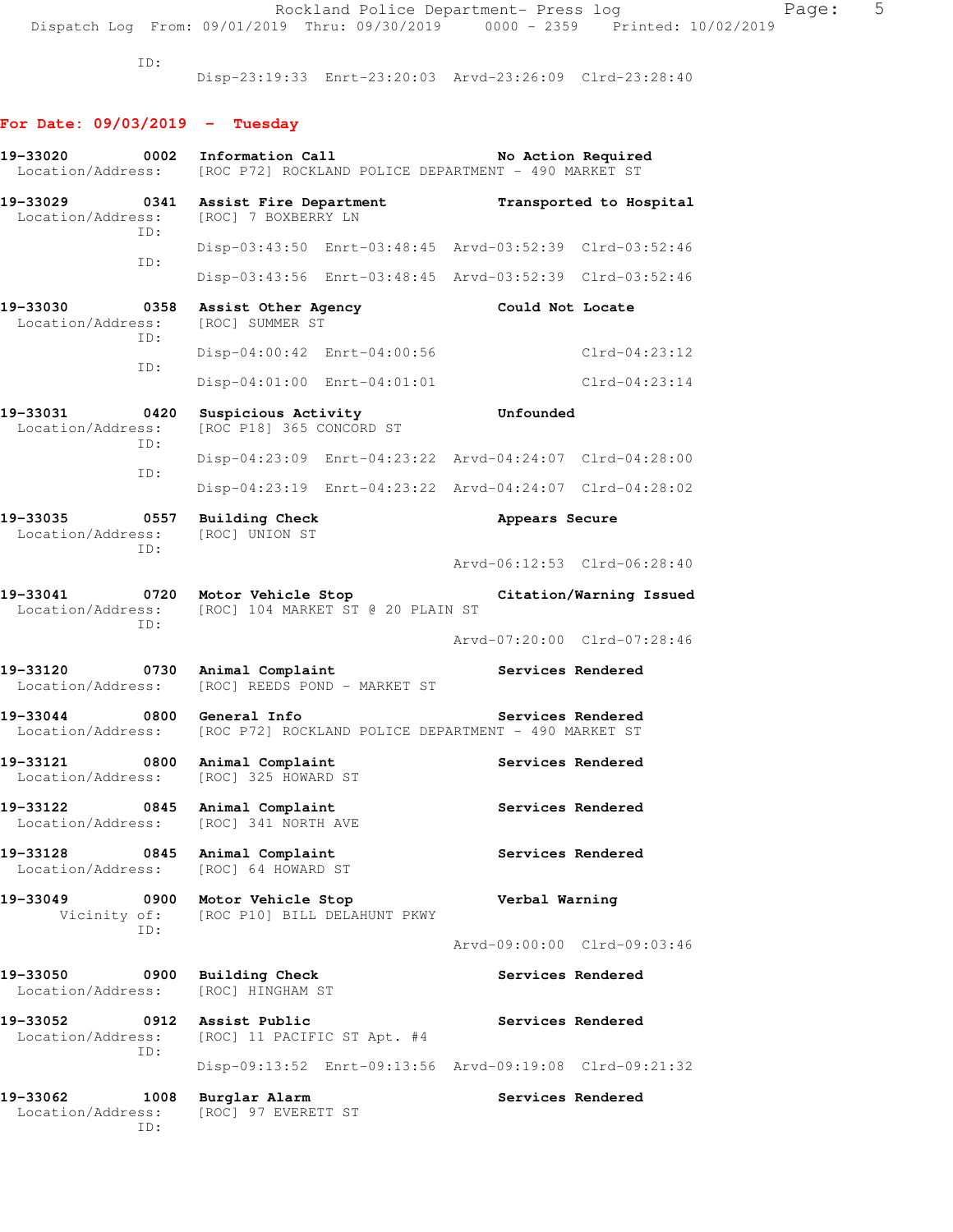ID:
Disp-23:19:33 Enrt-23:20:03 Arvd-23:26:09 Clrd-23:28:40

## For Date: 09/03/2019 - Tuesday

**19-33020 0002 Information Call — No Action Required**
Location/Address: [ROC P72] ROCKLAND POLICE DEPARTMENT - 490 MARKET ST

**19-33029 0341 Assist Fire Department — Transported to Hospital**
Location/Address: [ROC] 7 BOXBERRY LN
ID:
Disp-03:43:50 Enrt-03:48:45 Arvd-03:52:39 Clrd-03:52:46
ID:
Disp-03:43:56 Enrt-03:48:45 Arvd-03:52:39 Clrd-03:52:46

**19-33030 0358 Assist Other Agency — Could Not Locate**
Location/Address: [ROC] SUMMER ST
ID:
Disp-04:00:42 Enrt-04:00:56 Clrd-04:23:12
ID:
Disp-04:01:00 Enrt-04:01:01 Clrd-04:23:14

**19-33031 0420 Suspicious Activity — Unfounded**
Location/Address: [ROC P18] 365 CONCORD ST
ID:
Disp-04:23:09 Enrt-04:23:22 Arvd-04:24:07 Clrd-04:28:00
ID:
Disp-04:23:19 Enrt-04:23:22 Arvd-04:24:07 Clrd-04:28:02

**19-33035 0557 Building Check — Appears Secure**
Location/Address: [ROC] UNION ST
ID:
Arvd-06:12:53 Clrd-06:28:40

**19-33041 0720 Motor Vehicle Stop — Citation/Warning Issued**
Location/Address: [ROC] 104 MARKET ST @ 20 PLAIN ST
ID:
Arvd-07:20:00 Clrd-07:28:46

**19-33120 0730 Animal Complaint — Services Rendered**
Location/Address: [ROC] REEDS POND - MARKET ST

**19-33044 0800 General Info — Services Rendered**
Location/Address: [ROC P72] ROCKLAND POLICE DEPARTMENT - 490 MARKET ST

**19-33121 0800 Animal Complaint — Services Rendered**
Location/Address: [ROC] 325 HOWARD ST

**19-33122 0845 Animal Complaint — Services Rendered**
Location/Address: [ROC] 341 NORTH AVE

**19-33128 0845 Animal Complaint — Services Rendered**
Location/Address: [ROC] 64 HOWARD ST

**19-33049 0900 Motor Vehicle Stop — Verbal Warning**
Vicinity of: [ROC P10] BILL DELAHUNT PKWY
ID:
Arvd-09:00:00 Clrd-09:03:46

**19-33050 0900 Building Check — Services Rendered**
Location/Address: [ROC] HINGHAM ST

**19-33052 0912 Assist Public — Services Rendered**
Location/Address: [ROC] 11 PACIFIC ST Apt. #4
ID:
Disp-09:13:52 Enrt-09:13:56 Arvd-09:19:08 Clrd-09:21:32

**19-33062 1008 Burglar Alarm — Services Rendered**
Location/Address: [ROC] 97 EVERETT ST
ID: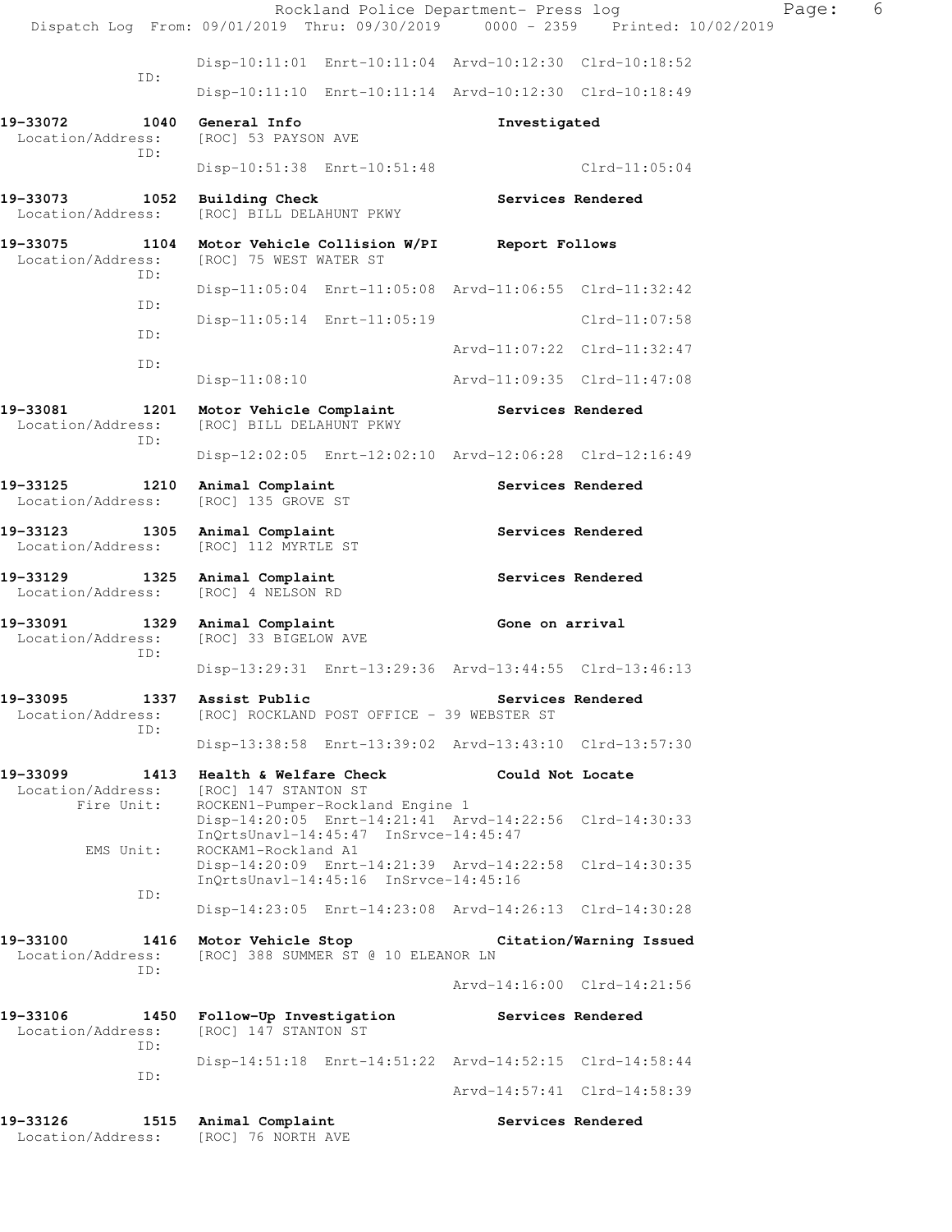Disp-10:11:01 Enrt-10:11:04 Arvd-10:12:30 Clrd-10:18:52

ID:

Disp-10:11:10 Enrt-10:11:14 Arvd-10:12:30 Clrd-10:18:49

**19-33072 1040 General Info** **Investigated**
Location/Address: [ROC] 53 PAYSON AVE
ID:
Disp-10:51:38 Enrt-10:51:48 Clrd-11:05:04

**19-33073 1052 Building Check** **Services Rendered**
Location/Address: [ROC] BILL DELAHUNT PKWY

**19-33075 1104 Motor Vehicle Collision W/PI** **Report Follows**
Location/Address: [ROC] 75 WEST WATER ST
ID:
Disp-11:05:04 Enrt-11:05:08 Arvd-11:06:55 Clrd-11:32:42
ID:
Disp-11:05:14 Enrt-11:05:19 Clrd-11:07:58
ID:
Arvd-11:07:22 Clrd-11:32:47
ID:
Disp-11:08:10 Arvd-11:09:35 Clrd-11:47:08

**19-33081 1201 Motor Vehicle Complaint** **Services Rendered**
Location/Address: [ROC] BILL DELAHUNT PKWY
ID:
Disp-12:02:05 Enrt-12:02:10 Arvd-12:06:28 Clrd-12:16:49

**19-33125 1210 Animal Complaint** **Services Rendered**
Location/Address: [ROC] 135 GROVE ST

**19-33123 1305 Animal Complaint** **Services Rendered**
Location/Address: [ROC] 112 MYRTLE ST

**19-33129 1325 Animal Complaint** **Services Rendered**
Location/Address: [ROC] 4 NELSON RD

**19-33091 1329 Animal Complaint** **Gone on arrival**
Location/Address: [ROC] 33 BIGELOW AVE
ID:
Disp-13:29:31 Enrt-13:29:36 Arvd-13:44:55 Clrd-13:46:13

**19-33095 1337 Assist Public** **Services Rendered**
Location/Address: [ROC] ROCKLAND POST OFFICE - 39 WEBSTER ST
ID:
Disp-13:38:58 Enrt-13:39:02 Arvd-13:43:10 Clrd-13:57:30

**19-33099 1413 Health & Welfare Check** **Could Not Locate**
Location/Address: [ROC] 147 STANTON ST
Fire Unit: ROCKEN1-Pumper-Rockland Engine 1
Disp-14:20:05 Enrt-14:21:41 Arvd-14:22:56 Clrd-14:30:33
InQrtsUnavl-14:45:47 InSrvce-14:45:47
EMS Unit: ROCKAM1-Rockland A1
Disp-14:20:09 Enrt-14:21:39 Arvd-14:22:58 Clrd-14:30:35
InQrtsUnavl-14:45:16 InSrvce-14:45:16
ID:
Disp-14:23:05 Enrt-14:23:08 Arvd-14:26:13 Clrd-14:30:28

**19-33100 1416 Motor Vehicle Stop** **Citation/Warning Issued**
Location/Address: [ROC] 388 SUMMER ST @ 10 ELEANOR LN
ID:
Arvd-14:16:00 Clrd-14:21:56

**19-33106 1450 Follow-Up Investigation** **Services Rendered**
Location/Address: [ROC] 147 STANTON ST
ID:
Disp-14:51:18 Enrt-14:51:22 Arvd-14:52:15 Clrd-14:58:44
ID:
Arvd-14:57:41 Clrd-14:58:39

**19-33126 1515 Animal Complaint** **Services Rendered**
Location/Address: [ROC] 76 NORTH AVE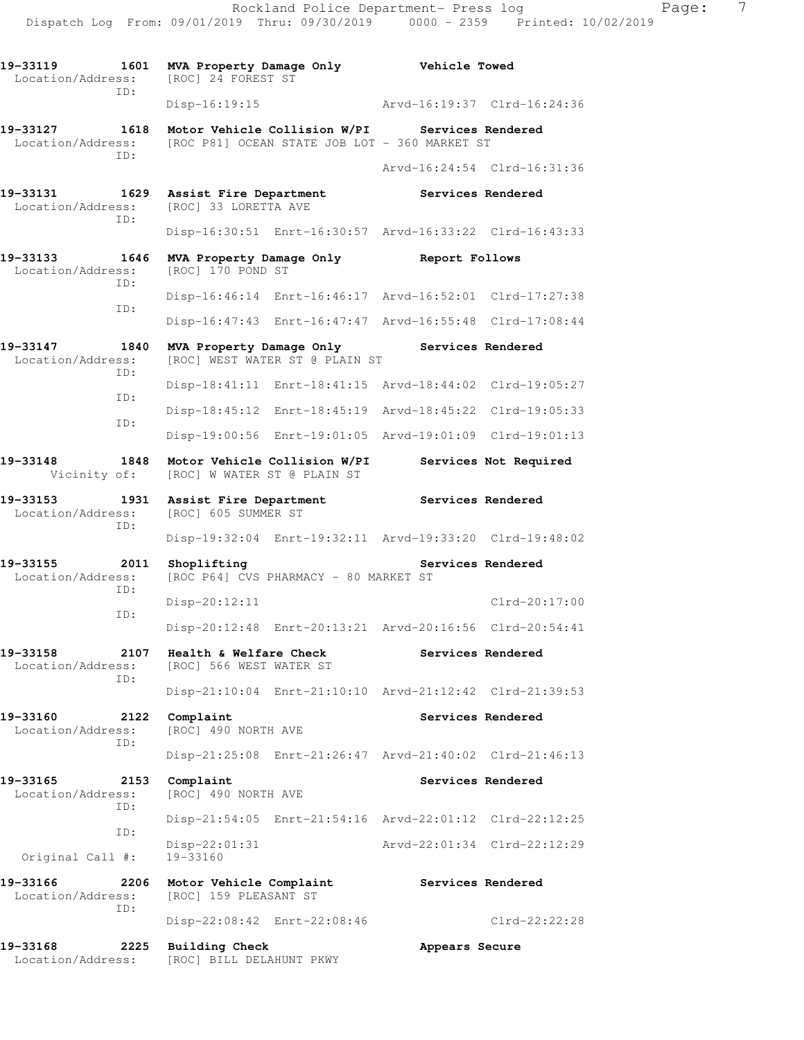**19-33119 1601 MVA Property Damage Only — Vehicle Towed**
Location/Address: [ROC] 24 FOREST ST
ID:
Disp-16:19:15 Arvd-16:19:37 Clrd-16:24:36

**19-33127 1618 Motor Vehicle Collision W/PI — Services Rendered**
Location/Address: [ROC P81] OCEAN STATE JOB LOT - 360 MARKET ST
ID:
Arvd-16:24:54 Clrd-16:31:36

**19-33131 1629 Assist Fire Department — Services Rendered**
Location/Address: [ROC] 33 LORETTA AVE
ID:
Disp-16:30:51 Enrt-16:30:57 Arvd-16:33:22 Clrd-16:43:33

**19-33133 1646 MVA Property Damage Only — Report Follows**
Location/Address: [ROC] 170 POND ST
ID:
Disp-16:46:14 Enrt-16:46:17 Arvd-16:52:01 Clrd-17:27:38
ID:
Disp-16:47:43 Enrt-16:47:47 Arvd-16:55:48 Clrd-17:08:44

**19-33147 1840 MVA Property Damage Only — Services Rendered**
Location/Address: [ROC] WEST WATER ST @ PLAIN ST
ID:
Disp-18:41:11 Enrt-18:41:15 Arvd-18:44:02 Clrd-19:05:27
ID:
Disp-18:45:12 Enrt-18:45:19 Arvd-18:45:22 Clrd-19:05:33
ID:
Disp-19:00:56 Enrt-19:01:05 Arvd-19:01:09 Clrd-19:01:13

**19-33148 1848 Motor Vehicle Collision W/PI — Services Not Required**
Vicinity of: [ROC] W WATER ST @ PLAIN ST

**19-33153 1931 Assist Fire Department — Services Rendered**
Location/Address: [ROC] 605 SUMMER ST
ID:
Disp-19:32:04 Enrt-19:32:11 Arvd-19:33:20 Clrd-19:48:02

**19-33155 2011 Shoplifting — Services Rendered**
Location/Address: [ROC P64] CVS PHARMACY - 80 MARKET ST
ID:
Disp-20:12:11 Clrd-20:17:00
ID:
Disp-20:12:48 Enrt-20:13:21 Arvd-20:16:56 Clrd-20:54:41

**19-33158 2107 Health & Welfare Check — Services Rendered**
Location/Address: [ROC] 566 WEST WATER ST
ID:
Disp-21:10:04 Enrt-21:10:10 Arvd-21:12:42 Clrd-21:39:53

**19-33160 2122 Complaint — Services Rendered**
Location/Address: [ROC] 490 NORTH AVE
ID:
Disp-21:25:08 Enrt-21:26:47 Arvd-21:40:02 Clrd-21:46:13

**19-33165 2153 Complaint — Services Rendered**
Location/Address: [ROC] 490 NORTH AVE
ID:
Disp-21:54:05 Enrt-21:54:16 Arvd-22:01:12 Clrd-22:12:25
ID:
Disp-22:01:31 Arvd-22:01:34 Clrd-22:12:29
Original Call #: 19-33160

**19-33166 2206 Motor Vehicle Complaint — Services Rendered**
Location/Address: [ROC] 159 PLEASANT ST
ID:
Disp-22:08:42 Enrt-22:08:46 Clrd-22:22:28

**19-33168 2225 Building Check — Appears Secure**
Location/Address: [ROC] BILL DELAHUNT PKWY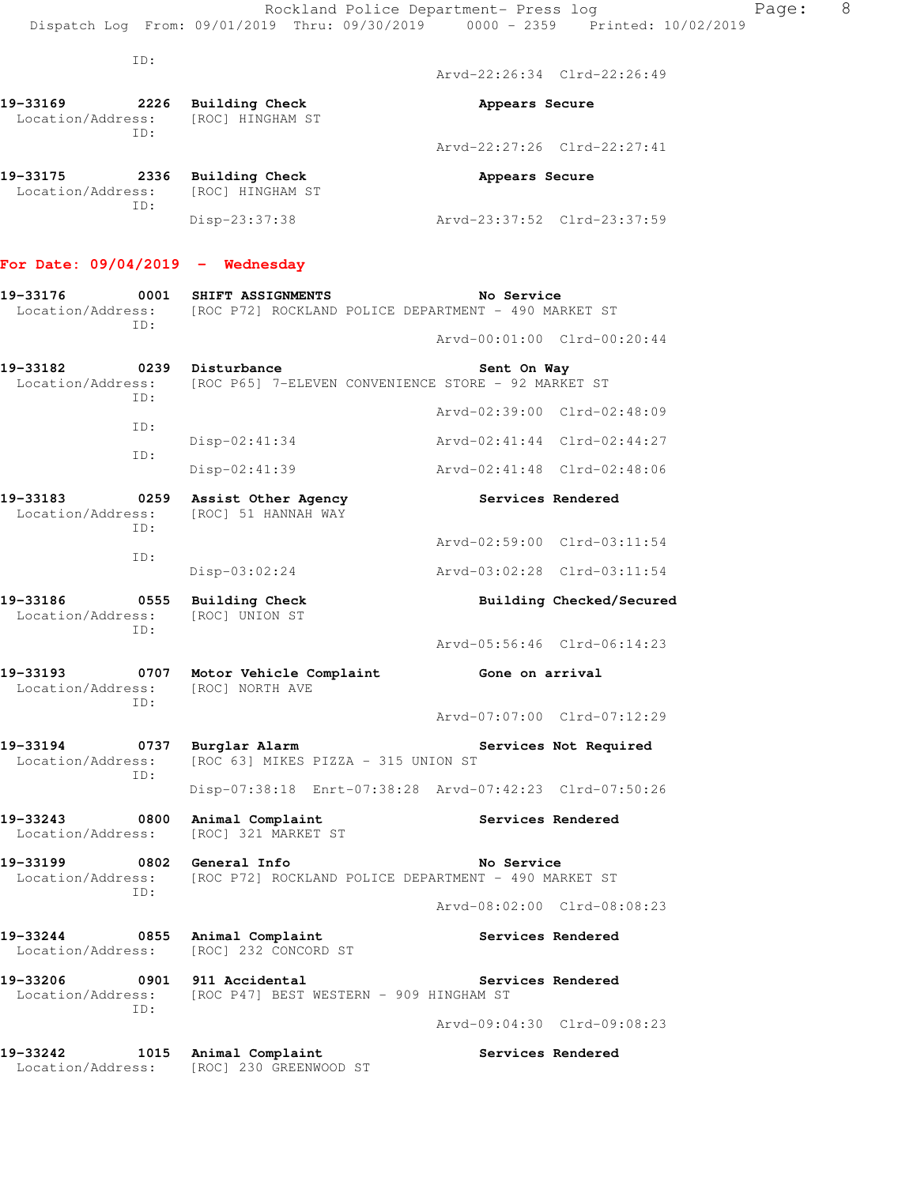ID:
Arvd-22:26:34 Clrd-22:26:49

**19-33169 2226 Building Check** **Appears Secure**
Location/Address: [ROC] HINGHAM ST
ID:
Arvd-22:27:26 Clrd-22:27:41

**19-33175 2336 Building Check** **Appears Secure**
Location/Address: [ROC] HINGHAM ST
ID:
Disp-23:37:38 Arvd-23:37:52 Clrd-23:37:59

## For Date: 09/04/2019 - Wednesday

**19-33176 0001 SHIFT ASSIGNMENTS** **No Service**
Location/Address: [ROC P72] ROCKLAND POLICE DEPARTMENT - 490 MARKET ST
ID:
Arvd-00:01:00 Clrd-00:20:44

**19-33182 0239 Disturbance** **Sent On Way**
Location/Address: [ROC P65] 7-ELEVEN CONVENIENCE STORE - 92 MARKET ST
ID:
Arvd-02:39:00 Clrd-02:48:09
ID:
Disp-02:41:34 Arvd-02:41:44 Clrd-02:44:27
ID:
Disp-02:41:39 Arvd-02:41:48 Clrd-02:48:06

**19-33183 0259 Assist Other Agency** **Services Rendered**
Location/Address: [ROC] 51 HANNAH WAY
ID:
Arvd-02:59:00 Clrd-03:11:54
ID:
Disp-03:02:24 Arvd-03:02:28 Clrd-03:11:54

**19-33186 0555 Building Check** **Building Checked/Secured**
Location/Address: [ROC] UNION ST
ID:
Arvd-05:56:46 Clrd-06:14:23

**19-33193 0707 Motor Vehicle Complaint** **Gone on arrival**
Location/Address: [ROC] NORTH AVE
ID:
Arvd-07:07:00 Clrd-07:12:29

**19-33194 0737 Burglar Alarm** **Services Not Required**
Location/Address: [ROC 63] MIKES PIZZA - 315 UNION ST
ID:
Disp-07:38:18 Enrt-07:38:28 Arvd-07:42:23 Clrd-07:50:26

**19-33243 0800 Animal Complaint** **Services Rendered**
Location/Address: [ROC] 321 MARKET ST

**19-33199 0802 General Info** **No Service**
Location/Address: [ROC P72] ROCKLAND POLICE DEPARTMENT - 490 MARKET ST
ID:
Arvd-08:02:00 Clrd-08:08:23

**19-33244 0855 Animal Complaint** **Services Rendered**
Location/Address: [ROC] 232 CONCORD ST

**19-33206 0901 911 Accidental** **Services Rendered**
Location/Address: [ROC P47] BEST WESTERN - 909 HINGHAM ST
ID:
Arvd-09:04:30 Clrd-09:08:23

**19-33242 1015 Animal Complaint** **Services Rendered**
Location/Address: [ROC] 230 GREENWOOD ST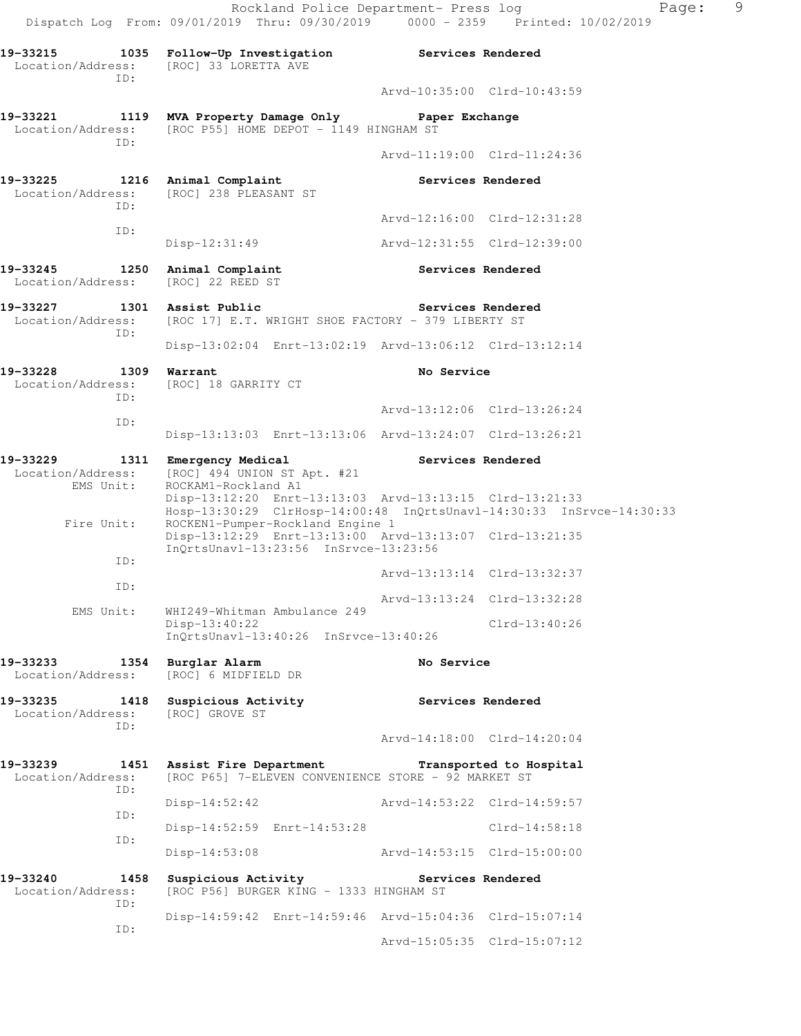**19-33215 1035 Follow-Up Investigation — Services Rendered**
Location/Address: [ROC] 33 LORETTA AVE
ID:
Arvd-10:35:00 Clrd-10:43:59

**19-33221 1119 MVA Property Damage Only — Paper Exchange**
Location/Address: [ROC P55] HOME DEPOT - 1149 HINGHAM ST
ID:
Arvd-11:19:00 Clrd-11:24:36

**19-33225 1216 Animal Complaint — Services Rendered**
Location/Address: [ROC] 238 PLEASANT ST
ID:
Arvd-12:16:00 Clrd-12:31:28
ID:
Disp-12:31:49 Arvd-12:31:55 Clrd-12:39:00

**19-33245 1250 Animal Complaint — Services Rendered**
Location/Address: [ROC] 22 REED ST

**19-33227 1301 Assist Public — Services Rendered**
Location/Address: [ROC 17] E.T. WRIGHT SHOE FACTORY - 379 LIBERTY ST
ID:
Disp-13:02:04 Enrt-13:02:19 Arvd-13:06:12 Clrd-13:12:14

**19-33228 1309 Warrant — No Service**
Location/Address: [ROC] 18 GARRITY CT
ID:
Arvd-13:12:06 Clrd-13:26:24
ID:
Disp-13:13:03 Enrt-13:13:06 Arvd-13:24:07 Clrd-13:26:21

**19-33229 1311 Emergency Medical — Services Rendered**
Location/Address: [ROC] 494 UNION ST Apt. #21
EMS Unit: ROCKAM1-Rockland A1
Disp-13:12:20 Enrt-13:13:03 Arvd-13:13:15 Clrd-13:21:33
Hosp-13:30:29 ClrHosp-14:00:48 InQrtsUnavl-14:30:33 InSrvce-14:30:33
Fire Unit: ROCKEN1-Pumper-Rockland Engine 1
Disp-13:12:29 Enrt-13:13:00 Arvd-13:13:07 Clrd-13:21:35
InQrtsUnavl-13:23:56 InSrvce-13:23:56
ID:
Arvd-13:13:14 Clrd-13:32:37
ID:
Arvd-13:13:24 Clrd-13:32:28
EMS Unit: WHI249-Whitman Ambulance 249
Disp-13:40:22 Clrd-13:40:26
InQrtsUnavl-13:40:26 InSrvce-13:40:26

**19-33233 1354 Burglar Alarm — No Service**
Location/Address: [ROC] 6 MIDFIELD DR

**19-33235 1418 Suspicious Activity — Services Rendered**
Location/Address: [ROC] GROVE ST
ID:
Arvd-14:18:00 Clrd-14:20:04

**19-33239 1451 Assist Fire Department — Transported to Hospital**
Location/Address: [ROC P65] 7-ELEVEN CONVENIENCE STORE - 92 MARKET ST
ID:
Disp-14:52:42 Arvd-14:53:22 Clrd-14:59:57
ID:
Disp-14:52:59 Enrt-14:53:28 Clrd-14:58:18
ID:
Disp-14:53:08 Arvd-14:53:15 Clrd-15:00:00

**19-33240 1458 Suspicious Activity — Services Rendered**
Location/Address: [ROC P56] BURGER KING - 1333 HINGHAM ST
ID:
Disp-14:59:42 Enrt-14:59:46 Arvd-15:04:36 Clrd-15:07:14
ID:
Arvd-15:05:35 Clrd-15:07:12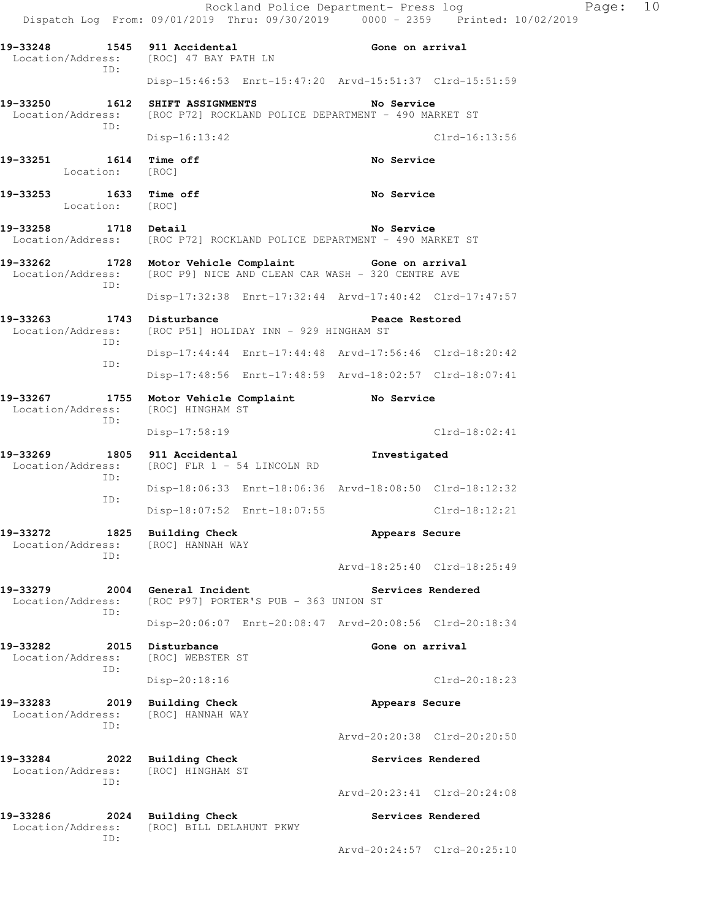```
19-33248        1545  911 Accidental                         Gone on arrival
 Location/Address:    [ROC] 47 BAY PATH LN
              ID:
                      Disp-15:46:53  Enrt-15:47:20  Arvd-15:51:37  Clrd-15:51:59

19-33250        1612  SHIFT ASSIGNMENTS                      No Service
 Location/Address:    [ROC P72] ROCKLAND POLICE DEPARTMENT - 490 MARKET ST
              ID:
                      Disp-16:13:42                                Clrd-16:13:56

19-33251        1614  Time off                               No Service
        Location:     [ROC]

19-33253        1633  Time off                               No Service
        Location:     [ROC]

19-33258        1718  Detail                                 No Service
 Location/Address:    [ROC P72] ROCKLAND POLICE DEPARTMENT - 490 MARKET ST

19-33262        1728  Motor Vehicle Complaint                Gone on arrival
 Location/Address:    [ROC P9] NICE AND CLEAN CAR WASH - 320 CENTRE AVE
              ID:
                      Disp-17:32:38  Enrt-17:32:44  Arvd-17:40:42  Clrd-17:47:57

19-33263        1743  Disturbance                            Peace Restored
 Location/Address:    [ROC P51] HOLIDAY INN - 929 HINGHAM ST
              ID:
                      Disp-17:44:44  Enrt-17:44:48  Arvd-17:56:46  Clrd-18:20:42
              ID:
                      Disp-17:48:56  Enrt-17:48:59  Arvd-18:02:57  Clrd-18:07:41

19-33267        1755  Motor Vehicle Complaint                No Service
 Location/Address:    [ROC] HINGHAM ST
              ID:
                      Disp-17:58:19                                Clrd-18:02:41

19-33269        1805  911 Accidental                         Investigated
 Location/Address:    [ROC] FLR 1 - 54 LINCOLN RD
              ID:
                      Disp-18:06:33  Enrt-18:06:36  Arvd-18:08:50  Clrd-18:12:32
              ID:
                      Disp-18:07:52  Enrt-18:07:55                 Clrd-18:12:21

19-33272        1825  Building Check                         Appears Secure
 Location/Address:    [ROC] HANNAH WAY
              ID:
                                                    Arvd-18:25:40  Clrd-18:25:49

19-33279        2004  General Incident                       Services Rendered
 Location/Address:    [ROC P97] PORTER'S PUB - 363 UNION ST
              ID:
                      Disp-20:06:07  Enrt-20:08:47  Arvd-20:08:56  Clrd-20:18:34

19-33282        2015  Disturbance                            Gone on arrival
 Location/Address:    [ROC] WEBSTER ST
              ID:
                      Disp-20:18:16                                Clrd-20:18:23

19-33283        2019  Building Check                         Appears Secure
 Location/Address:    [ROC] HANNAH WAY
              ID:
                                                    Arvd-20:20:38  Clrd-20:20:50

19-33284        2022  Building Check                         Services Rendered
 Location/Address:    [ROC] HINGHAM ST
              ID:
                                                    Arvd-20:23:41  Clrd-20:24:08

19-33286        2024  Building Check                         Services Rendered
 Location/Address:    [ROC] BILL DELAHUNT PKWY
              ID:
                                                    Arvd-20:24:57  Clrd-20:25:10
```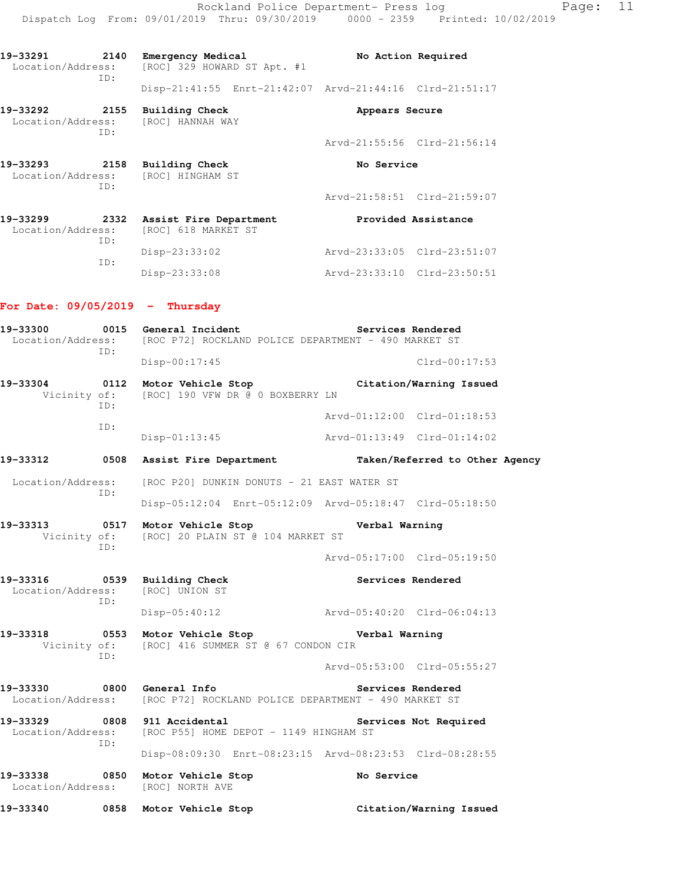19-33291 2140 Emergency Medical No Action Required
Location/Address: [ROC] 329 HOWARD ST Apt. #1
ID:
Disp-21:41:55 Enrt-21:42:07 Arvd-21:44:16 Clrd-21:51:17

19-33292 2155 Building Check Appears Secure
Location/Address: [ROC] HANNAH WAY
ID:
Arvd-21:55:56 Clrd-21:56:14

19-33293 2158 Building Check No Service
Location/Address: [ROC] HINGHAM ST
ID:
Arvd-21:58:51 Clrd-21:59:07

19-33299 2332 Assist Fire Department Provided Assistance
Location/Address: [ROC] 618 MARKET ST
ID:
Disp-23:33:02 Arvd-23:33:05 Clrd-23:51:07
ID:
Disp-23:33:08 Arvd-23:33:10 Clrd-23:50:51

## For Date: 09/05/2019 - Thursday

19-33300 0015 General Incident Services Rendered
Location/Address: [ROC P72] ROCKLAND POLICE DEPARTMENT - 490 MARKET ST
ID:
Disp-00:17:45 Clrd-00:17:53

19-33304 0112 Motor Vehicle Stop Citation/Warning Issued
Vicinity of: [ROC] 190 VFW DR @ 0 BOXBERRY LN
ID:
Arvd-01:12:00 Clrd-01:18:53
ID:
Disp-01:13:45 Arvd-01:13:49 Clrd-01:14:02

19-33312 0508 Assist Fire Department Taken/Referred to Other Agency
Location/Address: [ROC P20] DUNKIN DONUTS - 21 EAST WATER ST
ID:
Disp-05:12:04 Enrt-05:12:09 Arvd-05:18:47 Clrd-05:18:50

19-33313 0517 Motor Vehicle Stop Verbal Warning
Vicinity of: [ROC] 20 PLAIN ST @ 104 MARKET ST
ID:
Arvd-05:17:00 Clrd-05:19:50

19-33316 0539 Building Check Services Rendered
Location/Address: [ROC] UNION ST
ID:
Disp-05:40:12 Arvd-05:40:20 Clrd-06:04:13

19-33318 0553 Motor Vehicle Stop Verbal Warning
Vicinity of: [ROC] 416 SUMMER ST @ 67 CONDON CIR
ID:
Arvd-05:53:00 Clrd-05:55:27

19-33330 0800 General Info Services Rendered
Location/Address: [ROC P72] ROCKLAND POLICE DEPARTMENT - 490 MARKET ST

19-33329 0808 911 Accidental Services Not Required
Location/Address: [ROC P55] HOME DEPOT - 1149 HINGHAM ST
ID:
Disp-08:09:30 Enrt-08:23:15 Arvd-08:23:53 Clrd-08:28:55

19-33338 0850 Motor Vehicle Stop No Service
Location/Address: [ROC] NORTH AVE

19-33340 0858 Motor Vehicle Stop Citation/Warning Issued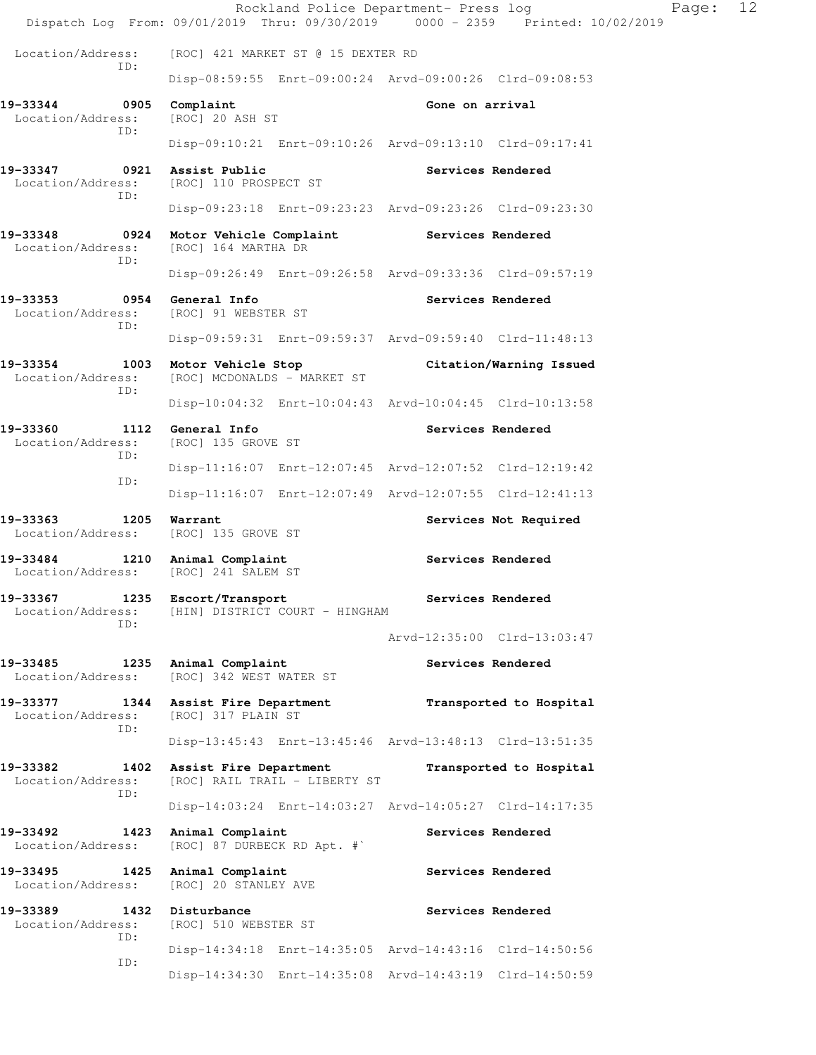Location/Address: [ROC] 421 MARKET ST @ 15 DEXTER RD
ID:
Disp-08:59:55 Enrt-09:00:24 Arvd-09:00:26 Clrd-09:08:53

**19-33344 0905 Complaint** — **Gone on arrival**
Location/Address: [ROC] 20 ASH ST
ID:
Disp-09:10:21 Enrt-09:10:26 Arvd-09:13:10 Clrd-09:17:41

**19-33347 0921 Assist Public** — **Services Rendered**
Location/Address: [ROC] 110 PROSPECT ST
ID:
Disp-09:23:18 Enrt-09:23:23 Arvd-09:23:26 Clrd-09:23:30

**19-33348 0924 Motor Vehicle Complaint** — **Services Rendered**
Location/Address: [ROC] 164 MARTHA DR
ID:
Disp-09:26:49 Enrt-09:26:58 Arvd-09:33:36 Clrd-09:57:19

**19-33353 0954 General Info** — **Services Rendered**
Location/Address: [ROC] 91 WEBSTER ST
ID:
Disp-09:59:31 Enrt-09:59:37 Arvd-09:59:40 Clrd-11:48:13

**19-33354 1003 Motor Vehicle Stop** — **Citation/Warning Issued**
Location/Address: [ROC] MCDONALDS - MARKET ST
ID:
Disp-10:04:32 Enrt-10:04:43 Arvd-10:04:45 Clrd-10:13:58

**19-33360 1112 General Info** — **Services Rendered**
Location/Address: [ROC] 135 GROVE ST
ID:
Disp-11:16:07 Enrt-12:07:45 Arvd-12:07:52 Clrd-12:19:42
ID:
Disp-11:16:07 Enrt-12:07:49 Arvd-12:07:55 Clrd-12:41:13

**19-33363 1205 Warrant** — **Services Not Required**
Location/Address: [ROC] 135 GROVE ST

**19-33484 1210 Animal Complaint** — **Services Rendered**
Location/Address: [ROC] 241 SALEM ST

**19-33367 1235 Escort/Transport** — **Services Rendered**
Location/Address: [HIN] DISTRICT COURT - HINGHAM
ID:
Arvd-12:35:00 Clrd-13:03:47

**19-33485 1235 Animal Complaint** — **Services Rendered**
Location/Address: [ROC] 342 WEST WATER ST

**19-33377 1344 Assist Fire Department** — **Transported to Hospital**
Location/Address: [ROC] 317 PLAIN ST
ID:
Disp-13:45:43 Enrt-13:45:46 Arvd-13:48:13 Clrd-13:51:35

**19-33382 1402 Assist Fire Department** — **Transported to Hospital**
Location/Address: [ROC] RAIL TRAIL - LIBERTY ST
ID:
Disp-14:03:24 Enrt-14:03:27 Arvd-14:05:27 Clrd-14:17:35

**19-33492 1423 Animal Complaint** — **Services Rendered**
Location/Address: [ROC] 87 DURBECK RD Apt. #`

**19-33495 1425 Animal Complaint** — **Services Rendered**
Location/Address: [ROC] 20 STANLEY AVE

**19-33389 1432 Disturbance** — **Services Rendered**
Location/Address: [ROC] 510 WEBSTER ST
ID:
Disp-14:34:18 Enrt-14:35:05 Arvd-14:43:16 Clrd-14:50:56
ID:
Disp-14:34:30 Enrt-14:35:08 Arvd-14:43:19 Clrd-14:50:59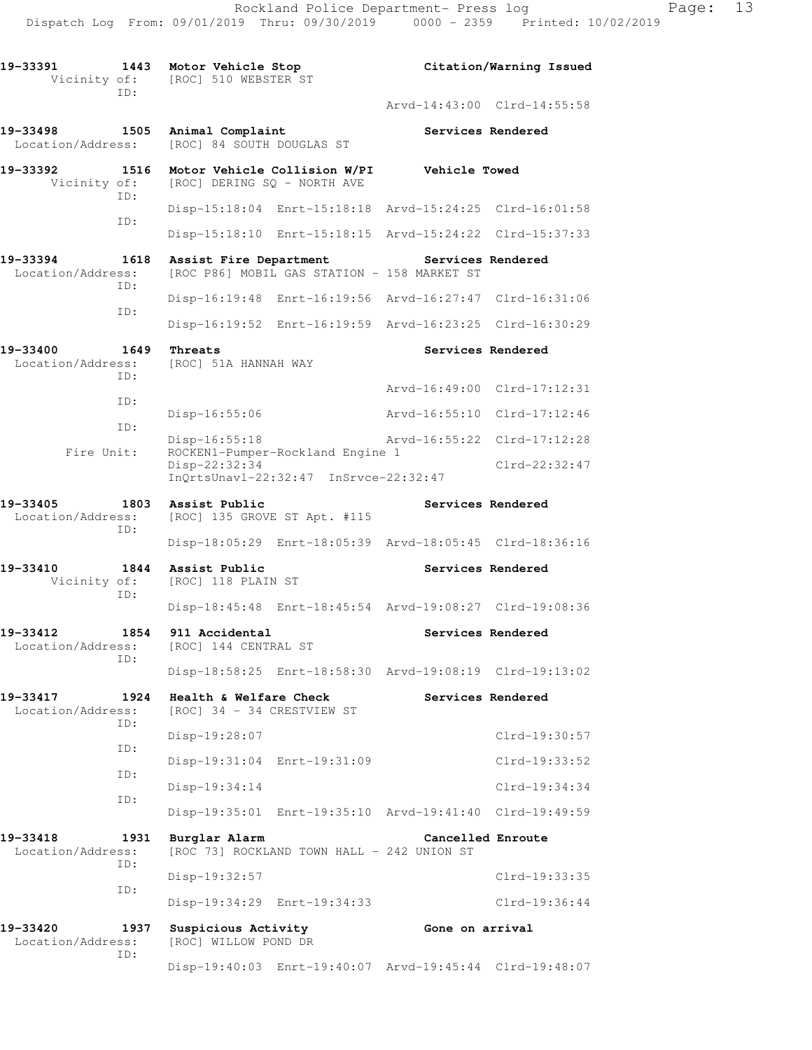19-33391 1443 Motor Vehicle Stop Citation/Warning Issued
Vicinity of: [ROC] 510 WEBSTER ST
ID:
Arvd-14:43:00 Clrd-14:55:58

19-33498 1505 Animal Complaint Services Rendered
Location/Address: [ROC] 84 SOUTH DOUGLAS ST

19-33392 1516 Motor Vehicle Collision W/PI Vehicle Towed
Vicinity of: [ROC] DERING SQ - NORTH AVE
ID:
Disp-15:18:04 Enrt-15:18:18 Arvd-15:24:25 Clrd-16:01:58
ID:
Disp-15:18:10 Enrt-15:18:15 Arvd-15:24:22 Clrd-15:37:33

19-33394 1618 Assist Fire Department Services Rendered
Location/Address: [ROC P86] MOBIL GAS STATION - 158 MARKET ST
ID:
Disp-16:19:48 Enrt-16:19:56 Arvd-16:27:47 Clrd-16:31:06
ID:
Disp-16:19:52 Enrt-16:19:59 Arvd-16:23:25 Clrd-16:30:29

19-33400 1649 Threats Services Rendered
Location/Address: [ROC] 51A HANNAH WAY
ID:
Arvd-16:49:00 Clrd-17:12:31
ID:
Disp-16:55:06 Arvd-16:55:10 Clrd-17:12:46
ID:
Disp-16:55:18 Arvd-16:55:22 Clrd-17:12:28
Fire Unit: ROCKEN1-Pumper-Rockland Engine 1
Disp-22:32:34 Clrd-22:32:47
InQrtsUnavl-22:32:47 InSrvce-22:32:47

19-33405 1803 Assist Public Services Rendered
Location/Address: [ROC] 135 GROVE ST Apt. #115
ID:
Disp-18:05:29 Enrt-18:05:39 Arvd-18:05:45 Clrd-18:36:16

19-33410 1844 Assist Public Services Rendered
Vicinity of: [ROC] 118 PLAIN ST
ID:
Disp-18:45:48 Enrt-18:45:54 Arvd-19:08:27 Clrd-19:08:36

19-33412 1854 911 Accidental Services Rendered
Location/Address: [ROC] 144 CENTRAL ST
ID:
Disp-18:58:25 Enrt-18:58:30 Arvd-19:08:19 Clrd-19:13:02

19-33417 1924 Health & Welfare Check Services Rendered
Location/Address: [ROC] 34 - 34 CRESTVIEW ST
ID:
Disp-19:28:07 Clrd-19:30:57
ID:
Disp-19:31:04 Enrt-19:31:09 Clrd-19:33:52
ID:
Disp-19:34:14 Clrd-19:34:34
ID:
Disp-19:35:01 Enrt-19:35:10 Arvd-19:41:40 Clrd-19:49:59

19-33418 1931 Burglar Alarm Cancelled Enroute
Location/Address: [ROC 73] ROCKLAND TOWN HALL - 242 UNION ST
ID:
Disp-19:32:57 Clrd-19:33:35
ID:
Disp-19:34:29 Enrt-19:34:33 Clrd-19:36:44

19-33420 1937 Suspicious Activity Gone on arrival
Location/Address: [ROC] WILLOW POND DR
ID:
Disp-19:40:03 Enrt-19:40:07 Arvd-19:45:44 Clrd-19:48:07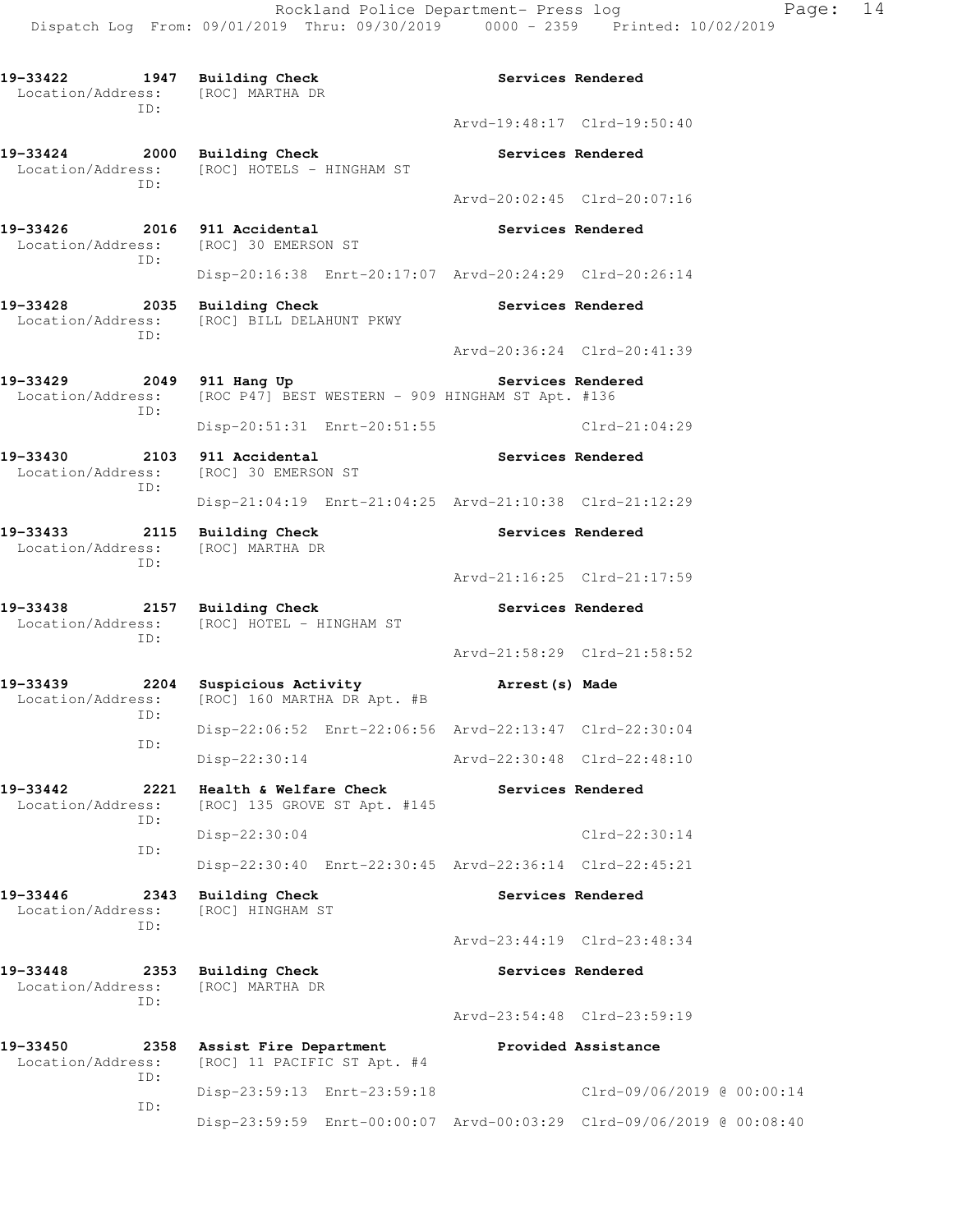**19-33422 1947 Building Check** **Services Rendered**
Location/Address: [ROC] MARTHA DR
ID:
Arvd-19:48:17 Clrd-19:50:40

**19-33424 2000 Building Check** **Services Rendered**
Location/Address: [ROC] HOTELS - HINGHAM ST
ID:
Arvd-20:02:45 Clrd-20:07:16

**19-33426 2016 911 Accidental** **Services Rendered**
Location/Address: [ROC] 30 EMERSON ST
ID:
Disp-20:16:38 Enrt-20:17:07 Arvd-20:24:29 Clrd-20:26:14

**19-33428 2035 Building Check** **Services Rendered**
Location/Address: [ROC] BILL DELAHUNT PKWY
ID:
Arvd-20:36:24 Clrd-20:41:39

**19-33429 2049 911 Hang Up** **Services Rendered**
Location/Address: [ROC P47] BEST WESTERN - 909 HINGHAM ST Apt. #136
ID:
Disp-20:51:31 Enrt-20:51:55 Clrd-21:04:29

**19-33430 2103 911 Accidental** **Services Rendered**
Location/Address: [ROC] 30 EMERSON ST
ID:
Disp-21:04:19 Enrt-21:04:25 Arvd-21:10:38 Clrd-21:12:29

**19-33433 2115 Building Check** **Services Rendered**
Location/Address: [ROC] MARTHA DR
ID:
Arvd-21:16:25 Clrd-21:17:59

**19-33438 2157 Building Check** **Services Rendered**
Location/Address: [ROC] HOTEL - HINGHAM ST
ID:
Arvd-21:58:29 Clrd-21:58:52

**19-33439 2204 Suspicious Activity** **Arrest(s) Made**
Location/Address: [ROC] 160 MARTHA DR Apt. #B
ID:
Disp-22:06:52 Enrt-22:06:56 Arvd-22:13:47 Clrd-22:30:04
ID:
Disp-22:30:14 Arvd-22:30:48 Clrd-22:48:10

**19-33442 2221 Health & Welfare Check** **Services Rendered**
Location/Address: [ROC] 135 GROVE ST Apt. #145
ID:
Disp-22:30:04 Clrd-22:30:14
ID:
Disp-22:30:40 Enrt-22:30:45 Arvd-22:36:14 Clrd-22:45:21

**19-33446 2343 Building Check** **Services Rendered**
Location/Address: [ROC] HINGHAM ST
ID:
Arvd-23:44:19 Clrd-23:48:34

**19-33448 2353 Building Check** **Services Rendered**
Location/Address: [ROC] MARTHA DR
ID:
Arvd-23:54:48 Clrd-23:59:19

**19-33450 2358 Assist Fire Department** **Provided Assistance**
Location/Address: [ROC] 11 PACIFIC ST Apt. #4
ID:
Disp-23:59:13 Enrt-23:59:18 Clrd-09/06/2019 @ 00:00:14
ID:
Disp-23:59:59 Enrt-00:00:07 Arvd-00:03:29 Clrd-09/06/2019 @ 00:08:40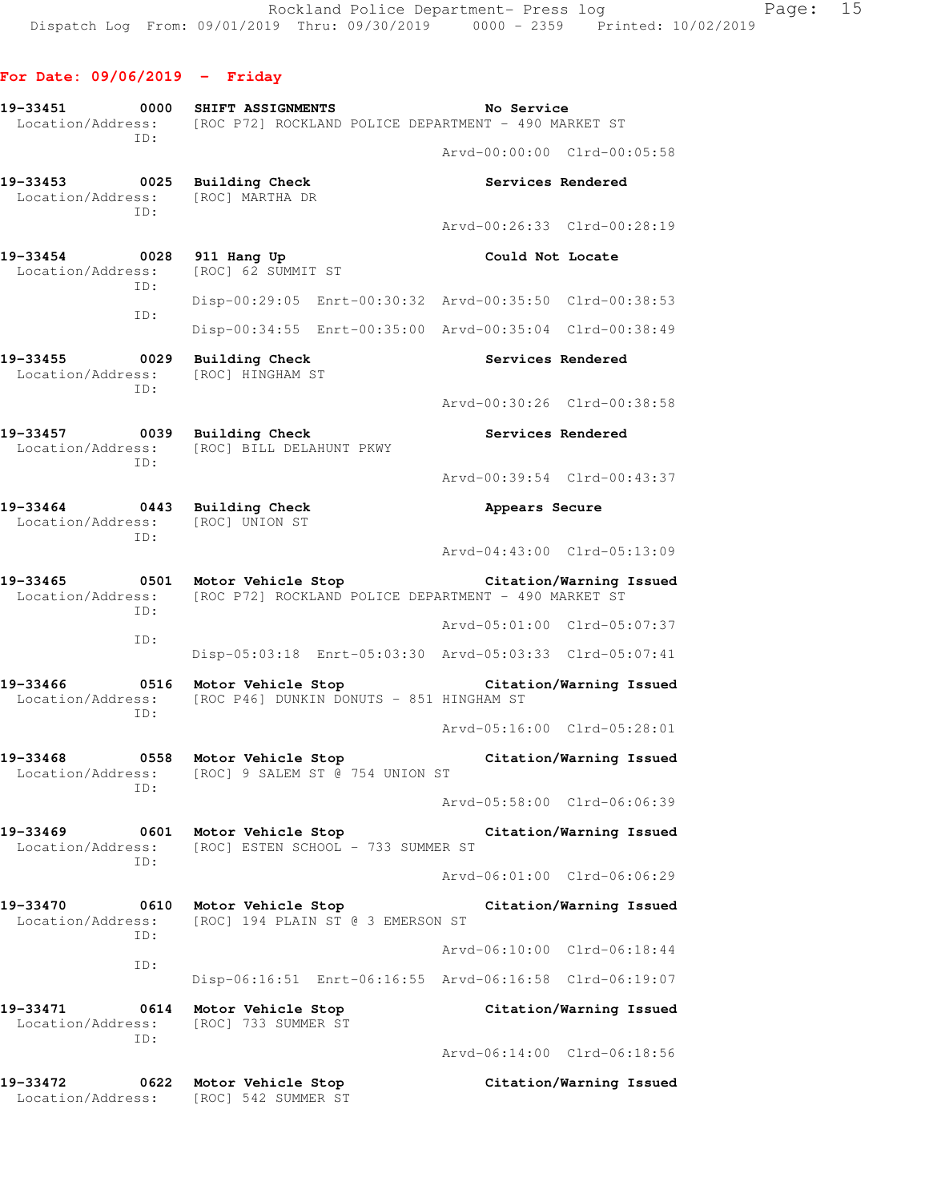## For Date: 09/06/2019 - Friday

**19-33451** 0000 **SHIFT ASSIGNMENTS** — **No Service**
Location/Address: [ROC P72] ROCKLAND POLICE DEPARTMENT - 490 MARKET ST
ID:
Arvd-00:00:00 Clrd-00:05:58

**19-33453** 0025 **Building Check** — **Services Rendered**
Location/Address: [ROC] MARTHA DR
ID:
Arvd-00:26:33 Clrd-00:28:19

**19-33454** 0028 **911 Hang Up** — **Could Not Locate**
Location/Address: [ROC] 62 SUMMIT ST
ID:
Disp-00:29:05 Enrt-00:30:32 Arvd-00:35:50 Clrd-00:38:53
ID:
Disp-00:34:55 Enrt-00:35:00 Arvd-00:35:04 Clrd-00:38:49

**19-33455** 0029 **Building Check** — **Services Rendered**
Location/Address: [ROC] HINGHAM ST
ID:
Arvd-00:30:26 Clrd-00:38:58

**19-33457** 0039 **Building Check** — **Services Rendered**
Location/Address: [ROC] BILL DELAHUNT PKWY
ID:
Arvd-00:39:54 Clrd-00:43:37

**19-33464** 0443 **Building Check** — **Appears Secure**
Location/Address: [ROC] UNION ST
ID:
Arvd-04:43:00 Clrd-05:13:09

**19-33465** 0501 **Motor Vehicle Stop** — **Citation/Warning Issued**
Location/Address: [ROC P72] ROCKLAND POLICE DEPARTMENT - 490 MARKET ST
ID:
Arvd-05:01:00 Clrd-05:07:37
ID:
Disp-05:03:18 Enrt-05:03:30 Arvd-05:03:33 Clrd-05:07:41

**19-33466** 0516 **Motor Vehicle Stop** — **Citation/Warning Issued**
Location/Address: [ROC P46] DUNKIN DONUTS - 851 HINGHAM ST
ID:
Arvd-05:16:00 Clrd-05:28:01

**19-33468** 0558 **Motor Vehicle Stop** — **Citation/Warning Issued**
Location/Address: [ROC] 9 SALEM ST @ 754 UNION ST
ID:
Arvd-05:58:00 Clrd-06:06:39

**19-33469** 0601 **Motor Vehicle Stop** — **Citation/Warning Issued**
Location/Address: [ROC] ESTEN SCHOOL - 733 SUMMER ST
ID:
Arvd-06:01:00 Clrd-06:06:29

**19-33470** 0610 **Motor Vehicle Stop** — **Citation/Warning Issued**
Location/Address: [ROC] 194 PLAIN ST @ 3 EMERSON ST
ID:
Arvd-06:10:00 Clrd-06:18:44
ID:
Disp-06:16:51 Enrt-06:16:55 Arvd-06:16:58 Clrd-06:19:07

**19-33471** 0614 **Motor Vehicle Stop** — **Citation/Warning Issued**
Location/Address: [ROC] 733 SUMMER ST
ID:
Arvd-06:14:00 Clrd-06:18:56

**19-33472** 0622 **Motor Vehicle Stop** — **Citation/Warning Issued**
Location/Address: [ROC] 542 SUMMER ST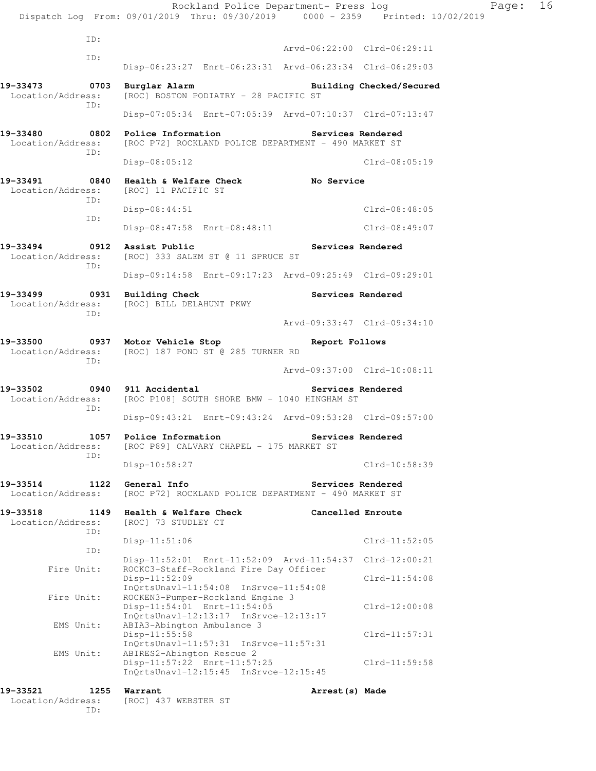ID:

Arvd-06:22:00 Clrd-06:29:11

ID:

Disp-06:23:27 Enrt-06:23:31 Arvd-06:23:34 Clrd-06:29:03

**19-33473 0703 Burglar Alarm Building Checked/Secured**
Location/Address: [ROC] BOSTON PODIATRY - 28 PACIFIC ST
ID:
Disp-07:05:34 Enrt-07:05:39 Arvd-07:10:37 Clrd-07:13:47

**19-33480 0802 Police Information Services Rendered**
Location/Address: [ROC P72] ROCKLAND POLICE DEPARTMENT - 490 MARKET ST
ID:
Disp-08:05:12 Clrd-08:05:19

**19-33491 0840 Health & Welfare Check No Service**
Location/Address: [ROC] 11 PACIFIC ST
ID:
Disp-08:44:51 Clrd-08:48:05
ID:
Disp-08:47:58 Enrt-08:48:11 Clrd-08:49:07

**19-33494 0912 Assist Public Services Rendered**
Location/Address: [ROC] 333 SALEM ST @ 11 SPRUCE ST
ID:
Disp-09:14:58 Enrt-09:17:23 Arvd-09:25:49 Clrd-09:29:01

**19-33499 0931 Building Check Services Rendered**
Location/Address: [ROC] BILL DELAHUNT PKWY
ID:
Arvd-09:33:47 Clrd-09:34:10

**19-33500 0937 Motor Vehicle Stop Report Follows**
Location/Address: [ROC] 187 POND ST @ 285 TURNER RD
ID:
Arvd-09:37:00 Clrd-10:08:11

**19-33502 0940 911 Accidental Services Rendered**
Location/Address: [ROC P108] SOUTH SHORE BMW - 1040 HINGHAM ST
ID:
Disp-09:43:21 Enrt-09:43:24 Arvd-09:53:28 Clrd-09:57:00

**19-33510 1057 Police Information Services Rendered**
Location/Address: [ROC P89] CALVARY CHAPEL - 175 MARKET ST
ID:
Disp-10:58:27 Clrd-10:58:39

**19-33514 1122 General Info Services Rendered**
Location/Address: [ROC P72] ROCKLAND POLICE DEPARTMENT - 490 MARKET ST

**19-33518 1149 Health & Welfare Check Cancelled Enroute**
Location/Address: [ROC] 73 STUDLEY CT
ID:
Disp-11:51:06 Clrd-11:52:05
ID:
Disp-11:52:01 Enrt-11:52:09 Arvd-11:54:37 Clrd-12:00:21
Fire Unit: ROCKC3-Staff-Rockland Fire Day Officer
Disp-11:52:09 Clrd-11:54:08
InQrtsUnavl-11:54:08 InSrvce-11:54:08
Fire Unit: ROCKEN3-Pumper-Rockland Engine 3
Disp-11:54:01 Enrt-11:54:05 Clrd-12:00:08
InQrtsUnavl-12:13:17 InSrvce-12:13:17
EMS Unit: ABIA3-Abington Ambulance 3
Disp-11:55:58 Clrd-11:57:31
InQrtsUnavl-11:57:31 InSrvce-11:57:31
EMS Unit: ABIRES2-Abington Rescue 2
Disp-11:57:22 Enrt-11:57:25 Clrd-11:59:58
InQrtsUnavl-12:15:45 InSrvce-12:15:45

**19-33521 1255 Warrant Arrest(s) Made**
Location/Address: [ROC] 437 WEBSTER ST
ID: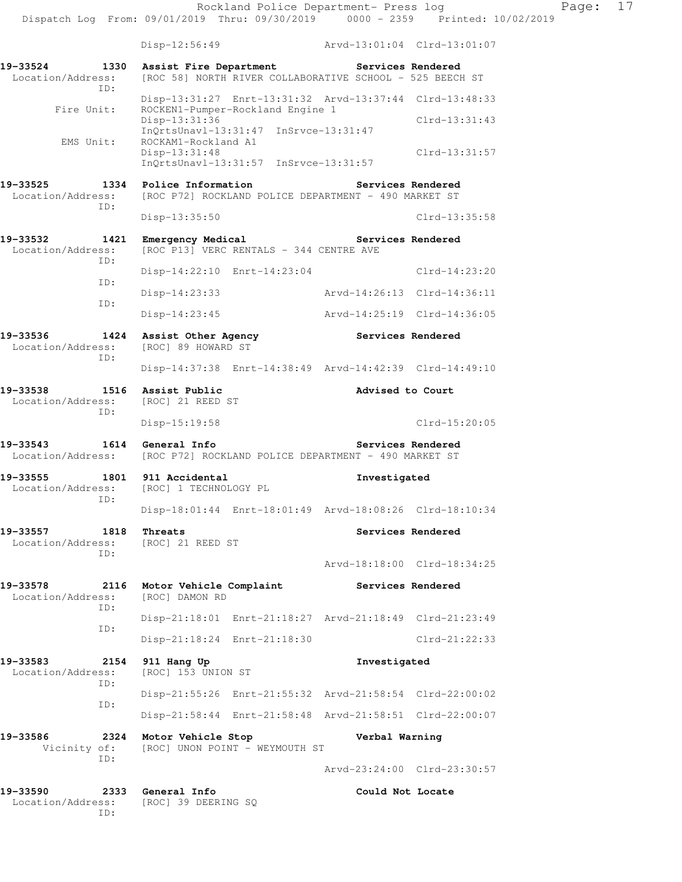```
                Disp-12:56:49                 Arvd-13:01:04  Clrd-13:01:07

19-33524        1330  Assist Fire Department          Services Rendered
 Location/Address:    [ROC 58] NORTH RIVER COLLABORATIVE SCHOOL - 525 BEECH ST
              ID:
                Disp-13:31:27  Enrt-13:31:32  Arvd-13:37:44  Clrd-13:48:33
       Fire Unit:     ROCKEN1-Pumper-Rockland Engine 1
                Disp-13:31:36                                Clrd-13:31:43
                InQrtsUnavl-13:31:47  InSrvce-13:31:47
        EMS Unit:     ROCKAM1-Rockland A1
                Disp-13:31:48                                Clrd-13:31:57
                InQrtsUnavl-13:31:57  InSrvce-13:31:57

19-33525        1334  Police Information              Services Rendered
 Location/Address:    [ROC P72] ROCKLAND POLICE DEPARTMENT - 490 MARKET ST
              ID:
                Disp-13:35:50                                Clrd-13:35:58

19-33532        1421  Emergency Medical               Services Rendered
 Location/Address:    [ROC P13] VERC RENTALS - 344 CENTRE AVE
              ID:
                Disp-14:22:10  Enrt-14:23:04                 Clrd-14:23:20
              ID:
                Disp-14:23:33                 Arvd-14:26:13  Clrd-14:36:11
              ID:
                Disp-14:23:45                 Arvd-14:25:19  Clrd-14:36:05

19-33536        1424  Assist Other Agency             Services Rendered
 Location/Address:    [ROC] 89 HOWARD ST
              ID:
                Disp-14:37:38  Enrt-14:38:49  Arvd-14:42:39  Clrd-14:49:10

19-33538        1516  Assist Public                   Advised to Court
 Location/Address:    [ROC] 21 REED ST
              ID:
                Disp-15:19:58                                Clrd-15:20:05

19-33543        1614  General Info                    Services Rendered
 Location/Address:    [ROC P72] ROCKLAND POLICE DEPARTMENT - 490 MARKET ST

19-33555        1801  911 Accidental                  Investigated
 Location/Address:    [ROC] 1 TECHNOLOGY PL
              ID:
                Disp-18:01:44  Enrt-18:01:49  Arvd-18:08:26  Clrd-18:10:34

19-33557        1818  Threats                         Services Rendered
 Location/Address:    [ROC] 21 REED ST
              ID:
                                              Arvd-18:18:00  Clrd-18:34:25

19-33578        2116  Motor Vehicle Complaint         Services Rendered
 Location/Address:    [ROC] DAMON RD
              ID:
                Disp-21:18:01  Enrt-21:18:27  Arvd-21:18:49  Clrd-21:23:49
              ID:
                Disp-21:18:24  Enrt-21:18:30                 Clrd-21:22:33

19-33583        2154  911 Hang Up                     Investigated
 Location/Address:    [ROC] 153 UNION ST
              ID:
                Disp-21:55:26  Enrt-21:55:32  Arvd-21:58:54  Clrd-22:00:02
              ID:
                Disp-21:58:44  Enrt-21:58:48  Arvd-21:58:51  Clrd-22:00:07

19-33586        2324  Motor Vehicle Stop              Verbal Warning
      Vicinity of:    [ROC] UNON POINT - WEYMOUTH ST
              ID:
                                              Arvd-23:24:00  Clrd-23:30:57

19-33590        2333  General Info                    Could Not Locate
 Location/Address:    [ROC] 39 DEERING SQ
              ID:
```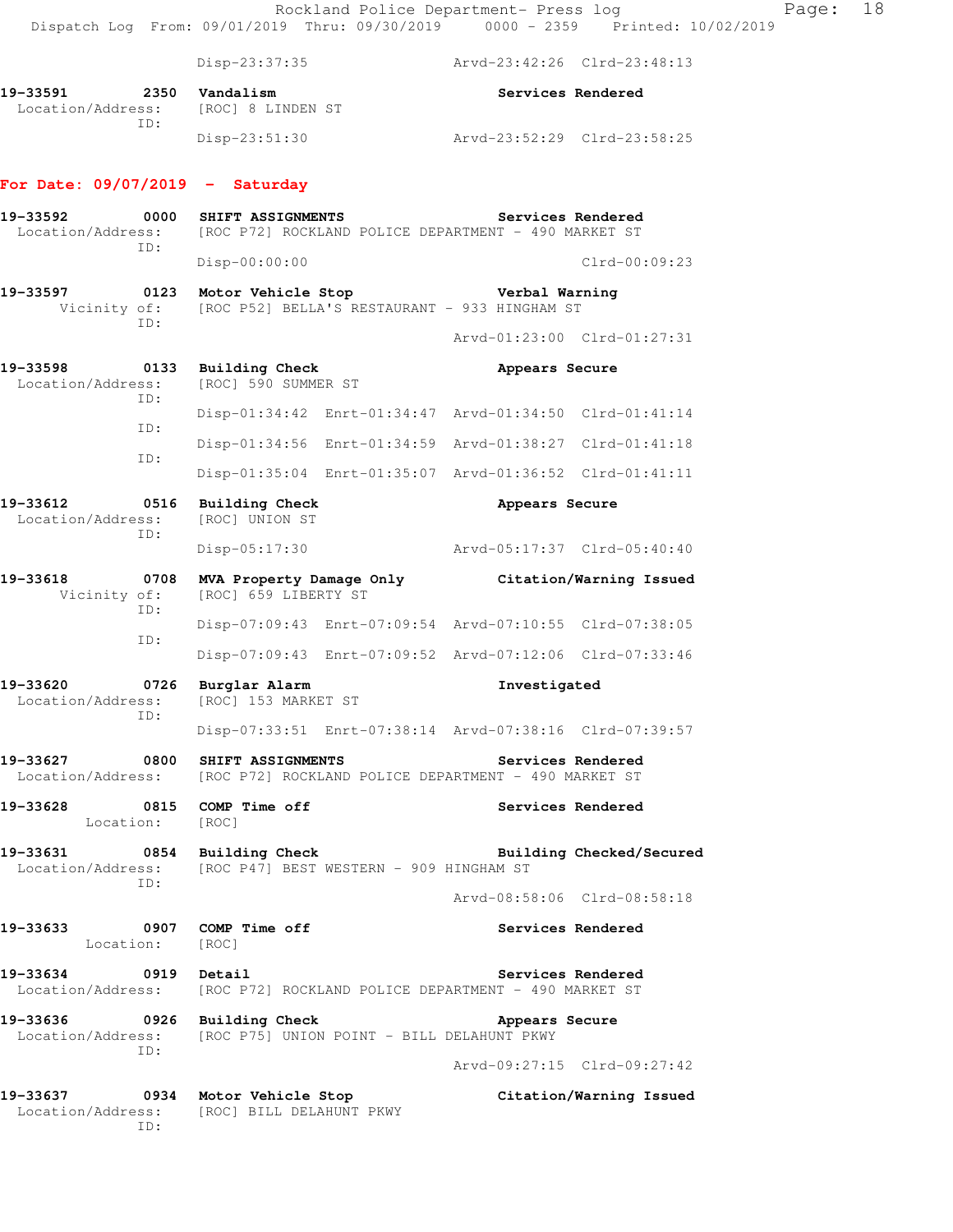Disp-23:37:35 Arvd-23:42:26 Clrd-23:48:13

**19-33591 2350 Vandalism** **Services Rendered**
Location/Address: [ROC] 8 LINDEN ST
ID:
Disp-23:51:30 Arvd-23:52:29 Clrd-23:58:25

## For Date: 09/07/2019 - Saturday

**19-33592 0000 SHIFT ASSIGNMENTS** **Services Rendered**
Location/Address: [ROC P72] ROCKLAND POLICE DEPARTMENT - 490 MARKET ST
ID:
Disp-00:00:00 Clrd-00:09:23

**19-33597 0123 Motor Vehicle Stop** **Verbal Warning**
Vicinity of: [ROC P52] BELLA'S RESTAURANT - 933 HINGHAM ST
ID:
Arvd-01:23:00 Clrd-01:27:31

**19-33598 0133 Building Check** **Appears Secure**
Location/Address: [ROC] 590 SUMMER ST
ID:
Disp-01:34:42 Enrt-01:34:47 Arvd-01:34:50 Clrd-01:41:14
ID:
Disp-01:34:56 Enrt-01:34:59 Arvd-01:38:27 Clrd-01:41:18
ID:
Disp-01:35:04 Enrt-01:35:07 Arvd-01:36:52 Clrd-01:41:11

**19-33612 0516 Building Check** **Appears Secure**
Location/Address: [ROC] UNION ST
ID:
Disp-05:17:30 Arvd-05:17:37 Clrd-05:40:40

**19-33618 0708 MVA Property Damage Only** **Citation/Warning Issued**
Vicinity of: [ROC] 659 LIBERTY ST
ID:
Disp-07:09:43 Enrt-07:09:54 Arvd-07:10:55 Clrd-07:38:05
ID:
Disp-07:09:43 Enrt-07:09:52 Arvd-07:12:06 Clrd-07:33:46

**19-33620 0726 Burglar Alarm** **Investigated**
Location/Address: [ROC] 153 MARKET ST
ID:
Disp-07:33:51 Enrt-07:38:14 Arvd-07:38:16 Clrd-07:39:57

**19-33627 0800 SHIFT ASSIGNMENTS** **Services Rendered**
Location/Address: [ROC P72] ROCKLAND POLICE DEPARTMENT - 490 MARKET ST

**19-33628 0815 COMP Time off** **Services Rendered**
Location: [ROC]

**19-33631 0854 Building Check** **Building Checked/Secured**
Location/Address: [ROC P47] BEST WESTERN - 909 HINGHAM ST
ID:
Arvd-08:58:06 Clrd-08:58:18

**19-33633 0907 COMP Time off** **Services Rendered**
Location: [ROC]

**19-33634 0919 Detail** **Services Rendered**
Location/Address: [ROC P72] ROCKLAND POLICE DEPARTMENT - 490 MARKET ST

**19-33636 0926 Building Check** **Appears Secure**
Location/Address: [ROC P75] UNION POINT - BILL DELAHUNT PKWY
ID:
Arvd-09:27:15 Clrd-09:27:42

**19-33637 0934 Motor Vehicle Stop** **Citation/Warning Issued**
Location/Address: [ROC] BILL DELAHUNT PKWY
ID: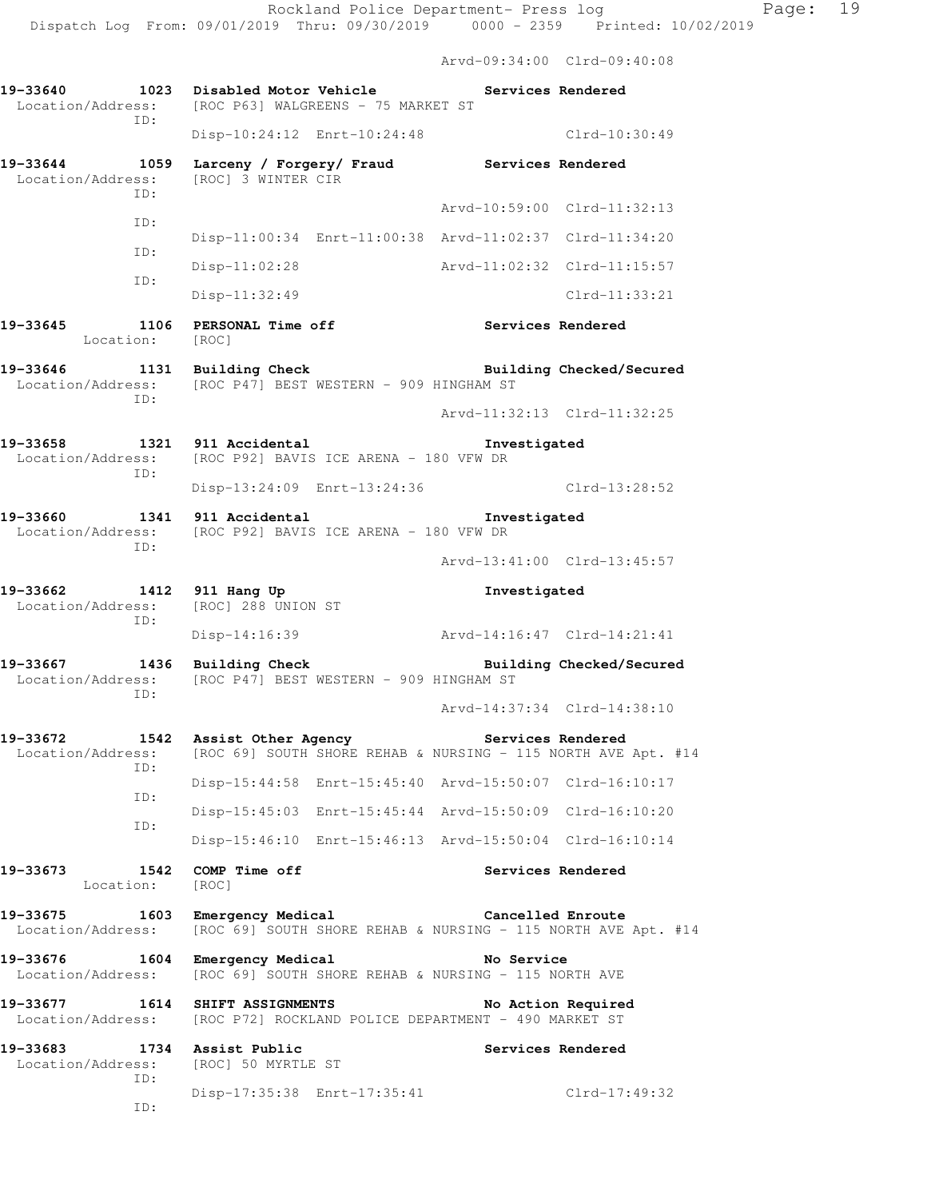Arvd-09:34:00 Clrd-09:40:08

**19-33640 1023 Disabled Motor Vehicle Services Rendered**
Location/Address: [ROC P63] WALGREENS - 75 MARKET ST
ID:
Disp-10:24:12 Enrt-10:24:48 Clrd-10:30:49

**19-33644 1059 Larceny / Forgery/ Fraud Services Rendered**
Location/Address: [ROC] 3 WINTER CIR
ID:
Arvd-10:59:00 Clrd-11:32:13
ID:
Disp-11:00:34 Enrt-11:00:38 Arvd-11:02:37 Clrd-11:34:20
ID:
Disp-11:02:28 Arvd-11:02:32 Clrd-11:15:57
ID:
Disp-11:32:49 Clrd-11:33:21

**19-33645 1106 PERSONAL Time off Services Rendered**
Location: [ROC]

**19-33646 1131 Building Check Building Checked/Secured**
Location/Address: [ROC P47] BEST WESTERN - 909 HINGHAM ST
ID:
Arvd-11:32:13 Clrd-11:32:25

**19-33658 1321 911 Accidental Investigated**
Location/Address: [ROC P92] BAVIS ICE ARENA - 180 VFW DR
ID:
Disp-13:24:09 Enrt-13:24:36 Clrd-13:28:52

**19-33660 1341 911 Accidental Investigated**
Location/Address: [ROC P92] BAVIS ICE ARENA - 180 VFW DR
ID:
Arvd-13:41:00 Clrd-13:45:57

**19-33662 1412 911 Hang Up Investigated**
Location/Address: [ROC] 288 UNION ST
ID:
Disp-14:16:39 Arvd-14:16:47 Clrd-14:21:41

**19-33667 1436 Building Check Building Checked/Secured**
Location/Address: [ROC P47] BEST WESTERN - 909 HINGHAM ST
ID:
Arvd-14:37:34 Clrd-14:38:10

**19-33672 1542 Assist Other Agency Services Rendered**
Location/Address: [ROC 69] SOUTH SHORE REHAB & NURSING - 115 NORTH AVE Apt. #14
ID:
Disp-15:44:58 Enrt-15:45:40 Arvd-15:50:07 Clrd-16:10:17
ID:
Disp-15:45:03 Enrt-15:45:44 Arvd-15:50:09 Clrd-16:10:20
ID:
Disp-15:46:10 Enrt-15:46:13 Arvd-15:50:04 Clrd-16:10:14

**19-33673 1542 COMP Time off Services Rendered**
Location: [ROC]

**19-33675 1603 Emergency Medical Cancelled Enroute**
Location/Address: [ROC 69] SOUTH SHORE REHAB & NURSING - 115 NORTH AVE Apt. #14

**19-33676 1604 Emergency Medical No Service**
Location/Address: [ROC 69] SOUTH SHORE REHAB & NURSING - 115 NORTH AVE

**19-33677 1614 SHIFT ASSIGNMENTS No Action Required**
Location/Address: [ROC P72] ROCKLAND POLICE DEPARTMENT - 490 MARKET ST

**19-33683 1734 Assist Public Services Rendered**
Location/Address: [ROC] 50 MYRTLE ST
ID:
Disp-17:35:38 Enrt-17:35:41 Clrd-17:49:32
ID: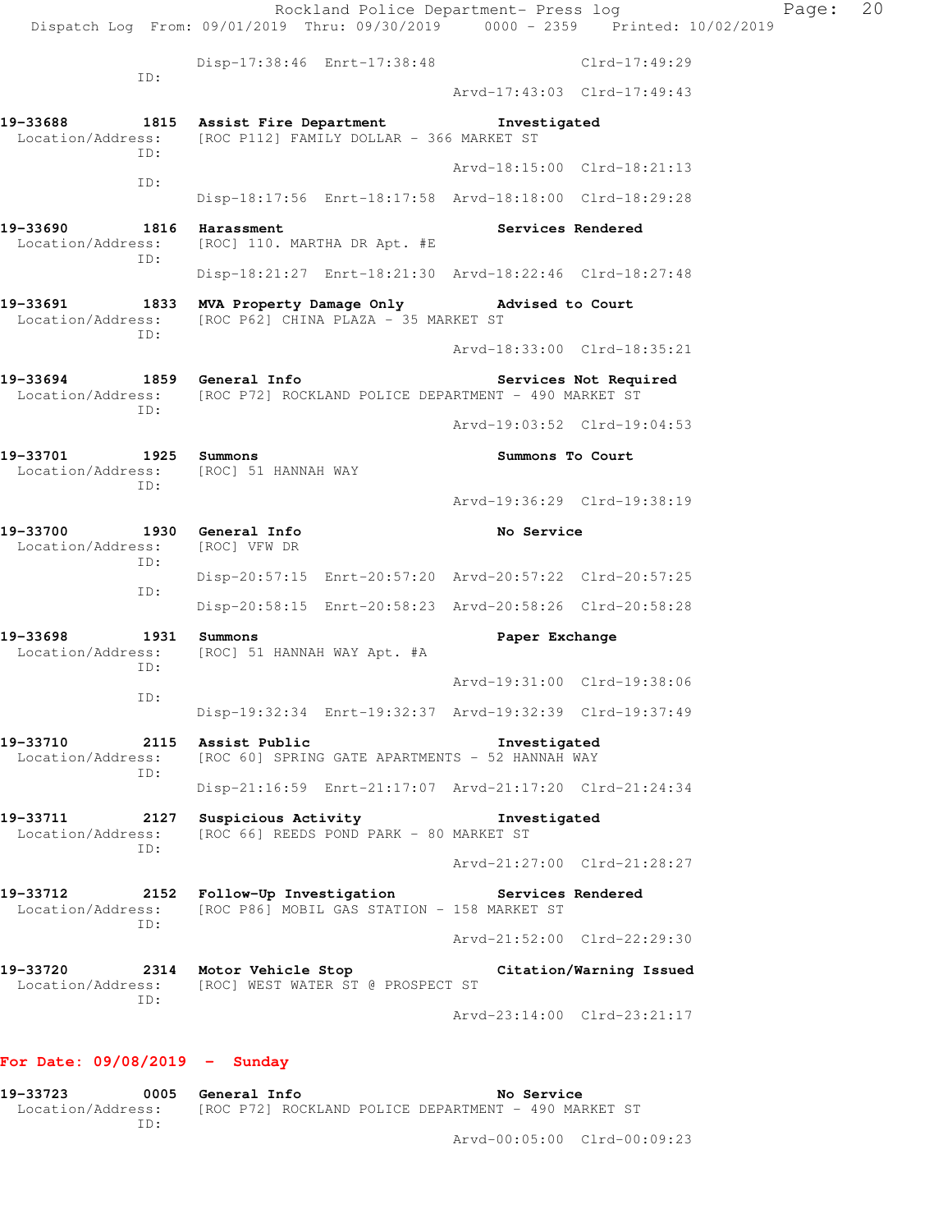```
                    Disp-17:38:46  Enrt-17:38:48                Clrd-17:49:29
           ID:
                                                 Arvd-17:43:03  Clrd-17:49:43

19-33688        1815  Assist Fire Department          Investigated
  Location/Address:   [ROC P112] FAMILY DOLLAR - 366 MARKET ST
           ID:
                                                 Arvd-18:15:00  Clrd-18:21:13
           ID:
                    Disp-18:17:56  Enrt-18:17:58  Arvd-18:18:00  Clrd-18:29:28

19-33690        1816  Harassment                      Services Rendered
  Location/Address:   [ROC] 110. MARTHA DR Apt. #E
           ID:
                    Disp-18:21:27  Enrt-18:21:30  Arvd-18:22:46  Clrd-18:27:48

19-33691        1833  MVA Property Damage Only        Advised to Court
  Location/Address:   [ROC P62] CHINA PLAZA - 35 MARKET ST
           ID:
                                                 Arvd-18:33:00  Clrd-18:35:21

19-33694        1859  General Info                    Services Not Required
  Location/Address:   [ROC P72] ROCKLAND POLICE DEPARTMENT - 490 MARKET ST
           ID:
                                                 Arvd-19:03:52  Clrd-19:04:53

19-33701        1925  Summons                         Summons To Court
  Location/Address:   [ROC] 51 HANNAH WAY
           ID:
                                                 Arvd-19:36:29  Clrd-19:38:19

19-33700        1930  General Info                    No Service
  Location/Address:   [ROC] VFW DR
           ID:
                    Disp-20:57:15  Enrt-20:57:20  Arvd-20:57:22  Clrd-20:57:25
           ID:
                    Disp-20:58:15  Enrt-20:58:23  Arvd-20:58:26  Clrd-20:58:28

19-33698        1931  Summons                         Paper Exchange
  Location/Address:   [ROC] 51 HANNAH WAY Apt. #A
           ID:
                                                 Arvd-19:31:00  Clrd-19:38:06
           ID:
                    Disp-19:32:34  Enrt-19:32:37  Arvd-19:32:39  Clrd-19:37:49

19-33710        2115  Assist Public                   Investigated
  Location/Address:   [ROC 60] SPRING GATE APARTMENTS - 52 HANNAH WAY
           ID:
                    Disp-21:16:59  Enrt-21:17:07  Arvd-21:17:20  Clrd-21:24:34

19-33711        2127  Suspicious Activity             Investigated
  Location/Address:   [ROC 66] REEDS POND PARK - 80 MARKET ST
           ID:
                                                 Arvd-21:27:00  Clrd-21:28:27

19-33712        2152  Follow-Up Investigation         Services Rendered
  Location/Address:   [ROC P86] MOBIL GAS STATION - 158 MARKET ST
           ID:
                                                 Arvd-21:52:00  Clrd-22:29:30

19-33720        2314  Motor Vehicle Stop              Citation/Warning Issued
  Location/Address:   [ROC] WEST WATER ST @ PROSPECT ST
           ID:
                                                 Arvd-23:14:00  Clrd-23:21:17
```

**For Date: 09/08/2019 - Sunday**

```
19-33723        0005  General Info                    No Service
  Location/Address:   [ROC P72] ROCKLAND POLICE DEPARTMENT - 490 MARKET ST
           ID:
                                                 Arvd-00:05:00  Clrd-00:09:23
```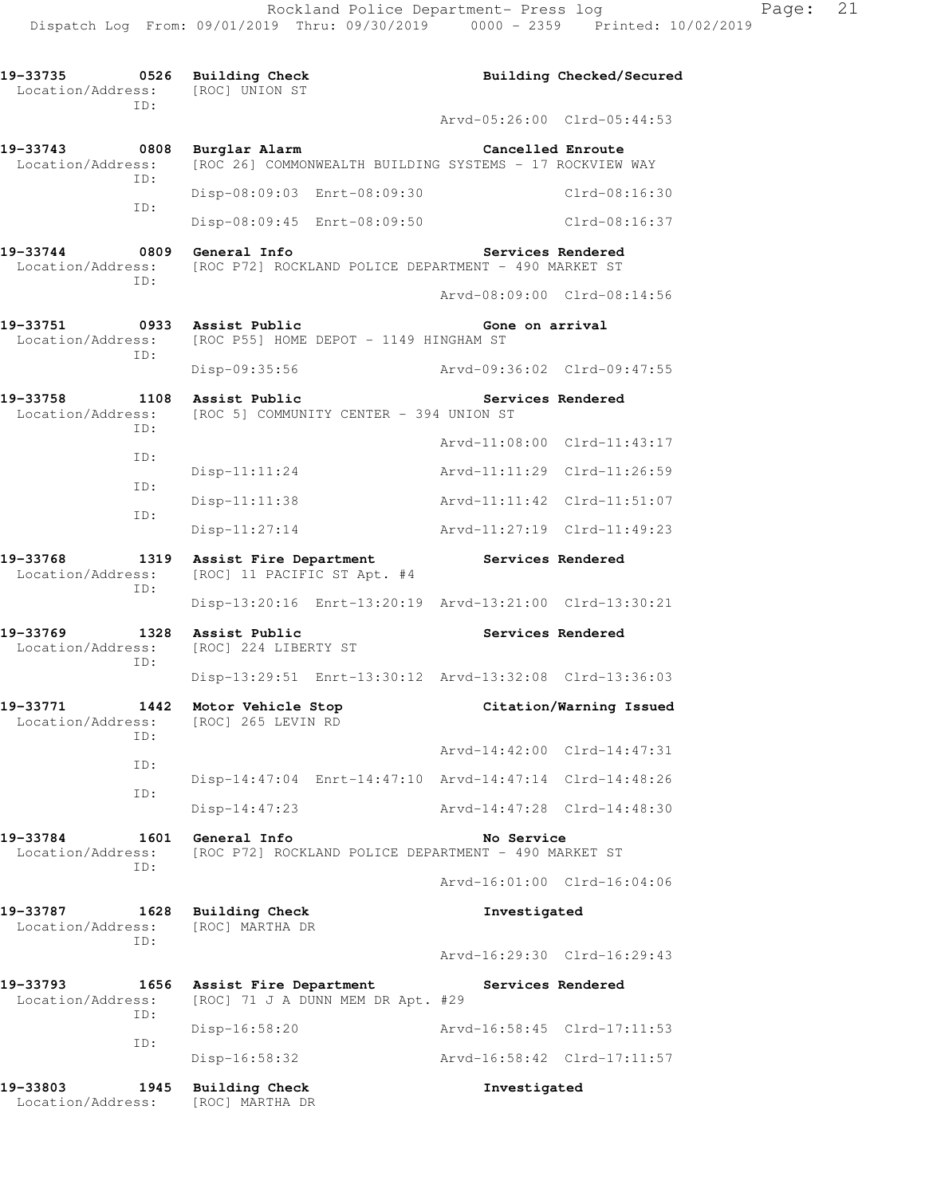**19-33735 0526 Building Check** — Building Checked/Secured
Location/Address: [ROC] UNION ST
ID:
Arvd-05:26:00 Clrd-05:44:53

**19-33743 0808 Burglar Alarm** — Cancelled Enroute
Location/Address: [ROC 26] COMMONWEALTH BUILDING SYSTEMS - 17 ROCKVIEW WAY
ID:
Disp-08:09:03 Enrt-08:09:30 Clrd-08:16:30
ID:
Disp-08:09:45 Enrt-08:09:50 Clrd-08:16:37

**19-33744 0809 General Info** — Services Rendered
Location/Address: [ROC P72] ROCKLAND POLICE DEPARTMENT - 490 MARKET ST
ID:
Arvd-08:09:00 Clrd-08:14:56

**19-33751 0933 Assist Public** — Gone on arrival
Location/Address: [ROC P55] HOME DEPOT - 1149 HINGHAM ST
ID:
Disp-09:35:56 Arvd-09:36:02 Clrd-09:47:55

**19-33758 1108 Assist Public** — Services Rendered
Location/Address: [ROC 5] COMMUNITY CENTER - 394 UNION ST
ID:
Arvd-11:08:00 Clrd-11:43:17
ID:
Disp-11:11:24 Arvd-11:11:29 Clrd-11:26:59
ID:
Disp-11:11:38 Arvd-11:11:42 Clrd-11:51:07
ID:
Disp-11:27:14 Arvd-11:27:19 Clrd-11:49:23

**19-33768 1319 Assist Fire Department** — Services Rendered
Location/Address: [ROC] 11 PACIFIC ST Apt. #4
ID:
Disp-13:20:16 Enrt-13:20:19 Arvd-13:21:00 Clrd-13:30:21

**19-33769 1328 Assist Public** — Services Rendered
Location/Address: [ROC] 224 LIBERTY ST
ID:
Disp-13:29:51 Enrt-13:30:12 Arvd-13:32:08 Clrd-13:36:03

**19-33771 1442 Motor Vehicle Stop** — Citation/Warning Issued
Location/Address: [ROC] 265 LEVIN RD
ID:
Arvd-14:42:00 Clrd-14:47:31
ID:
Disp-14:47:04 Enrt-14:47:10 Arvd-14:47:14 Clrd-14:48:26
ID:
Disp-14:47:23 Arvd-14:47:28 Clrd-14:48:30

**19-33784 1601 General Info** — No Service
Location/Address: [ROC P72] ROCKLAND POLICE DEPARTMENT - 490 MARKET ST
ID:
Arvd-16:01:00 Clrd-16:04:06

**19-33787 1628 Building Check** — Investigated
Location/Address: [ROC] MARTHA DR
ID:
Arvd-16:29:30 Clrd-16:29:43

**19-33793 1656 Assist Fire Department** — Services Rendered
Location/Address: [ROC] 71 J A DUNN MEM DR Apt. #29
ID:
Disp-16:58:20 Arvd-16:58:45 Clrd-17:11:53
ID:
Disp-16:58:32 Arvd-16:58:42 Clrd-17:11:57

**19-33803 1945 Building Check** — Investigated
Location/Address: [ROC] MARTHA DR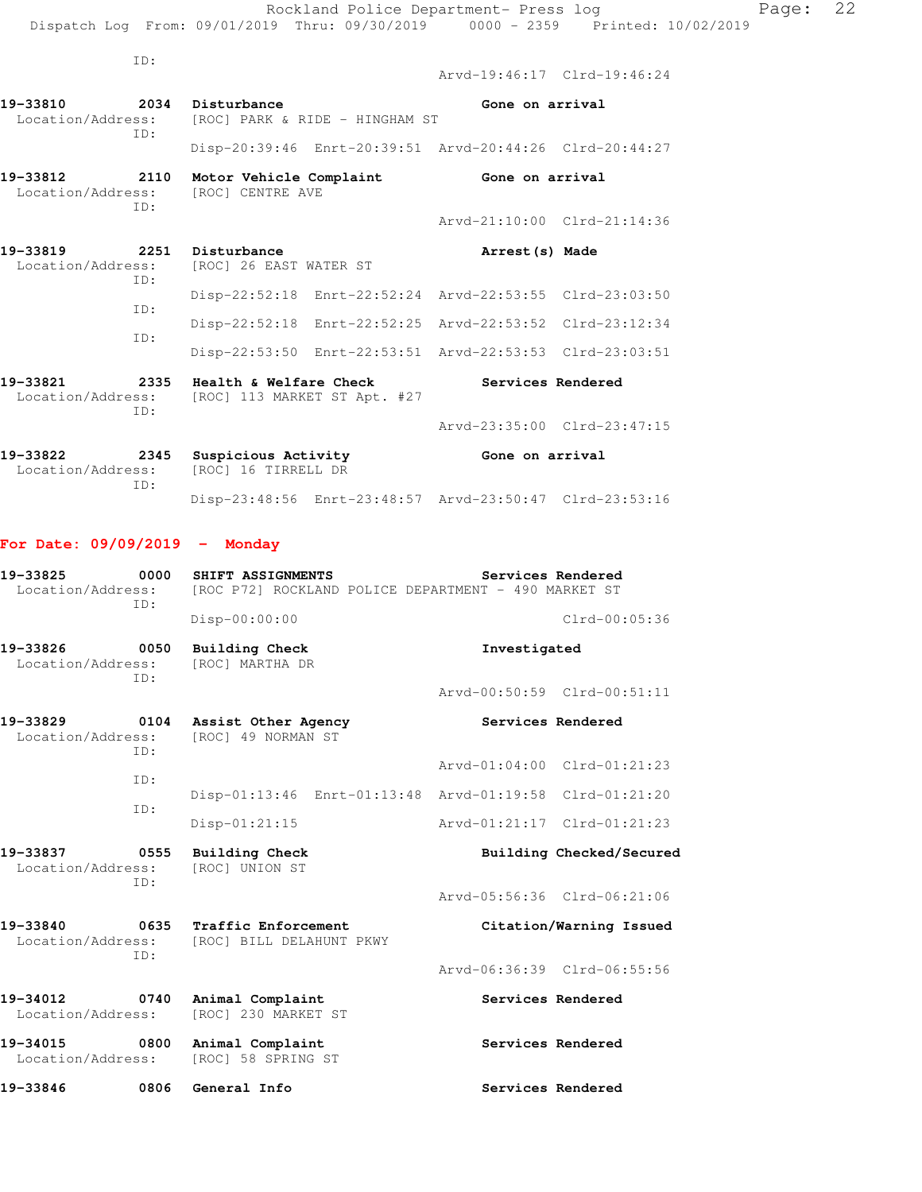ID:

Arvd-19:46:17 Clrd-19:46:24

**19-33810 2034 Disturbance** — **Gone on arrival**
Location/Address: [ROC] PARK & RIDE - HINGHAM ST
ID:
Disp-20:39:46 Enrt-20:39:51 Arvd-20:44:26 Clrd-20:44:27

**19-33812 2110 Motor Vehicle Complaint** — **Gone on arrival**
Location/Address: [ROC] CENTRE AVE
ID:
Arvd-21:10:00 Clrd-21:14:36

**19-33819 2251 Disturbance** — **Arrest(s) Made**
Location/Address: [ROC] 26 EAST WATER ST
ID:
Disp-22:52:18 Enrt-22:52:24 Arvd-22:53:55 Clrd-23:03:50
ID:
Disp-22:52:18 Enrt-22:52:25 Arvd-22:53:52 Clrd-23:12:34
ID:
Disp-22:53:50 Enrt-22:53:51 Arvd-22:53:53 Clrd-23:03:51

**19-33821 2335 Health & Welfare Check** — **Services Rendered**
Location/Address: [ROC] 113 MARKET ST Apt. #27
ID:
Arvd-23:35:00 Clrd-23:47:15

**19-33822 2345 Suspicious Activity** — **Gone on arrival**
Location/Address: [ROC] 16 TIRRELL DR
ID:
Disp-23:48:56 Enrt-23:48:57 Arvd-23:50:47 Clrd-23:53:16

## For Date: 09/09/2019 - Monday

**19-33825 0000 SHIFT ASSIGNMENTS** — **Services Rendered**
Location/Address: [ROC P72] ROCKLAND POLICE DEPARTMENT - 490 MARKET ST
ID:
Disp-00:00:00 Clrd-00:05:36

**19-33826 0050 Building Check** — **Investigated**
Location/Address: [ROC] MARTHA DR
ID:
Arvd-00:50:59 Clrd-00:51:11

**19-33829 0104 Assist Other Agency** — **Services Rendered**
Location/Address: [ROC] 49 NORMAN ST
ID:
Arvd-01:04:00 Clrd-01:21:23
ID:
Disp-01:13:46 Enrt-01:13:48 Arvd-01:19:58 Clrd-01:21:20
ID:
Disp-01:21:15 Arvd-01:21:17 Clrd-01:21:23

**19-33837 0555 Building Check** — **Building Checked/Secured**
Location/Address: [ROC] UNION ST
ID:
Arvd-05:56:36 Clrd-06:21:06

**19-33840 0635 Traffic Enforcement** — **Citation/Warning Issued**
Location/Address: [ROC] BILL DELAHUNT PKWY
ID:
Arvd-06:36:39 Clrd-06:55:56

**19-34012 0740 Animal Complaint** — **Services Rendered**
Location/Address: [ROC] 230 MARKET ST

**19-34015 0800 Animal Complaint** — **Services Rendered**
Location/Address: [ROC] 58 SPRING ST

**19-33846 0806 General Info** — **Services Rendered**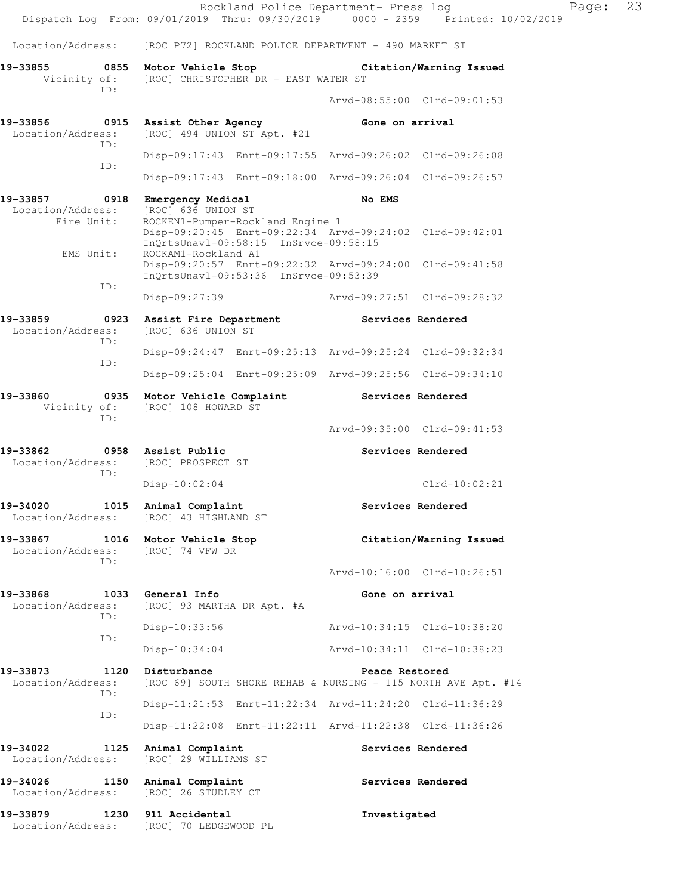Location/Address: [ROC P72] ROCKLAND POLICE DEPARTMENT - 490 MARKET ST

**19-33855 0855 Motor Vehicle Stop — Citation/Warning Issued**
Vicinity of: [ROC] CHRISTOPHER DR - EAST WATER ST
ID:
Arvd-08:55:00 Clrd-09:01:53

**19-33856 0915 Assist Other Agency — Gone on arrival**
Location/Address: [ROC] 494 UNION ST Apt. #21
ID:
Disp-09:17:43 Enrt-09:17:55 Arvd-09:26:02 Clrd-09:26:08
ID:
Disp-09:17:43 Enrt-09:18:00 Arvd-09:26:04 Clrd-09:26:57

**19-33857 0918 Emergency Medical — No EMS**
Location/Address: [ROC] 636 UNION ST
Fire Unit: ROCKEN1-Pumper-Rockland Engine 1
Disp-09:20:45 Enrt-09:22:34 Arvd-09:24:02 Clrd-09:42:01
InQrtsUnavl-09:58:15 InSrvce-09:58:15
EMS Unit: ROCKAM1-Rockland A1
Disp-09:20:57 Enrt-09:22:32 Arvd-09:24:00 Clrd-09:41:58
InQrtsUnavl-09:53:36 InSrvce-09:53:39
ID:
Disp-09:27:39 Arvd-09:27:51 Clrd-09:28:32

**19-33859 0923 Assist Fire Department — Services Rendered**
Location/Address: [ROC] 636 UNION ST
ID:
Disp-09:24:47 Enrt-09:25:13 Arvd-09:25:24 Clrd-09:32:34
ID:
Disp-09:25:04 Enrt-09:25:09 Arvd-09:25:56 Clrd-09:34:10

**19-33860 0935 Motor Vehicle Complaint — Services Rendered**
Vicinity of: [ROC] 108 HOWARD ST
ID:
Arvd-09:35:00 Clrd-09:41:53

**19-33862 0958 Assist Public — Services Rendered**
Location/Address: [ROC] PROSPECT ST
ID:
Disp-10:02:04 Clrd-10:02:21

**19-34020 1015 Animal Complaint — Services Rendered**
Location/Address: [ROC] 43 HIGHLAND ST

**19-33867 1016 Motor Vehicle Stop — Citation/Warning Issued**
Location/Address: [ROC] 74 VFW DR
ID:
Arvd-10:16:00 Clrd-10:26:51

**19-33868 1033 General Info — Gone on arrival**
Location/Address: [ROC] 93 MARTHA DR Apt. #A
ID:
Disp-10:33:56 Arvd-10:34:15 Clrd-10:38:20
ID:
Disp-10:34:04 Arvd-10:34:11 Clrd-10:38:23

**19-33873 1120 Disturbance — Peace Restored**
Location/Address: [ROC 69] SOUTH SHORE REHAB & NURSING - 115 NORTH AVE Apt. #14
ID:
Disp-11:21:53 Enrt-11:22:34 Arvd-11:24:20 Clrd-11:36:29
ID:
Disp-11:22:08 Enrt-11:22:11 Arvd-11:22:38 Clrd-11:36:26

**19-34022 1125 Animal Complaint — Services Rendered**
Location/Address: [ROC] 29 WILLIAMS ST

**19-34026 1150 Animal Complaint — Services Rendered**
Location/Address: [ROC] 26 STUDLEY CT

**19-33879 1230 911 Accidental — Investigated**
Location/Address: [ROC] 70 LEDGEWOOD PL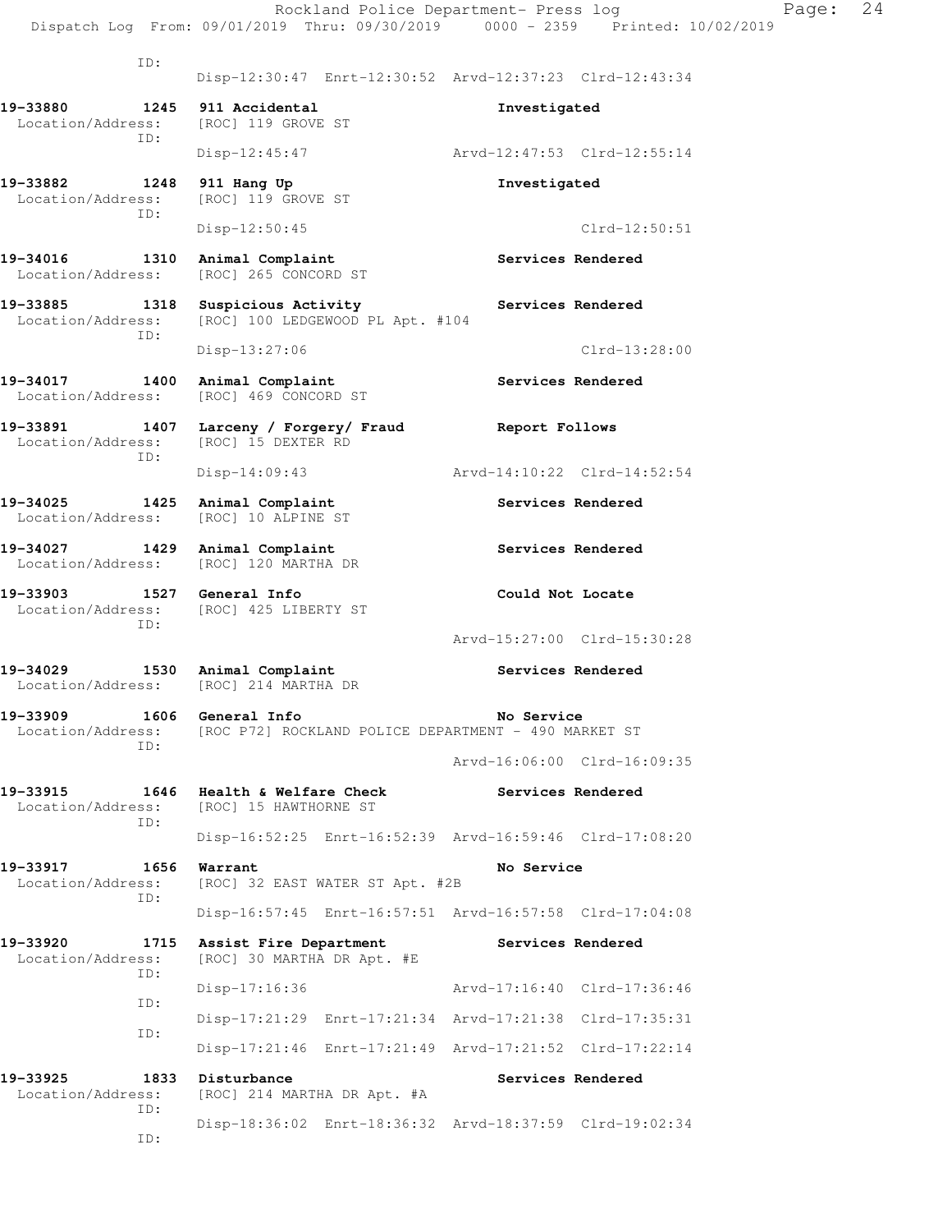ID:
Disp-12:30:47 Enrt-12:30:52 Arvd-12:37:23 Clrd-12:43:34

**19-33880 1245 911 Accidental** **Investigated**
Location/Address: [ROC] 119 GROVE ST
ID:
Disp-12:45:47 Arvd-12:47:53 Clrd-12:55:14

**19-33882 1248 911 Hang Up** **Investigated**
Location/Address: [ROC] 119 GROVE ST
ID:
Disp-12:50:45 Clrd-12:50:51

**19-34016 1310 Animal Complaint** **Services Rendered**
Location/Address: [ROC] 265 CONCORD ST

**19-33885 1318 Suspicious Activity** **Services Rendered**
Location/Address: [ROC] 100 LEDGEWOOD PL Apt. #104
ID:
Disp-13:27:06 Clrd-13:28:00

**19-34017 1400 Animal Complaint** **Services Rendered**
Location/Address: [ROC] 469 CONCORD ST

**19-33891 1407 Larceny / Forgery/ Fraud** **Report Follows**
Location/Address: [ROC] 15 DEXTER RD
ID:
Disp-14:09:43 Arvd-14:10:22 Clrd-14:52:54

**19-34025 1425 Animal Complaint** **Services Rendered**
Location/Address: [ROC] 10 ALPINE ST

**19-34027 1429 Animal Complaint** **Services Rendered**
Location/Address: [ROC] 120 MARTHA DR

**19-33903 1527 General Info** **Could Not Locate**
Location/Address: [ROC] 425 LIBERTY ST
ID:
Arvd-15:27:00 Clrd-15:30:28

**19-34029 1530 Animal Complaint** **Services Rendered**
Location/Address: [ROC] 214 MARTHA DR

**19-33909 1606 General Info** **No Service**
Location/Address: [ROC P72] ROCKLAND POLICE DEPARTMENT - 490 MARKET ST
ID:
Arvd-16:06:00 Clrd-16:09:35

**19-33915 1646 Health & Welfare Check** **Services Rendered**
Location/Address: [ROC] 15 HAWTHORNE ST
ID:
Disp-16:52:25 Enrt-16:52:39 Arvd-16:59:46 Clrd-17:08:20

**19-33917 1656 Warrant** **No Service**
Location/Address: [ROC] 32 EAST WATER ST Apt. #2B
ID:
Disp-16:57:45 Enrt-16:57:51 Arvd-16:57:58 Clrd-17:04:08

**19-33920 1715 Assist Fire Department** **Services Rendered**
Location/Address: [ROC] 30 MARTHA DR Apt. #E
ID:
Disp-17:16:36 Arvd-17:16:40 Clrd-17:36:46
ID:
Disp-17:21:29 Enrt-17:21:34 Arvd-17:21:38 Clrd-17:35:31
ID:
Disp-17:21:46 Enrt-17:21:49 Arvd-17:21:52 Clrd-17:22:14

**19-33925 1833 Disturbance** **Services Rendered**
Location/Address: [ROC] 214 MARTHA DR Apt. #A
ID:
Disp-18:36:02 Enrt-18:36:32 Arvd-18:37:59 Clrd-19:02:34
ID: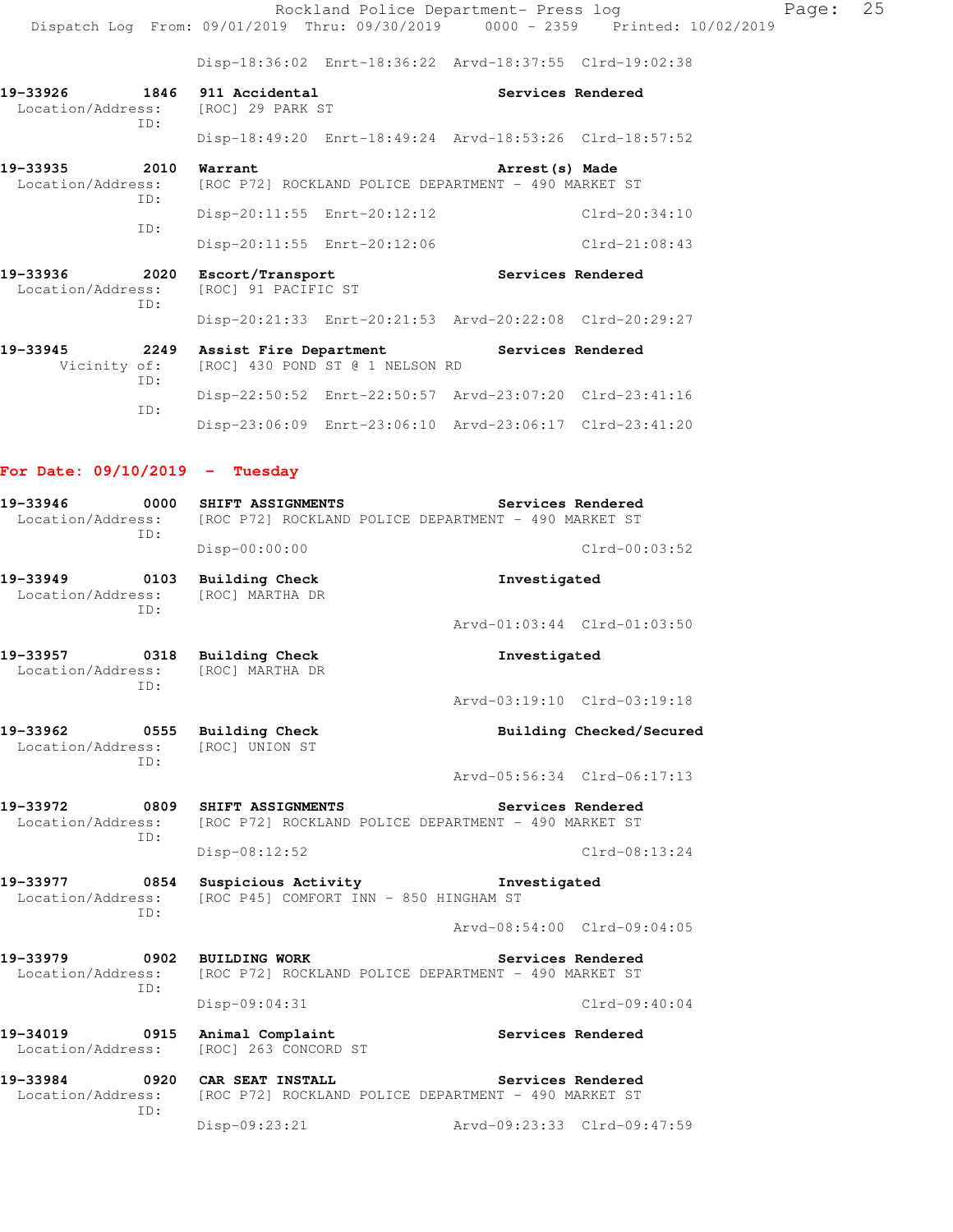Disp-18:36:02 Enrt-18:36:22 Arvd-18:37:55 Clrd-19:02:38

**19-33926 1846 911 Accidental** **Services Rendered**
Location/Address: [ROC] 29 PARK ST
ID:
Disp-18:49:20 Enrt-18:49:24 Arvd-18:53:26 Clrd-18:57:52

**19-33935 2010 Warrant** **Arrest(s) Made**
Location/Address: [ROC P72] ROCKLAND POLICE DEPARTMENT - 490 MARKET ST
ID:
Disp-20:11:55 Enrt-20:12:12 Clrd-20:34:10
ID:
Disp-20:11:55 Enrt-20:12:06 Clrd-21:08:43

**19-33936 2020 Escort/Transport** **Services Rendered**
Location/Address: [ROC] 91 PACIFIC ST
ID:
Disp-20:21:33 Enrt-20:21:53 Arvd-20:22:08 Clrd-20:29:27

**19-33945 2249 Assist Fire Department** **Services Rendered**
Vicinity of: [ROC] 430 POND ST @ 1 NELSON RD
ID:
Disp-22:50:52 Enrt-22:50:57 Arvd-23:07:20 Clrd-23:41:16
ID:
Disp-23:06:09 Enrt-23:06:10 Arvd-23:06:17 Clrd-23:41:20

## For Date: 09/10/2019 - Tuesday

**19-33946 0000 SHIFT ASSIGNMENTS** **Services Rendered**
Location/Address: [ROC P72] ROCKLAND POLICE DEPARTMENT - 490 MARKET ST
ID:
Disp-00:00:00 Clrd-00:03:52

**19-33949 0103 Building Check** **Investigated**
Location/Address: [ROC] MARTHA DR
ID:
Arvd-01:03:44 Clrd-01:03:50

**19-33957 0318 Building Check** **Investigated**
Location/Address: [ROC] MARTHA DR
ID:
Arvd-03:19:10 Clrd-03:19:18

**19-33962 0555 Building Check** **Building Checked/Secured**
Location/Address: [ROC] UNION ST
ID:
Arvd-05:56:34 Clrd-06:17:13

**19-33972 0809 SHIFT ASSIGNMENTS** **Services Rendered**
Location/Address: [ROC P72] ROCKLAND POLICE DEPARTMENT - 490 MARKET ST
ID:
Disp-08:12:52 Clrd-08:13:24

**19-33977 0854 Suspicious Activity** **Investigated**
Location/Address: [ROC P45] COMFORT INN - 850 HINGHAM ST
ID:
Arvd-08:54:00 Clrd-09:04:05

**19-33979 0902 BUILDING WORK** **Services Rendered**
Location/Address: [ROC P72] ROCKLAND POLICE DEPARTMENT - 490 MARKET ST
ID:
Disp-09:04:31 Clrd-09:40:04

**19-34019 0915 Animal Complaint** **Services Rendered**
Location/Address: [ROC] 263 CONCORD ST

**19-33984 0920 CAR SEAT INSTALL** **Services Rendered**
Location/Address: [ROC P72] ROCKLAND POLICE DEPARTMENT - 490 MARKET ST
ID:
Disp-09:23:21 Arvd-09:23:33 Clrd-09:47:59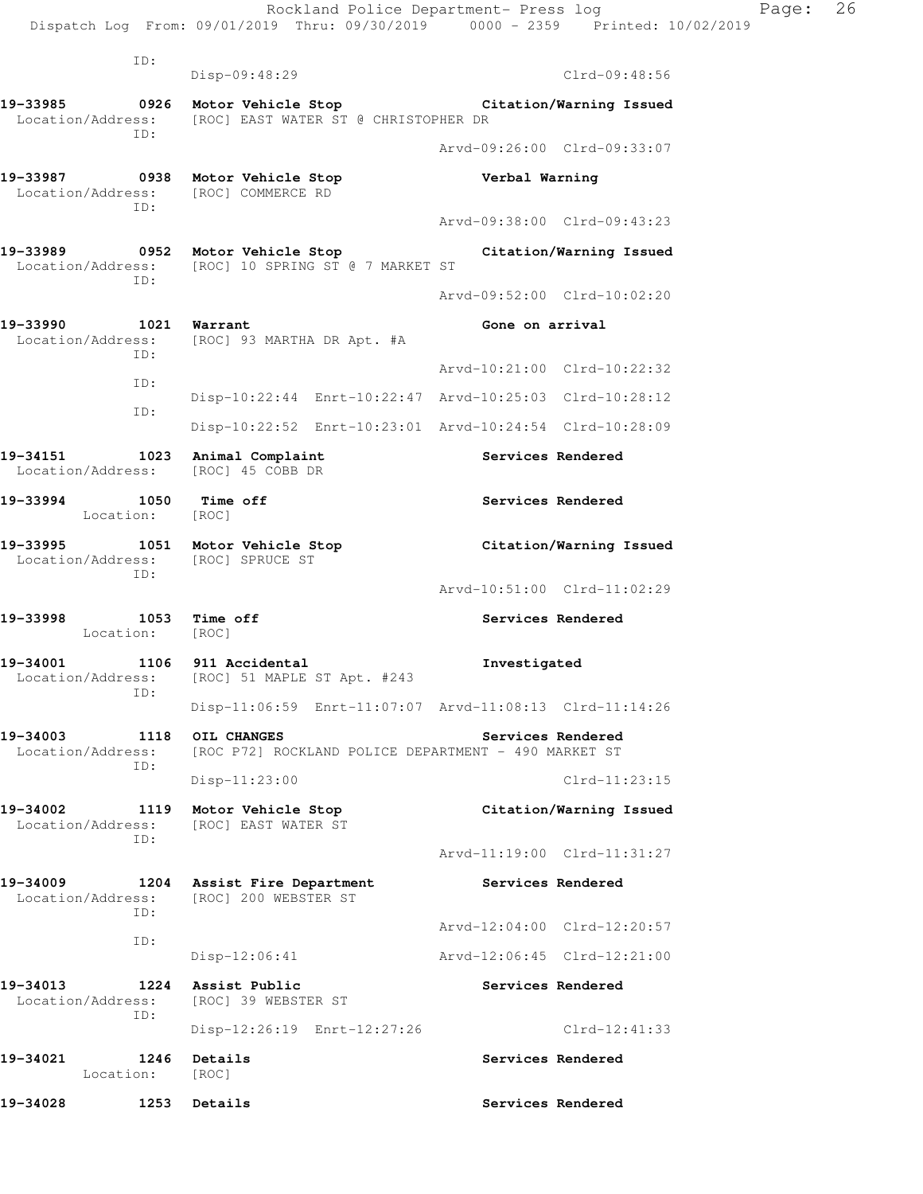```
         ID:
                Disp-09:48:29                                Clrd-09:48:56

19-33985        0926  Motor Vehicle Stop                Citation/Warning Issued
 Location/Address:    [ROC] EAST WATER ST @ CHRISTOPHER DR
         ID:
                                                Arvd-09:26:00  Clrd-09:33:07

19-33987        0938  Motor Vehicle Stop                Verbal Warning
 Location/Address:    [ROC] COMMERCE RD
         ID:
                                                Arvd-09:38:00  Clrd-09:43:23

19-33989        0952  Motor Vehicle Stop                Citation/Warning Issued
 Location/Address:    [ROC] 10 SPRING ST @ 7 MARKET ST
         ID:
                                                Arvd-09:52:00  Clrd-10:02:20

19-33990        1021  Warrant                           Gone on arrival
 Location/Address:    [ROC] 93 MARTHA DR Apt. #A
         ID:
                                                Arvd-10:21:00  Clrd-10:22:32
         ID:
                Disp-10:22:44  Enrt-10:22:47  Arvd-10:25:03  Clrd-10:28:12
         ID:
                Disp-10:22:52  Enrt-10:23:01  Arvd-10:24:54  Clrd-10:28:09

19-34151        1023  Animal Complaint                  Services Rendered
 Location/Address:    [ROC] 45 COBB DR

19-33994        1050  Time off                          Services Rendered
         Location:    [ROC]

19-33995        1051  Motor Vehicle Stop                Citation/Warning Issued
 Location/Address:    [ROC] SPRUCE ST
         ID:
                                                Arvd-10:51:00  Clrd-11:02:29

19-33998        1053  Time off                          Services Rendered
         Location:    [ROC]

19-34001        1106  911 Accidental                    Investigated
 Location/Address:    [ROC] 51 MAPLE ST Apt. #243
         ID:
                Disp-11:06:59  Enrt-11:07:07  Arvd-11:08:13  Clrd-11:14:26

19-34003        1118  OIL CHANGES                       Services Rendered
 Location/Address:    [ROC P72] ROCKLAND POLICE DEPARTMENT - 490 MARKET ST
         ID:
                Disp-11:23:00                                Clrd-11:23:15

19-34002        1119  Motor Vehicle Stop                Citation/Warning Issued
 Location/Address:    [ROC] EAST WATER ST
         ID:
                                                Arvd-11:19:00  Clrd-11:31:27

19-34009        1204  Assist Fire Department            Services Rendered
 Location/Address:    [ROC] 200 WEBSTER ST
         ID:
                                                Arvd-12:04:00  Clrd-12:20:57
         ID:
                Disp-12:06:41                   Arvd-12:06:45  Clrd-12:21:00

19-34013        1224  Assist Public                     Services Rendered
 Location/Address:    [ROC] 39 WEBSTER ST
         ID:
                Disp-12:26:19  Enrt-12:27:26                 Clrd-12:41:33

19-34021        1246  Details                           Services Rendered
         Location:    [ROC]

19-34028        1253  Details                           Services Rendered
```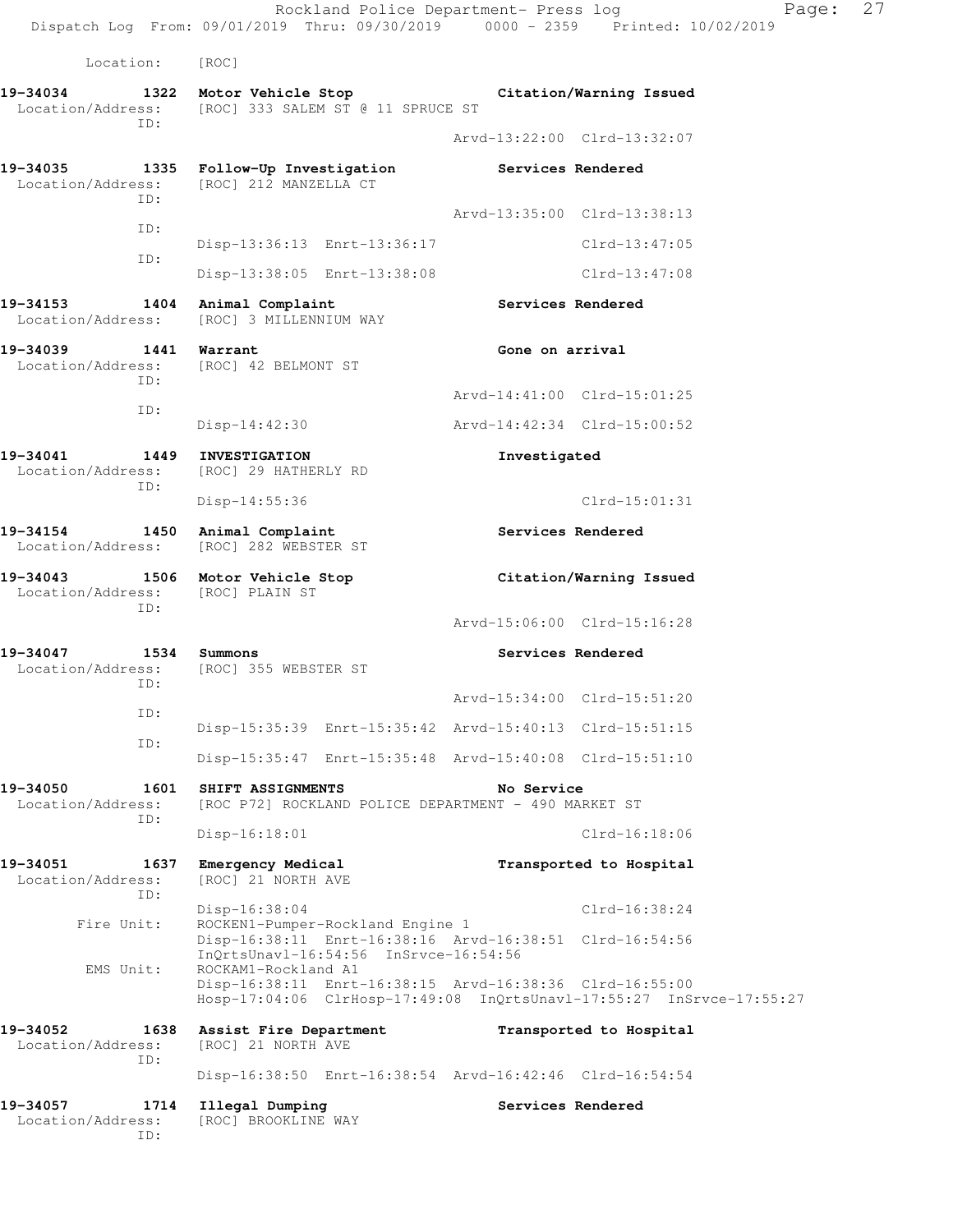Location: [ROC]

**19-34034 1322 Motor Vehicle Stop** — Citation/Warning Issued
Location/Address: [ROC] 333 SALEM ST @ 11 SPRUCE ST
ID:
Arvd-13:22:00 Clrd-13:32:07

**19-34035 1335 Follow-Up Investigation** — Services Rendered
Location/Address: [ROC] 212 MANZELLA CT
ID:
Arvd-13:35:00 Clrd-13:38:13
ID:
Disp-13:36:13 Enrt-13:36:17 Clrd-13:47:05
ID:
Disp-13:38:05 Enrt-13:38:08 Clrd-13:47:08

**19-34153 1404 Animal Complaint** — Services Rendered
Location/Address: [ROC] 3 MILLENNIUM WAY

**19-34039 1441 Warrant** — Gone on arrival
Location/Address: [ROC] 42 BELMONT ST
ID:
Arvd-14:41:00 Clrd-15:01:25
ID:
Disp-14:42:30 Arvd-14:42:34 Clrd-15:00:52

**19-34041 1449 INVESTIGATION** — Investigated
Location/Address: [ROC] 29 HATHERLY RD
ID:
Disp-14:55:36 Clrd-15:01:31

**19-34154 1450 Animal Complaint** — Services Rendered
Location/Address: [ROC] 282 WEBSTER ST

**19-34043 1506 Motor Vehicle Stop** — Citation/Warning Issued
Location/Address: [ROC] PLAIN ST
ID:
Arvd-15:06:00 Clrd-15:16:28

**19-34047 1534 Summons** — Services Rendered
Location/Address: [ROC] 355 WEBSTER ST
ID:
Arvd-15:34:00 Clrd-15:51:20
ID:
Disp-15:35:39 Enrt-15:35:42 Arvd-15:40:13 Clrd-15:51:15
ID:
Disp-15:35:47 Enrt-15:35:48 Arvd-15:40:08 Clrd-15:51:10

**19-34050 1601 SHIFT ASSIGNMENTS** — No Service
Location/Address: [ROC P72] ROCKLAND POLICE DEPARTMENT - 490 MARKET ST
ID:
Disp-16:18:01 Clrd-16:18:06

**19-34051 1637 Emergency Medical** — Transported to Hospital
Location/Address: [ROC] 21 NORTH AVE
ID:
Disp-16:38:04 Clrd-16:38:24
Fire Unit: ROCKEN1-Pumper-Rockland Engine 1
Disp-16:38:11 Enrt-16:38:16 Arvd-16:38:51 Clrd-16:54:56
InQrtsUnavl-16:54:56 InSrvce-16:54:56
EMS Unit: ROCKAM1-Rockland A1
Disp-16:38:11 Enrt-16:38:15 Arvd-16:38:36 Clrd-16:55:00
Hosp-17:04:06 ClrHosp-17:49:08 InQrtsUnavl-17:55:27 InSrvce-17:55:27

**19-34052 1638 Assist Fire Department** — Transported to Hospital
Location/Address: [ROC] 21 NORTH AVE
ID:
Disp-16:38:50 Enrt-16:38:54 Arvd-16:42:46 Clrd-16:54:54

**19-34057 1714 Illegal Dumping** — Services Rendered
Location/Address: [ROC] BROOKLINE WAY
ID: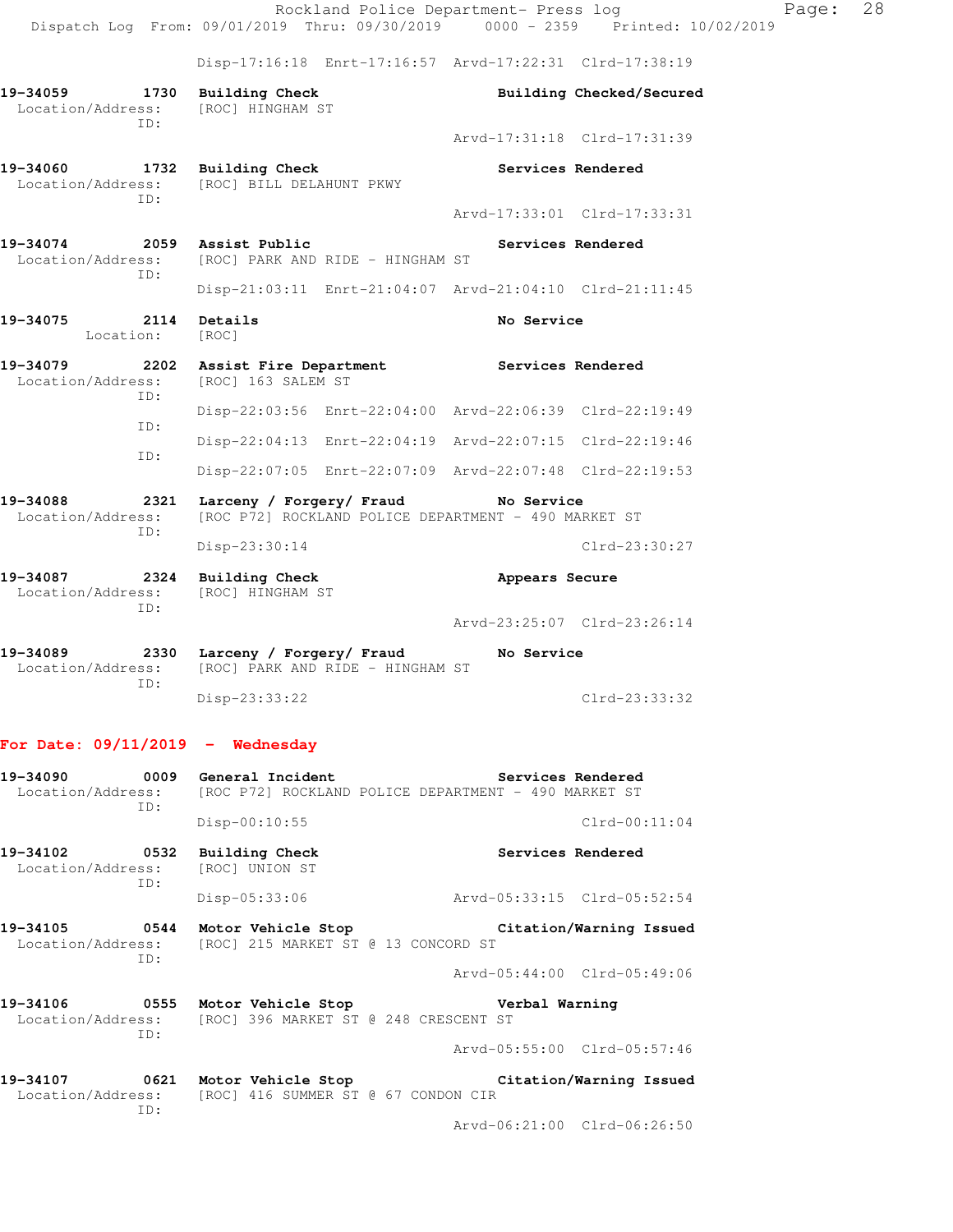Disp-17:16:18 Enrt-17:16:57 Arvd-17:22:31 Clrd-17:38:19

**19-34059 1730 Building Check** Building Checked/Secured
Location/Address: [ROC] HINGHAM ST
ID:
Arvd-17:31:18 Clrd-17:31:39

**19-34060 1732 Building Check** Services Rendered
Location/Address: [ROC] BILL DELAHUNT PKWY
ID:
Arvd-17:33:01 Clrd-17:33:31

**19-34074 2059 Assist Public** Services Rendered
Location/Address: [ROC] PARK AND RIDE - HINGHAM ST
ID:
Disp-21:03:11 Enrt-21:04:07 Arvd-21:04:10 Clrd-21:11:45

**19-34075 2114 Details** No Service
Location: [ROC]

**19-34079 2202 Assist Fire Department** Services Rendered
Location/Address: [ROC] 163 SALEM ST
ID:
Disp-22:03:56 Enrt-22:04:00 Arvd-22:06:39 Clrd-22:19:49
ID:
Disp-22:04:13 Enrt-22:04:19 Arvd-22:07:15 Clrd-22:19:46
ID:
Disp-22:07:05 Enrt-22:07:09 Arvd-22:07:48 Clrd-22:19:53

**19-34088 2321 Larceny / Forgery/ Fraud** No Service
Location/Address: [ROC P72] ROCKLAND POLICE DEPARTMENT - 490 MARKET ST
ID:
Disp-23:30:14 Clrd-23:30:27

**19-34087 2324 Building Check** Appears Secure
Location/Address: [ROC] HINGHAM ST
ID:
Arvd-23:25:07 Clrd-23:26:14

**19-34089 2330 Larceny / Forgery/ Fraud** No Service
Location/Address: [ROC] PARK AND RIDE - HINGHAM ST
ID:
Disp-23:33:22 Clrd-23:33:32

## For Date: 09/11/2019 - Wednesday

**19-34090 0009 General Incident** Services Rendered
Location/Address: [ROC P72] ROCKLAND POLICE DEPARTMENT - 490 MARKET ST
ID:
Disp-00:10:55 Clrd-00:11:04

**19-34102 0532 Building Check** Services Rendered
Location/Address: [ROC] UNION ST
ID:
Disp-05:33:06 Arvd-05:33:15 Clrd-05:52:54

**19-34105 0544 Motor Vehicle Stop** Citation/Warning Issued
Location/Address: [ROC] 215 MARKET ST @ 13 CONCORD ST
ID:
Arvd-05:44:00 Clrd-05:49:06

**19-34106 0555 Motor Vehicle Stop** Verbal Warning
Location/Address: [ROC] 396 MARKET ST @ 248 CRESCENT ST
ID:
Arvd-05:55:00 Clrd-05:57:46

**19-34107 0621 Motor Vehicle Stop** Citation/Warning Issued
Location/Address: [ROC] 416 SUMMER ST @ 67 CONDON CIR
ID:
Arvd-06:21:00 Clrd-06:26:50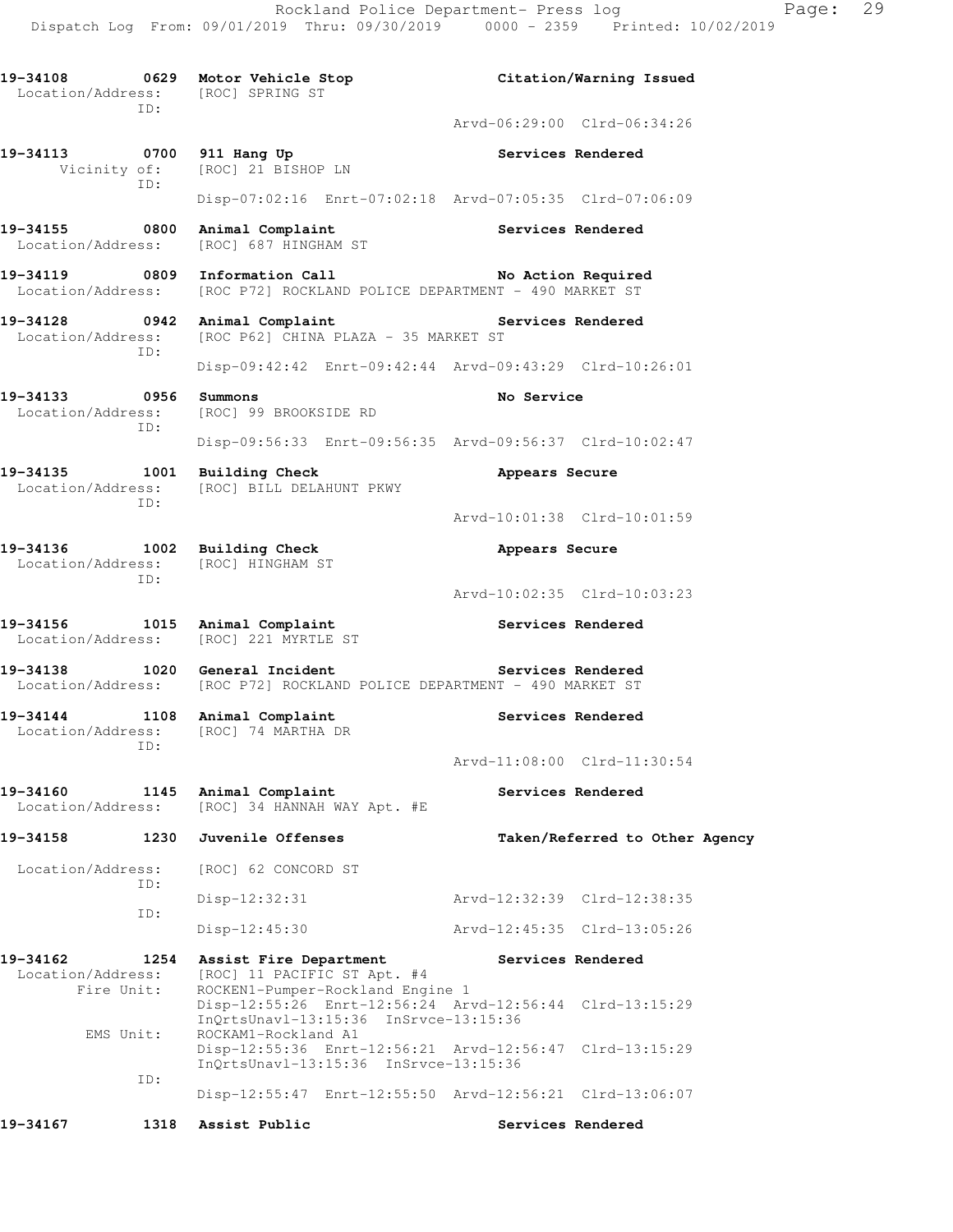**19-34108 0629 Motor Vehicle Stop** — **Citation/Warning Issued**
Location/Address: [ROC] SPRING ST
ID:
Arvd-06:29:00 Clrd-06:34:26

**19-34113 0700 911 Hang Up** — **Services Rendered**
Vicinity of: [ROC] 21 BISHOP LN
ID:
Disp-07:02:16 Enrt-07:02:18 Arvd-07:05:35 Clrd-07:06:09

**19-34155 0800 Animal Complaint** — **Services Rendered**
Location/Address: [ROC] 687 HINGHAM ST

**19-34119 0809 Information Call** — **No Action Required**
Location/Address: [ROC P72] ROCKLAND POLICE DEPARTMENT - 490 MARKET ST

**19-34128 0942 Animal Complaint** — **Services Rendered**
Location/Address: [ROC P62] CHINA PLAZA - 35 MARKET ST
ID:
Disp-09:42:42 Enrt-09:42:44 Arvd-09:43:29 Clrd-10:26:01

**19-34133 0956 Summons** — **No Service**
Location/Address: [ROC] 99 BROOKSIDE RD
ID:
Disp-09:56:33 Enrt-09:56:35 Arvd-09:56:37 Clrd-10:02:47

**19-34135 1001 Building Check** — **Appears Secure**
Location/Address: [ROC] BILL DELAHUNT PKWY
ID:
Arvd-10:01:38 Clrd-10:01:59

**19-34136 1002 Building Check** — **Appears Secure**
Location/Address: [ROC] HINGHAM ST
ID:
Arvd-10:02:35 Clrd-10:03:23

**19-34156 1015 Animal Complaint** — **Services Rendered**
Location/Address: [ROC] 221 MYRTLE ST

**19-34138 1020 General Incident** — **Services Rendered**
Location/Address: [ROC P72] ROCKLAND POLICE DEPARTMENT - 490 MARKET ST

**19-34144 1108 Animal Complaint** — **Services Rendered**
Location/Address: [ROC] 74 MARTHA DR
ID:
Arvd-11:08:00 Clrd-11:30:54

**19-34160 1145 Animal Complaint** — **Services Rendered**
Location/Address: [ROC] 34 HANNAH WAY Apt. #E

**19-34158 1230 Juvenile Offenses** — **Taken/Referred to Other Agency**
Location/Address: [ROC] 62 CONCORD ST
ID:
Disp-12:32:31 Arvd-12:32:39 Clrd-12:38:35
ID:
Disp-12:45:30 Arvd-12:45:35 Clrd-13:05:26

**19-34162 1254 Assist Fire Department** — **Services Rendered**
Location/Address: [ROC] 11 PACIFIC ST Apt. #4
Fire Unit: ROCKEN1-Pumper-Rockland Engine 1
Disp-12:55:26 Enrt-12:56:24 Arvd-12:56:44 Clrd-13:15:29
InQrtsUnavl-13:15:36 InSrvce-13:15:36
EMS Unit: ROCKAM1-Rockland A1
Disp-12:55:36 Enrt-12:56:21 Arvd-12:56:47 Clrd-13:15:29
InQrtsUnavl-13:15:36 InSrvce-13:15:36
ID:
Disp-12:55:47 Enrt-12:55:50 Arvd-12:56:21 Clrd-13:06:07

**19-34167 1318 Assist Public** — **Services Rendered**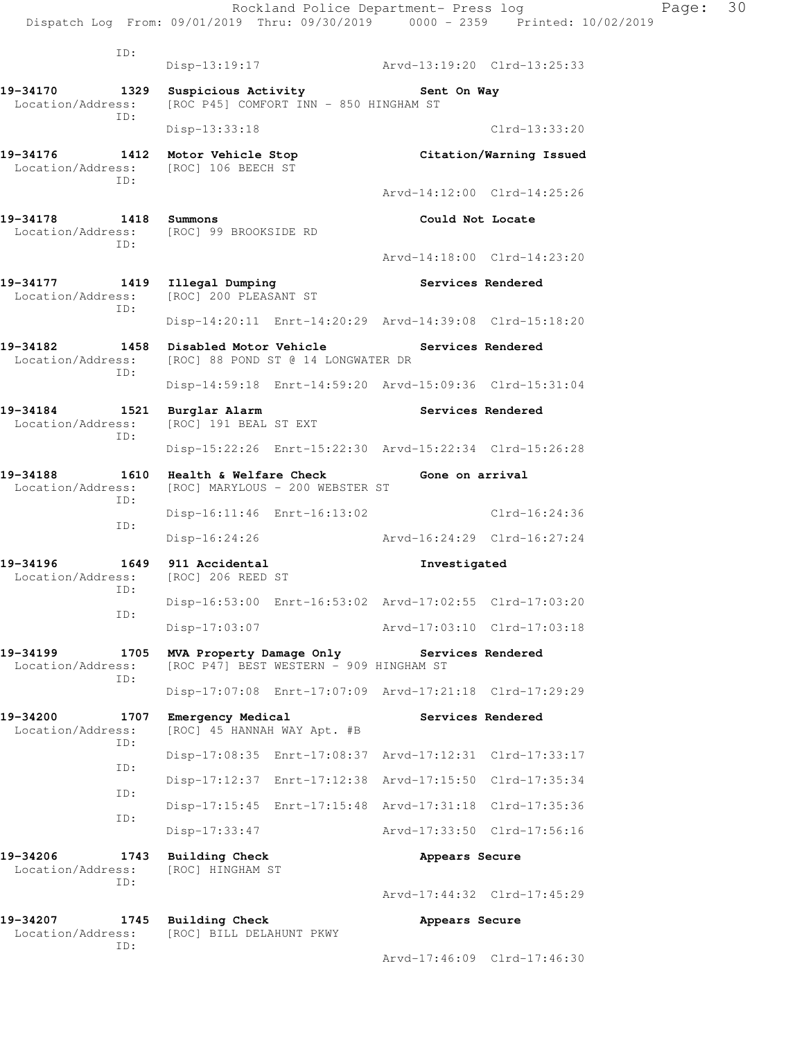ID:
Disp-13:19:17 Arvd-13:19:20 Clrd-13:25:33

**19-34170 1329 Suspicious Activity** **Sent On Way**
Location/Address: [ROC P45] COMFORT INN - 850 HINGHAM ST
ID:
Disp-13:33:18 Clrd-13:33:20

**19-34176 1412 Motor Vehicle Stop** **Citation/Warning Issued**
Location/Address: [ROC] 106 BEECH ST
ID:
Arvd-14:12:00 Clrd-14:25:26

**19-34178 1418 Summons** **Could Not Locate**
Location/Address: [ROC] 99 BROOKSIDE RD
ID:
Arvd-14:18:00 Clrd-14:23:20

**19-34177 1419 Illegal Dumping** **Services Rendered**
Location/Address: [ROC] 200 PLEASANT ST
ID:
Disp-14:20:11 Enrt-14:20:29 Arvd-14:39:08 Clrd-15:18:20

**19-34182 1458 Disabled Motor Vehicle** **Services Rendered**
Location/Address: [ROC] 88 POND ST @ 14 LONGWATER DR
ID:
Disp-14:59:18 Enrt-14:59:20 Arvd-15:09:36 Clrd-15:31:04

**19-34184 1521 Burglar Alarm** **Services Rendered**
Location/Address: [ROC] 191 BEAL ST EXT
ID:
Disp-15:22:26 Enrt-15:22:30 Arvd-15:22:34 Clrd-15:26:28

**19-34188 1610 Health & Welfare Check** **Gone on arrival**
Location/Address: [ROC] MARYLOUS - 200 WEBSTER ST
ID:
Disp-16:11:46 Enrt-16:13:02 Clrd-16:24:36
ID:
Disp-16:24:26 Arvd-16:24:29 Clrd-16:27:24

**19-34196 1649 911 Accidental** **Investigated**
Location/Address: [ROC] 206 REED ST
ID:
Disp-16:53:00 Enrt-16:53:02 Arvd-17:02:55 Clrd-17:03:20
ID:
Disp-17:03:07 Arvd-17:03:10 Clrd-17:03:18

**19-34199 1705 MVA Property Damage Only** **Services Rendered**
Location/Address: [ROC P47] BEST WESTERN - 909 HINGHAM ST
ID:
Disp-17:07:08 Enrt-17:07:09 Arvd-17:21:18 Clrd-17:29:29

**19-34200 1707 Emergency Medical** **Services Rendered**
Location/Address: [ROC] 45 HANNAH WAY Apt. #B
ID:
Disp-17:08:35 Enrt-17:08:37 Arvd-17:12:31 Clrd-17:33:17
ID:
Disp-17:12:37 Enrt-17:12:38 Arvd-17:15:50 Clrd-17:35:34
ID:
Disp-17:15:45 Enrt-17:15:48 Arvd-17:31:18 Clrd-17:35:36
ID:
Disp-17:33:47 Arvd-17:33:50 Clrd-17:56:16

**19-34206 1743 Building Check** **Appears Secure**
Location/Address: [ROC] HINGHAM ST
ID:
Arvd-17:44:32 Clrd-17:45:29

**19-34207 1745 Building Check** **Appears Secure**
Location/Address: [ROC] BILL DELAHUNT PKWY
ID:
Arvd-17:46:09 Clrd-17:46:30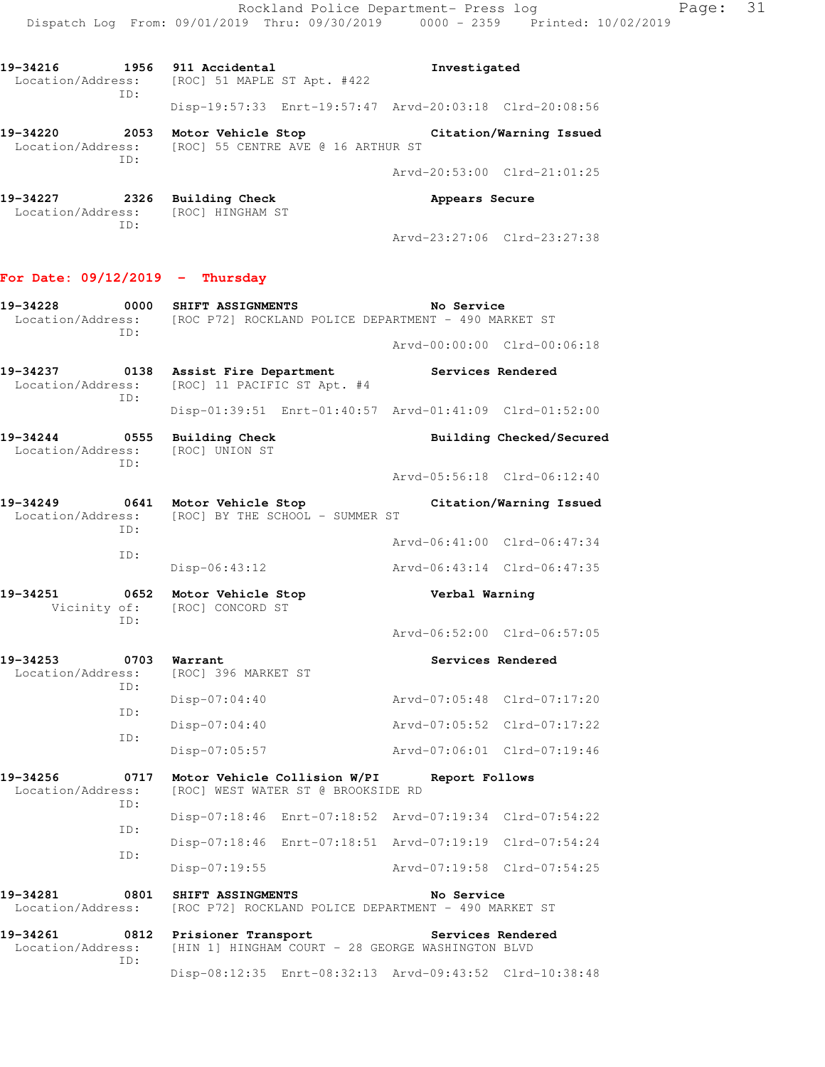19-34216 1956 911 Accidental Investigated
Location/Address: [ROC] 51 MAPLE ST Apt. #422
ID:
Disp-19:57:33 Enrt-19:57:47 Arvd-20:03:18 Clrd-20:08:56

19-34220 2053 Motor Vehicle Stop Citation/Warning Issued
Location/Address: [ROC] 55 CENTRE AVE @ 16 ARTHUR ST
ID:
Arvd-20:53:00 Clrd-21:01:25

19-34227 2326 Building Check Appears Secure
Location/Address: [ROC] HINGHAM ST
ID:
Arvd-23:27:06 Clrd-23:27:38

## For Date: 09/12/2019 - Thursday

19-34228 0000 SHIFT ASSIGNMENTS No Service
Location/Address: [ROC P72] ROCKLAND POLICE DEPARTMENT - 490 MARKET ST
ID:
Arvd-00:00:00 Clrd-00:06:18

19-34237 0138 Assist Fire Department Services Rendered
Location/Address: [ROC] 11 PACIFIC ST Apt. #4
ID:
Disp-01:39:51 Enrt-01:40:57 Arvd-01:41:09 Clrd-01:52:00

19-34244 0555 Building Check Building Checked/Secured
Location/Address: [ROC] UNION ST
ID:
Arvd-05:56:18 Clrd-06:12:40

19-34249 0641 Motor Vehicle Stop Citation/Warning Issued
Location/Address: [ROC] BY THE SCHOOL - SUMMER ST
ID:
Arvd-06:41:00 Clrd-06:47:34
ID:
Disp-06:43:12 Arvd-06:43:14 Clrd-06:47:35

19-34251 0652 Motor Vehicle Stop Verbal Warning
Vicinity of: [ROC] CONCORD ST
ID:
Arvd-06:52:00 Clrd-06:57:05

19-34253 0703 Warrant Services Rendered
Location/Address: [ROC] 396 MARKET ST
ID:
Disp-07:04:40 Arvd-07:05:48 Clrd-07:17:20
ID:
Disp-07:04:40 Arvd-07:05:52 Clrd-07:17:22
ID:
Disp-07:05:57 Arvd-07:06:01 Clrd-07:19:46

19-34256 0717 Motor Vehicle Collision W/PI Report Follows
Location/Address: [ROC] WEST WATER ST @ BROOKSIDE RD
ID:
Disp-07:18:46 Enrt-07:18:52 Arvd-07:19:34 Clrd-07:54:22
ID:
Disp-07:18:46 Enrt-07:18:51 Arvd-07:19:19 Clrd-07:54:24
ID:
Disp-07:19:55 Arvd-07:19:58 Clrd-07:54:25

19-34281 0801 SHIFT ASSINGMENTS No Service
Location/Address: [ROC P72] ROCKLAND POLICE DEPARTMENT - 490 MARKET ST

19-34261 0812 Prisioner Transport Services Rendered
Location/Address: [HIN 1] HINGHAM COURT - 28 GEORGE WASHINGTON BLVD
ID:
Disp-08:12:35 Enrt-08:32:13 Arvd-09:43:52 Clrd-10:38:48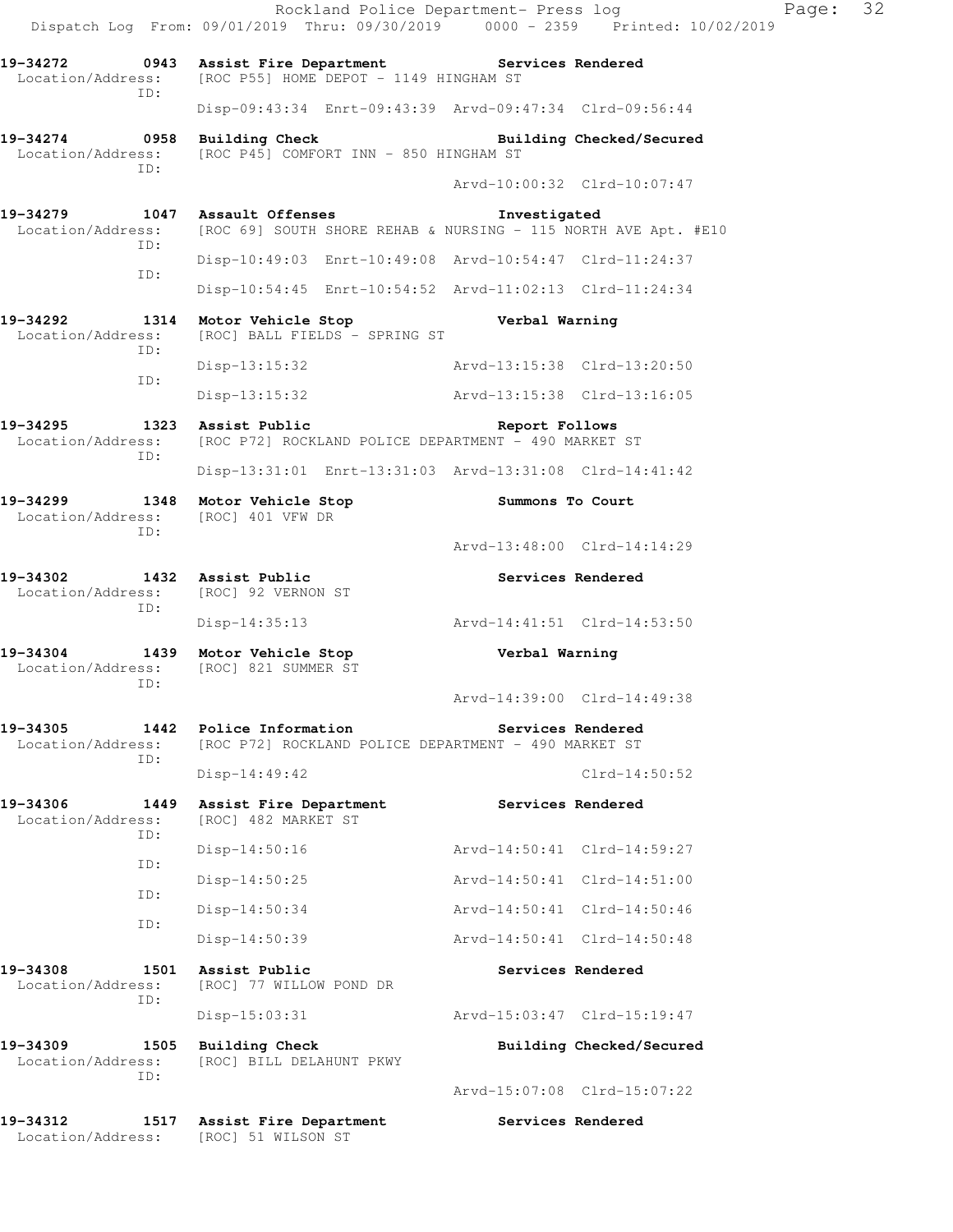19-34272 0943 Assist Fire Department Services Rendered
Location/Address: [ROC P55] HOME DEPOT - 1149 HINGHAM ST
ID:
Disp-09:43:34 Enrt-09:43:39 Arvd-09:47:34 Clrd-09:56:44

19-34274 0958 Building Check Building Checked/Secured
Location/Address: [ROC P45] COMFORT INN - 850 HINGHAM ST
ID:
Arvd-10:00:32 Clrd-10:07:47

19-34279 1047 Assault Offenses Investigated
Location/Address: [ROC 69] SOUTH SHORE REHAB & NURSING - 115 NORTH AVE Apt. #E10
ID:
Disp-10:49:03 Enrt-10:49:08 Arvd-10:54:47 Clrd-11:24:37
ID:
Disp-10:54:45 Enrt-10:54:52 Arvd-11:02:13 Clrd-11:24:34

19-34292 1314 Motor Vehicle Stop Verbal Warning
Location/Address: [ROC] BALL FIELDS - SPRING ST
ID:
Disp-13:15:32 Arvd-13:15:38 Clrd-13:20:50
ID:
Disp-13:15:32 Arvd-13:15:38 Clrd-13:16:05

19-34295 1323 Assist Public Report Follows
Location/Address: [ROC P72] ROCKLAND POLICE DEPARTMENT - 490 MARKET ST
ID:
Disp-13:31:01 Enrt-13:31:03 Arvd-13:31:08 Clrd-14:41:42

19-34299 1348 Motor Vehicle Stop Summons To Court
Location/Address: [ROC] 401 VFW DR
ID:
Arvd-13:48:00 Clrd-14:14:29

19-34302 1432 Assist Public Services Rendered
Location/Address: [ROC] 92 VERNON ST
ID:
Disp-14:35:13 Arvd-14:41:51 Clrd-14:53:50

19-34304 1439 Motor Vehicle Stop Verbal Warning
Location/Address: [ROC] 821 SUMMER ST
ID:
Arvd-14:39:00 Clrd-14:49:38

19-34305 1442 Police Information Services Rendered
Location/Address: [ROC P72] ROCKLAND POLICE DEPARTMENT - 490 MARKET ST
ID:
Disp-14:49:42 Clrd-14:50:52

19-34306 1449 Assist Fire Department Services Rendered
Location/Address: [ROC] 482 MARKET ST
ID:
Disp-14:50:16 Arvd-14:50:41 Clrd-14:59:27
ID:
Disp-14:50:25 Arvd-14:50:41 Clrd-14:51:00
ID:
Disp-14:50:34 Arvd-14:50:41 Clrd-14:50:46
ID:
Disp-14:50:39 Arvd-14:50:41 Clrd-14:50:48

19-34308 1501 Assist Public Services Rendered
Location/Address: [ROC] 77 WILLOW POND DR
ID:
Disp-15:03:31 Arvd-15:03:47 Clrd-15:19:47

19-34309 1505 Building Check Building Checked/Secured
Location/Address: [ROC] BILL DELAHUNT PKWY
ID:
Arvd-15:07:08 Clrd-15:07:22

19-34312 1517 Assist Fire Department Services Rendered
Location/Address: [ROC] 51 WILSON ST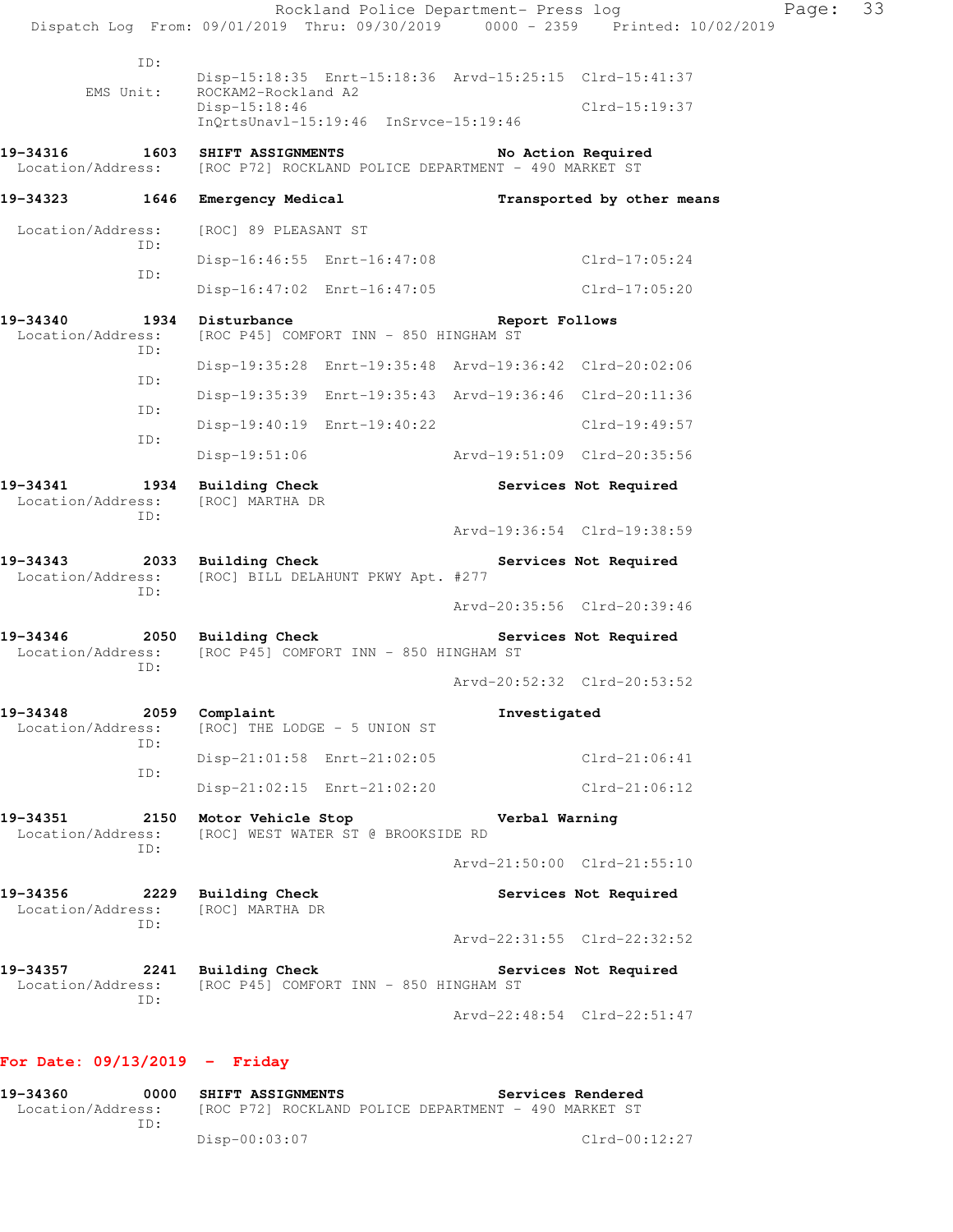```
            ID:
                    Disp-15:18:35  Enrt-15:18:36  Arvd-15:25:15  Clrd-15:41:37
        EMS Unit:   ROCKAM2-Rockland A2
                    Disp-15:18:46                                Clrd-15:19:37
                    InQrtsUnavl-15:19:46  InSrvce-15:19:46

19-34316        1603  SHIFT ASSIGNMENTS                    No Action Required
  Location/Address:   [ROC P72] ROCKLAND POLICE DEPARTMENT - 490 MARKET ST

19-34323        1646  Emergency Medical                    Transported by other means

  Location/Address:   [ROC] 89 PLEASANT ST
            ID:
                    Disp-16:46:55  Enrt-16:47:08                 Clrd-17:05:24
            ID:
                    Disp-16:47:02  Enrt-16:47:05                 Clrd-17:05:20

19-34340        1934  Disturbance                          Report Follows
  Location/Address:   [ROC P45] COMFORT INN - 850 HINGHAM ST
            ID:
                    Disp-19:35:28  Enrt-19:35:48  Arvd-19:36:42  Clrd-20:02:06
            ID:
                    Disp-19:35:39  Enrt-19:35:43  Arvd-19:36:46  Clrd-20:11:36
            ID:
                    Disp-19:40:19  Enrt-19:40:22                 Clrd-19:49:57
            ID:
                    Disp-19:51:06                 Arvd-19:51:09  Clrd-20:35:56

19-34341        1934  Building Check                       Services Not Required
  Location/Address:   [ROC] MARTHA DR
            ID:
                                                  Arvd-19:36:54  Clrd-19:38:59

19-34343        2033  Building Check                       Services Not Required
  Location/Address:   [ROC] BILL DELAHUNT PKWY Apt. #277
            ID:
                                                  Arvd-20:35:56  Clrd-20:39:46

19-34346        2050  Building Check                       Services Not Required
  Location/Address:   [ROC P45] COMFORT INN - 850 HINGHAM ST
            ID:
                                                  Arvd-20:52:32  Clrd-20:53:52

19-34348        2059  Complaint                            Investigated
  Location/Address:   [ROC] THE LODGE - 5 UNION ST
            ID:
                    Disp-21:01:58  Enrt-21:02:05                 Clrd-21:06:41
            ID:
                    Disp-21:02:15  Enrt-21:02:20                 Clrd-21:06:12

19-34351        2150  Motor Vehicle Stop                   Verbal Warning
  Location/Address:   [ROC] WEST WATER ST @ BROOKSIDE RD
            ID:
                                                  Arvd-21:50:00  Clrd-21:55:10

19-34356        2229  Building Check                       Services Not Required
  Location/Address:   [ROC] MARTHA DR
            ID:
                                                  Arvd-22:31:55  Clrd-22:32:52

19-34357        2241  Building Check                       Services Not Required
  Location/Address:   [ROC P45] COMFORT INN - 850 HINGHAM ST
            ID:
                                                  Arvd-22:48:54  Clrd-22:51:47
```

**For Date: 09/13/2019 - Friday**

```
19-34360        0000  SHIFT ASSIGNMENTS                    Services Rendered
  Location/Address:   [ROC P72] ROCKLAND POLICE DEPARTMENT - 490 MARKET ST
            ID:
                    Disp-00:03:07                                Clrd-00:12:27
```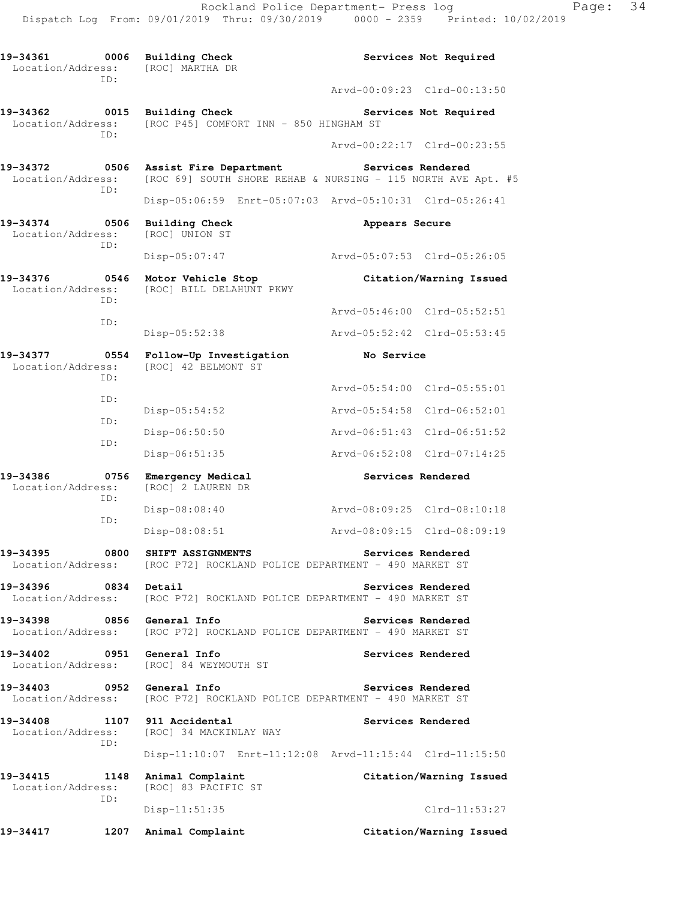19-34361 0006 Building Check Services Not Required
Location/Address: [ROC] MARTHA DR
ID:
Arvd-00:09:23 Clrd-00:13:50

19-34362 0015 Building Check Services Not Required
Location/Address: [ROC P45] COMFORT INN - 850 HINGHAM ST
ID:
Arvd-00:22:17 Clrd-00:23:55

19-34372 0506 Assist Fire Department Services Rendered
Location/Address: [ROC 69] SOUTH SHORE REHAB & NURSING - 115 NORTH AVE Apt. #5
ID:
Disp-05:06:59 Enrt-05:07:03 Arvd-05:10:31 Clrd-05:26:41

19-34374 0506 Building Check Appears Secure
Location/Address: [ROC] UNION ST
ID:
Disp-05:07:47 Arvd-05:07:53 Clrd-05:26:05

19-34376 0546 Motor Vehicle Stop Citation/Warning Issued
Location/Address: [ROC] BILL DELAHUNT PKWY
ID:
Arvd-05:46:00 Clrd-05:52:51
ID:
Disp-05:52:38 Arvd-05:52:42 Clrd-05:53:45

19-34377 0554 Follow-Up Investigation No Service
Location/Address: [ROC] 42 BELMONT ST
ID:
Arvd-05:54:00 Clrd-05:55:01
ID:
Disp-05:54:52 Arvd-05:54:58 Clrd-06:52:01
ID:
Disp-06:50:50 Arvd-06:51:43 Clrd-06:51:52
ID:
Disp-06:51:35 Arvd-06:52:08 Clrd-07:14:25

19-34386 0756 Emergency Medical Services Rendered
Location/Address: [ROC] 2 LAUREN DR
ID:
Disp-08:08:40 Arvd-08:09:25 Clrd-08:10:18
ID:
Disp-08:08:51 Arvd-08:09:15 Clrd-08:09:19

19-34395 0800 SHIFT ASSIGNMENTS Services Rendered
Location/Address: [ROC P72] ROCKLAND POLICE DEPARTMENT - 490 MARKET ST

19-34396 0834 Detail Services Rendered
Location/Address: [ROC P72] ROCKLAND POLICE DEPARTMENT - 490 MARKET ST

19-34398 0856 General Info Services Rendered
Location/Address: [ROC P72] ROCKLAND POLICE DEPARTMENT - 490 MARKET ST

19-34402 0951 General Info Services Rendered
Location/Address: [ROC] 84 WEYMOUTH ST

19-34403 0952 General Info Services Rendered
Location/Address: [ROC P72] ROCKLAND POLICE DEPARTMENT - 490 MARKET ST

19-34408 1107 911 Accidental Services Rendered
Location/Address: [ROC] 34 MACKINLAY WAY
ID:
Disp-11:10:07 Enrt-11:12:08 Arvd-11:15:44 Clrd-11:15:50

19-34415 1148 Animal Complaint Citation/Warning Issued
Location/Address: [ROC] 83 PACIFIC ST
ID:
Disp-11:51:35 Clrd-11:53:27

19-34417 1207 Animal Complaint Citation/Warning Issued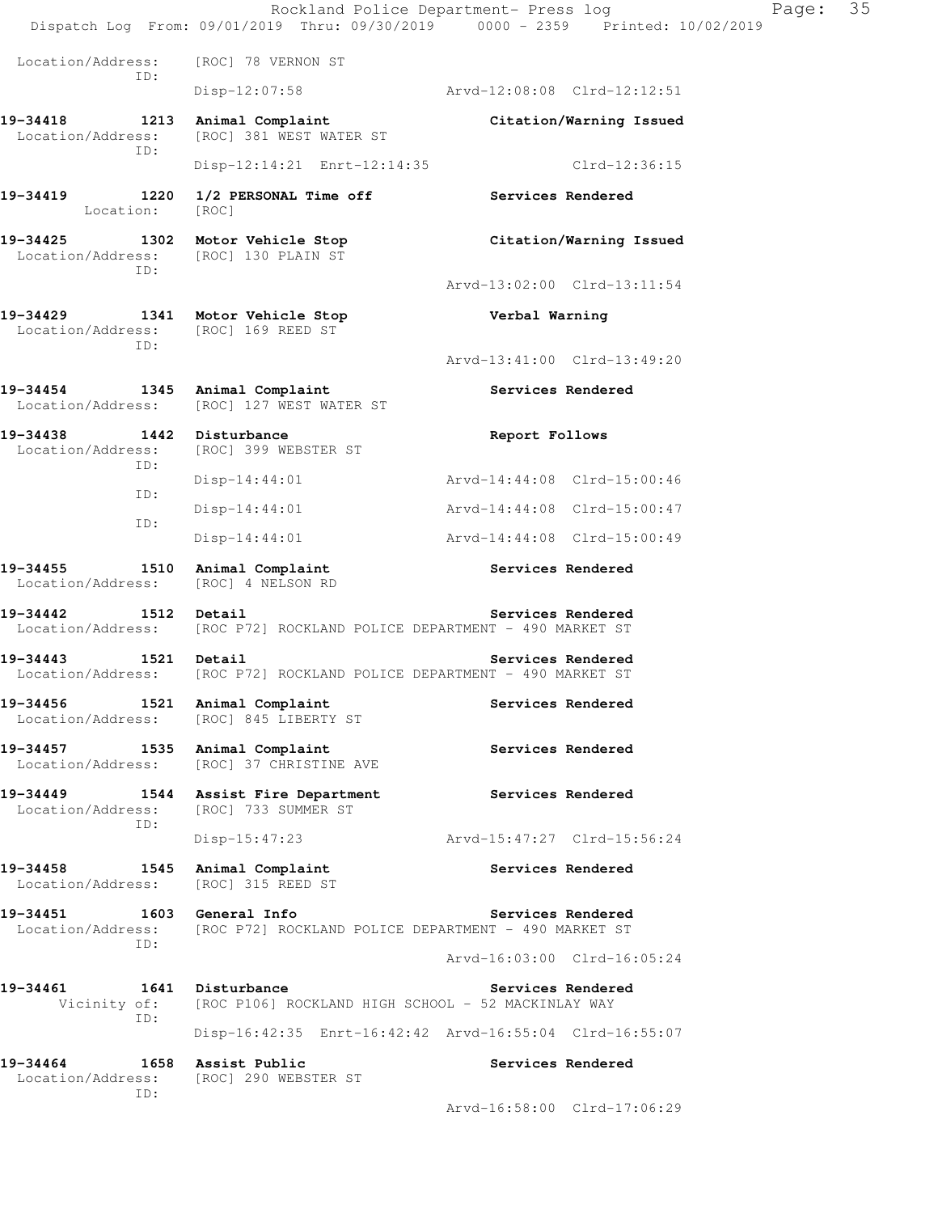Location/Address: [ROC] 78 VERNON ST
ID:
Disp-12:07:58 Arvd-12:08:08 Clrd-12:12:51

**19-34418 1213 Animal Complaint Citation/Warning Issued**
Location/Address: [ROC] 381 WEST WATER ST
ID:
Disp-12:14:21 Enrt-12:14:35 Clrd-12:36:15

**19-34419 1220 1/2 PERSONAL Time off Services Rendered**
Location: [ROC]

**19-34425 1302 Motor Vehicle Stop Citation/Warning Issued**
Location/Address: [ROC] 130 PLAIN ST
ID:
Arvd-13:02:00 Clrd-13:11:54

**19-34429 1341 Motor Vehicle Stop Verbal Warning**
Location/Address: [ROC] 169 REED ST
ID:
Arvd-13:41:00 Clrd-13:49:20

**19-34454 1345 Animal Complaint Services Rendered**
Location/Address: [ROC] 127 WEST WATER ST

**19-34438 1442 Disturbance Report Follows**
Location/Address: [ROC] 399 WEBSTER ST
ID:
Disp-14:44:01 Arvd-14:44:08 Clrd-15:00:46
ID:
Disp-14:44:01 Arvd-14:44:08 Clrd-15:00:47
ID:
Disp-14:44:01 Arvd-14:44:08 Clrd-15:00:49

**19-34455 1510 Animal Complaint Services Rendered**
Location/Address: [ROC] 4 NELSON RD

**19-34442 1512 Detail Services Rendered**
Location/Address: [ROC P72] ROCKLAND POLICE DEPARTMENT - 490 MARKET ST

**19-34443 1521 Detail Services Rendered**
Location/Address: [ROC P72] ROCKLAND POLICE DEPARTMENT - 490 MARKET ST

**19-34456 1521 Animal Complaint Services Rendered**
Location/Address: [ROC] 845 LIBERTY ST

**19-34457 1535 Animal Complaint Services Rendered**
Location/Address: [ROC] 37 CHRISTINE AVE

**19-34449 1544 Assist Fire Department Services Rendered**
Location/Address: [ROC] 733 SUMMER ST
ID:
Disp-15:47:23 Arvd-15:47:27 Clrd-15:56:24

**19-34458 1545 Animal Complaint Services Rendered**
Location/Address: [ROC] 315 REED ST

**19-34451 1603 General Info Services Rendered**
Location/Address: [ROC P72] ROCKLAND POLICE DEPARTMENT - 490 MARKET ST
ID:
Arvd-16:03:00 Clrd-16:05:24

**19-34461 1641 Disturbance Services Rendered**
Vicinity of: [ROC P106] ROCKLAND HIGH SCHOOL - 52 MACKINLAY WAY
ID:
Disp-16:42:35 Enrt-16:42:42 Arvd-16:55:04 Clrd-16:55:07

**19-34464 1658 Assist Public Services Rendered**
Location/Address: [ROC] 290 WEBSTER ST
ID:
Arvd-16:58:00 Clrd-17:06:29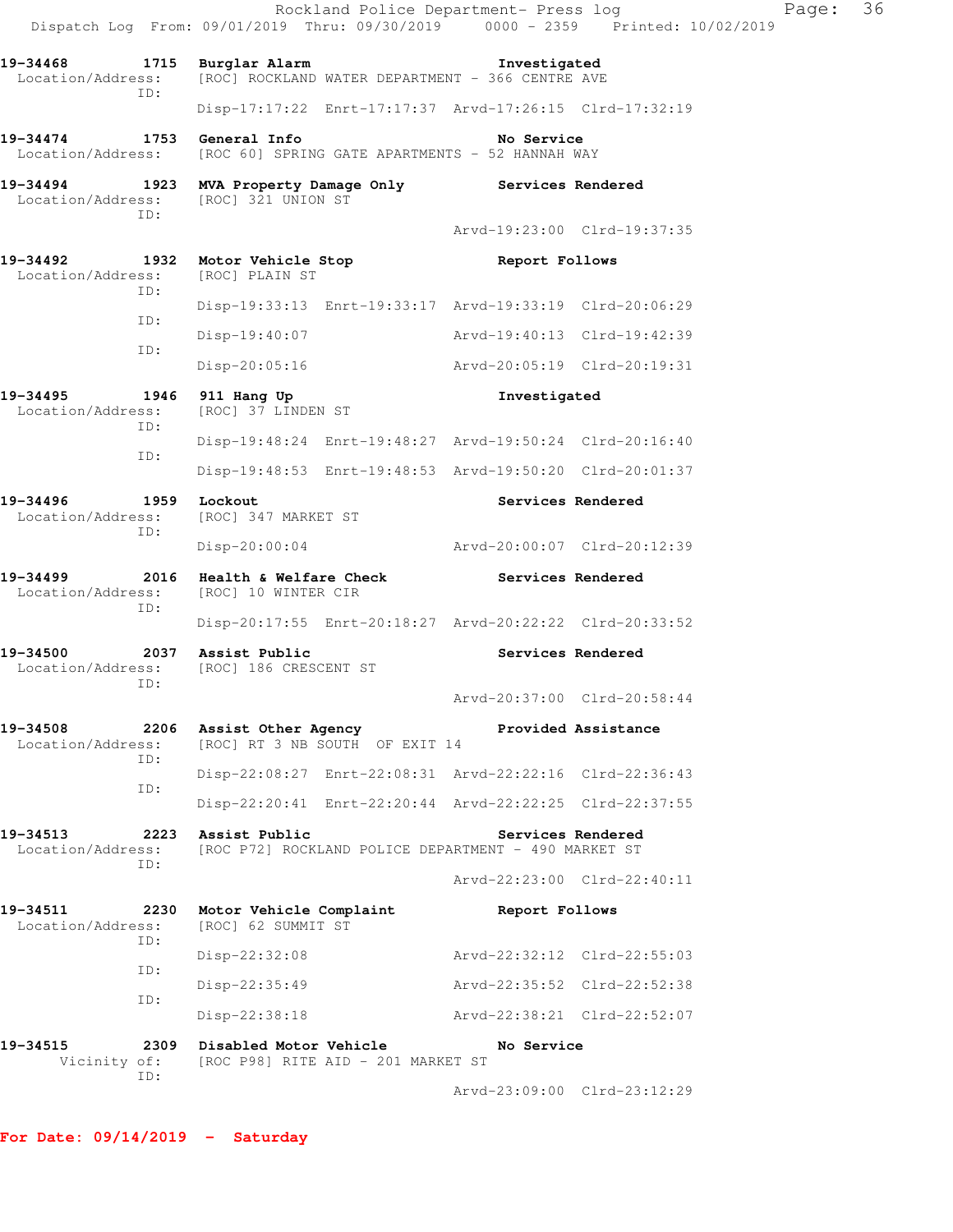Rockland Police Department- Press log
Dispatch Log From: 09/01/2019 Thru: 09/30/2019 0000 - 2359 Printed: 10/02/2019

**19-34468 1715 Burglar Alarm** Investigated
Location/Address: [ROC] ROCKLAND WATER DEPARTMENT - 366 CENTRE AVE
ID:
Disp-17:17:22 Enrt-17:17:37 Arvd-17:26:15 Clrd-17:32:19

**19-34474 1753 General Info** No Service
Location/Address: [ROC 60] SPRING GATE APARTMENTS - 52 HANNAH WAY

**19-34494 1923 MVA Property Damage Only** Services Rendered
Location/Address: [ROC] 321 UNION ST
ID:
Arvd-19:23:00 Clrd-19:37:35

**19-34492 1932 Motor Vehicle Stop** Report Follows
Location/Address: [ROC] PLAIN ST
ID:
Disp-19:33:13 Enrt-19:33:17 Arvd-19:33:19 Clrd-20:06:29
ID:
Disp-19:40:07 Arvd-19:40:13 Clrd-19:42:39
ID:
Disp-20:05:16 Arvd-20:05:19 Clrd-20:19:31

**19-34495 1946 911 Hang Up** Investigated
Location/Address: [ROC] 37 LINDEN ST
ID:
Disp-19:48:24 Enrt-19:48:27 Arvd-19:50:24 Clrd-20:16:40
ID:
Disp-19:48:53 Enrt-19:48:53 Arvd-19:50:20 Clrd-20:01:37

**19-34496 1959 Lockout** Services Rendered
Location/Address: [ROC] 347 MARKET ST
ID:
Disp-20:00:04 Arvd-20:00:07 Clrd-20:12:39

**19-34499 2016 Health & Welfare Check** Services Rendered
Location/Address: [ROC] 10 WINTER CIR
ID:
Disp-20:17:55 Enrt-20:18:27 Arvd-20:22:22 Clrd-20:33:52

**19-34500 2037 Assist Public** Services Rendered
Location/Address: [ROC] 186 CRESCENT ST
ID:
Arvd-20:37:00 Clrd-20:58:44

**19-34508 2206 Assist Other Agency** Provided Assistance
Location/Address: [ROC] RT 3 NB SOUTH OF EXIT 14
ID:
Disp-22:08:27 Enrt-22:08:31 Arvd-22:22:16 Clrd-22:36:43
ID:
Disp-22:20:41 Enrt-22:20:44 Arvd-22:22:25 Clrd-22:37:55

**19-34513 2223 Assist Public** Services Rendered
Location/Address: [ROC P72] ROCKLAND POLICE DEPARTMENT - 490 MARKET ST
ID:
Arvd-22:23:00 Clrd-22:40:11

**19-34511 2230 Motor Vehicle Complaint** Report Follows
Location/Address: [ROC] 62 SUMMIT ST
ID:
Disp-22:32:08 Arvd-22:32:12 Clrd-22:55:03
ID:
Disp-22:35:49 Arvd-22:35:52 Clrd-22:52:38
ID:
Disp-22:38:18 Arvd-22:38:21 Clrd-22:52:07

**19-34515 2309 Disabled Motor Vehicle** No Service
Vicinity of: [ROC P98] RITE AID - 201 MARKET ST
ID:
Arvd-23:09:00 Clrd-23:12:29

**For Date: 09/14/2019 - Saturday**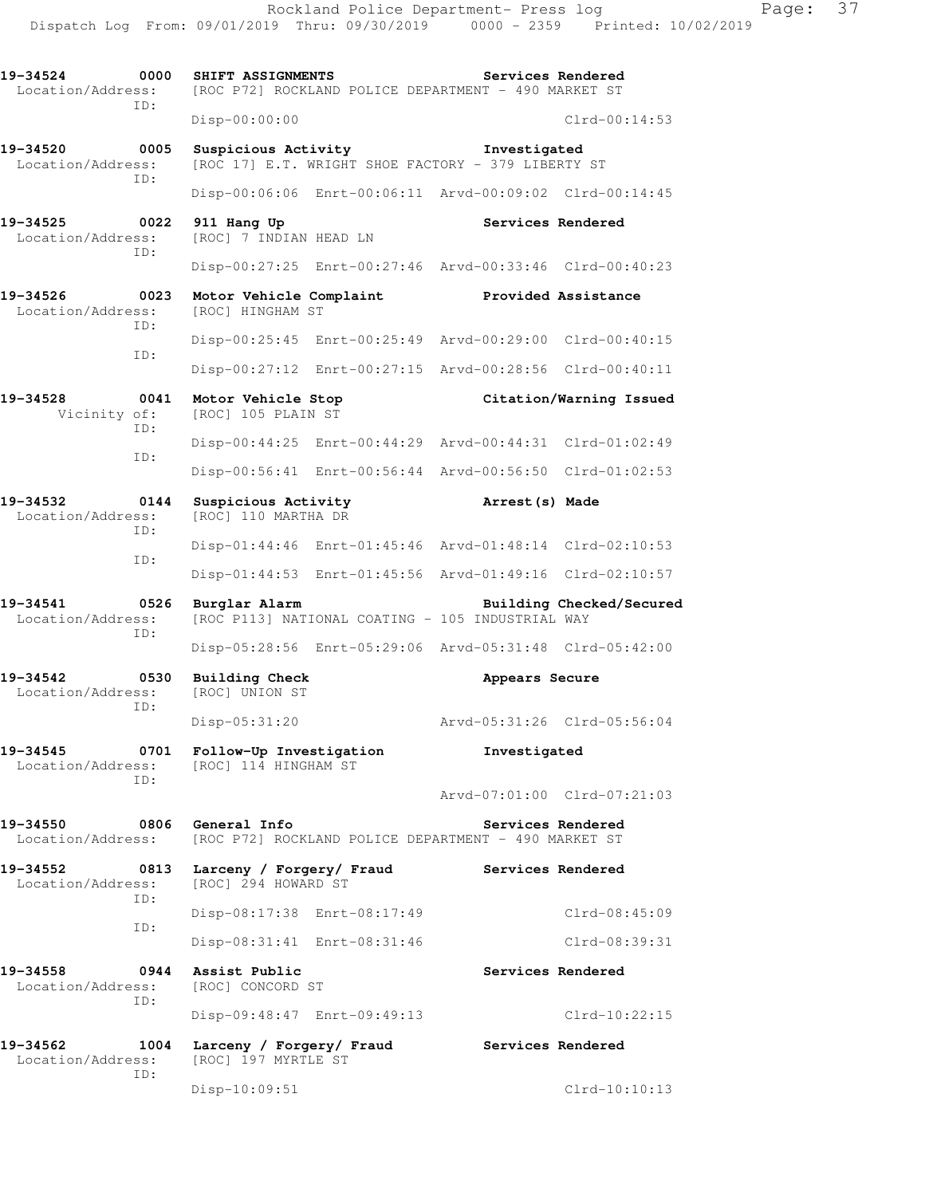**19-34524 0000 SHIFT ASSIGNMENTS — Services Rendered**
Location/Address: [ROC P72] ROCKLAND POLICE DEPARTMENT - 490 MARKET ST
ID:
Disp-00:00:00 Clrd-00:14:53

**19-34520 0005 Suspicious Activity — Investigated**
Location/Address: [ROC 17] E.T. WRIGHT SHOE FACTORY - 379 LIBERTY ST
ID:
Disp-00:06:06 Enrt-00:06:11 Arvd-00:09:02 Clrd-00:14:45

**19-34525 0022 911 Hang Up — Services Rendered**
Location/Address: [ROC] 7 INDIAN HEAD LN
ID:
Disp-00:27:25 Enrt-00:27:46 Arvd-00:33:46 Clrd-00:40:23

**19-34526 0023 Motor Vehicle Complaint — Provided Assistance**
Location/Address: [ROC] HINGHAM ST
ID:
Disp-00:25:45 Enrt-00:25:49 Arvd-00:29:00 Clrd-00:40:15
ID:
Disp-00:27:12 Enrt-00:27:15 Arvd-00:28:56 Clrd-00:40:11

**19-34528 0041 Motor Vehicle Stop — Citation/Warning Issued**
Vicinity of: [ROC] 105 PLAIN ST
ID:
Disp-00:44:25 Enrt-00:44:29 Arvd-00:44:31 Clrd-01:02:49
ID:
Disp-00:56:41 Enrt-00:56:44 Arvd-00:56:50 Clrd-01:02:53

**19-34532 0144 Suspicious Activity — Arrest(s) Made**
Location/Address: [ROC] 110 MARTHA DR
ID:
Disp-01:44:46 Enrt-01:45:46 Arvd-01:48:14 Clrd-02:10:53
ID:
Disp-01:44:53 Enrt-01:45:56 Arvd-01:49:16 Clrd-02:10:57

**19-34541 0526 Burglar Alarm — Building Checked/Secured**
Location/Address: [ROC P113] NATIONAL COATING - 105 INDUSTRIAL WAY
ID:
Disp-05:28:56 Enrt-05:29:06 Arvd-05:31:48 Clrd-05:42:00

**19-34542 0530 Building Check — Appears Secure**
Location/Address: [ROC] UNION ST
ID:
Disp-05:31:20 Arvd-05:31:26 Clrd-05:56:04

**19-34545 0701 Follow-Up Investigation — Investigated**
Location/Address: [ROC] 114 HINGHAM ST
ID:
Arvd-07:01:00 Clrd-07:21:03

**19-34550 0806 General Info — Services Rendered**
Location/Address: [ROC P72] ROCKLAND POLICE DEPARTMENT - 490 MARKET ST

**19-34552 0813 Larceny / Forgery/ Fraud — Services Rendered**
Location/Address: [ROC] 294 HOWARD ST
ID:
Disp-08:17:38 Enrt-08:17:49 Clrd-08:45:09
ID:
Disp-08:31:41 Enrt-08:31:46 Clrd-08:39:31

**19-34558 0944 Assist Public — Services Rendered**
Location/Address: [ROC] CONCORD ST
ID:
Disp-09:48:47 Enrt-09:49:13 Clrd-10:22:15

**19-34562 1004 Larceny / Forgery/ Fraud — Services Rendered**
Location/Address: [ROC] 197 MYRTLE ST
ID:
Disp-10:09:51 Clrd-10:10:13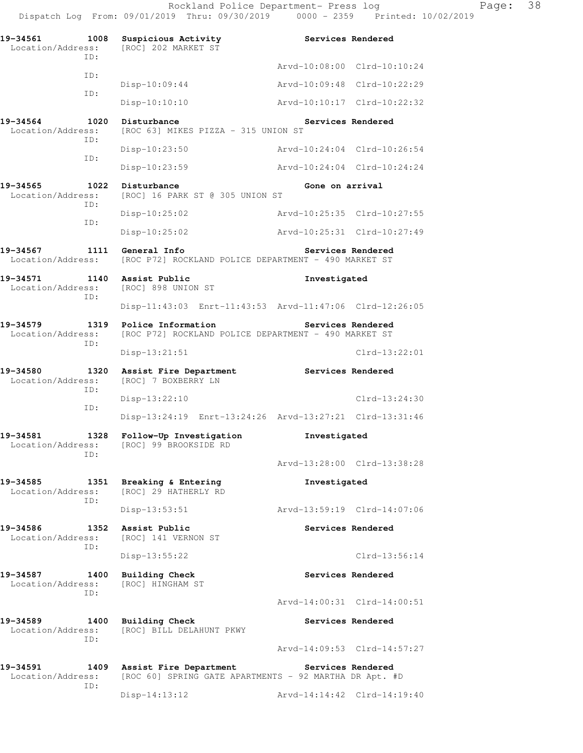Rockland Police Department- Press log
Dispatch Log From: 09/01/2019 Thru: 09/30/2019 0000 - 2359 Printed: 10/02/2019

```
19-34561        1008  Suspicious Activity                  Services Rendered
 Location/Address:    [ROC] 202 MARKET ST
              ID:
                                                  Arvd-10:08:00  Clrd-10:10:24
              ID:
                      Disp-10:09:44               Arvd-10:09:48  Clrd-10:22:29
              ID:
                      Disp-10:10:10               Arvd-10:10:17  Clrd-10:22:32

19-34564        1020  Disturbance                          Services Rendered
 Location/Address:    [ROC 63] MIKES PIZZA - 315 UNION ST
              ID:
                      Disp-10:23:50               Arvd-10:24:04  Clrd-10:26:54
              ID:
                      Disp-10:23:59               Arvd-10:24:04  Clrd-10:24:24

19-34565        1022  Disturbance                          Gone on arrival
 Location/Address:    [ROC] 16 PARK ST @ 305 UNION ST
              ID:
                      Disp-10:25:02               Arvd-10:25:35  Clrd-10:27:55
              ID:
                      Disp-10:25:02               Arvd-10:25:31  Clrd-10:27:49

19-34567        1111  General Info                         Services Rendered
 Location/Address:    [ROC P72] ROCKLAND POLICE DEPARTMENT - 490 MARKET ST

19-34571        1140  Assist Public                        Investigated
 Location/Address:    [ROC] 898 UNION ST
              ID:
                      Disp-11:43:03  Enrt-11:43:53  Arvd-11:47:06  Clrd-12:26:05

19-34579        1319  Police Information                   Services Rendered
 Location/Address:    [ROC P72] ROCKLAND POLICE DEPARTMENT - 490 MARKET ST
              ID:
                      Disp-13:21:51                              Clrd-13:22:01

19-34580        1320  Assist Fire Department               Services Rendered
 Location/Address:    [ROC] 7 BOXBERRY LN
              ID:
                      Disp-13:22:10                              Clrd-13:24:30
              ID:
                      Disp-13:24:19  Enrt-13:24:26  Arvd-13:27:21  Clrd-13:31:46

19-34581        1328  Follow-Up Investigation              Investigated
 Location/Address:    [ROC] 99 BROOKSIDE RD
              ID:
                                                  Arvd-13:28:00  Clrd-13:38:28

19-34585        1351  Breaking & Entering                  Investigated
 Location/Address:    [ROC] 29 HATHERLY RD
              ID:
                      Disp-13:53:51               Arvd-13:59:19  Clrd-14:07:06

19-34586        1352  Assist Public                        Services Rendered
 Location/Address:    [ROC] 141 VERNON ST
              ID:
                      Disp-13:55:22                              Clrd-13:56:14

19-34587        1400  Building Check                       Services Rendered
 Location/Address:    [ROC] HINGHAM ST
              ID:
                                                  Arvd-14:00:31  Clrd-14:00:51

19-34589        1400  Building Check                       Services Rendered
 Location/Address:    [ROC] BILL DELAHUNT PKWY
              ID:
                                                  Arvd-14:09:53  Clrd-14:57:27

19-34591        1409  Assist Fire Department               Services Rendered
 Location/Address:    [ROC 60] SPRING GATE APARTMENTS - 92 MARTHA DR Apt. #D
              ID:
                      Disp-14:13:12               Arvd-14:14:42  Clrd-14:19:40
```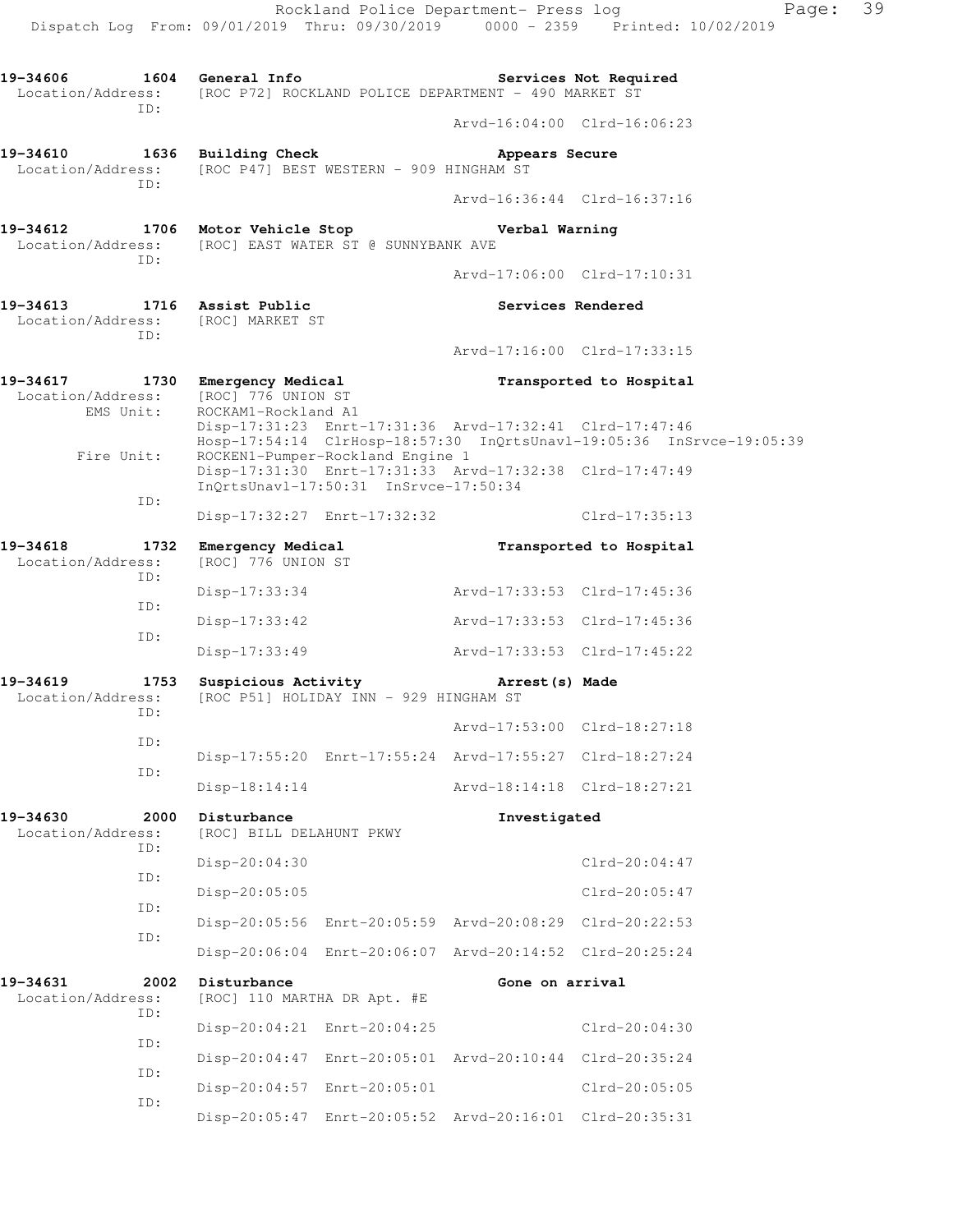```
19-34606        1604  General Info                          Services Not Required
  Location/Address:   [ROC P72] ROCKLAND POLICE DEPARTMENT - 490 MARKET ST
               ID:
                                                      Arvd-16:04:00  Clrd-16:06:23

19-34610        1636  Building Check                        Appears Secure
  Location/Address:   [ROC P47] BEST WESTERN - 909 HINGHAM ST
               ID:
                                                      Arvd-16:36:44  Clrd-16:37:16

19-34612        1706  Motor Vehicle Stop                    Verbal Warning
  Location/Address:   [ROC] EAST WATER ST @ SUNNYBANK AVE
               ID:
                                                      Arvd-17:06:00  Clrd-17:10:31

19-34613        1716  Assist Public                         Services Rendered
  Location/Address:   [ROC] MARKET ST
               ID:
                                                      Arvd-17:16:00  Clrd-17:33:15

19-34617        1730  Emergency Medical                     Transported to Hospital
  Location/Address:   [ROC] 776 UNION ST
          EMS Unit:   ROCKAM1-Rockland A1
                      Disp-17:31:23  Enrt-17:31:36  Arvd-17:32:41  Clrd-17:47:46
                      Hosp-17:54:14  ClrHosp-18:57:30  InQrtsUnavl-19:05:36  InSrvce-19:05:39
         Fire Unit:   ROCKEN1-Pumper-Rockland Engine 1
                      Disp-17:31:30  Enrt-17:31:33  Arvd-17:32:38  Clrd-17:47:49
                      InQrtsUnavl-17:50:31  InSrvce-17:50:34
               ID:
                      Disp-17:32:27  Enrt-17:32:32                 Clrd-17:35:13

19-34618        1732  Emergency Medical                     Transported to Hospital
  Location/Address:   [ROC] 776 UNION ST
               ID:
                      Disp-17:33:34                 Arvd-17:33:53  Clrd-17:45:36
               ID:
                      Disp-17:33:42                 Arvd-17:33:53  Clrd-17:45:36
               ID:
                      Disp-17:33:49                 Arvd-17:33:53  Clrd-17:45:22

19-34619        1753  Suspicious Activity                   Arrest(s) Made
  Location/Address:   [ROC P51] HOLIDAY INN - 929 HINGHAM ST
               ID:
                                                    Arvd-17:53:00  Clrd-18:27:18
               ID:
                      Disp-17:55:20  Enrt-17:55:24  Arvd-17:55:27  Clrd-18:27:24
               ID:
                      Disp-18:14:14                 Arvd-18:14:18  Clrd-18:27:21

19-34630        2000  Disturbance                           Investigated
  Location/Address:   [ROC] BILL DELAHUNT PKWY
               ID:
                      Disp-20:04:30                                Clrd-20:04:47
               ID:
                      Disp-20:05:05                                Clrd-20:05:47
               ID:
                      Disp-20:05:56  Enrt-20:05:59  Arvd-20:08:29  Clrd-20:22:53
               ID:
                      Disp-20:06:04  Enrt-20:06:07  Arvd-20:14:52  Clrd-20:25:24

19-34631        2002  Disturbance                           Gone on arrival
  Location/Address:   [ROC] 110 MARTHA DR Apt. #E
               ID:
                      Disp-20:04:21  Enrt-20:04:25                 Clrd-20:04:30
               ID:
                      Disp-20:04:47  Enrt-20:05:01  Arvd-20:10:44  Clrd-20:35:24
               ID:
                      Disp-20:04:57  Enrt-20:05:01                 Clrd-20:05:05
               ID:
                      Disp-20:05:47  Enrt-20:05:52  Arvd-20:16:01  Clrd-20:35:31
```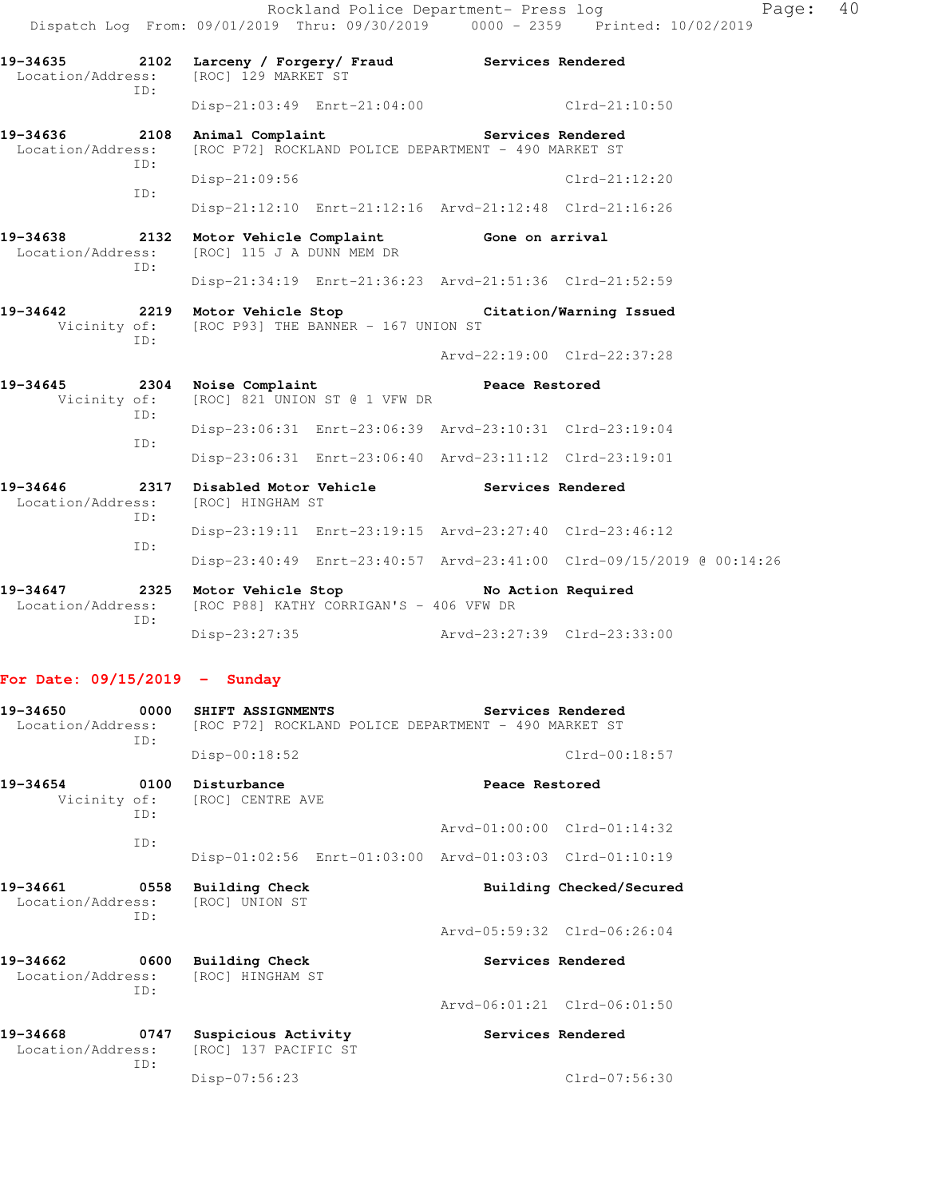Rockland Police Department- Press log
Dispatch Log From: 09/01/2019 Thru: 09/30/2019 0000 - 2359 Printed: 10/02/2019

```
19-34635        2102  Larceny / Forgery/ Fraud          Services Rendered
  Location/Address:   [ROC] 129 MARKET ST
               ID:
                      Disp-21:03:49  Enrt-21:04:00                  Clrd-21:10:50

19-34636        2108  Animal Complaint                  Services Rendered
  Location/Address:   [ROC P72] ROCKLAND POLICE DEPARTMENT - 490 MARKET ST
               ID:
                      Disp-21:09:56                                 Clrd-21:12:20
               ID:
                      Disp-21:12:10  Enrt-21:12:16  Arvd-21:12:48  Clrd-21:16:26

19-34638        2132  Motor Vehicle Complaint           Gone on arrival
  Location/Address:   [ROC] 115 J A DUNN MEM DR
               ID:
                      Disp-21:34:19  Enrt-21:36:23  Arvd-21:51:36  Clrd-21:52:59

19-34642        2219  Motor Vehicle Stop                Citation/Warning Issued
       Vicinity of:   [ROC P93] THE BANNER - 167 UNION ST
               ID:
                                                    Arvd-22:19:00  Clrd-22:37:28

19-34645        2304  Noise Complaint                   Peace Restored
       Vicinity of:   [ROC] 821 UNION ST @ 1 VFW DR
               ID:
                      Disp-23:06:31  Enrt-23:06:39  Arvd-23:10:31  Clrd-23:19:04
               ID:
                      Disp-23:06:31  Enrt-23:06:40  Arvd-23:11:12  Clrd-23:19:01

19-34646        2317  Disabled Motor Vehicle            Services Rendered
  Location/Address:   [ROC] HINGHAM ST
               ID:
                      Disp-23:19:11  Enrt-23:19:15  Arvd-23:27:40  Clrd-23:46:12
               ID:
                      Disp-23:40:49  Enrt-23:40:57  Arvd-23:41:00  Clrd-09/15/2019 @ 00:14:26

19-34647        2325  Motor Vehicle Stop                No Action Required
  Location/Address:   [ROC P88] KATHY CORRIGAN'S - 406 VFW DR
               ID:
                      Disp-23:27:35                 Arvd-23:27:39  Clrd-23:33:00
```

**For Date: 09/15/2019 - Sunday**

```
19-34650        0000  SHIFT ASSIGNMENTS                 Services Rendered
  Location/Address:   [ROC P72] ROCKLAND POLICE DEPARTMENT - 490 MARKET ST
               ID:
                      Disp-00:18:52                                 Clrd-00:18:57

19-34654        0100  Disturbance                       Peace Restored
       Vicinity of:   [ROC] CENTRE AVE
               ID:
                                                    Arvd-01:00:00  Clrd-01:14:32
               ID:
                      Disp-01:02:56  Enrt-01:03:00  Arvd-01:03:03  Clrd-01:10:19

19-34661        0558  Building Check                    Building Checked/Secured
  Location/Address:   [ROC] UNION ST
               ID:
                                                    Arvd-05:59:32  Clrd-06:26:04

19-34662        0600  Building Check                    Services Rendered
  Location/Address:   [ROC] HINGHAM ST
               ID:
                                                    Arvd-06:01:21  Clrd-06:01:50

19-34668        0747  Suspicious Activity               Services Rendered
  Location/Address:   [ROC] 137 PACIFIC ST
               ID:
                      Disp-07:56:23                                 Clrd-07:56:30
```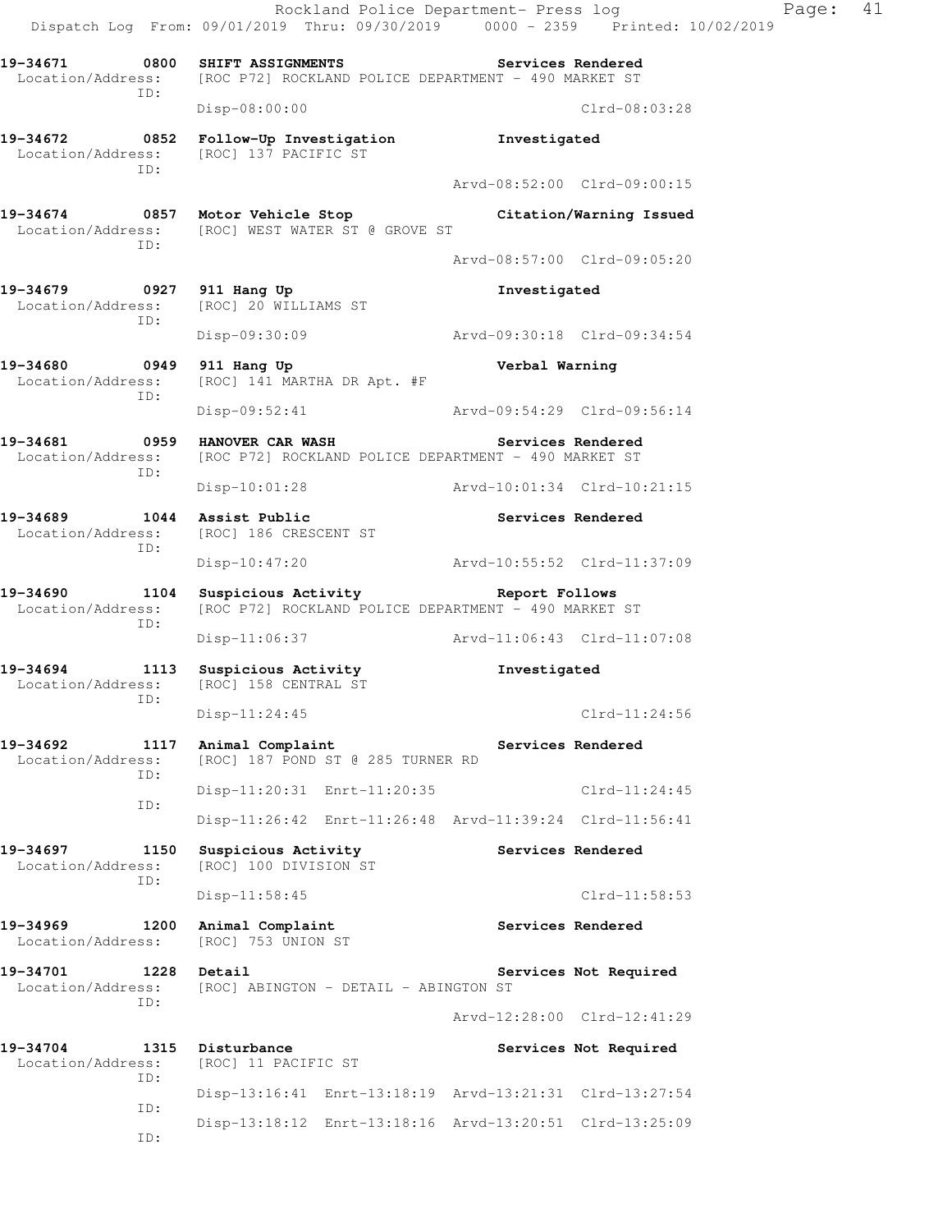Rockland Police Department- Press log
Dispatch Log From: 09/01/2019 Thru: 09/30/2019 0000 - 2359 Printed: 10/02/2019

```
19-34671        0800  SHIFT ASSIGNMENTS                         Services Rendered
 Location/Address:    [ROC P72] ROCKLAND POLICE DEPARTMENT - 490 MARKET ST
              ID:
                      Disp-08:00:00                                    Clrd-08:03:28

19-34672        0852  Follow-Up Investigation                   Investigated
 Location/Address:    [ROC] 137 PACIFIC ST
              ID:
                                                   Arvd-08:52:00  Clrd-09:00:15

19-34674        0857  Motor Vehicle Stop                        Citation/Warning Issued
 Location/Address:    [ROC] WEST WATER ST @ GROVE ST
              ID:
                                                   Arvd-08:57:00  Clrd-09:05:20

19-34679        0927  911 Hang Up                               Investigated
 Location/Address:    [ROC] 20 WILLIAMS ST
              ID:
                      Disp-09:30:09                Arvd-09:30:18  Clrd-09:34:54

19-34680        0949  911 Hang Up                               Verbal Warning
 Location/Address:    [ROC] 141 MARTHA DR Apt. #F
              ID:
                      Disp-09:52:41                Arvd-09:54:29  Clrd-09:56:14

19-34681        0959  HANOVER CAR WASH                          Services Rendered
 Location/Address:    [ROC P72] ROCKLAND POLICE DEPARTMENT - 490 MARKET ST
              ID:
                      Disp-10:01:28                Arvd-10:01:34  Clrd-10:21:15

19-34689        1044  Assist Public                             Services Rendered
 Location/Address:    [ROC] 186 CRESCENT ST
              ID:
                      Disp-10:47:20                Arvd-10:55:52  Clrd-11:37:09

19-34690        1104  Suspicious Activity                       Report Follows
 Location/Address:    [ROC P72] ROCKLAND POLICE DEPARTMENT - 490 MARKET ST
              ID:
                      Disp-11:06:37                Arvd-11:06:43  Clrd-11:07:08

19-34694        1113  Suspicious Activity                       Investigated
 Location/Address:    [ROC] 158 CENTRAL ST
              ID:
                      Disp-11:24:45                               Clrd-11:24:56

19-34692        1117  Animal Complaint                          Services Rendered
 Location/Address:    [ROC] 187 POND ST @ 285 TURNER RD
              ID:
                      Disp-11:20:31  Enrt-11:20:35                Clrd-11:24:45
              ID:
                      Disp-11:26:42  Enrt-11:26:48  Arvd-11:39:24  Clrd-11:56:41

19-34697        1150  Suspicious Activity                       Services Rendered
 Location/Address:    [ROC] 100 DIVISION ST
              ID:
                      Disp-11:58:45                               Clrd-11:58:53

19-34969        1200  Animal Complaint                          Services Rendered
 Location/Address:    [ROC] 753 UNION ST

19-34701        1228  Detail                                    Services Not Required
 Location/Address:    [ROC] ABINGTON - DETAIL - ABINGTON ST
              ID:
                                                   Arvd-12:28:00  Clrd-12:41:29

19-34704        1315  Disturbance                               Services Not Required
 Location/Address:    [ROC] 11 PACIFIC ST
              ID:
                      Disp-13:16:41  Enrt-13:18:19  Arvd-13:21:31  Clrd-13:27:54
              ID:
                      Disp-13:18:12  Enrt-13:18:16  Arvd-13:20:51  Clrd-13:25:09
              ID:
```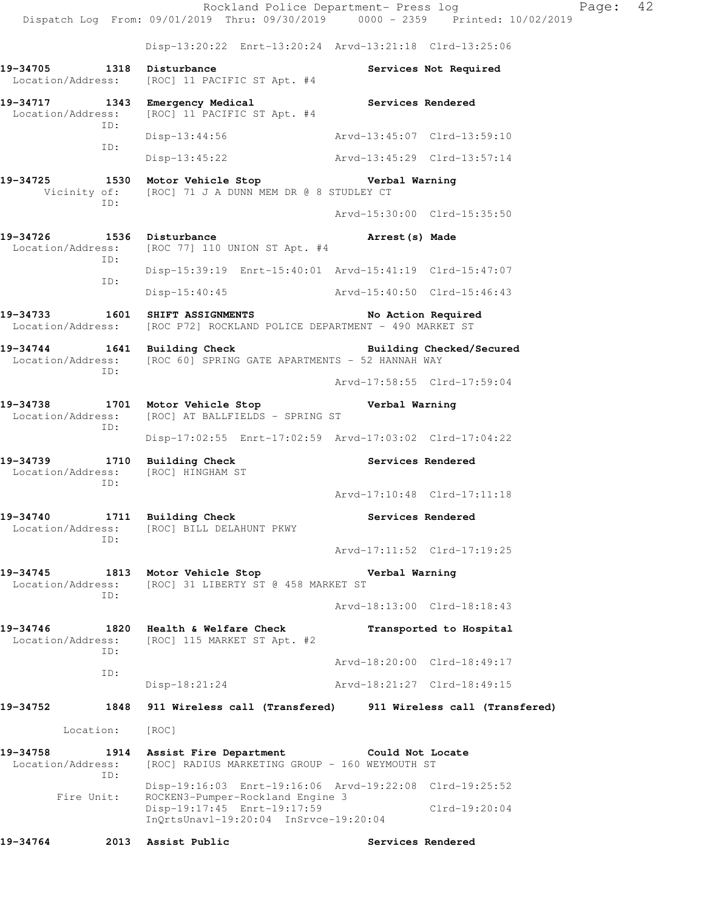Disp-13:20:22 Enrt-13:20:24 Arvd-13:21:18 Clrd-13:25:06

**19-34705 1318 Disturbance** — **Services Not Required**
Location/Address: [ROC] 11 PACIFIC ST Apt. #4

**19-34717 1343 Emergency Medical** — **Services Rendered**
Location/Address: [ROC] 11 PACIFIC ST Apt. #4
ID: Disp-13:44:56 Arvd-13:45:07 Clrd-13:59:10
ID: Disp-13:45:22 Arvd-13:45:29 Clrd-13:57:14

**19-34725 1530 Motor Vehicle Stop** — **Verbal Warning**
Vicinity of: [ROC] 71 J A DUNN MEM DR @ 8 STUDLEY CT
ID: Arvd-15:30:00 Clrd-15:35:50

**19-34726 1536 Disturbance** — **Arrest(s) Made**
Location/Address: [ROC 77] 110 UNION ST Apt. #4
ID: Disp-15:39:19 Enrt-15:40:01 Arvd-15:41:19 Clrd-15:47:07
ID: Disp-15:40:45 Arvd-15:40:50 Clrd-15:46:43

**19-34733 1601 SHIFT ASSIGNMENTS** — **No Action Required**
Location/Address: [ROC P72] ROCKLAND POLICE DEPARTMENT - 490 MARKET ST

**19-34744 1641 Building Check** — **Building Checked/Secured**
Location/Address: [ROC 60] SPRING GATE APARTMENTS - 52 HANNAH WAY
ID: Arvd-17:58:55 Clrd-17:59:04

**19-34738 1701 Motor Vehicle Stop** — **Verbal Warning**
Location/Address: [ROC] AT BALLFIELDS - SPRING ST
ID: Disp-17:02:55 Enrt-17:02:59 Arvd-17:03:02 Clrd-17:04:22

**19-34739 1710 Building Check** — **Services Rendered**
Location/Address: [ROC] HINGHAM ST
ID: Arvd-17:10:48 Clrd-17:11:18

**19-34740 1711 Building Check** — **Services Rendered**
Location/Address: [ROC] BILL DELAHUNT PKWY
ID: Arvd-17:11:52 Clrd-17:19:25

**19-34745 1813 Motor Vehicle Stop** — **Verbal Warning**
Location/Address: [ROC] 31 LIBERTY ST @ 458 MARKET ST
ID: Arvd-18:13:00 Clrd-18:18:43

**19-34746 1820 Health & Welfare Check** — **Transported to Hospital**
Location/Address: [ROC] 115 MARKET ST Apt. #2
ID: Arvd-18:20:00 Clrd-18:49:17
ID: Disp-18:21:24 Arvd-18:21:27 Clrd-18:49:15

**19-34752 1848 911 Wireless call (Transfered)** — **911 Wireless call (Transfered)**
Location: [ROC]

**19-34758 1914 Assist Fire Department** — **Could Not Locate**
Location/Address: [ROC] RADIUS MARKETING GROUP - 160 WEYMOUTH ST
ID: Disp-19:16:03 Enrt-19:16:06 Arvd-19:22:08 Clrd-19:25:52
Fire Unit: ROCKEN3-Pumper-Rockland Engine 3
Disp-19:17:45 Enrt-19:17:59 Clrd-19:20:04
InQrtsUnavl-19:20:04 InSrvce-19:20:04

**19-34764 2013 Assist Public** — **Services Rendered**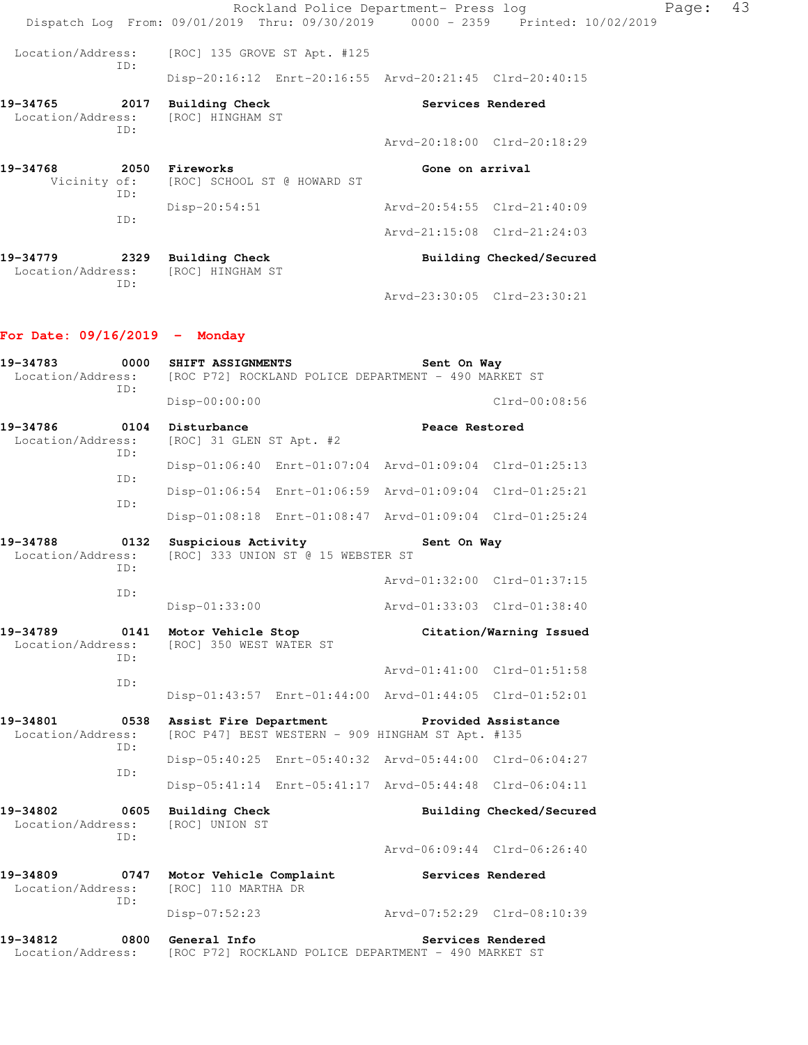Location/Address: [ROC] 135 GROVE ST Apt. #125
ID:
Disp-20:16:12 Enrt-20:16:55 Arvd-20:21:45 Clrd-20:40:15

**19-34765 2017 Building Check** — **Services Rendered**
Location/Address: [ROC] HINGHAM ST
ID:
Arvd-20:18:00 Clrd-20:18:29

**19-34768 2050 Fireworks** — **Gone on arrival**
Vicinity of: [ROC] SCHOOL ST @ HOWARD ST
ID:
Disp-20:54:51 Arvd-20:54:55 Clrd-21:40:09
ID:
Arvd-21:15:08 Clrd-21:24:03

**19-34779 2329 Building Check** — **Building Checked/Secured**
Location/Address: [ROC] HINGHAM ST
ID:
Arvd-23:30:05 Clrd-23:30:21

## For Date: 09/16/2019 - Monday

**19-34783 0000 SHIFT ASSIGNMENTS** — **Sent On Way**
Location/Address: [ROC P72] ROCKLAND POLICE DEPARTMENT - 490 MARKET ST
ID:
Disp-00:00:00 Clrd-00:08:56

**19-34786 0104 Disturbance** — **Peace Restored**
Location/Address: [ROC] 31 GLEN ST Apt. #2
ID:
Disp-01:06:40 Enrt-01:07:04 Arvd-01:09:04 Clrd-01:25:13
ID:
Disp-01:06:54 Enrt-01:06:59 Arvd-01:09:04 Clrd-01:25:21
ID:
Disp-01:08:18 Enrt-01:08:47 Arvd-01:09:04 Clrd-01:25:24

**19-34788 0132 Suspicious Activity** — **Sent On Way**
Location/Address: [ROC] 333 UNION ST @ 15 WEBSTER ST
ID:
Arvd-01:32:00 Clrd-01:37:15
ID:
Disp-01:33:00 Arvd-01:33:03 Clrd-01:38:40

**19-34789 0141 Motor Vehicle Stop** — **Citation/Warning Issued**
Location/Address: [ROC] 350 WEST WATER ST
ID:
Arvd-01:41:00 Clrd-01:51:58
ID:
Disp-01:43:57 Enrt-01:44:00 Arvd-01:44:05 Clrd-01:52:01

**19-34801 0538 Assist Fire Department** — **Provided Assistance**
Location/Address: [ROC P47] BEST WESTERN - 909 HINGHAM ST Apt. #135
ID:
Disp-05:40:25 Enrt-05:40:32 Arvd-05:44:00 Clrd-06:04:27
ID:
Disp-05:41:14 Enrt-05:41:17 Arvd-05:44:48 Clrd-06:04:11

**19-34802 0605 Building Check** — **Building Checked/Secured**
Location/Address: [ROC] UNION ST
ID:
Arvd-06:09:44 Clrd-06:26:40

**19-34809 0747 Motor Vehicle Complaint** — **Services Rendered**
Location/Address: [ROC] 110 MARTHA DR
ID:
Disp-07:52:23 Arvd-07:52:29 Clrd-08:10:39

**19-34812 0800 General Info** — **Services Rendered**
Location/Address: [ROC P72] ROCKLAND POLICE DEPARTMENT - 490 MARKET ST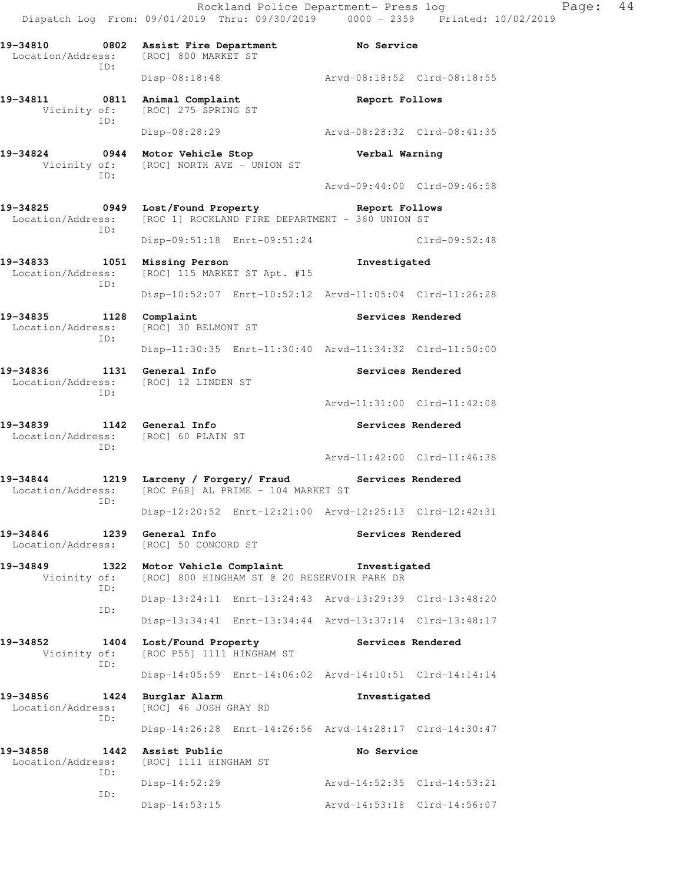```
19-34810        0802  Assist Fire Department              No Service
 Location/Address:    [ROC] 800 MARKET ST
              ID:
                      Disp-08:18:48                  Arvd-08:18:52  Clrd-08:18:55

19-34811        0811  Animal Complaint                    Report Follows
      Vicinity of:    [ROC] 275 SPRING ST
              ID:
                      Disp-08:28:29                  Arvd-08:28:32  Clrd-08:41:35

19-34824        0944  Motor Vehicle Stop                  Verbal Warning
      Vicinity of:    [ROC] NORTH AVE - UNION ST
              ID:
                                                     Arvd-09:44:00  Clrd-09:46:58

19-34825        0949  Lost/Found Property                 Report Follows
 Location/Address:    [ROC 1] ROCKLAND FIRE DEPARTMENT - 360 UNION ST
              ID:
                      Disp-09:51:18  Enrt-09:51:24                  Clrd-09:52:48

19-34833        1051  Missing Person                      Investigated
 Location/Address:    [ROC] 115 MARKET ST Apt. #15
              ID:
                      Disp-10:52:07  Enrt-10:52:12  Arvd-11:05:04  Clrd-11:26:28

19-34835        1128  Complaint                           Services Rendered
 Location/Address:    [ROC] 30 BELMONT ST
              ID:
                      Disp-11:30:35  Enrt-11:30:40  Arvd-11:34:32  Clrd-11:50:00

19-34836        1131  General Info                        Services Rendered
 Location/Address:    [ROC] 12 LINDEN ST
              ID:
                                                     Arvd-11:31:00  Clrd-11:42:08

19-34839        1142  General Info                        Services Rendered
 Location/Address:    [ROC] 60 PLAIN ST
              ID:
                                                     Arvd-11:42:00  Clrd-11:46:38

19-34844        1219  Larceny / Forgery/ Fraud            Services Rendered
 Location/Address:    [ROC P68] AL PRIME - 104 MARKET ST
              ID:
                      Disp-12:20:52  Enrt-12:21:00  Arvd-12:25:13  Clrd-12:42:31

19-34846        1239  General Info                        Services Rendered
 Location/Address:    [ROC] 50 CONCORD ST

19-34849        1322  Motor Vehicle Complaint             Investigated
      Vicinity of:    [ROC] 800 HINGHAM ST @ 20 RESERVOIR PARK DR
              ID:
                      Disp-13:24:11  Enrt-13:24:43  Arvd-13:29:39  Clrd-13:48:20
              ID:
                      Disp-13:34:41  Enrt-13:34:44  Arvd-13:37:14  Clrd-13:48:17

19-34852        1404  Lost/Found Property                 Services Rendered
      Vicinity of:    [ROC P55] 1111 HINGHAM ST
              ID:
                      Disp-14:05:59  Enrt-14:06:02  Arvd-14:10:51  Clrd-14:14:14

19-34856        1424  Burglar Alarm                       Investigated
 Location/Address:    [ROC] 46 JOSH GRAY RD
              ID:
                      Disp-14:26:28  Enrt-14:26:56  Arvd-14:28:17  Clrd-14:30:47

19-34858        1442  Assist Public                       No Service
 Location/Address:    [ROC] 1111 HINGHAM ST
              ID:
                      Disp-14:52:29                  Arvd-14:52:35  Clrd-14:53:21
              ID:
                      Disp-14:53:15                  Arvd-14:53:18  Clrd-14:56:07
```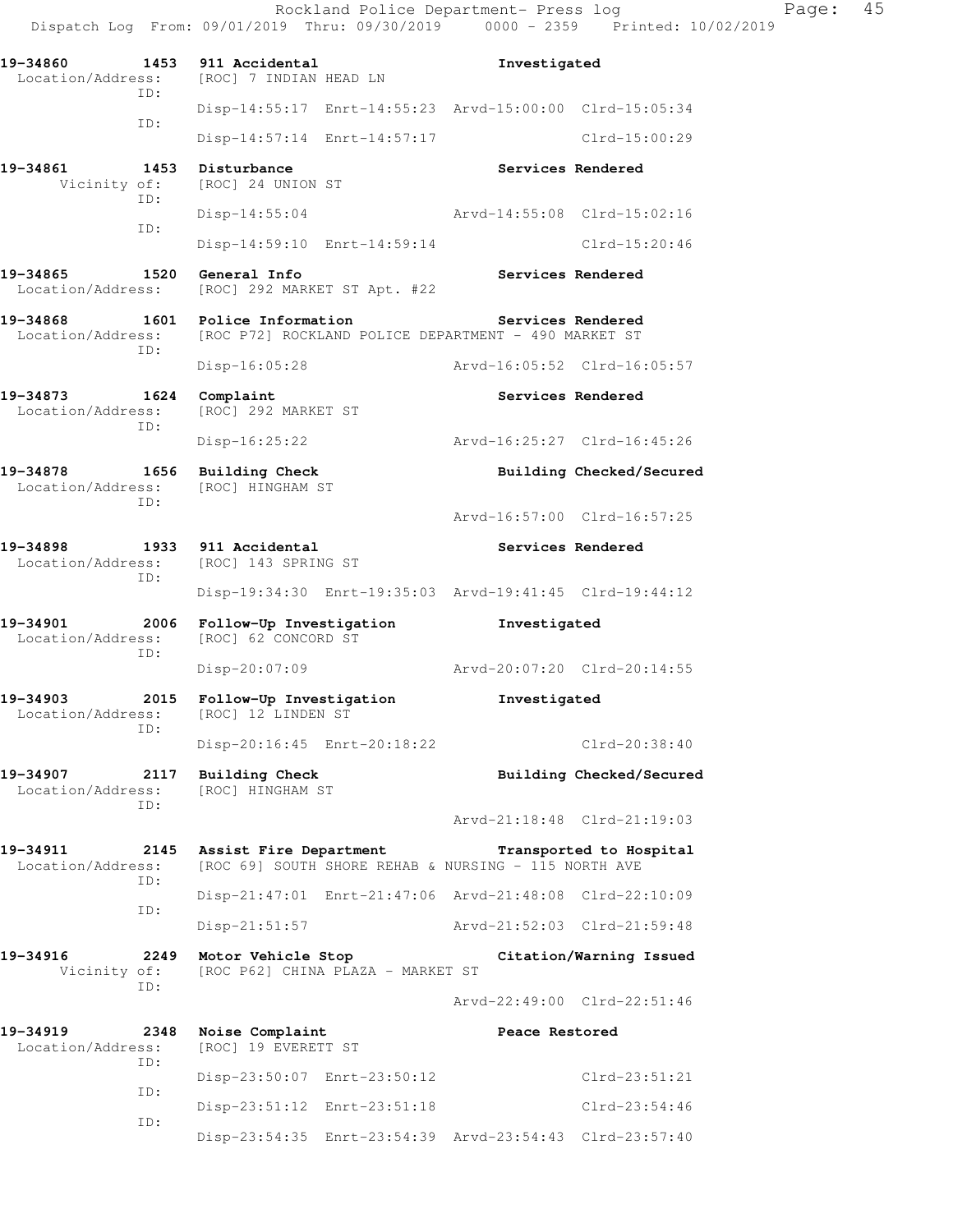```
19-34860        1453  911 Accidental                         Investigated
 Location/Address:    [ROC] 7 INDIAN HEAD LN
              ID:
                      Disp-14:55:17  Enrt-14:55:23  Arvd-15:00:00  Clrd-15:05:34
              ID:
                      Disp-14:57:14  Enrt-14:57:17                 Clrd-15:00:29

19-34861        1453  Disturbance                            Services Rendered
      Vicinity of:    [ROC] 24 UNION ST
              ID:
                      Disp-14:55:04                 Arvd-14:55:08  Clrd-15:02:16
              ID:
                      Disp-14:59:10  Enrt-14:59:14                 Clrd-15:20:46

19-34865        1520  General Info                           Services Rendered
 Location/Address:    [ROC] 292 MARKET ST Apt. #22

19-34868        1601  Police Information                     Services Rendered
 Location/Address:    [ROC P72] ROCKLAND POLICE DEPARTMENT - 490 MARKET ST
              ID:
                      Disp-16:05:28                 Arvd-16:05:52  Clrd-16:05:57

19-34873        1624  Complaint                              Services Rendered
 Location/Address:    [ROC] 292 MARKET ST
              ID:
                      Disp-16:25:22                 Arvd-16:25:27  Clrd-16:45:26

19-34878        1656  Building Check                         Building Checked/Secured
 Location/Address:    [ROC] HINGHAM ST
              ID:
                                                    Arvd-16:57:00  Clrd-16:57:25

19-34898        1933  911 Accidental                         Services Rendered
 Location/Address:    [ROC] 143 SPRING ST
              ID:
                      Disp-19:34:30  Enrt-19:35:03  Arvd-19:41:45  Clrd-19:44:12

19-34901        2006  Follow-Up Investigation                Investigated
 Location/Address:    [ROC] 62 CONCORD ST
              ID:
                      Disp-20:07:09                 Arvd-20:07:20  Clrd-20:14:55

19-34903        2015  Follow-Up Investigation                Investigated
 Location/Address:    [ROC] 12 LINDEN ST
              ID:
                      Disp-20:16:45  Enrt-20:18:22                 Clrd-20:38:40

19-34907        2117  Building Check                         Building Checked/Secured
 Location/Address:    [ROC] HINGHAM ST
              ID:
                                                    Arvd-21:18:48  Clrd-21:19:03

19-34911        2145  Assist Fire Department                 Transported to Hospital
 Location/Address:    [ROC 69] SOUTH SHORE REHAB & NURSING - 115 NORTH AVE
              ID:
                      Disp-21:47:01  Enrt-21:47:06  Arvd-21:48:08  Clrd-22:10:09
              ID:
                      Disp-21:51:57                 Arvd-21:52:03  Clrd-21:59:48

19-34916        2249  Motor Vehicle Stop                     Citation/Warning Issued
      Vicinity of:    [ROC P62] CHINA PLAZA - MARKET ST
              ID:
                                                    Arvd-22:49:00  Clrd-22:51:46

19-34919        2348  Noise Complaint                        Peace Restored
 Location/Address:    [ROC] 19 EVERETT ST
              ID:
                      Disp-23:50:07  Enrt-23:50:12                 Clrd-23:51:21
              ID:
                      Disp-23:51:12  Enrt-23:51:18                 Clrd-23:54:46
              ID:
                      Disp-23:54:35  Enrt-23:54:39  Arvd-23:54:43  Clrd-23:57:40
```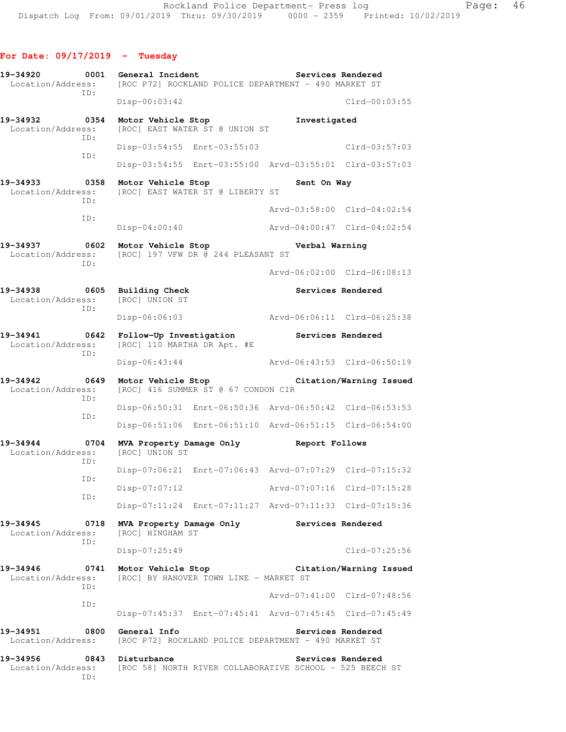## For Date: 09/17/2019 - Tuesday

**19-34920** 0001 **General Incident** — **Services Rendered**
Location/Address: [ROC P72] ROCKLAND POLICE DEPARTMENT - 490 MARKET ST
ID:
Disp-00:03:42 Clrd-00:03:55

**19-34932** 0354 **Motor Vehicle Stop** — **Investigated**
Location/Address: [ROC] EAST WATER ST @ UNION ST
ID:
Disp-03:54:55 Enrt-03:55:03 Clrd-03:57:03
ID:
Disp-03:54:55 Enrt-03:55:00 Arvd-03:55:01 Clrd-03:57:03

**19-34933** 0358 **Motor Vehicle Stop** — **Sent On Way**
Location/Address: [ROC] EAST WATER ST @ LIBERTY ST
ID:
Arvd-03:58:00 Clrd-04:02:54
ID:
Disp-04:00:40 Arvd-04:00:47 Clrd-04:02:54

**19-34937** 0602 **Motor Vehicle Stop** — **Verbal Warning**
Location/Address: [ROC] 197 VFW DR @ 244 PLEASANT ST
ID:
Arvd-06:02:00 Clrd-06:08:13

**19-34938** 0605 **Building Check** — **Services Rendered**
Location/Address: [ROC] UNION ST
ID:
Disp-06:06:03 Arvd-06:06:11 Clrd-06:25:38

**19-34941** 0642 **Follow-Up Investigation** — **Services Rendered**
Location/Address: [ROC] 110 MARTHA DR Apt. #E
ID:
Disp-06:43:44 Arvd-06:43:53 Clrd-06:50:19

**19-34942** 0649 **Motor Vehicle Stop** — **Citation/Warning Issued**
Location/Address: [ROC] 416 SUMMER ST @ 67 CONDON CIR
ID:
Disp-06:50:31 Enrt-06:50:36 Arvd-06:50:42 Clrd-06:53:53
ID:
Disp-06:51:06 Enrt-06:51:10 Arvd-06:51:15 Clrd-06:54:00

**19-34944** 0704 **MVA Property Damage Only** — **Report Follows**
Location/Address: [ROC] UNION ST
ID:
Disp-07:06:21 Enrt-07:06:43 Arvd-07:07:29 Clrd-07:15:32
ID:
Disp-07:07:12 Arvd-07:07:16 Clrd-07:15:28
ID:
Disp-07:11:24 Enrt-07:11:27 Arvd-07:11:33 Clrd-07:15:36

**19-34945** 0718 **MVA Property Damage Only** — **Services Rendered**
Location/Address: [ROC] HINGHAM ST
ID:
Disp-07:25:49 Clrd-07:25:56

**19-34946** 0741 **Motor Vehicle Stop** — **Citation/Warning Issued**
Location/Address: [ROC] BY HANOVER TOWN LINE - MARKET ST
ID:
Arvd-07:41:00 Clrd-07:48:56
ID:
Disp-07:45:37 Enrt-07:45:41 Arvd-07:45:45 Clrd-07:45:49

**19-34951** 0800 **General Info** — **Services Rendered**
Location/Address: [ROC P72] ROCKLAND POLICE DEPARTMENT - 490 MARKET ST

**19-34956** 0843 **Disturbance** — **Services Rendered**
Location/Address: [ROC 58] NORTH RIVER COLLABORATIVE SCHOOL - 525 BEECH ST
ID: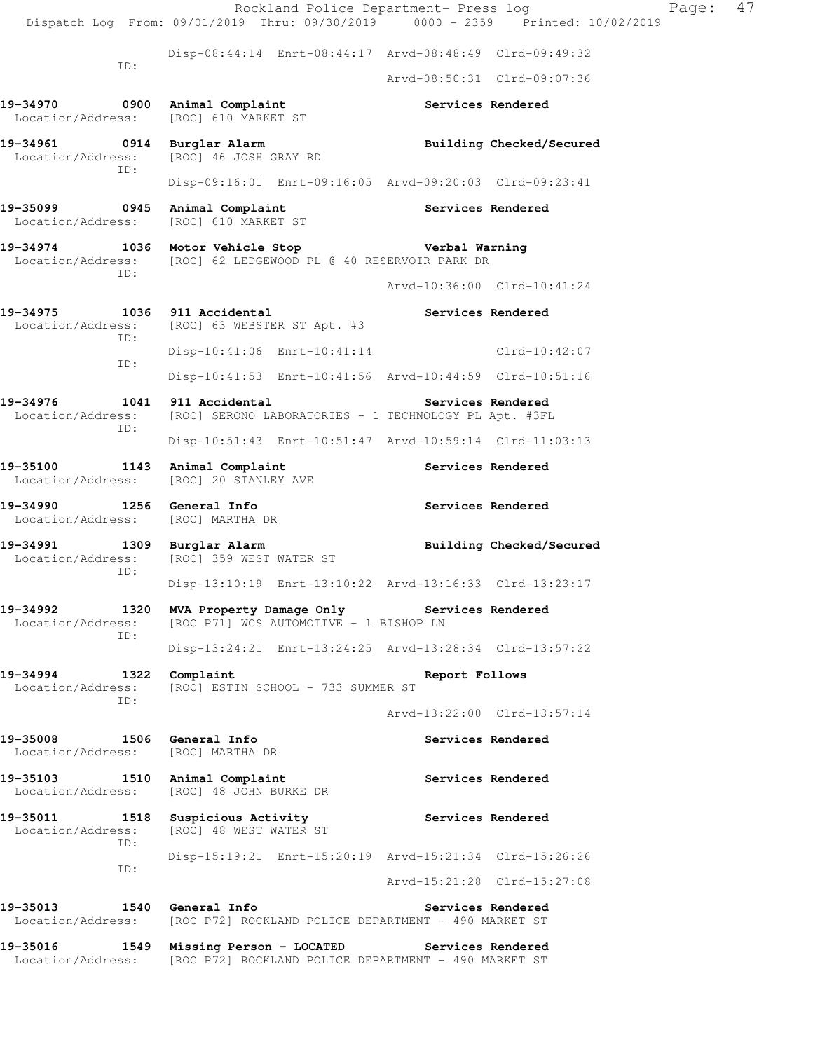```
                  Disp-08:44:14  Enrt-08:44:17  Arvd-08:48:49  Clrd-09:49:32
           ID:
                                                Arvd-08:50:31  Clrd-09:07:36

19-34970        0900  Animal Complaint                      Services Rendered
  Location/Address:   [ROC] 610 MARKET ST

19-34961        0914  Burglar Alarm                         Building Checked/Secured
  Location/Address:   [ROC] 46 JOSH GRAY RD
           ID:
                  Disp-09:16:01  Enrt-09:16:05  Arvd-09:20:03  Clrd-09:23:41

19-35099        0945  Animal Complaint                      Services Rendered
  Location/Address:   [ROC] 610 MARKET ST

19-34974        1036  Motor Vehicle Stop                    Verbal Warning
  Location/Address:   [ROC] 62 LEDGEWOOD PL @ 40 RESERVOIR PARK DR
           ID:
                                                Arvd-10:36:00  Clrd-10:41:24

19-34975        1036  911 Accidental                        Services Rendered
  Location/Address:   [ROC] 63 WEBSTER ST Apt. #3
           ID:
                  Disp-10:41:06  Enrt-10:41:14                 Clrd-10:42:07
           ID:
                  Disp-10:41:53  Enrt-10:41:56  Arvd-10:44:59  Clrd-10:51:16

19-34976        1041  911 Accidental                        Services Rendered
  Location/Address:   [ROC] SERONO LABORATORIES - 1 TECHNOLOGY PL Apt. #3FL
           ID:
                  Disp-10:51:43  Enrt-10:51:47  Arvd-10:59:14  Clrd-11:03:13

19-35100        1143  Animal Complaint                      Services Rendered
  Location/Address:   [ROC] 20 STANLEY AVE

19-34990        1256  General Info                          Services Rendered
  Location/Address:   [ROC] MARTHA DR

19-34991        1309  Burglar Alarm                         Building Checked/Secured
  Location/Address:   [ROC] 359 WEST WATER ST
           ID:
                  Disp-13:10:19  Enrt-13:10:22  Arvd-13:16:33  Clrd-13:23:17

19-34992        1320  MVA Property Damage Only              Services Rendered
  Location/Address:   [ROC P71] WCS AUTOMOTIVE - 1 BISHOP LN
           ID:
                  Disp-13:24:21  Enrt-13:24:25  Arvd-13:28:34  Clrd-13:57:22

19-34994        1322  Complaint                             Report Follows
  Location/Address:   [ROC] ESTIN SCHOOL - 733 SUMMER ST
           ID:
                                                Arvd-13:22:00  Clrd-13:57:14

19-35008        1506  General Info                          Services Rendered
  Location/Address:   [ROC] MARTHA DR

19-35103        1510  Animal Complaint                      Services Rendered
  Location/Address:   [ROC] 48 JOHN BURKE DR

19-35011        1518  Suspicious Activity                   Services Rendered
  Location/Address:   [ROC] 48 WEST WATER ST
           ID:
                  Disp-15:19:21  Enrt-15:20:19  Arvd-15:21:34  Clrd-15:26:26
           ID:
                                                Arvd-15:21:28  Clrd-15:27:08

19-35013        1540  General Info                          Services Rendered
  Location/Address:   [ROC P72] ROCKLAND POLICE DEPARTMENT - 490 MARKET ST

19-35016        1549  Missing Person - LOCATED              Services Rendered
  Location/Address:   [ROC P72] ROCKLAND POLICE DEPARTMENT - 490 MARKET ST
```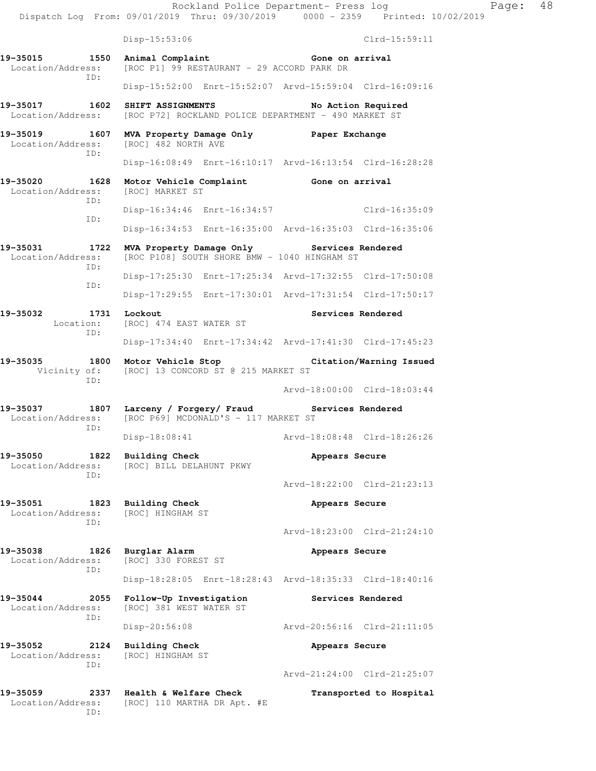Disp-15:53:06 Clrd-15:59:11

**19-35015 1550 Animal Complaint** — **Gone on arrival**
Location/Address: [ROC P1] 99 RESTAURANT - 29 ACCORD PARK DR
ID:
Disp-15:52:00 Enrt-15:52:07 Arvd-15:59:04 Clrd-16:09:16

**19-35017 1602 SHIFT ASSIGNMENTS** — **No Action Required**
Location/Address: [ROC P72] ROCKLAND POLICE DEPARTMENT - 490 MARKET ST

**19-35019 1607 MVA Property Damage Only** — **Paper Exchange**
Location/Address: [ROC] 482 NORTH AVE
ID:
Disp-16:08:49 Enrt-16:10:17 Arvd-16:13:54 Clrd-16:28:28

**19-35020 1628 Motor Vehicle Complaint** — **Gone on arrival**
Location/Address: [ROC] MARKET ST
ID:
Disp-16:34:46 Enrt-16:34:57 Clrd-16:35:09
ID:
Disp-16:34:53 Enrt-16:35:00 Arvd-16:35:03 Clrd-16:35:06

**19-35031 1722 MVA Property Damage Only** — **Services Rendered**
Location/Address: [ROC P108] SOUTH SHORE BMW - 1040 HINGHAM ST
ID:
Disp-17:25:30 Enrt-17:25:34 Arvd-17:32:55 Clrd-17:50:08
ID:
Disp-17:29:55 Enrt-17:30:01 Arvd-17:31:54 Clrd-17:50:17

**19-35032 1731 Lockout** — **Services Rendered**
Location: [ROC] 474 EAST WATER ST
ID:
Disp-17:34:40 Enrt-17:34:42 Arvd-17:41:30 Clrd-17:45:23

**19-35035 1800 Motor Vehicle Stop** — **Citation/Warning Issued**
Vicinity of: [ROC] 13 CONCORD ST @ 215 MARKET ST
ID:
Arvd-18:00:00 Clrd-18:03:44

**19-35037 1807 Larceny / Forgery/ Fraud** — **Services Rendered**
Location/Address: [ROC P69] MCDONALD'S - 117 MARKET ST
ID:
Disp-18:08:41 Arvd-18:08:48 Clrd-18:26:26

**19-35050 1822 Building Check** — **Appears Secure**
Location/Address: [ROC] BILL DELAHUNT PKWY
ID:
Arvd-18:22:00 Clrd-21:23:13

**19-35051 1823 Building Check** — **Appears Secure**
Location/Address: [ROC] HINGHAM ST
ID:
Arvd-18:23:00 Clrd-21:24:10

**19-35038 1826 Burglar Alarm** — **Appears Secure**
Location/Address: [ROC] 330 FOREST ST
ID:
Disp-18:28:05 Enrt-18:28:43 Arvd-18:35:33 Clrd-18:40:16

**19-35044 2055 Follow-Up Investigation** — **Services Rendered**
Location/Address: [ROC] 381 WEST WATER ST
ID:
Disp-20:56:08 Arvd-20:56:16 Clrd-21:11:05

**19-35052 2124 Building Check** — **Appears Secure**
Location/Address: [ROC] HINGHAM ST
ID:
Arvd-21:24:00 Clrd-21:25:07

**19-35059 2337 Health & Welfare Check** — **Transported to Hospital**
Location/Address: [ROC] 110 MARTHA DR Apt. #E
ID: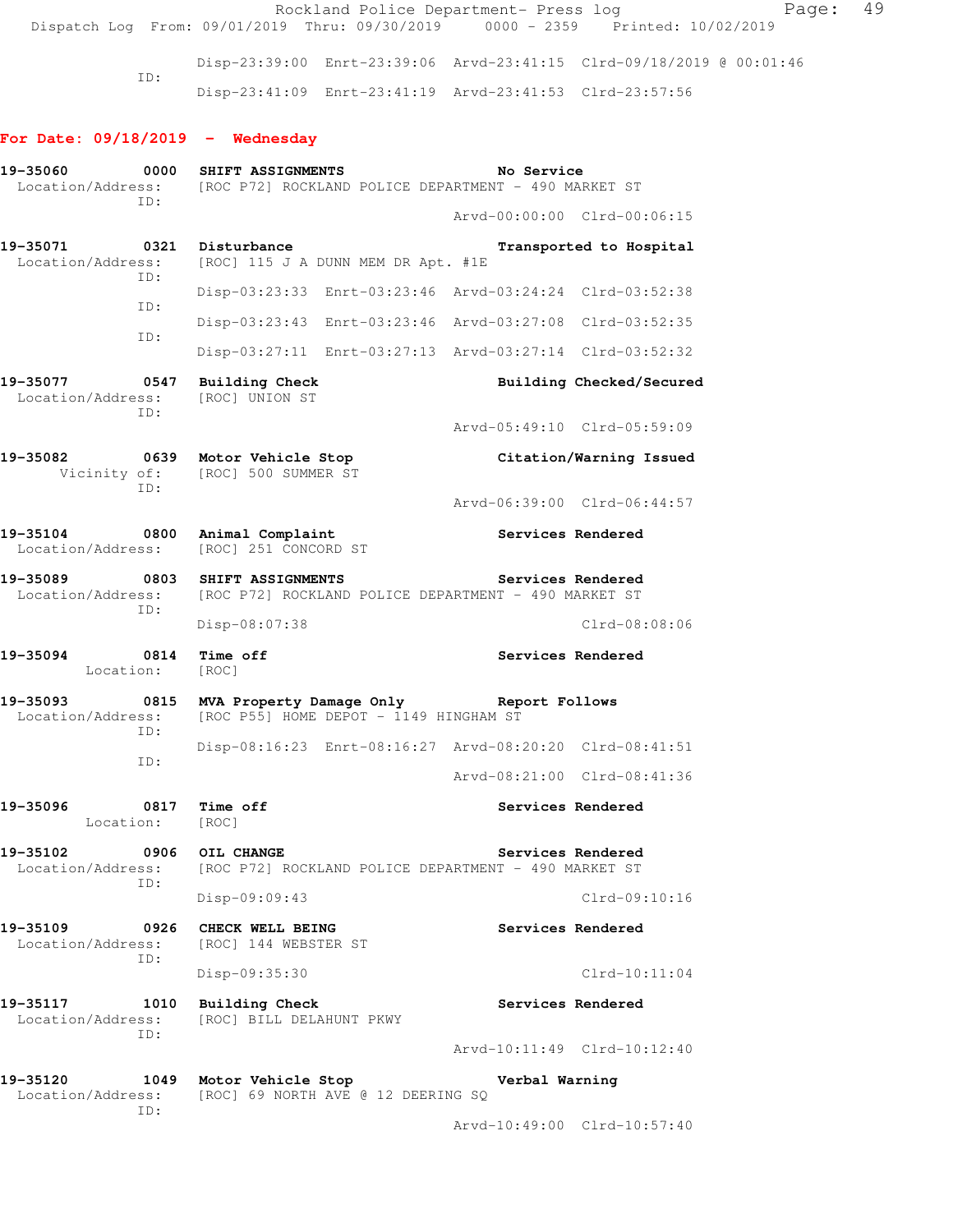Disp-23:39:00 Enrt-23:39:06 Arvd-23:41:15 Clrd-09/18/2019 @ 00:01:46
ID:
Disp-23:41:09 Enrt-23:41:19 Arvd-23:41:53 Clrd-23:57:56

**For Date: 09/18/2019 - Wednesday**

**19-35060 0000 SHIFT ASSIGNMENTS** **No Service**
Location/Address: [ROC P72] ROCKLAND POLICE DEPARTMENT - 490 MARKET ST
ID:
Arvd-00:00:00 Clrd-00:06:15

**19-35071 0321 Disturbance** **Transported to Hospital**
Location/Address: [ROC] 115 J A DUNN MEM DR Apt. #1E
ID:
Disp-03:23:33 Enrt-03:23:46 Arvd-03:24:24 Clrd-03:52:38
ID:
Disp-03:23:43 Enrt-03:23:46 Arvd-03:27:08 Clrd-03:52:35
ID:
Disp-03:27:11 Enrt-03:27:13 Arvd-03:27:14 Clrd-03:52:32

**19-35077 0547 Building Check** **Building Checked/Secured**
Location/Address: [ROC] UNION ST
ID:
Arvd-05:49:10 Clrd-05:59:09

**19-35082 0639 Motor Vehicle Stop** **Citation/Warning Issued**
Vicinity of: [ROC] 500 SUMMER ST
ID:
Arvd-06:39:00 Clrd-06:44:57

**19-35104 0800 Animal Complaint** **Services Rendered**
Location/Address: [ROC] 251 CONCORD ST

**19-35089 0803 SHIFT ASSIGNMENTS** **Services Rendered**
Location/Address: [ROC P72] ROCKLAND POLICE DEPARTMENT - 490 MARKET ST
ID:
Disp-08:07:38 Clrd-08:08:06

**19-35094 0814 Time off** **Services Rendered**
Location: [ROC]

**19-35093 0815 MVA Property Damage Only** **Report Follows**
Location/Address: [ROC P55] HOME DEPOT - 1149 HINGHAM ST
ID:
Disp-08:16:23 Enrt-08:16:27 Arvd-08:20:20 Clrd-08:41:51
ID:
Arvd-08:21:00 Clrd-08:41:36

**19-35096 0817 Time off** **Services Rendered**
Location: [ROC]

**19-35102 0906 OIL CHANGE** **Services Rendered**
Location/Address: [ROC P72] ROCKLAND POLICE DEPARTMENT - 490 MARKET ST
ID:
Disp-09:09:43 Clrd-09:10:16

**19-35109 0926 CHECK WELL BEING** **Services Rendered**
Location/Address: [ROC] 144 WEBSTER ST
ID:
Disp-09:35:30 Clrd-10:11:04

**19-35117 1010 Building Check** **Services Rendered**
Location/Address: [ROC] BILL DELAHUNT PKWY
ID:
Arvd-10:11:49 Clrd-10:12:40

**19-35120 1049 Motor Vehicle Stop** **Verbal Warning**
Location/Address: [ROC] 69 NORTH AVE @ 12 DEERING SQ
ID:
Arvd-10:49:00 Clrd-10:57:40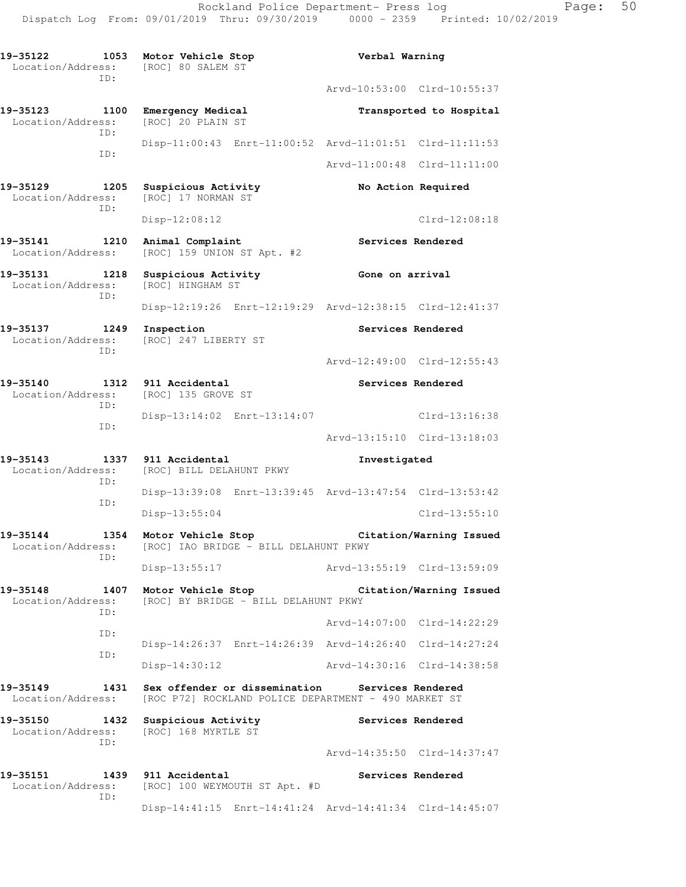```
19-35122        1053  Motor Vehicle Stop                      Verbal Warning
  Location/Address:    [ROC] 80 SALEM ST
                ID:
                                                    Arvd-10:53:00  Clrd-10:55:37

19-35123        1100  Emergency Medical                       Transported to Hospital
  Location/Address:    [ROC] 20 PLAIN ST
                ID:
                       Disp-11:00:43  Enrt-11:00:52  Arvd-11:01:51  Clrd-11:11:53
                ID:
                                                    Arvd-11:00:48  Clrd-11:11:00

19-35129        1205  Suspicious Activity                     No Action Required
  Location/Address:    [ROC] 17 NORMAN ST
                ID:
                       Disp-12:08:12                               Clrd-12:08:18

19-35141        1210  Animal Complaint                        Services Rendered
  Location/Address:    [ROC] 159 UNION ST Apt. #2

19-35131        1218  Suspicious Activity                     Gone on arrival
  Location/Address:    [ROC] HINGHAM ST
                ID:
                       Disp-12:19:26  Enrt-12:19:29  Arvd-12:38:15  Clrd-12:41:37

19-35137        1249  Inspection                              Services Rendered
  Location/Address:    [ROC] 247 LIBERTY ST
                ID:
                                                    Arvd-12:49:00  Clrd-12:55:43

19-35140        1312  911 Accidental                          Services Rendered
  Location/Address:    [ROC] 135 GROVE ST
                ID:
                       Disp-13:14:02  Enrt-13:14:07                Clrd-13:16:38
                ID:
                                                    Arvd-13:15:10  Clrd-13:18:03

19-35143        1337  911 Accidental                          Investigated
  Location/Address:    [ROC] BILL DELAHUNT PKWY
                ID:
                       Disp-13:39:08  Enrt-13:39:45  Arvd-13:47:54  Clrd-13:53:42
                ID:
                       Disp-13:55:04                               Clrd-13:55:10

19-35144        1354  Motor Vehicle Stop                      Citation/Warning Issued
  Location/Address:    [ROC] IAO BRIDGE - BILL DELAHUNT PKWY
                ID:
                       Disp-13:55:17                Arvd-13:55:19  Clrd-13:59:09

19-35148        1407  Motor Vehicle Stop                      Citation/Warning Issued
  Location/Address:    [ROC] BY BRIDGE - BILL DELAHUNT PKWY
                ID:
                                                    Arvd-14:07:00  Clrd-14:22:29
                ID:
                       Disp-14:26:37  Enrt-14:26:39  Arvd-14:26:40  Clrd-14:27:24
                ID:
                       Disp-14:30:12                Arvd-14:30:16  Clrd-14:38:58

19-35149        1431  Sex offender or dissemination           Services Rendered
  Location/Address:    [ROC P72] ROCKLAND POLICE DEPARTMENT - 490 MARKET ST

19-35150        1432  Suspicious Activity                     Services Rendered
  Location/Address:    [ROC] 168 MYRTLE ST
                ID:
                                                    Arvd-14:35:50  Clrd-14:37:47

19-35151        1439  911 Accidental                          Services Rendered
  Location/Address:    [ROC] 100 WEYMOUTH ST Apt. #D
                ID:
                       Disp-14:41:15  Enrt-14:41:24  Arvd-14:41:34  Clrd-14:45:07
```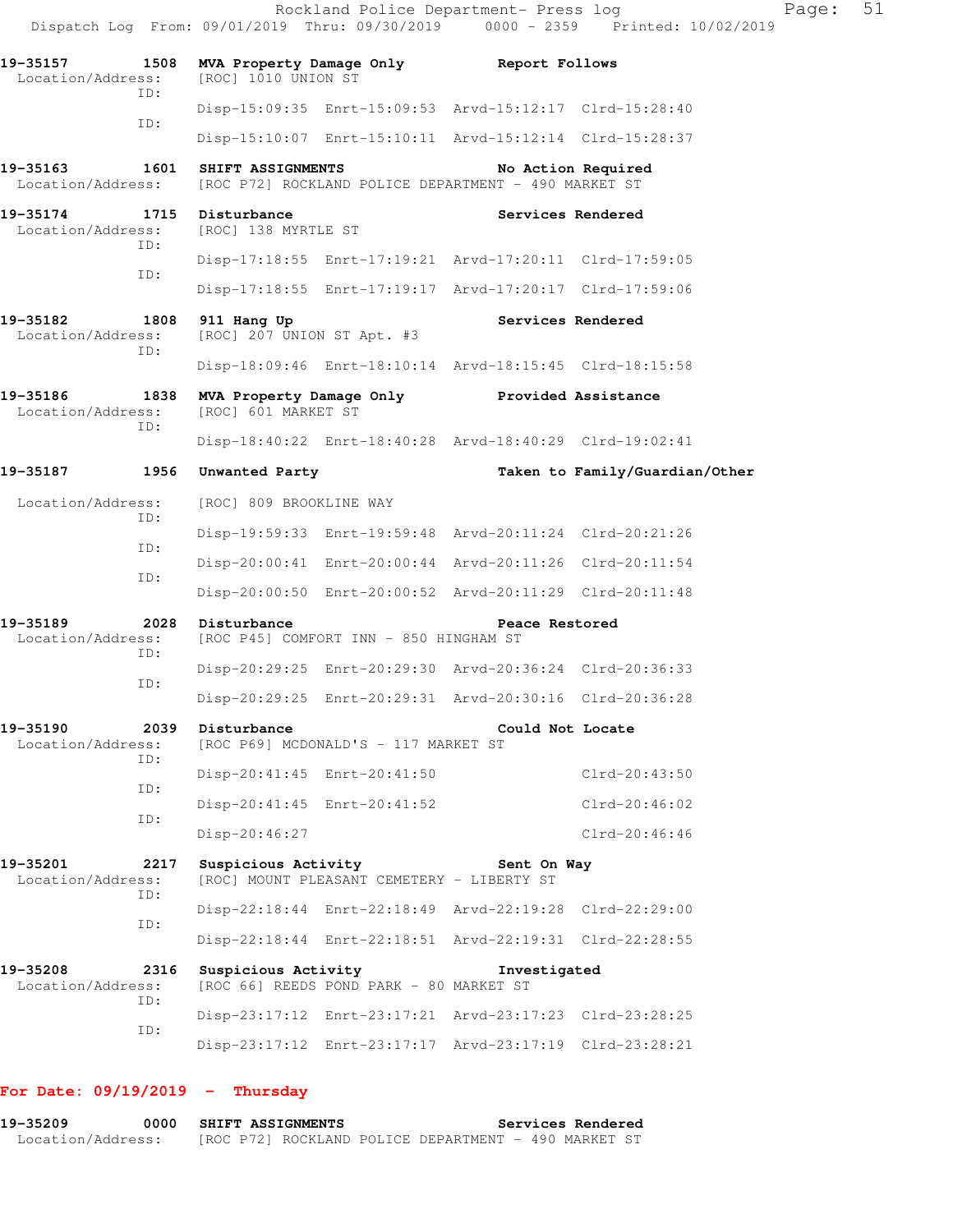19-35157 1508 **MVA Property Damage Only** **Report Follows**
Location/Address: [ROC] 1010 UNION ST
ID:
Disp-15:09:35 Enrt-15:09:53 Arvd-15:12:17 Clrd-15:28:40
ID:
Disp-15:10:07 Enrt-15:10:11 Arvd-15:12:14 Clrd-15:28:37

19-35163 1601 **SHIFT ASSIGNMENTS** **No Action Required**
Location/Address: [ROC P72] ROCKLAND POLICE DEPARTMENT - 490 MARKET ST

19-35174 1715 **Disturbance** **Services Rendered**
Location/Address: [ROC] 138 MYRTLE ST
ID:
Disp-17:18:55 Enrt-17:19:21 Arvd-17:20:11 Clrd-17:59:05
ID:
Disp-17:18:55 Enrt-17:19:17 Arvd-17:20:17 Clrd-17:59:06

19-35182 1808 **911 Hang Up** **Services Rendered**
Location/Address: [ROC] 207 UNION ST Apt. #3
ID:
Disp-18:09:46 Enrt-18:10:14 Arvd-18:15:45 Clrd-18:15:58

19-35186 1838 **MVA Property Damage Only** **Provided Assistance**
Location/Address: [ROC] 601 MARKET ST
ID:
Disp-18:40:22 Enrt-18:40:28 Arvd-18:40:29 Clrd-19:02:41

19-35187 1956 **Unwanted Party** **Taken to Family/Guardian/Other**
Location/Address: [ROC] 809 BROOKLINE WAY
ID:
Disp-19:59:33 Enrt-19:59:48 Arvd-20:11:24 Clrd-20:21:26
ID:
Disp-20:00:41 Enrt-20:00:44 Arvd-20:11:26 Clrd-20:11:54
ID:
Disp-20:00:50 Enrt-20:00:52 Arvd-20:11:29 Clrd-20:11:48

19-35189 2028 **Disturbance** **Peace Restored**
Location/Address: [ROC P45] COMFORT INN - 850 HINGHAM ST
ID:
Disp-20:29:25 Enrt-20:29:30 Arvd-20:36:24 Clrd-20:36:33
ID:
Disp-20:29:25 Enrt-20:29:31 Arvd-20:30:16 Clrd-20:36:28

19-35190 2039 **Disturbance** **Could Not Locate**
Location/Address: [ROC P69] MCDONALD'S - 117 MARKET ST
ID:
Disp-20:41:45 Enrt-20:41:50 Clrd-20:43:50
ID:
Disp-20:41:45 Enrt-20:41:52 Clrd-20:46:02
ID:
Disp-20:46:27 Clrd-20:46:46

19-35201 2217 **Suspicious Activity** **Sent On Way**
Location/Address: [ROC] MOUNT PLEASANT CEMETERY - LIBERTY ST
ID:
Disp-22:18:44 Enrt-22:18:49 Arvd-22:19:28 Clrd-22:29:00
ID:
Disp-22:18:44 Enrt-22:18:51 Arvd-22:19:31 Clrd-22:28:55

19-35208 2316 **Suspicious Activity** **Investigated**
Location/Address: [ROC 66] REEDS POND PARK - 80 MARKET ST
ID:
Disp-23:17:12 Enrt-23:17:21 Arvd-23:17:23 Clrd-23:28:25
ID:
Disp-23:17:12 Enrt-23:17:17 Arvd-23:17:19 Clrd-23:28:21

## For Date: 09/19/2019 - Thursday

19-35209 0000 **SHIFT ASSIGNMENTS** **Services Rendered**
Location/Address: [ROC P72] ROCKLAND POLICE DEPARTMENT - 490 MARKET ST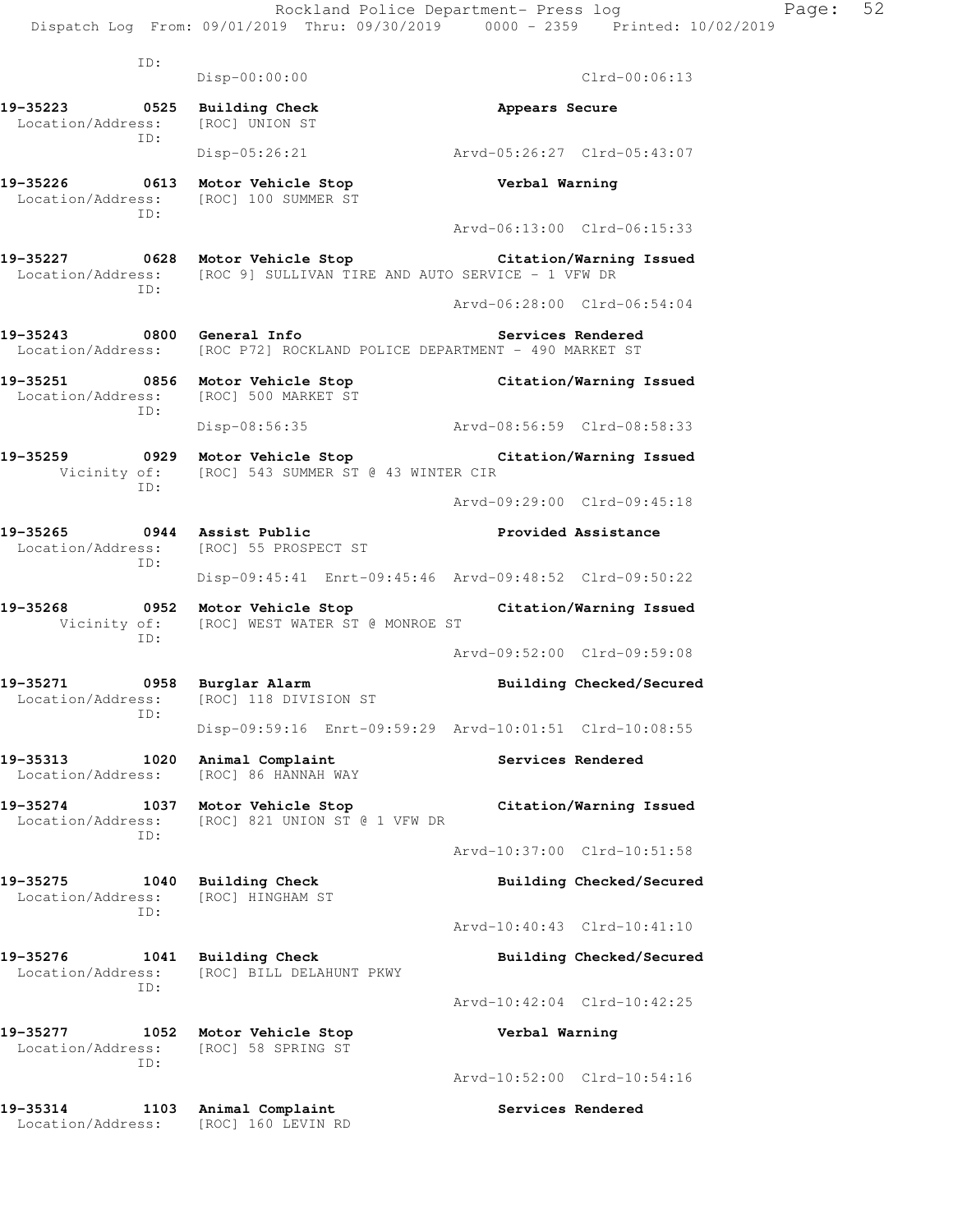ID:
 Disp-00:00:00 Clrd-00:06:13

**19-35223 0525 Building Check Appears Secure**
 Location/Address: [ROC] UNION ST
 ID:
 Disp-05:26:21 Arvd-05:26:27 Clrd-05:43:07

**19-35226 0613 Motor Vehicle Stop Verbal Warning**
 Location/Address: [ROC] 100 SUMMER ST
 ID:
 Arvd-06:13:00 Clrd-06:15:33

**19-35227 0628 Motor Vehicle Stop Citation/Warning Issued**
 Location/Address: [ROC 9] SULLIVAN TIRE AND AUTO SERVICE - 1 VFW DR
 ID:
 Arvd-06:28:00 Clrd-06:54:04

**19-35243 0800 General Info Services Rendered**
 Location/Address: [ROC P72] ROCKLAND POLICE DEPARTMENT - 490 MARKET ST

**19-35251 0856 Motor Vehicle Stop Citation/Warning Issued**
 Location/Address: [ROC] 500 MARKET ST
 ID:
 Disp-08:56:35 Arvd-08:56:59 Clrd-08:58:33

**19-35259 0929 Motor Vehicle Stop Citation/Warning Issued**
 Vicinity of: [ROC] 543 SUMMER ST @ 43 WINTER CIR
 ID:
 Arvd-09:29:00 Clrd-09:45:18

**19-35265 0944 Assist Public Provided Assistance**
 Location/Address: [ROC] 55 PROSPECT ST
 ID:
 Disp-09:45:41 Enrt-09:45:46 Arvd-09:48:52 Clrd-09:50:22

**19-35268 0952 Motor Vehicle Stop Citation/Warning Issued**
 Vicinity of: [ROC] WEST WATER ST @ MONROE ST
 ID:
 Arvd-09:52:00 Clrd-09:59:08

**19-35271 0958 Burglar Alarm Building Checked/Secured**
 Location/Address: [ROC] 118 DIVISION ST
 ID:
 Disp-09:59:16 Enrt-09:59:29 Arvd-10:01:51 Clrd-10:08:55

**19-35313 1020 Animal Complaint Services Rendered**
 Location/Address: [ROC] 86 HANNAH WAY

**19-35274 1037 Motor Vehicle Stop Citation/Warning Issued**
 Location/Address: [ROC] 821 UNION ST @ 1 VFW DR
 ID:
 Arvd-10:37:00 Clrd-10:51:58

**19-35275 1040 Building Check Building Checked/Secured**
 Location/Address: [ROC] HINGHAM ST
 ID:
 Arvd-10:40:43 Clrd-10:41:10

**19-35276 1041 Building Check Building Checked/Secured**
 Location/Address: [ROC] BILL DELAHUNT PKWY
 ID:
 Arvd-10:42:04 Clrd-10:42:25

**19-35277 1052 Motor Vehicle Stop Verbal Warning**
 Location/Address: [ROC] 58 SPRING ST
 ID:
 Arvd-10:52:00 Clrd-10:54:16

**19-35314 1103 Animal Complaint Services Rendered**
 Location/Address: [ROC] 160 LEVIN RD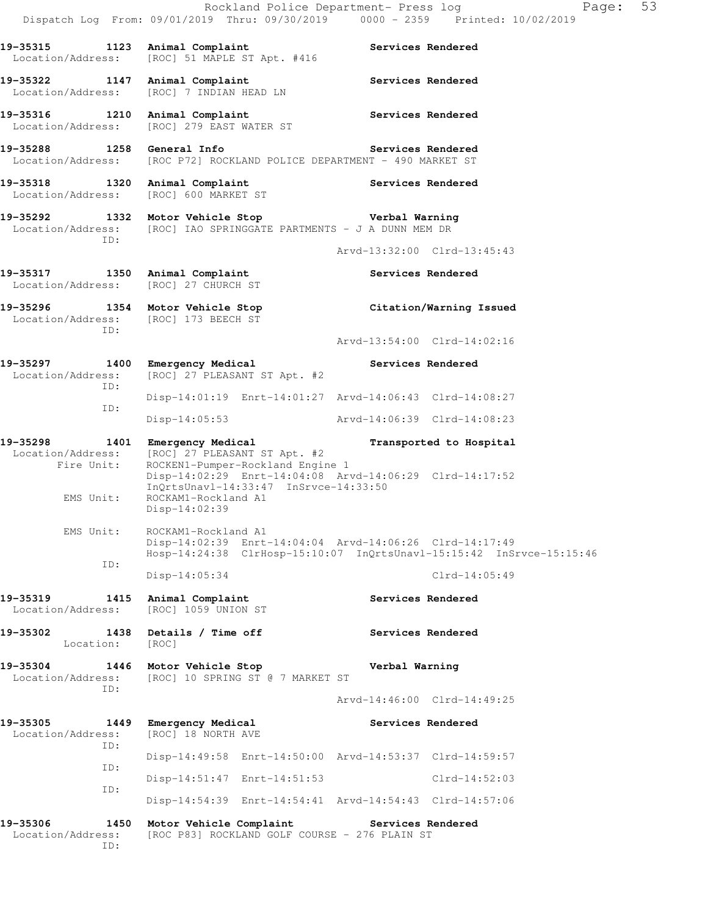**19-35315 1123 Animal Complaint** **Services Rendered**
Location/Address: [ROC] 51 MAPLE ST Apt. #416

**19-35322 1147 Animal Complaint** **Services Rendered**
Location/Address: [ROC] 7 INDIAN HEAD LN

**19-35316 1210 Animal Complaint** **Services Rendered**
Location/Address: [ROC] 279 EAST WATER ST

**19-35288 1258 General Info** **Services Rendered**
Location/Address: [ROC P72] ROCKLAND POLICE DEPARTMENT - 490 MARKET ST

**19-35318 1320 Animal Complaint** **Services Rendered**
Location/Address: [ROC] 600 MARKET ST

**19-35292 1332 Motor Vehicle Stop** **Verbal Warning**
Location/Address: [ROC] IAO SPRINGGATE PARTMENTS - J A DUNN MEM DR
ID:
Arvd-13:32:00 Clrd-13:45:43

**19-35317 1350 Animal Complaint** **Services Rendered**
Location/Address: [ROC] 27 CHURCH ST

**19-35296 1354 Motor Vehicle Stop** **Citation/Warning Issued**
Location/Address: [ROC] 173 BEECH ST
ID:
Arvd-13:54:00 Clrd-14:02:16

**19-35297 1400 Emergency Medical** **Services Rendered**
Location/Address: [ROC] 27 PLEASANT ST Apt. #2
ID:
Disp-14:01:19 Enrt-14:01:27 Arvd-14:06:43 Clrd-14:08:27
ID:
Disp-14:05:53 Arvd-14:06:39 Clrd-14:08:23

**19-35298 1401 Emergency Medical** **Transported to Hospital**
Location/Address: [ROC] 27 PLEASANT ST Apt. #2
Fire Unit: ROCKEN1-Pumper-Rockland Engine 1
Disp-14:02:29 Enrt-14:04:08 Arvd-14:06:29 Clrd-14:17:52
InQrtsUnavl-14:33:47 InSrvce-14:33:50
EMS Unit: ROCKAM1-Rockland A1
Disp-14:02:39

EMS Unit: ROCKAM1-Rockland A1
Disp-14:02:39 Enrt-14:04:04 Arvd-14:06:26 Clrd-14:17:49
Hosp-14:24:38 ClrHosp-15:10:07 InQrtsUnavl-15:15:42 InSrvce-15:15:46
ID:
Disp-14:05:34 Clrd-14:05:49

**19-35319 1415 Animal Complaint** **Services Rendered**
Location/Address: [ROC] 1059 UNION ST

**19-35302 1438 Details / Time off** **Services Rendered**
Location: [ROC]

**19-35304 1446 Motor Vehicle Stop** **Verbal Warning**
Location/Address: [ROC] 10 SPRING ST @ 7 MARKET ST
ID:
Arvd-14:46:00 Clrd-14:49:25

**19-35305 1449 Emergency Medical** **Services Rendered**
Location/Address: [ROC] 18 NORTH AVE
ID:
Disp-14:49:58 Enrt-14:50:00 Arvd-14:53:37 Clrd-14:59:57
ID:
Disp-14:51:47 Enrt-14:51:53 Clrd-14:52:03
ID:
Disp-14:54:39 Enrt-14:54:41 Arvd-14:54:43 Clrd-14:57:06

**19-35306 1450 Motor Vehicle Complaint** **Services Rendered**
Location/Address: [ROC P83] ROCKLAND GOLF COURSE - 276 PLAIN ST
ID: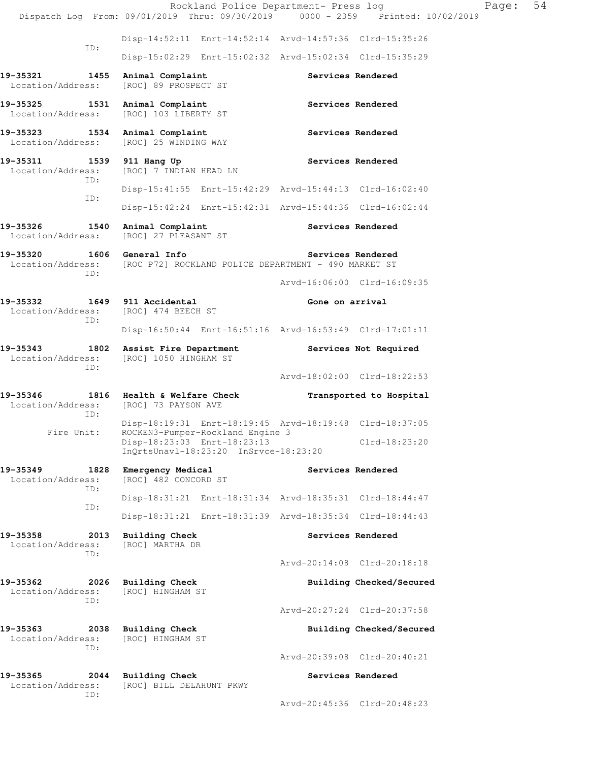Disp-14:52:11 Enrt-14:52:14 Arvd-14:57:36 Clrd-15:35:26
ID:
Disp-15:02:29 Enrt-15:02:32 Arvd-15:02:34 Clrd-15:35:29

**19-35321 1455 Animal Complaint** **Services Rendered**
Location/Address: [ROC] 89 PROSPECT ST

**19-35325 1531 Animal Complaint** **Services Rendered**
Location/Address: [ROC] 103 LIBERTY ST

**19-35323 1534 Animal Complaint** **Services Rendered**
Location/Address: [ROC] 25 WINDING WAY

**19-35311 1539 911 Hang Up** **Services Rendered**
Location/Address: [ROC] 7 INDIAN HEAD LN
ID:
Disp-15:41:55 Enrt-15:42:29 Arvd-15:44:13 Clrd-16:02:40
ID:
Disp-15:42:24 Enrt-15:42:31 Arvd-15:44:36 Clrd-16:02:44

**19-35326 1540 Animal Complaint** **Services Rendered**
Location/Address: [ROC] 27 PLEASANT ST

**19-35320 1606 General Info** **Services Rendered**
Location/Address: [ROC P72] ROCKLAND POLICE DEPARTMENT - 490 MARKET ST
ID:
Arvd-16:06:00 Clrd-16:09:35

**19-35332 1649 911 Accidental** **Gone on arrival**
Location/Address: [ROC] 474 BEECH ST
ID:
Disp-16:50:44 Enrt-16:51:16 Arvd-16:53:49 Clrd-17:01:11

**19-35343 1802 Assist Fire Department** **Services Not Required**
Location/Address: [ROC] 1050 HINGHAM ST
ID:
Arvd-18:02:00 Clrd-18:22:53

**19-35346 1816 Health & Welfare Check** **Transported to Hospital**
Location/Address: [ROC] 73 PAYSON AVE
ID:
Disp-18:19:31 Enrt-18:19:45 Arvd-18:19:48 Clrd-18:37:05
Fire Unit: ROCKEN3-Pumper-Rockland Engine 3
Disp-18:23:03 Enrt-18:23:13 Clrd-18:23:20
InQrtsUnavl-18:23:20 InSrvce-18:23:20

**19-35349 1828 Emergency Medical** **Services Rendered**
Location/Address: [ROC] 482 CONCORD ST
ID:
Disp-18:31:21 Enrt-18:31:34 Arvd-18:35:31 Clrd-18:44:47
ID:
Disp-18:31:21 Enrt-18:31:39 Arvd-18:35:34 Clrd-18:44:43

**19-35358 2013 Building Check** **Services Rendered**
Location/Address: [ROC] MARTHA DR
ID:
Arvd-20:14:08 Clrd-20:18:18

**19-35362 2026 Building Check** **Building Checked/Secured**
Location/Address: [ROC] HINGHAM ST
ID:
Arvd-20:27:24 Clrd-20:37:58

**19-35363 2038 Building Check** **Building Checked/Secured**
Location/Address: [ROC] HINGHAM ST
ID:
Arvd-20:39:08 Clrd-20:40:21

**19-35365 2044 Building Check** **Services Rendered**
Location/Address: [ROC] BILL DELAHUNT PKWY
ID:
Arvd-20:45:36 Clrd-20:48:23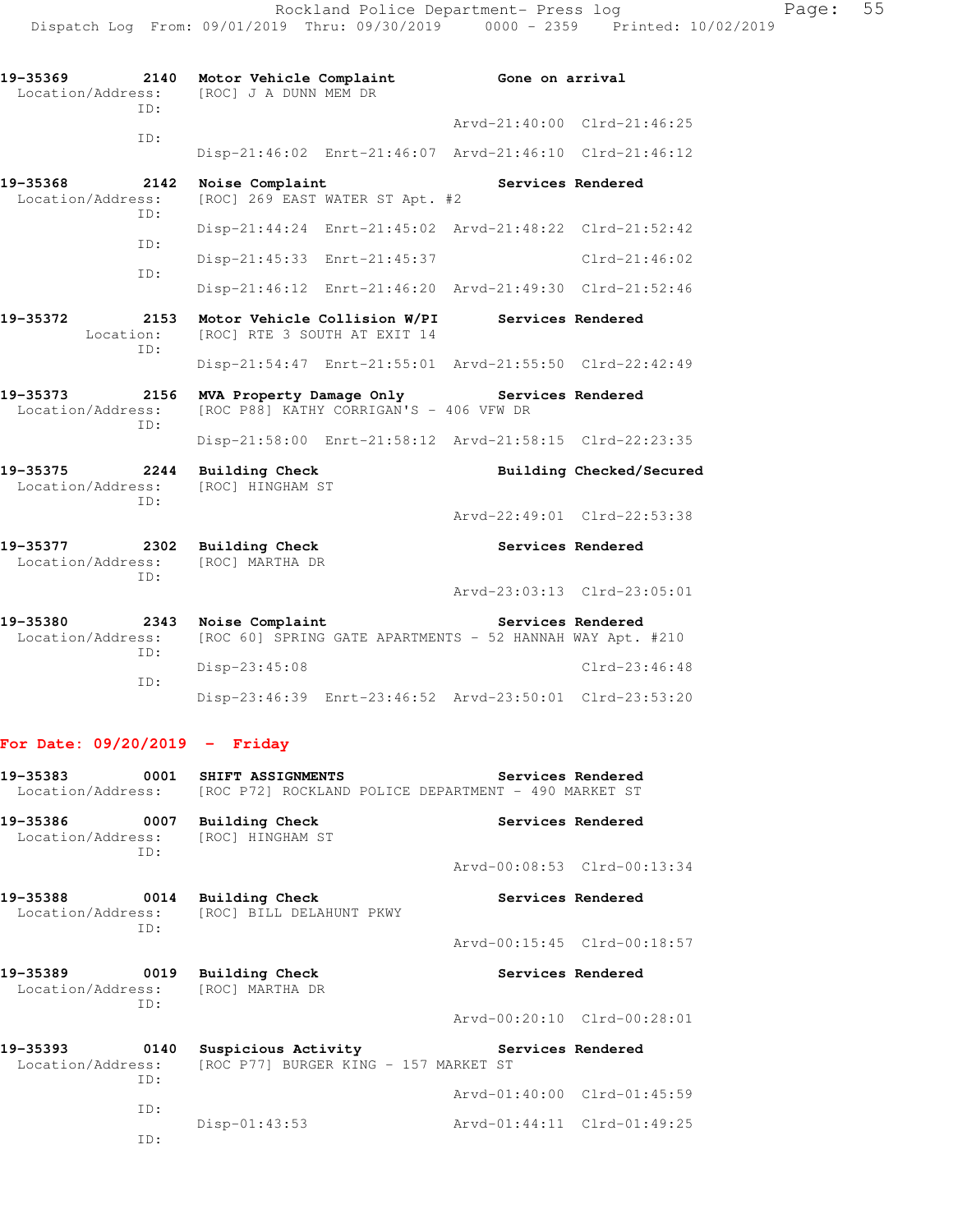19-35369 2140 **Motor Vehicle Complaint** Gone on arrival
Location/Address: [ROC] J A DUNN MEM DR
ID:
Arvd-21:40:00 Clrd-21:46:25
ID:
Disp-21:46:02 Enrt-21:46:07 Arvd-21:46:10 Clrd-21:46:12

19-35368 2142 **Noise Complaint** Services Rendered
Location/Address: [ROC] 269 EAST WATER ST Apt. #2
ID:
Disp-21:44:24 Enrt-21:45:02 Arvd-21:48:22 Clrd-21:52:42
ID:
Disp-21:45:33 Enrt-21:45:37 Clrd-21:46:02
ID:
Disp-21:46:12 Enrt-21:46:20 Arvd-21:49:30 Clrd-21:52:46

19-35372 2153 **Motor Vehicle Collision W/PI** Services Rendered
Location: [ROC] RTE 3 SOUTH AT EXIT 14
ID:
Disp-21:54:47 Enrt-21:55:01 Arvd-21:55:50 Clrd-22:42:49

19-35373 2156 **MVA Property Damage Only** Services Rendered
Location/Address: [ROC P88] KATHY CORRIGAN'S - 406 VFW DR
ID:
Disp-21:58:00 Enrt-21:58:12 Arvd-21:58:15 Clrd-22:23:35

19-35375 2244 **Building Check** Building Checked/Secured
Location/Address: [ROC] HINGHAM ST
ID:
Arvd-22:49:01 Clrd-22:53:38

19-35377 2302 **Building Check** Services Rendered
Location/Address: [ROC] MARTHA DR
ID:
Arvd-23:03:13 Clrd-23:05:01

19-35380 2343 **Noise Complaint** Services Rendered
Location/Address: [ROC 60] SPRING GATE APARTMENTS - 52 HANNAH WAY Apt. #210
ID:
Disp-23:45:08 Clrd-23:46:48
ID:
Disp-23:46:39 Enrt-23:46:52 Arvd-23:50:01 Clrd-23:53:20

## For Date: 09/20/2019 - Friday

19-35383 0001 **SHIFT ASSIGNMENTS** Services Rendered
Location/Address: [ROC P72] ROCKLAND POLICE DEPARTMENT - 490 MARKET ST

19-35386 0007 **Building Check** Services Rendered
Location/Address: [ROC] HINGHAM ST
ID:
Arvd-00:08:53 Clrd-00:13:34

19-35388 0014 **Building Check** Services Rendered
Location/Address: [ROC] BILL DELAHUNT PKWY
ID:
Arvd-00:15:45 Clrd-00:18:57

19-35389 0019 **Building Check** Services Rendered
Location/Address: [ROC] MARTHA DR
ID:
Arvd-00:20:10 Clrd-00:28:01

19-35393 0140 **Suspicious Activity** Services Rendered
Location/Address: [ROC P77] BURGER KING - 157 MARKET ST
ID:
Arvd-01:40:00 Clrd-01:45:59
ID:
Disp-01:43:53 Arvd-01:44:11 Clrd-01:49:25
ID: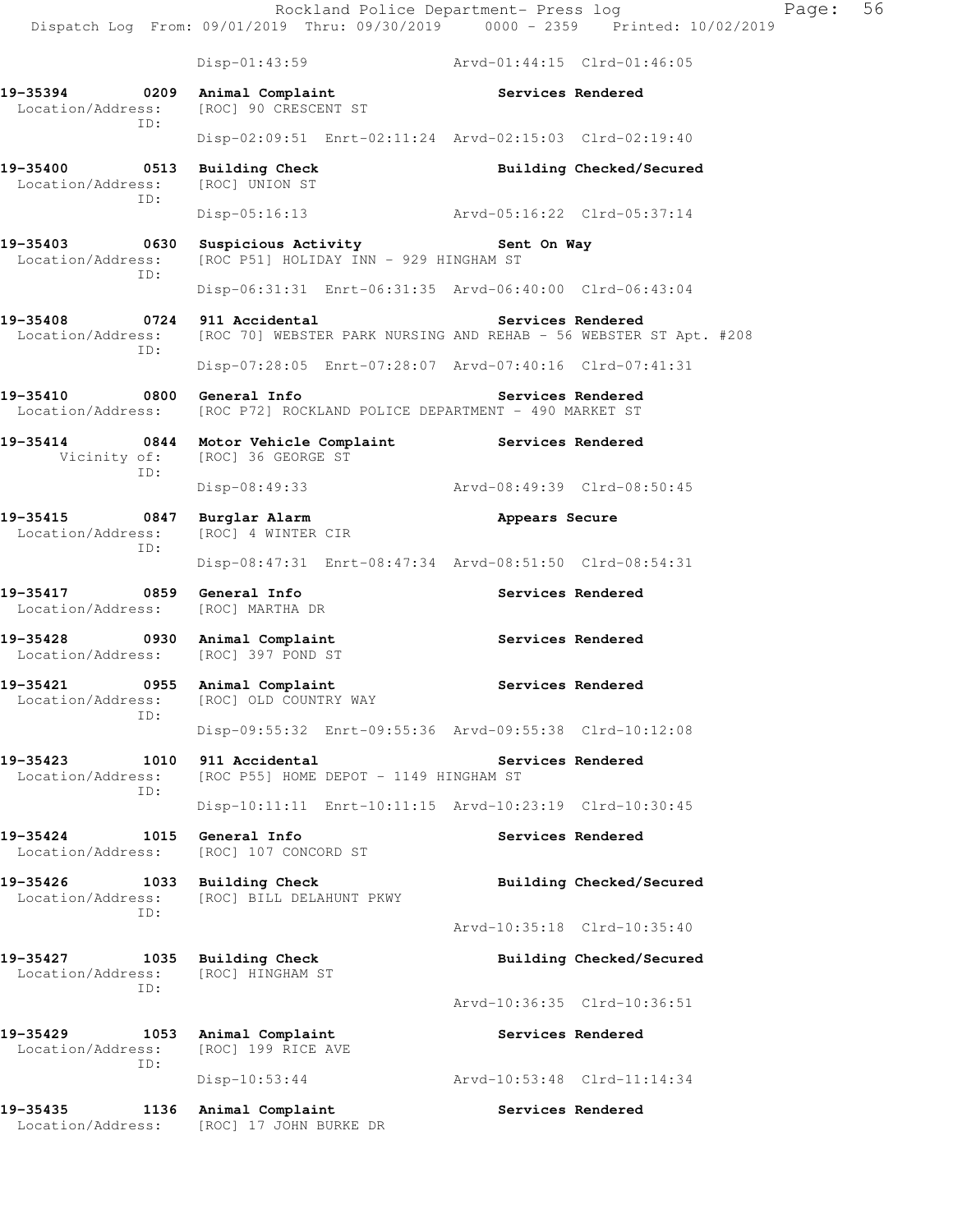Disp-01:43:59 Arvd-01:44:15 Clrd-01:46:05

**19-35394 0209 Animal Complaint** **Services Rendered**
Location/Address: [ROC] 90 CRESCENT ST
ID:
Disp-02:09:51 Enrt-02:11:24 Arvd-02:15:03 Clrd-02:19:40

**19-35400 0513 Building Check** **Building Checked/Secured**
Location/Address: [ROC] UNION ST
ID:
Disp-05:16:13 Arvd-05:16:22 Clrd-05:37:14

**19-35403 0630 Suspicious Activity** **Sent On Way**
Location/Address: [ROC P51] HOLIDAY INN - 929 HINGHAM ST
ID:
Disp-06:31:31 Enrt-06:31:35 Arvd-06:40:00 Clrd-06:43:04

**19-35408 0724 911 Accidental** **Services Rendered**
Location/Address: [ROC 70] WEBSTER PARK NURSING AND REHAB - 56 WEBSTER ST Apt. #208
ID:
Disp-07:28:05 Enrt-07:28:07 Arvd-07:40:16 Clrd-07:41:31

**19-35410 0800 General Info** **Services Rendered**
Location/Address: [ROC P72] ROCKLAND POLICE DEPARTMENT - 490 MARKET ST

**19-35414 0844 Motor Vehicle Complaint** **Services Rendered**
Vicinity of: [ROC] 36 GEORGE ST
ID:
Disp-08:49:33 Arvd-08:49:39 Clrd-08:50:45

**19-35415 0847 Burglar Alarm** **Appears Secure**
Location/Address: [ROC] 4 WINTER CIR
ID:
Disp-08:47:31 Enrt-08:47:34 Arvd-08:51:50 Clrd-08:54:31

**19-35417 0859 General Info** **Services Rendered**
Location/Address: [ROC] MARTHA DR

**19-35428 0930 Animal Complaint** **Services Rendered**
Location/Address: [ROC] 397 POND ST

**19-35421 0955 Animal Complaint** **Services Rendered**
Location/Address: [ROC] OLD COUNTRY WAY
ID:
Disp-09:55:32 Enrt-09:55:36 Arvd-09:55:38 Clrd-10:12:08

**19-35423 1010 911 Accidental** **Services Rendered**
Location/Address: [ROC P55] HOME DEPOT - 1149 HINGHAM ST
ID:
Disp-10:11:11 Enrt-10:11:15 Arvd-10:23:19 Clrd-10:30:45

**19-35424 1015 General Info** **Services Rendered**
Location/Address: [ROC] 107 CONCORD ST

**19-35426 1033 Building Check** **Building Checked/Secured**
Location/Address: [ROC] BILL DELAHUNT PKWY
ID:
Arvd-10:35:18 Clrd-10:35:40

**19-35427 1035 Building Check** **Building Checked/Secured**
Location/Address: [ROC] HINGHAM ST
ID:
Arvd-10:36:35 Clrd-10:36:51

**19-35429 1053 Animal Complaint** **Services Rendered**
Location/Address: [ROC] 199 RICE AVE
ID:
Disp-10:53:44 Arvd-10:53:48 Clrd-11:14:34

**19-35435 1136 Animal Complaint** **Services Rendered**
Location/Address: [ROC] 17 JOHN BURKE DR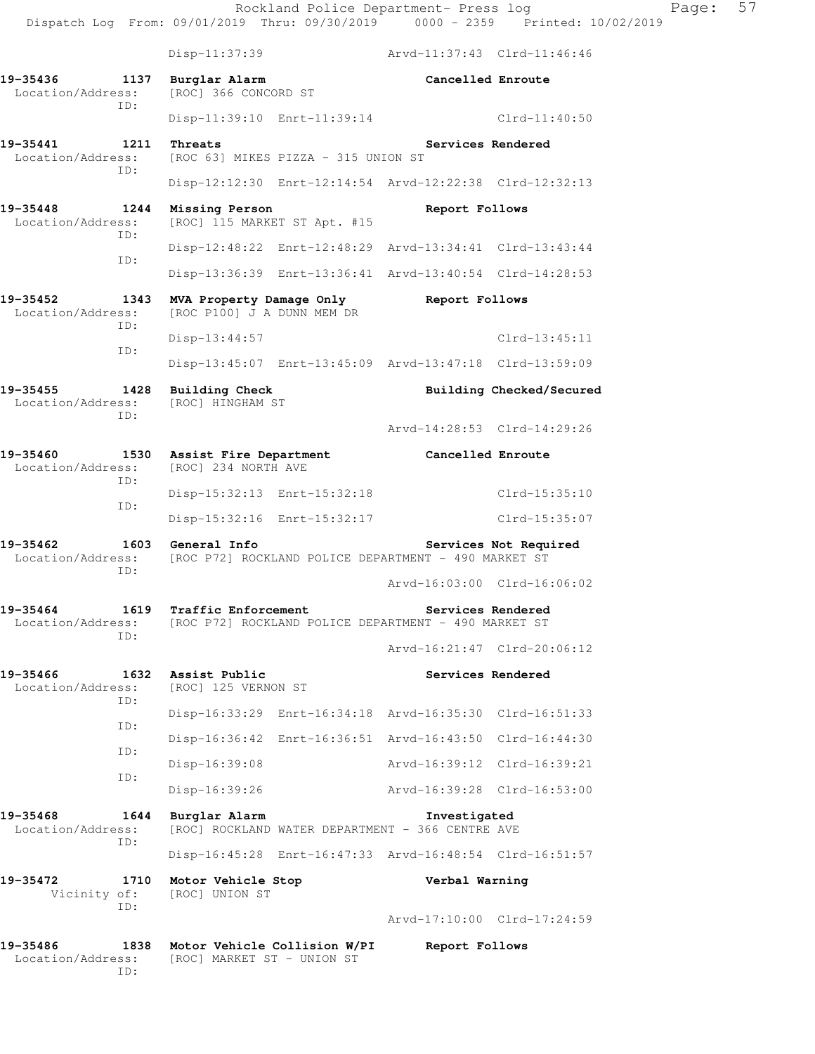Disp-11:37:39 Arvd-11:37:43 Clrd-11:46:46

**19-35436 1137 Burglar Alarm Cancelled Enroute**
Location/Address: [ROC] 366 CONCORD ST
ID:
Disp-11:39:10 Enrt-11:39:14 Clrd-11:40:50

**19-35441 1211 Threats Services Rendered**
Location/Address: [ROC 63] MIKES PIZZA - 315 UNION ST
ID:
Disp-12:12:30 Enrt-12:14:54 Arvd-12:22:38 Clrd-12:32:13

**19-35448 1244 Missing Person Report Follows**
Location/Address: [ROC] 115 MARKET ST Apt. #15
ID:
Disp-12:48:22 Enrt-12:48:29 Arvd-13:34:41 Clrd-13:43:44
ID:
Disp-13:36:39 Enrt-13:36:41 Arvd-13:40:54 Clrd-14:28:53

**19-35452 1343 MVA Property Damage Only Report Follows**
Location/Address: [ROC P100] J A DUNN MEM DR
ID:
Disp-13:44:57 Clrd-13:45:11
ID:
Disp-13:45:07 Enrt-13:45:09 Arvd-13:47:18 Clrd-13:59:09

**19-35455 1428 Building Check Building Checked/Secured**
Location/Address: [ROC] HINGHAM ST
ID:
Arvd-14:28:53 Clrd-14:29:26

**19-35460 1530 Assist Fire Department Cancelled Enroute**
Location/Address: [ROC] 234 NORTH AVE
ID:
Disp-15:32:13 Enrt-15:32:18 Clrd-15:35:10
ID:
Disp-15:32:16 Enrt-15:32:17 Clrd-15:35:07

**19-35462 1603 General Info Services Not Required**
Location/Address: [ROC P72] ROCKLAND POLICE DEPARTMENT - 490 MARKET ST
ID:
Arvd-16:03:00 Clrd-16:06:02

**19-35464 1619 Traffic Enforcement Services Rendered**
Location/Address: [ROC P72] ROCKLAND POLICE DEPARTMENT - 490 MARKET ST
ID:
Arvd-16:21:47 Clrd-20:06:12

**19-35466 1632 Assist Public Services Rendered**
Location/Address: [ROC] 125 VERNON ST
ID:
Disp-16:33:29 Enrt-16:34:18 Arvd-16:35:30 Clrd-16:51:33
ID:
Disp-16:36:42 Enrt-16:36:51 Arvd-16:43:50 Clrd-16:44:30
ID:
Disp-16:39:08 Arvd-16:39:12 Clrd-16:39:21
ID:
Disp-16:39:26 Arvd-16:39:28 Clrd-16:53:00

**19-35468 1644 Burglar Alarm Investigated**
Location/Address: [ROC] ROCKLAND WATER DEPARTMENT - 366 CENTRE AVE
ID:
Disp-16:45:28 Enrt-16:47:33 Arvd-16:48:54 Clrd-16:51:57

**19-35472 1710 Motor Vehicle Stop Verbal Warning**
Vicinity of: [ROC] UNION ST
ID:
Arvd-17:10:00 Clrd-17:24:59

**19-35486 1838 Motor Vehicle Collision W/PI Report Follows**
Location/Address: [ROC] MARKET ST - UNION ST
ID: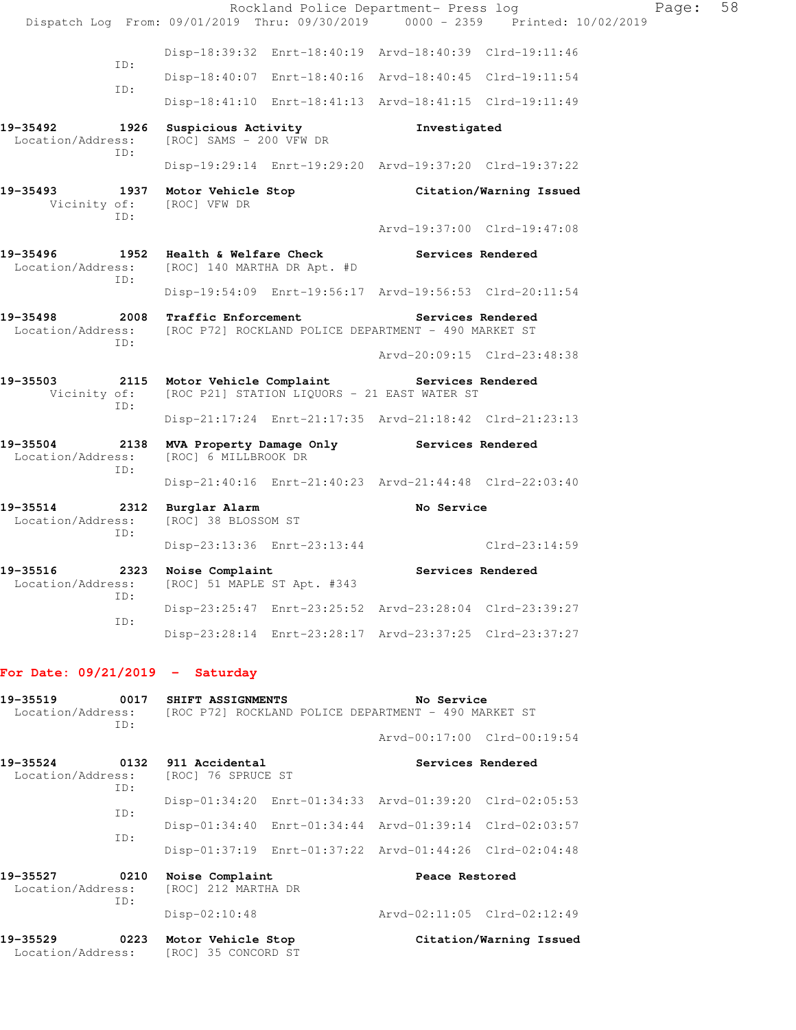```
                Disp-18:39:32  Enrt-18:40:19  Arvd-18:40:39  Clrd-19:11:46
            ID:
                Disp-18:40:07  Enrt-18:40:16  Arvd-18:40:45  Clrd-19:11:54
            ID:
                Disp-18:41:10  Enrt-18:41:13  Arvd-18:41:15  Clrd-19:11:49

19-35492        1926  Suspicious Activity            Investigated
  Location/Address:   [ROC] SAMS - 200 VFW DR
            ID:
                Disp-19:29:14  Enrt-19:29:20  Arvd-19:37:20  Clrd-19:37:22

19-35493        1937  Motor Vehicle Stop             Citation/Warning Issued
      Vicinity of:    [ROC] VFW DR
            ID:
                                              Arvd-19:37:00  Clrd-19:47:08

19-35496        1952  Health & Welfare Check         Services Rendered
  Location/Address:   [ROC] 140 MARTHA DR Apt. #D
            ID:
                Disp-19:54:09  Enrt-19:56:17  Arvd-19:56:53  Clrd-20:11:54

19-35498        2008  Traffic Enforcement            Services Rendered
  Location/Address:   [ROC P72] ROCKLAND POLICE DEPARTMENT - 490 MARKET ST
            ID:
                                              Arvd-20:09:15  Clrd-23:48:38

19-35503        2115  Motor Vehicle Complaint        Services Rendered
      Vicinity of:    [ROC P21] STATION LIQUORS - 21 EAST WATER ST
            ID:
                Disp-21:17:24  Enrt-21:17:35  Arvd-21:18:42  Clrd-21:23:13

19-35504        2138  MVA Property Damage Only       Services Rendered
  Location/Address:   [ROC] 6 MILLBROOK DR
            ID:
                Disp-21:40:16  Enrt-21:40:23  Arvd-21:44:48  Clrd-22:03:40

19-35514        2312  Burglar Alarm                  No Service
  Location/Address:   [ROC] 38 BLOSSOM ST
            ID:
                Disp-23:13:36  Enrt-23:13:44                 Clrd-23:14:59

19-35516        2323  Noise Complaint                Services Rendered
  Location/Address:   [ROC] 51 MAPLE ST Apt. #343
            ID:
                Disp-23:25:47  Enrt-23:25:52  Arvd-23:28:04  Clrd-23:39:27
            ID:
                Disp-23:28:14  Enrt-23:28:17  Arvd-23:37:25  Clrd-23:37:27
```

**For Date: 09/21/2019 - Saturday**

```
19-35519        0017  SHIFT ASSIGNMENTS              No Service
  Location/Address:   [ROC P72] ROCKLAND POLICE DEPARTMENT - 490 MARKET ST
            ID:
                                              Arvd-00:17:00  Clrd-00:19:54

19-35524        0132  911 Accidental                 Services Rendered
  Location/Address:   [ROC] 76 SPRUCE ST
            ID:
                Disp-01:34:20  Enrt-01:34:33  Arvd-01:39:20  Clrd-02:05:53
            ID:
                Disp-01:34:40  Enrt-01:34:44  Arvd-01:39:14  Clrd-02:03:57
            ID:
                Disp-01:37:19  Enrt-01:37:22  Arvd-01:44:26  Clrd-02:04:48

19-35527        0210  Noise Complaint                Peace Restored
  Location/Address:   [ROC] 212 MARTHA DR
            ID:
                Disp-02:10:48                 Arvd-02:11:05  Clrd-02:12:49

19-35529        0223  Motor Vehicle Stop             Citation/Warning Issued
  Location/Address:   [ROC] 35 CONCORD ST
```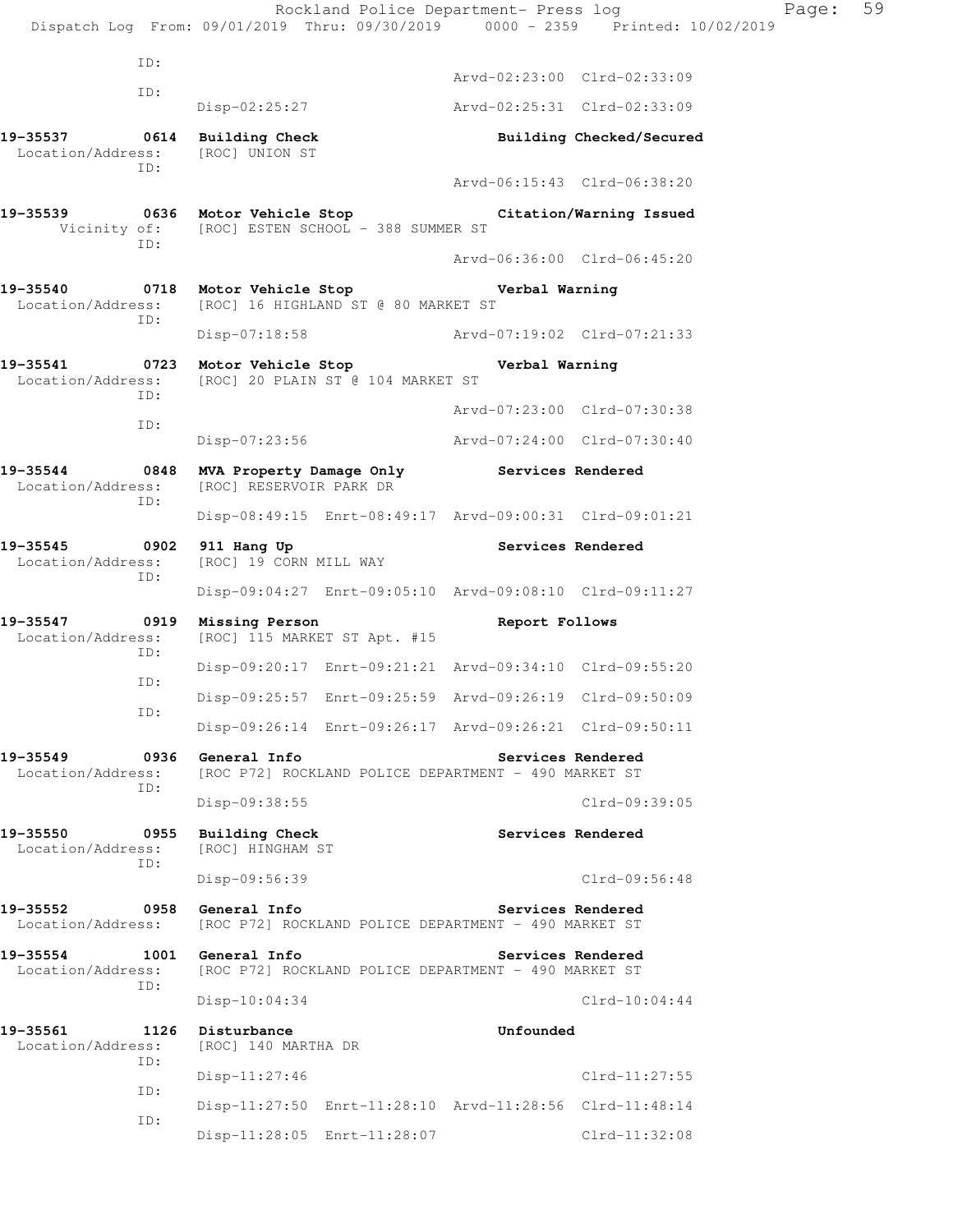```
          ID:
                                                    Arvd-02:23:00  Clrd-02:33:09
          ID:
                  Disp-02:25:27                     Arvd-02:25:31  Clrd-02:33:09

19-35537       0614  Building Check                       Building Checked/Secured
  Location/Address:  [ROC] UNION ST
          ID:
                                                    Arvd-06:15:43  Clrd-06:38:20

19-35539       0636  Motor Vehicle Stop                   Citation/Warning Issued
       Vicinity of:  [ROC] ESTEN SCHOOL - 388 SUMMER ST
          ID:
                                                    Arvd-06:36:00  Clrd-06:45:20

19-35540       0718  Motor Vehicle Stop                   Verbal Warning
  Location/Address:  [ROC] 16 HIGHLAND ST @ 80 MARKET ST
          ID:
                  Disp-07:18:58                     Arvd-07:19:02  Clrd-07:21:33

19-35541       0723  Motor Vehicle Stop                   Verbal Warning
  Location/Address:  [ROC] 20 PLAIN ST @ 104 MARKET ST
          ID:
                                                    Arvd-07:23:00  Clrd-07:30:38
          ID:
                  Disp-07:23:56                     Arvd-07:24:00  Clrd-07:30:40

19-35544       0848  MVA Property Damage Only             Services Rendered
  Location/Address:  [ROC] RESERVOIR PARK DR
          ID:
                  Disp-08:49:15  Enrt-08:49:17  Arvd-09:00:31  Clrd-09:01:21

19-35545       0902  911 Hang Up                          Services Rendered
  Location/Address:  [ROC] 19 CORN MILL WAY
          ID:
                  Disp-09:04:27  Enrt-09:05:10  Arvd-09:08:10  Clrd-09:11:27

19-35547       0919  Missing Person                       Report Follows
  Location/Address:  [ROC] 115 MARKET ST Apt. #15
          ID:
                  Disp-09:20:17  Enrt-09:21:21  Arvd-09:34:10  Clrd-09:55:20
          ID:
                  Disp-09:25:57  Enrt-09:25:59  Arvd-09:26:19  Clrd-09:50:09
          ID:
                  Disp-09:26:14  Enrt-09:26:17  Arvd-09:26:21  Clrd-09:50:11

19-35549       0936  General Info                         Services Rendered
  Location/Address:  [ROC P72] ROCKLAND POLICE DEPARTMENT - 490 MARKET ST
          ID:
                  Disp-09:38:55                                    Clrd-09:39:05

19-35550       0955  Building Check                       Services Rendered
  Location/Address:  [ROC] HINGHAM ST
          ID:
                  Disp-09:56:39                                    Clrd-09:56:48

19-35552       0958  General Info                         Services Rendered
  Location/Address:  [ROC P72] ROCKLAND POLICE DEPARTMENT - 490 MARKET ST

19-35554       1001  General Info                         Services Rendered
  Location/Address:  [ROC P72] ROCKLAND POLICE DEPARTMENT - 490 MARKET ST
          ID:
                  Disp-10:04:34                                    Clrd-10:04:44

19-35561       1126  Disturbance                          Unfounded
  Location/Address:  [ROC] 140 MARTHA DR
          ID:
                  Disp-11:27:46                                    Clrd-11:27:55
          ID:
                  Disp-11:27:50  Enrt-11:28:10  Arvd-11:28:56  Clrd-11:48:14
          ID:
                  Disp-11:28:05  Enrt-11:28:07                 Clrd-11:32:08
```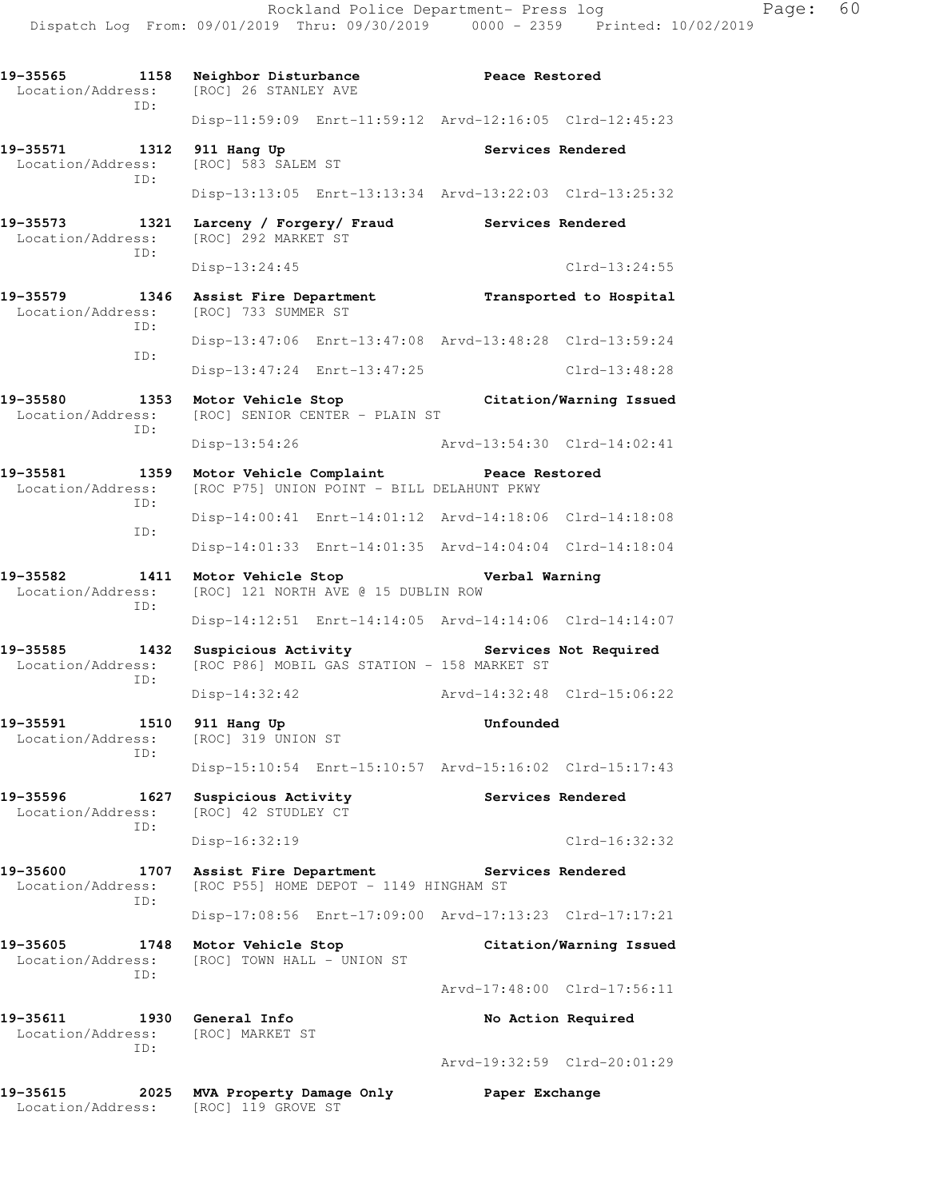19-35565 1158 Neighbor Disturbance Peace Restored
Location/Address: [ROC] 26 STANLEY AVE
ID:
Disp-11:59:09 Enrt-11:59:12 Arvd-12:16:05 Clrd-12:45:23

19-35571 1312 911 Hang Up Services Rendered
Location/Address: [ROC] 583 SALEM ST
ID:
Disp-13:13:05 Enrt-13:13:34 Arvd-13:22:03 Clrd-13:25:32

19-35573 1321 Larceny / Forgery/ Fraud Services Rendered
Location/Address: [ROC] 292 MARKET ST
ID:
Disp-13:24:45 Clrd-13:24:55

19-35579 1346 Assist Fire Department Transported to Hospital
Location/Address: [ROC] 733 SUMMER ST
ID:
Disp-13:47:06 Enrt-13:47:08 Arvd-13:48:28 Clrd-13:59:24
ID:
Disp-13:47:24 Enrt-13:47:25 Clrd-13:48:28

19-35580 1353 Motor Vehicle Stop Citation/Warning Issued
Location/Address: [ROC] SENIOR CENTER - PLAIN ST
ID:
Disp-13:54:26 Arvd-13:54:30 Clrd-14:02:41

19-35581 1359 Motor Vehicle Complaint Peace Restored
Location/Address: [ROC P75] UNION POINT - BILL DELAHUNT PKWY
ID:
Disp-14:00:41 Enrt-14:01:12 Arvd-14:18:06 Clrd-14:18:08
ID:
Disp-14:01:33 Enrt-14:01:35 Arvd-14:04:04 Clrd-14:18:04

19-35582 1411 Motor Vehicle Stop Verbal Warning
Location/Address: [ROC] 121 NORTH AVE @ 15 DUBLIN ROW
ID:
Disp-14:12:51 Enrt-14:14:05 Arvd-14:14:06 Clrd-14:14:07

19-35585 1432 Suspicious Activity Services Not Required
Location/Address: [ROC P86] MOBIL GAS STATION - 158 MARKET ST
ID:
Disp-14:32:42 Arvd-14:32:48 Clrd-15:06:22

19-35591 1510 911 Hang Up Unfounded
Location/Address: [ROC] 319 UNION ST
ID:
Disp-15:10:54 Enrt-15:10:57 Arvd-15:16:02 Clrd-15:17:43

19-35596 1627 Suspicious Activity Services Rendered
Location/Address: [ROC] 42 STUDLEY CT
ID:
Disp-16:32:19 Clrd-16:32:32

19-35600 1707 Assist Fire Department Services Rendered
Location/Address: [ROC P55] HOME DEPOT - 1149 HINGHAM ST
ID:
Disp-17:08:56 Enrt-17:09:00 Arvd-17:13:23 Clrd-17:17:21

19-35605 1748 Motor Vehicle Stop Citation/Warning Issued
Location/Address: [ROC] TOWN HALL - UNION ST
ID:
Arvd-17:48:00 Clrd-17:56:11

19-35611 1930 General Info No Action Required
Location/Address: [ROC] MARKET ST
ID:
Arvd-19:32:59 Clrd-20:01:29

19-35615 2025 MVA Property Damage Only Paper Exchange
Location/Address: [ROC] 119 GROVE ST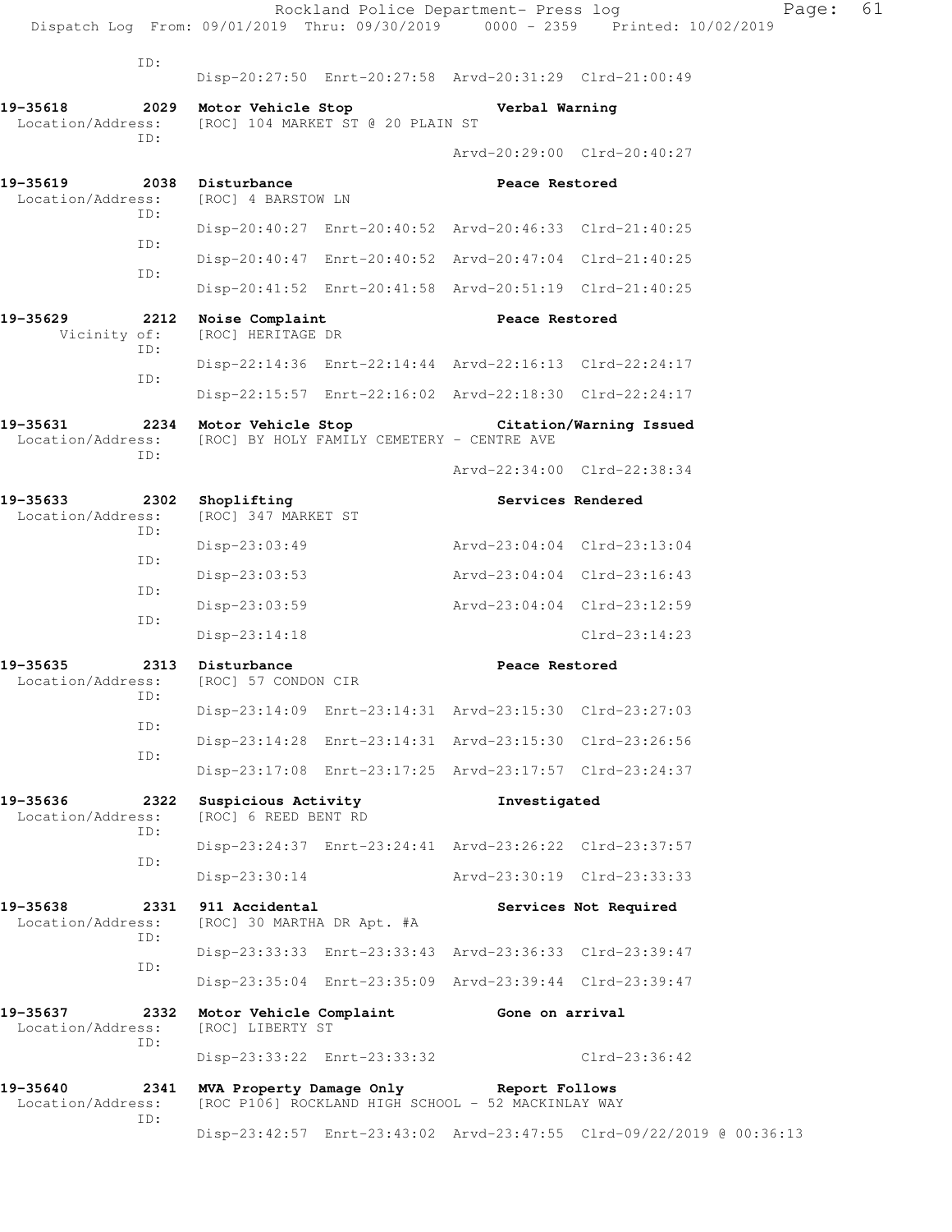ID:
Disp-20:27:50 Enrt-20:27:58 Arvd-20:31:29 Clrd-21:00:49

**19-35618 2029 Motor Vehicle Stop** **Verbal Warning**
Location/Address: [ROC] 104 MARKET ST @ 20 PLAIN ST
ID:
Arvd-20:29:00 Clrd-20:40:27

**19-35619 2038 Disturbance** **Peace Restored**
Location/Address: [ROC] 4 BARSTOW LN
ID:
Disp-20:40:27 Enrt-20:40:52 Arvd-20:46:33 Clrd-21:40:25
ID:
Disp-20:40:47 Enrt-20:40:52 Arvd-20:47:04 Clrd-21:40:25
ID:
Disp-20:41:52 Enrt-20:41:58 Arvd-20:51:19 Clrd-21:40:25

**19-35629 2212 Noise Complaint** **Peace Restored**
Vicinity of: [ROC] HERITAGE DR
ID:
Disp-22:14:36 Enrt-22:14:44 Arvd-22:16:13 Clrd-22:24:17
ID:
Disp-22:15:57 Enrt-22:16:02 Arvd-22:18:30 Clrd-22:24:17

**19-35631 2234 Motor Vehicle Stop** **Citation/Warning Issued**
Location/Address: [ROC] BY HOLY FAMILY CEMETERY - CENTRE AVE
ID:
Arvd-22:34:00 Clrd-22:38:34

**19-35633 2302 Shoplifting** **Services Rendered**
Location/Address: [ROC] 347 MARKET ST
ID:
Disp-23:03:49 Arvd-23:04:04 Clrd-23:13:04
ID:
Disp-23:03:53 Arvd-23:04:04 Clrd-23:16:43
ID:
Disp-23:03:59 Arvd-23:04:04 Clrd-23:12:59
ID:
Disp-23:14:18 Clrd-23:14:23

**19-35635 2313 Disturbance** **Peace Restored**
Location/Address: [ROC] 57 CONDON CIR
ID:
Disp-23:14:09 Enrt-23:14:31 Arvd-23:15:30 Clrd-23:27:03
ID:
Disp-23:14:28 Enrt-23:14:31 Arvd-23:15:30 Clrd-23:26:56
ID:
Disp-23:17:08 Enrt-23:17:25 Arvd-23:17:57 Clrd-23:24:37

**19-35636 2322 Suspicious Activity** **Investigated**
Location/Address: [ROC] 6 REED BENT RD
ID:
Disp-23:24:37 Enrt-23:24:41 Arvd-23:26:22 Clrd-23:37:57
ID:
Disp-23:30:14 Arvd-23:30:19 Clrd-23:33:33

**19-35638 2331 911 Accidental** **Services Not Required**
Location/Address: [ROC] 30 MARTHA DR Apt. #A
ID:
Disp-23:33:33 Enrt-23:33:43 Arvd-23:36:33 Clrd-23:39:47
ID:
Disp-23:35:04 Enrt-23:35:09 Arvd-23:39:44 Clrd-23:39:47

**19-35637 2332 Motor Vehicle Complaint** **Gone on arrival**
Location/Address: [ROC] LIBERTY ST
ID:
Disp-23:33:22 Enrt-23:33:32 Clrd-23:36:42

**19-35640 2341 MVA Property Damage Only** **Report Follows**
Location/Address: [ROC P106] ROCKLAND HIGH SCHOOL - 52 MACKINLAY WAY
ID:
Disp-23:42:57 Enrt-23:43:02 Arvd-23:47:55 Clrd-09/22/2019 @ 00:36:13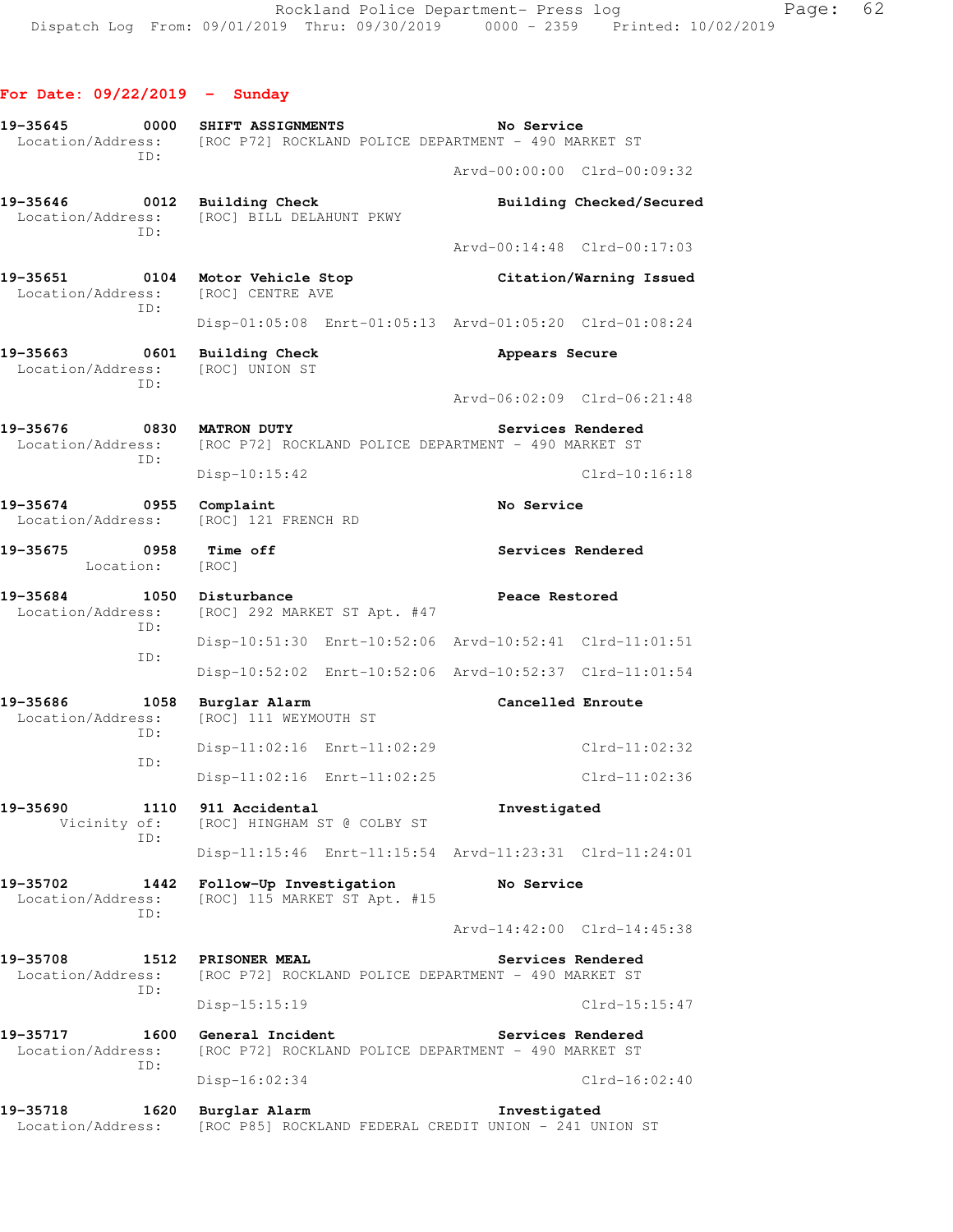**For Date: 09/22/2019 - Sunday**

```
19-35645        0000  SHIFT ASSIGNMENTS                    No Service
  Location/Address:   [ROC P72] ROCKLAND POLICE DEPARTMENT - 490 MARKET ST
               ID:
                                                   Arvd-00:00:00  Clrd-00:09:32

19-35646        0012  Building Check                       Building Checked/Secured
  Location/Address:   [ROC] BILL DELAHUNT PKWY
               ID:
                                                   Arvd-00:14:48  Clrd-00:17:03

19-35651        0104  Motor Vehicle Stop                   Citation/Warning Issued
  Location/Address:   [ROC] CENTRE AVE
               ID:
                      Disp-01:05:08  Enrt-01:05:13  Arvd-01:05:20  Clrd-01:08:24

19-35663        0601  Building Check                       Appears Secure
  Location/Address:   [ROC] UNION ST
               ID:
                                                   Arvd-06:02:09  Clrd-06:21:48

19-35676        0830  MATRON DUTY                          Services Rendered
  Location/Address:   [ROC P72] ROCKLAND POLICE DEPARTMENT - 490 MARKET ST
               ID:
                      Disp-10:15:42                               Clrd-10:16:18

19-35674        0955  Complaint                            No Service
  Location/Address:   [ROC] 121 FRENCH RD

19-35675        0958  Time off                             Services Rendered
          Location:   [ROC]

19-35684        1050  Disturbance                          Peace Restored
  Location/Address:   [ROC] 292 MARKET ST Apt. #47
               ID:
                      Disp-10:51:30  Enrt-10:52:06  Arvd-10:52:41  Clrd-11:01:51
               ID:
                      Disp-10:52:02  Enrt-10:52:06  Arvd-10:52:37  Clrd-11:01:54

19-35686        1058  Burglar Alarm                        Cancelled Enroute
  Location/Address:   [ROC] 111 WEYMOUTH ST
               ID:
                      Disp-11:02:16  Enrt-11:02:29                Clrd-11:02:32
               ID:
                      Disp-11:02:16  Enrt-11:02:25                Clrd-11:02:36

19-35690        1110  911 Accidental                       Investigated
       Vicinity of:   [ROC] HINGHAM ST @ COLBY ST
               ID:
                      Disp-11:15:46  Enrt-11:15:54  Arvd-11:23:31  Clrd-11:24:01

19-35702        1442  Follow-Up Investigation              No Service
  Location/Address:   [ROC] 115 MARKET ST Apt. #15
               ID:
                                                   Arvd-14:42:00  Clrd-14:45:38

19-35708        1512  PRISONER MEAL                        Services Rendered
  Location/Address:   [ROC P72] ROCKLAND POLICE DEPARTMENT - 490 MARKET ST
               ID:
                      Disp-15:15:19                               Clrd-15:15:47

19-35717        1600  General Incident                     Services Rendered
  Location/Address:   [ROC P72] ROCKLAND POLICE DEPARTMENT - 490 MARKET ST
               ID:
                      Disp-16:02:34                               Clrd-16:02:40

19-35718        1620  Burglar Alarm                        Investigated
  Location/Address:   [ROC P85] ROCKLAND FEDERAL CREDIT UNION - 241 UNION ST
```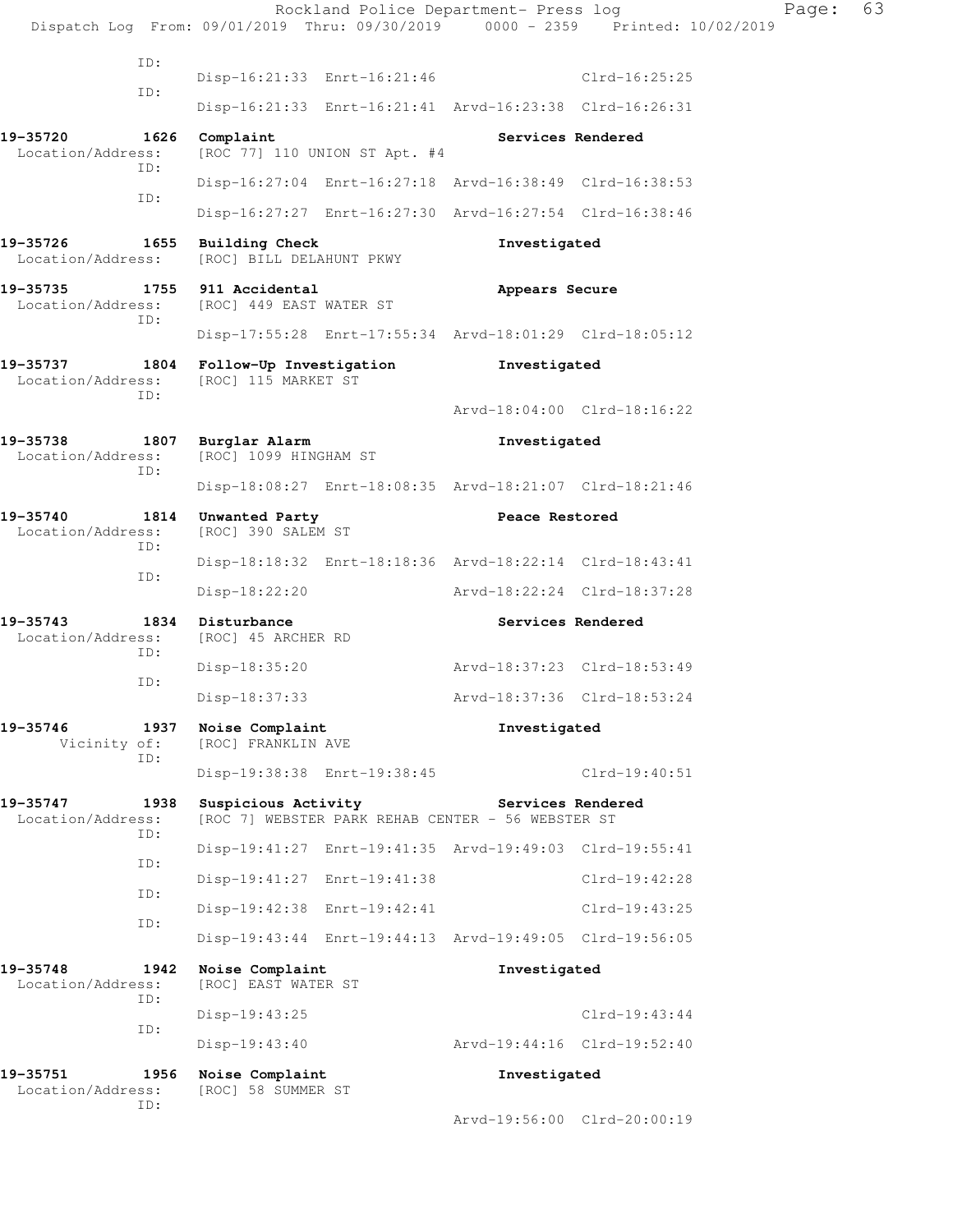Rockland Police Department- Press log
Dispatch Log From: 09/01/2019 Thru: 09/30/2019 0000 - 2359 Printed: 10/02/2019

```
             ID:
                    Disp-16:21:33  Enrt-16:21:46                 Clrd-16:25:25
             ID:
                    Disp-16:21:33  Enrt-16:21:41  Arvd-16:23:38  Clrd-16:26:31

19-35720       1626  Complaint                              Services Rendered
 Location/Address:   [ROC 77] 110 UNION ST Apt. #4
             ID:
                    Disp-16:27:04  Enrt-16:27:18  Arvd-16:38:49  Clrd-16:38:53
             ID:
                    Disp-16:27:27  Enrt-16:27:30  Arvd-16:27:54  Clrd-16:38:46

19-35726       1655  Building Check                         Investigated
 Location/Address:   [ROC] BILL DELAHUNT PKWY

19-35735       1755  911 Accidental                         Appears Secure
 Location/Address:   [ROC] 449 EAST WATER ST
             ID:
                    Disp-17:55:28  Enrt-17:55:34  Arvd-18:01:29  Clrd-18:05:12

19-35737       1804  Follow-Up Investigation                Investigated
 Location/Address:   [ROC] 115 MARKET ST
             ID:
                                                  Arvd-18:04:00  Clrd-18:16:22

19-35738       1807  Burglar Alarm                          Investigated
 Location/Address:   [ROC] 1099 HINGHAM ST
             ID:
                    Disp-18:08:27  Enrt-18:08:35  Arvd-18:21:07  Clrd-18:21:46

19-35740       1814  Unwanted Party                         Peace Restored
 Location/Address:   [ROC] 390 SALEM ST
             ID:
                    Disp-18:18:32  Enrt-18:18:36  Arvd-18:22:14  Clrd-18:43:41
             ID:
                    Disp-18:22:20                 Arvd-18:22:24  Clrd-18:37:28

19-35743       1834  Disturbance                            Services Rendered
 Location/Address:   [ROC] 45 ARCHER RD
             ID:
                    Disp-18:35:20                 Arvd-18:37:23  Clrd-18:53:49
             ID:
                    Disp-18:37:33                 Arvd-18:37:36  Clrd-18:53:24

19-35746       1937  Noise Complaint                        Investigated
      Vicinity of:   [ROC] FRANKLIN AVE
             ID:
                    Disp-19:38:38  Enrt-19:38:45                 Clrd-19:40:51

19-35747       1938  Suspicious Activity                    Services Rendered
 Location/Address:   [ROC 7] WEBSTER PARK REHAB CENTER - 56 WEBSTER ST
             ID:
                    Disp-19:41:27  Enrt-19:41:35  Arvd-19:49:03  Clrd-19:55:41
             ID:
                    Disp-19:41:27  Enrt-19:41:38                 Clrd-19:42:28
             ID:
                    Disp-19:42:38  Enrt-19:42:41                 Clrd-19:43:25
             ID:
                    Disp-19:43:44  Enrt-19:44:13  Arvd-19:49:05  Clrd-19:56:05

19-35748       1942  Noise Complaint                        Investigated
 Location/Address:   [ROC] EAST WATER ST
             ID:
                    Disp-19:43:25                                Clrd-19:43:44
             ID:
                    Disp-19:43:40                 Arvd-19:44:16  Clrd-19:52:40

19-35751       1956  Noise Complaint                        Investigated
 Location/Address:   [ROC] 58 SUMMER ST
             ID:
                                                  Arvd-19:56:00  Clrd-20:00:19
```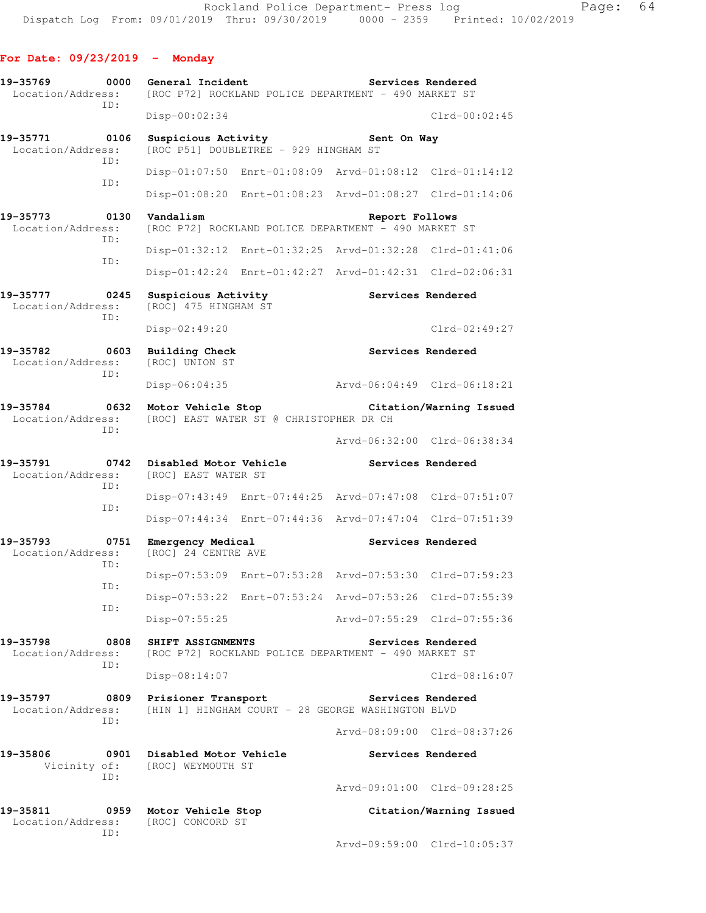## For Date: 09/23/2019 - Monday

**19-35769** 0000 **General Incident** — **Services Rendered**
Location/Address: [ROC P72] ROCKLAND POLICE DEPARTMENT - 490 MARKET ST
ID:
Disp-00:02:34 Clrd-00:02:45

**19-35771** 0106 **Suspicious Activity** — **Sent On Way**
Location/Address: [ROC P51] DOUBLETREE - 929 HINGHAM ST
ID:
Disp-01:07:50 Enrt-01:08:09 Arvd-01:08:12 Clrd-01:14:12
ID:
Disp-01:08:20 Enrt-01:08:23 Arvd-01:08:27 Clrd-01:14:06

**19-35773** 0130 **Vandalism** — **Report Follows**
Location/Address: [ROC P72] ROCKLAND POLICE DEPARTMENT - 490 MARKET ST
ID:
Disp-01:32:12 Enrt-01:32:25 Arvd-01:32:28 Clrd-01:41:06
ID:
Disp-01:42:24 Enrt-01:42:27 Arvd-01:42:31 Clrd-02:06:31

**19-35777** 0245 **Suspicious Activity** — **Services Rendered**
Location/Address: [ROC] 475 HINGHAM ST
ID:
Disp-02:49:20 Clrd-02:49:27

**19-35782** 0603 **Building Check** — **Services Rendered**
Location/Address: [ROC] UNION ST
ID:
Disp-06:04:35 Arvd-06:04:49 Clrd-06:18:21

**19-35784** 0632 **Motor Vehicle Stop** — **Citation/Warning Issued**
Location/Address: [ROC] EAST WATER ST @ CHRISTOPHER DR CH
ID:
Arvd-06:32:00 Clrd-06:38:34

**19-35791** 0742 **Disabled Motor Vehicle** — **Services Rendered**
Location/Address: [ROC] EAST WATER ST
ID:
Disp-07:43:49 Enrt-07:44:25 Arvd-07:47:08 Clrd-07:51:07
ID:
Disp-07:44:34 Enrt-07:44:36 Arvd-07:47:04 Clrd-07:51:39

**19-35793** 0751 **Emergency Medical** — **Services Rendered**
Location/Address: [ROC] 24 CENTRE AVE
ID:
Disp-07:53:09 Enrt-07:53:28 Arvd-07:53:30 Clrd-07:59:23
ID:
Disp-07:53:22 Enrt-07:53:24 Arvd-07:53:26 Clrd-07:55:39
ID:
Disp-07:55:25 Arvd-07:55:29 Clrd-07:55:36

**19-35798** 0808 **SHIFT ASSIGNMENTS** — **Services Rendered**
Location/Address: [ROC P72] ROCKLAND POLICE DEPARTMENT - 490 MARKET ST
ID:
Disp-08:14:07 Clrd-08:16:07

**19-35797** 0809 **Prisioner Transport** — **Services Rendered**
Location/Address: [HIN 1] HINGHAM COURT - 28 GEORGE WASHINGTON BLVD
ID:
Arvd-08:09:00 Clrd-08:37:26

**19-35806** 0901 **Disabled Motor Vehicle** — **Services Rendered**
Vicinity of: [ROC] WEYMOUTH ST
ID:
Arvd-09:01:00 Clrd-09:28:25

**19-35811** 0959 **Motor Vehicle Stop** — **Citation/Warning Issued**
Location/Address: [ROC] CONCORD ST
ID:
Arvd-09:59:00 Clrd-10:05:37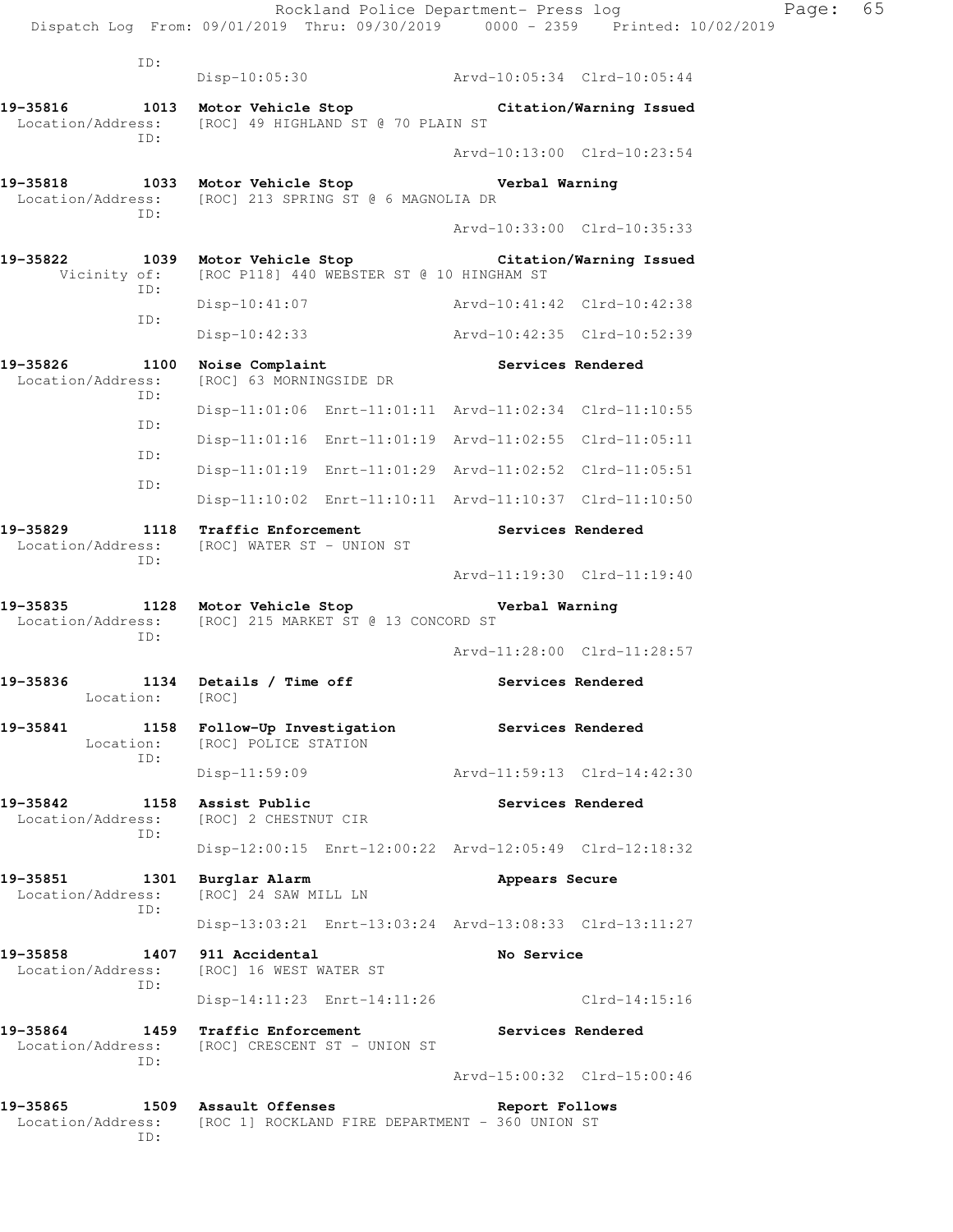```
           ID:
                 Disp-10:05:30              Arvd-10:05:34  Clrd-10:05:44

19-35816       1013  Motor Vehicle Stop              Citation/Warning Issued
  Location/Address:   [ROC] 49 HIGHLAND ST @ 70 PLAIN ST
           ID:
                                            Arvd-10:13:00  Clrd-10:23:54

19-35818       1033  Motor Vehicle Stop              Verbal Warning
  Location/Address:   [ROC] 213 SPRING ST @ 6 MAGNOLIA DR
           ID:
                                            Arvd-10:33:00  Clrd-10:35:33

19-35822       1039  Motor Vehicle Stop              Citation/Warning Issued
      Vicinity of:   [ROC P118] 440 WEBSTER ST @ 10 HINGHAM ST
           ID:
                 Disp-10:41:07              Arvd-10:41:42  Clrd-10:42:38
           ID:
                 Disp-10:42:33              Arvd-10:42:35  Clrd-10:52:39

19-35826       1100  Noise Complaint                 Services Rendered
  Location/Address:   [ROC] 63 MORNINGSIDE DR
           ID:
                 Disp-11:01:06  Enrt-11:01:11  Arvd-11:02:34  Clrd-11:10:55
           ID:
                 Disp-11:01:16  Enrt-11:01:19  Arvd-11:02:55  Clrd-11:05:11
           ID:
                 Disp-11:01:19  Enrt-11:01:29  Arvd-11:02:52  Clrd-11:05:51
           ID:
                 Disp-11:10:02  Enrt-11:10:11  Arvd-11:10:37  Clrd-11:10:50

19-35829       1118  Traffic Enforcement             Services Rendered
  Location/Address:   [ROC] WATER ST - UNION ST
           ID:
                                            Arvd-11:19:30  Clrd-11:19:40

19-35835       1128  Motor Vehicle Stop              Verbal Warning
  Location/Address:   [ROC] 215 MARKET ST @ 13 CONCORD ST
           ID:
                                            Arvd-11:28:00  Clrd-11:28:57

19-35836       1134  Details / Time off              Services Rendered
         Location:   [ROC]

19-35841       1158  Follow-Up Investigation         Services Rendered
         Location:   [ROC] POLICE STATION
           ID:
                 Disp-11:59:09              Arvd-11:59:13  Clrd-14:42:30

19-35842       1158  Assist Public                   Services Rendered
  Location/Address:   [ROC] 2 CHESTNUT CIR
           ID:
                 Disp-12:00:15  Enrt-12:00:22  Arvd-12:05:49  Clrd-12:18:32

19-35851       1301  Burglar Alarm                   Appears Secure
  Location/Address:   [ROC] 24 SAW MILL LN
           ID:
                 Disp-13:03:21  Enrt-13:03:24  Arvd-13:08:33  Clrd-13:11:27

19-35858       1407  911 Accidental                  No Service
  Location/Address:   [ROC] 16 WEST WATER ST
           ID:
                 Disp-14:11:23  Enrt-14:11:26                 Clrd-14:15:16

19-35864       1459  Traffic Enforcement             Services Rendered
  Location/Address:   [ROC] CRESCENT ST - UNION ST
           ID:
                                            Arvd-15:00:32  Clrd-15:00:46

19-35865       1509  Assault Offenses                Report Follows
  Location/Address:   [ROC 1] ROCKLAND FIRE DEPARTMENT - 360 UNION ST
           ID:
```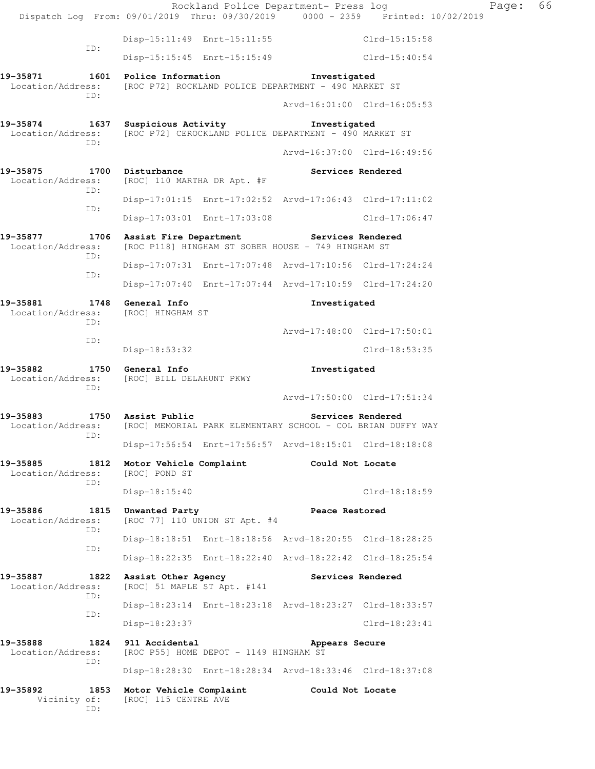```
                    Disp-15:11:49  Enrt-15:11:55                Clrd-15:15:58
            ID:
                    Disp-15:15:45  Enrt-15:15:49                Clrd-15:40:54

19-35871        1601  Police Information              Investigated
  Location/Address:   [ROC P72] ROCKLAND POLICE DEPARTMENT - 490 MARKET ST
            ID:
                                                Arvd-16:01:00  Clrd-16:05:53

19-35874        1637  Suspicious Activity             Investigated
  Location/Address:   [ROC P72] CEROCKLAND POLICE DEPARTMENT - 490 MARKET ST
            ID:
                                                Arvd-16:37:00  Clrd-16:49:56

19-35875        1700  Disturbance                     Services Rendered
  Location/Address:   [ROC] 110 MARTHA DR Apt. #F
            ID:
                    Disp-17:01:15  Enrt-17:02:52  Arvd-17:06:43  Clrd-17:11:02
            ID:
                    Disp-17:03:01  Enrt-17:03:08                Clrd-17:06:47

19-35877        1706  Assist Fire Department          Services Rendered
  Location/Address:   [ROC P118] HINGHAM ST SOBER HOUSE - 749 HINGHAM ST
            ID:
                    Disp-17:07:31  Enrt-17:07:48  Arvd-17:10:56  Clrd-17:24:24
            ID:
                    Disp-17:07:40  Enrt-17:07:44  Arvd-17:10:59  Clrd-17:24:20

19-35881        1748  General Info                    Investigated
  Location/Address:   [ROC] HINGHAM ST
            ID:
                                                Arvd-17:48:00  Clrd-17:50:01
            ID:
                    Disp-18:53:32                               Clrd-18:53:35

19-35882        1750  General Info                    Investigated
  Location/Address:   [ROC] BILL DELAHUNT PKWY
            ID:
                                                Arvd-17:50:00  Clrd-17:51:34

19-35883        1750  Assist Public                   Services Rendered
  Location/Address:   [ROC] MEMORIAL PARK ELEMENTARY SCHOOL - COL BRIAN DUFFY WAY
            ID:
                    Disp-17:56:54  Enrt-17:56:57  Arvd-18:15:01  Clrd-18:18:08

19-35885        1812  Motor Vehicle Complaint         Could Not Locate
  Location/Address:   [ROC] POND ST
            ID:
                    Disp-18:15:40                               Clrd-18:18:59

19-35886        1815  Unwanted Party                  Peace Restored
  Location/Address:   [ROC 77] 110 UNION ST Apt. #4
            ID:
                    Disp-18:18:51  Enrt-18:18:56  Arvd-18:20:55  Clrd-18:28:25
            ID:
                    Disp-18:22:35  Enrt-18:22:40  Arvd-18:22:42  Clrd-18:25:54

19-35887        1822  Assist Other Agency             Services Rendered
  Location/Address:   [ROC] 51 MAPLE ST Apt. #141
            ID:
                    Disp-18:23:14  Enrt-18:23:18  Arvd-18:23:27  Clrd-18:33:57
            ID:
                    Disp-18:23:37                               Clrd-18:23:41

19-35888        1824  911 Accidental                  Appears Secure
  Location/Address:   [ROC P55] HOME DEPOT - 1149 HINGHAM ST
            ID:
                    Disp-18:28:30  Enrt-18:28:34  Arvd-18:33:46  Clrd-18:37:08

19-35892        1853  Motor Vehicle Complaint         Could Not Locate
       Vicinity of:   [ROC] 115 CENTRE AVE
            ID:
```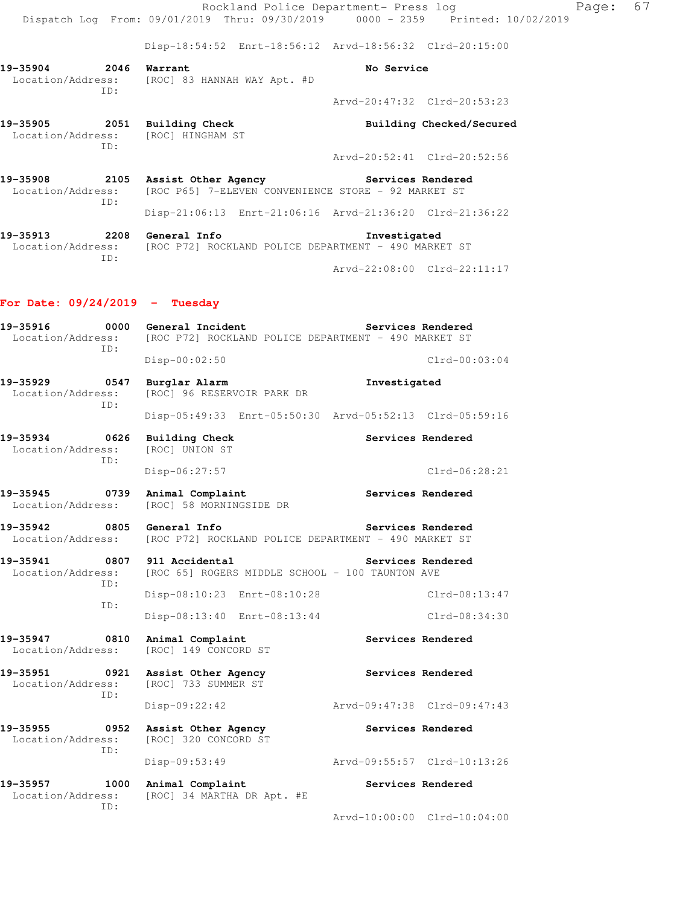Disp-18:54:52 Enrt-18:56:12 Arvd-18:56:32 Clrd-20:15:00

**19-35904** 2046 **Warrant** **No Service**
Location/Address: [ROC] 83 HANNAH WAY Apt. #D
ID:
Arvd-20:47:32 Clrd-20:53:23

**19-35905** 2051 **Building Check** **Building Checked/Secured**
Location/Address: [ROC] HINGHAM ST
ID:
Arvd-20:52:41 Clrd-20:52:56

**19-35908** 2105 **Assist Other Agency** **Services Rendered**
Location/Address: [ROC P65] 7-ELEVEN CONVENIENCE STORE - 92 MARKET ST
ID:
Disp-21:06:13 Enrt-21:06:16 Arvd-21:36:20 Clrd-21:36:22

**19-35913** 2208 **General Info** **Investigated**
Location/Address: [ROC P72] ROCKLAND POLICE DEPARTMENT - 490 MARKET ST
ID:
Arvd-22:08:00 Clrd-22:11:17

## For Date: 09/24/2019 - Tuesday

**19-35916** 0000 **General Incident** **Services Rendered**
Location/Address: [ROC P72] ROCKLAND POLICE DEPARTMENT - 490 MARKET ST
ID:
Disp-00:02:50 Clrd-00:03:04

**19-35929** 0547 **Burglar Alarm** **Investigated**
Location/Address: [ROC] 96 RESERVOIR PARK DR
ID:
Disp-05:49:33 Enrt-05:50:30 Arvd-05:52:13 Clrd-05:59:16

**19-35934** 0626 **Building Check** **Services Rendered**
Location/Address: [ROC] UNION ST
ID:
Disp-06:27:57 Clrd-06:28:21

**19-35945** 0739 **Animal Complaint** **Services Rendered**
Location/Address: [ROC] 58 MORNINGSIDE DR

**19-35942** 0805 **General Info** **Services Rendered**
Location/Address: [ROC P72] ROCKLAND POLICE DEPARTMENT - 490 MARKET ST

**19-35941** 0807 **911 Accidental** **Services Rendered**
Location/Address: [ROC 65] ROGERS MIDDLE SCHOOL - 100 TAUNTON AVE
ID:
Disp-08:10:23 Enrt-08:10:28 Clrd-08:13:47
ID:
Disp-08:13:40 Enrt-08:13:44 Clrd-08:34:30

**19-35947** 0810 **Animal Complaint** **Services Rendered**
Location/Address: [ROC] 149 CONCORD ST

**19-35951** 0921 **Assist Other Agency** **Services Rendered**
Location/Address: [ROC] 733 SUMMER ST
ID:
Disp-09:22:42 Arvd-09:47:38 Clrd-09:47:43

**19-35955** 0952 **Assist Other Agency** **Services Rendered**
Location/Address: [ROC] 320 CONCORD ST
ID:
Disp-09:53:49 Arvd-09:55:57 Clrd-10:13:26

**19-35957** 1000 **Animal Complaint** **Services Rendered**
Location/Address: [ROC] 34 MARTHA DR Apt. #E
ID:
Arvd-10:00:00 Clrd-10:04:00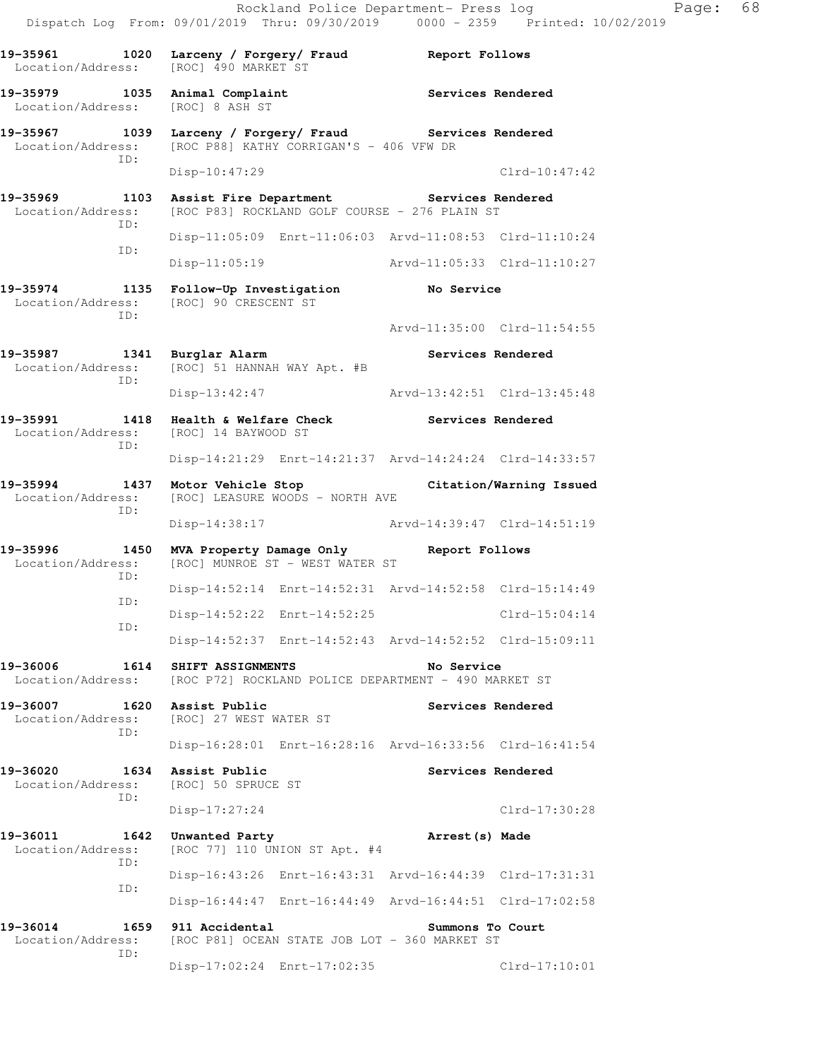**19-35961 1020 Larceny / Forgery/ Fraud — Report Follows**
Location/Address: [ROC] 490 MARKET ST

**19-35979 1035 Animal Complaint — Services Rendered**
Location/Address: [ROC] 8 ASH ST

**19-35967 1039 Larceny / Forgery/ Fraud — Services Rendered**
Location/Address: [ROC P88] KATHY CORRIGAN'S - 406 VFW DR
ID:
Disp-10:47:29 Clrd-10:47:42

**19-35969 1103 Assist Fire Department — Services Rendered**
Location/Address: [ROC P83] ROCKLAND GOLF COURSE - 276 PLAIN ST
ID:
Disp-11:05:09 Enrt-11:06:03 Arvd-11:08:53 Clrd-11:10:24
ID:
Disp-11:05:19 Arvd-11:05:33 Clrd-11:10:27

**19-35974 1135 Follow-Up Investigation — No Service**
Location/Address: [ROC] 90 CRESCENT ST
ID:
Arvd-11:35:00 Clrd-11:54:55

**19-35987 1341 Burglar Alarm — Services Rendered**
Location/Address: [ROC] 51 HANNAH WAY Apt. #B
ID:
Disp-13:42:47 Arvd-13:42:51 Clrd-13:45:48

**19-35991 1418 Health & Welfare Check — Services Rendered**
Location/Address: [ROC] 14 BAYWOOD ST
ID:
Disp-14:21:29 Enrt-14:21:37 Arvd-14:24:24 Clrd-14:33:57

**19-35994 1437 Motor Vehicle Stop — Citation/Warning Issued**
Location/Address: [ROC] LEASURE WOODS - NORTH AVE
ID:
Disp-14:38:17 Arvd-14:39:47 Clrd-14:51:19

**19-35996 1450 MVA Property Damage Only — Report Follows**
Location/Address: [ROC] MUNROE ST - WEST WATER ST
ID:
Disp-14:52:14 Enrt-14:52:31 Arvd-14:52:58 Clrd-15:14:49
ID:
Disp-14:52:22 Enrt-14:52:25 Clrd-15:04:14
ID:
Disp-14:52:37 Enrt-14:52:43 Arvd-14:52:52 Clrd-15:09:11

**19-36006 1614 SHIFT ASSIGNMENTS — No Service**
Location/Address: [ROC P72] ROCKLAND POLICE DEPARTMENT - 490 MARKET ST

**19-36007 1620 Assist Public — Services Rendered**
Location/Address: [ROC] 27 WEST WATER ST
ID:
Disp-16:28:01 Enrt-16:28:16 Arvd-16:33:56 Clrd-16:41:54

**19-36020 1634 Assist Public — Services Rendered**
Location/Address: [ROC] 50 SPRUCE ST
ID:
Disp-17:27:24 Clrd-17:30:28

**19-36011 1642 Unwanted Party — Arrest(s) Made**
Location/Address: [ROC 77] 110 UNION ST Apt. #4
ID:
Disp-16:43:26 Enrt-16:43:31 Arvd-16:44:39 Clrd-17:31:31
ID:
Disp-16:44:47 Enrt-16:44:49 Arvd-16:44:51 Clrd-17:02:58

**19-36014 1659 911 Accidental — Summons To Court**
Location/Address: [ROC P81] OCEAN STATE JOB LOT - 360 MARKET ST
ID:
Disp-17:02:24 Enrt-17:02:35 Clrd-17:10:01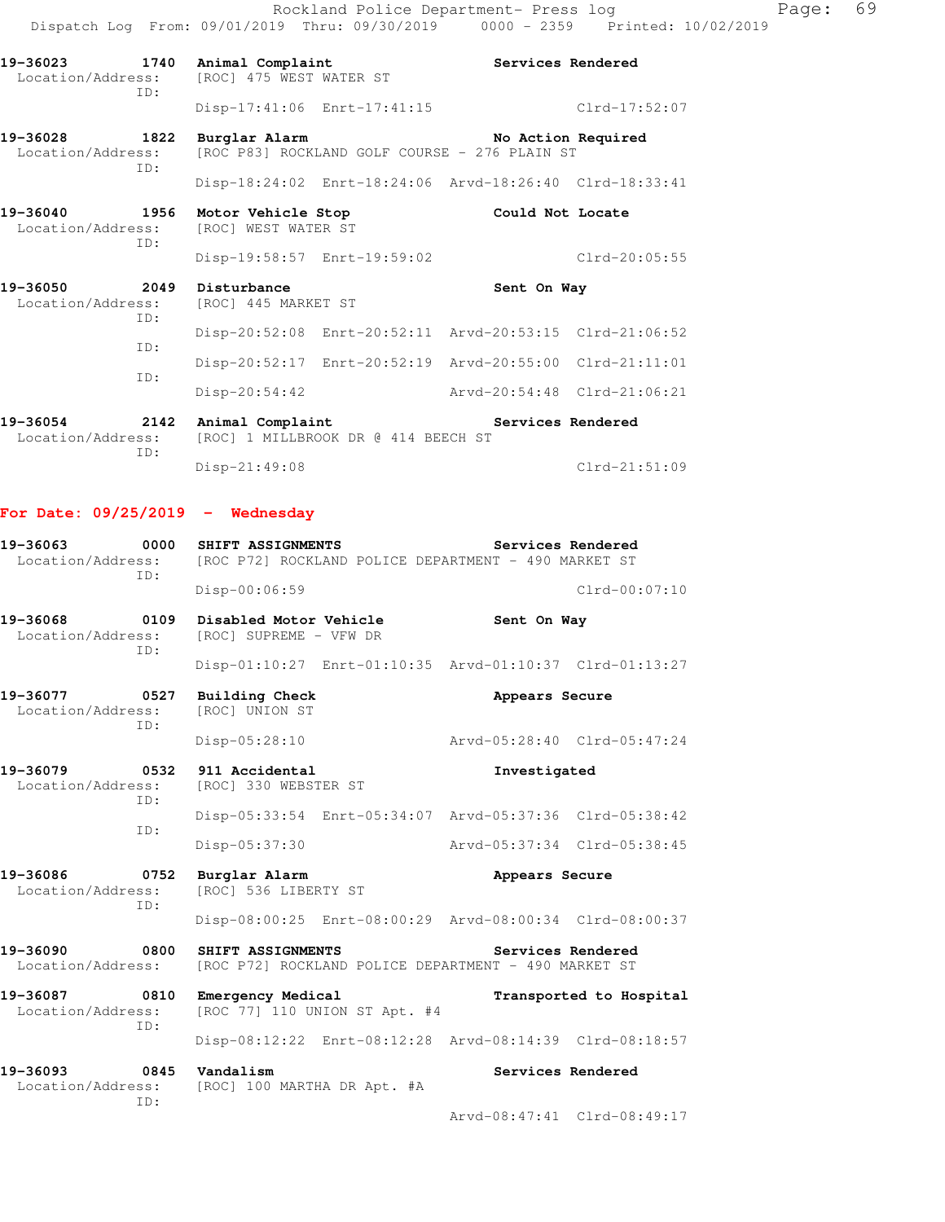19-36023 1740 **Animal Complaint** **Services Rendered**
Location/Address: [ROC] 475 WEST WATER ST
ID:
Disp-17:41:06 Enrt-17:41:15 Clrd-17:52:07

19-36028 1822 **Burglar Alarm** **No Action Required**
Location/Address: [ROC P83] ROCKLAND GOLF COURSE - 276 PLAIN ST
ID:
Disp-18:24:02 Enrt-18:24:06 Arvd-18:26:40 Clrd-18:33:41

19-36040 1956 **Motor Vehicle Stop** **Could Not Locate**
Location/Address: [ROC] WEST WATER ST
ID:
Disp-19:58:57 Enrt-19:59:02 Clrd-20:05:55

19-36050 2049 **Disturbance** **Sent On Way**
Location/Address: [ROC] 445 MARKET ST
ID:
Disp-20:52:08 Enrt-20:52:11 Arvd-20:53:15 Clrd-21:06:52
ID:
Disp-20:52:17 Enrt-20:52:19 Arvd-20:55:00 Clrd-21:11:01
ID:
Disp-20:54:42 Arvd-20:54:48 Clrd-21:06:21

19-36054 2142 **Animal Complaint** **Services Rendered**
Location/Address: [ROC] 1 MILLBROOK DR @ 414 BEECH ST
ID:
Disp-21:49:08 Clrd-21:51:09

## For Date: 09/25/2019 - Wednesday

19-36063 0000 **SHIFT ASSIGNMENTS** **Services Rendered**
Location/Address: [ROC P72] ROCKLAND POLICE DEPARTMENT - 490 MARKET ST
ID:
Disp-00:06:59 Clrd-00:07:10

19-36068 0109 **Disabled Motor Vehicle** **Sent On Way**
Location/Address: [ROC] SUPREME - VFW DR
ID:
Disp-01:10:27 Enrt-01:10:35 Arvd-01:10:37 Clrd-01:13:27

19-36077 0527 **Building Check** **Appears Secure**
Location/Address: [ROC] UNION ST
ID:
Disp-05:28:10 Arvd-05:28:40 Clrd-05:47:24

19-36079 0532 **911 Accidental** **Investigated**
Location/Address: [ROC] 330 WEBSTER ST
ID:
Disp-05:33:54 Enrt-05:34:07 Arvd-05:37:36 Clrd-05:38:42
ID:
Disp-05:37:30 Arvd-05:37:34 Clrd-05:38:45

19-36086 0752 **Burglar Alarm** **Appears Secure**
Location/Address: [ROC] 536 LIBERTY ST
ID:
Disp-08:00:25 Enrt-08:00:29 Arvd-08:00:34 Clrd-08:00:37

19-36090 0800 **SHIFT ASSIGNMENTS** **Services Rendered**
Location/Address: [ROC P72] ROCKLAND POLICE DEPARTMENT - 490 MARKET ST

19-36087 0810 **Emergency Medical** **Transported to Hospital**
Location/Address: [ROC 77] 110 UNION ST Apt. #4
ID:
Disp-08:12:22 Enrt-08:12:28 Arvd-08:14:39 Clrd-08:18:57

19-36093 0845 **Vandalism** **Services Rendered**
Location/Address: [ROC] 100 MARTHA DR Apt. #A
ID:
Arvd-08:47:41 Clrd-08:49:17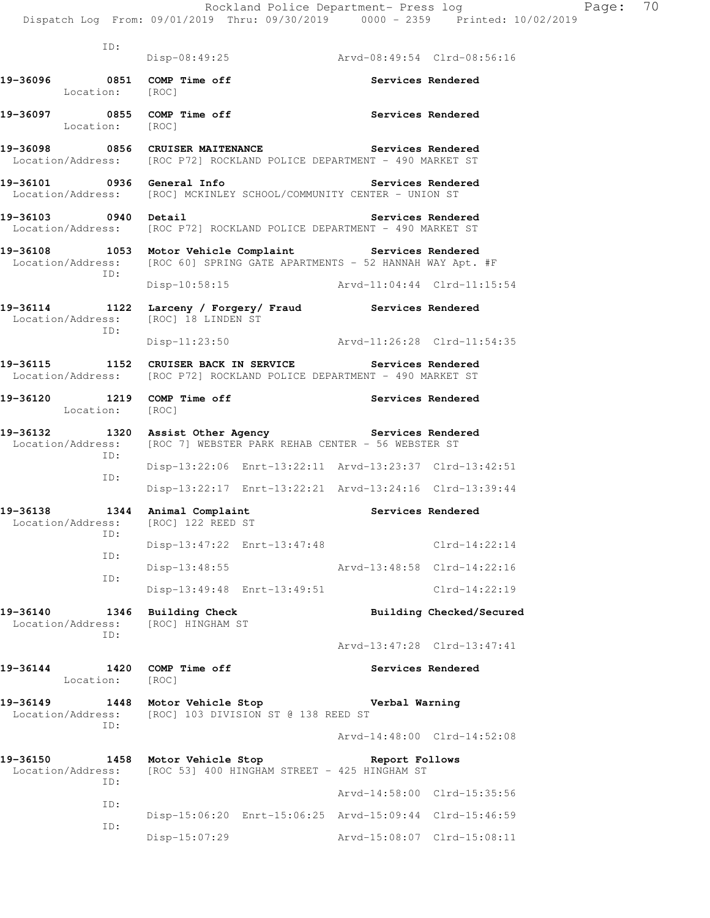ID:
Disp-08:49:25 Arvd-08:49:54 Clrd-08:56:16

**19-36096 0851 COMP Time off** Services Rendered
Location: [ROC]

**19-36097 0855 COMP Time off** Services Rendered
Location: [ROC]

**19-36098 0856 CRUISER MAITENANCE** Services Rendered
Location/Address: [ROC P72] ROCKLAND POLICE DEPARTMENT - 490 MARKET ST

**19-36101 0936 General Info** Services Rendered
Location/Address: [ROC] MCKINLEY SCHOOL/COMMUNITY CENTER - UNION ST

**19-36103 0940 Detail** Services Rendered
Location/Address: [ROC P72] ROCKLAND POLICE DEPARTMENT - 490 MARKET ST

**19-36108 1053 Motor Vehicle Complaint** Services Rendered
Location/Address: [ROC 60] SPRING GATE APARTMENTS - 52 HANNAH WAY Apt. #F
ID:
Disp-10:58:15 Arvd-11:04:44 Clrd-11:15:54

**19-36114 1122 Larceny / Forgery/ Fraud** Services Rendered
Location/Address: [ROC] 18 LINDEN ST
ID:
Disp-11:23:50 Arvd-11:26:28 Clrd-11:54:35

**19-36115 1152 CRUISER BACK IN SERVICE** Services Rendered
Location/Address: [ROC P72] ROCKLAND POLICE DEPARTMENT - 490 MARKET ST

**19-36120 1219 COMP Time off** Services Rendered
Location: [ROC]

**19-36132 1320 Assist Other Agency** Services Rendered
Location/Address: [ROC 7] WEBSTER PARK REHAB CENTER - 56 WEBSTER ST
ID:
Disp-13:22:06 Enrt-13:22:11 Arvd-13:23:37 Clrd-13:42:51
ID:
Disp-13:22:17 Enrt-13:22:21 Arvd-13:24:16 Clrd-13:39:44

**19-36138 1344 Animal Complaint** Services Rendered
Location/Address: [ROC] 122 REED ST
ID:
Disp-13:47:22 Enrt-13:47:48 Clrd-14:22:14
ID:
Disp-13:48:55 Arvd-13:48:58 Clrd-14:22:16
ID:
Disp-13:49:48 Enrt-13:49:51 Clrd-14:22:19

**19-36140 1346 Building Check** Building Checked/Secured
Location/Address: [ROC] HINGHAM ST
ID:
Arvd-13:47:28 Clrd-13:47:41

**19-36144 1420 COMP Time off** Services Rendered
Location: [ROC]

**19-36149 1448 Motor Vehicle Stop** Verbal Warning
Location/Address: [ROC] 103 DIVISION ST @ 138 REED ST
ID:
Arvd-14:48:00 Clrd-14:52:08

**19-36150 1458 Motor Vehicle Stop** Report Follows
Location/Address: [ROC 53] 400 HINGHAM STREET - 425 HINGHAM ST
ID:
Arvd-14:58:00 Clrd-15:35:56
ID:
Disp-15:06:20 Enrt-15:06:25 Arvd-15:09:44 Clrd-15:46:59
ID:
Disp-15:07:29 Arvd-15:08:07 Clrd-15:08:11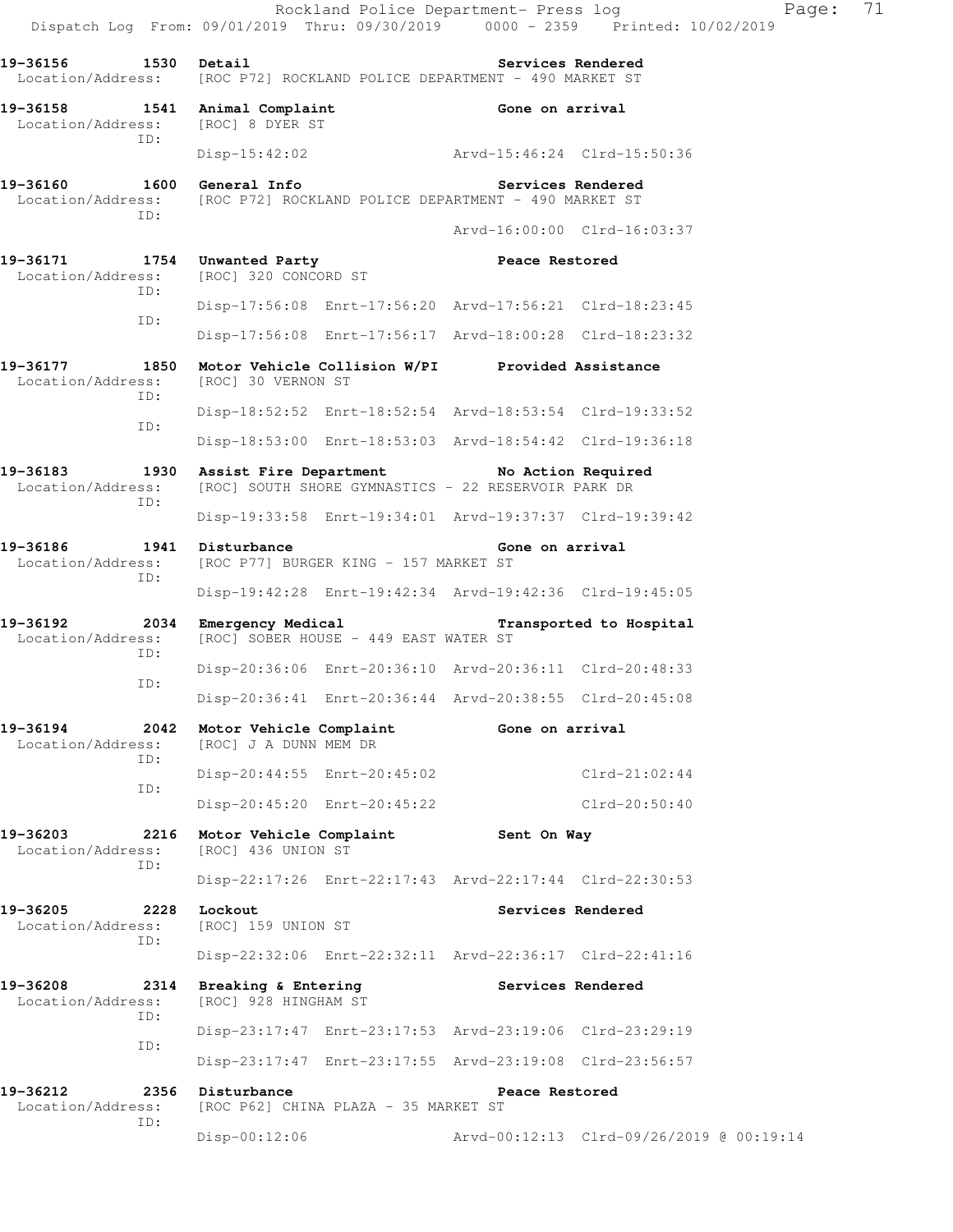Rockland Police Department- Press log

Dispatch Log From: 09/01/2019 Thru: 09/30/2019 0000 - 2359 Printed: 10/02/2019

```
19-36156        1530  Detail                                  Services Rendered
 Location/Address:    [ROC P72] ROCKLAND POLICE DEPARTMENT - 490 MARKET ST

19-36158        1541  Animal Complaint                        Gone on arrival
 Location/Address:    [ROC] 8 DYER ST
              ID:
                      Disp-15:42:02                Arvd-15:46:24  Clrd-15:50:36

19-36160        1600  General Info                            Services Rendered
 Location/Address:    [ROC P72] ROCKLAND POLICE DEPARTMENT - 490 MARKET ST
              ID:
                                                   Arvd-16:00:00  Clrd-16:03:37

19-36171        1754  Unwanted Party                          Peace Restored
 Location/Address:    [ROC] 320 CONCORD ST
              ID:
                      Disp-17:56:08  Enrt-17:56:20  Arvd-17:56:21  Clrd-18:23:45
              ID:
                      Disp-17:56:08  Enrt-17:56:17  Arvd-18:00:28  Clrd-18:23:32

19-36177        1850  Motor Vehicle Collision W/PI            Provided Assistance
 Location/Address:    [ROC] 30 VERNON ST
              ID:
                      Disp-18:52:52  Enrt-18:52:54  Arvd-18:53:54  Clrd-19:33:52
              ID:
                      Disp-18:53:00  Enrt-18:53:03  Arvd-18:54:42  Clrd-19:36:18

19-36183        1930  Assist Fire Department                  No Action Required
 Location/Address:    [ROC] SOUTH SHORE GYMNASTICS - 22 RESERVOIR PARK DR
              ID:
                      Disp-19:33:58  Enrt-19:34:01  Arvd-19:37:37  Clrd-19:39:42

19-36186        1941  Disturbance                             Gone on arrival
 Location/Address:    [ROC P77] BURGER KING - 157 MARKET ST
              ID:
                      Disp-19:42:28  Enrt-19:42:34  Arvd-19:42:36  Clrd-19:45:05

19-36192        2034  Emergency Medical                       Transported to Hospital
 Location/Address:    [ROC] SOBER HOUSE - 449 EAST WATER ST
              ID:
                      Disp-20:36:06  Enrt-20:36:10  Arvd-20:36:11  Clrd-20:48:33
              ID:
                      Disp-20:36:41  Enrt-20:36:44  Arvd-20:38:55  Clrd-20:45:08

19-36194        2042  Motor Vehicle Complaint                 Gone on arrival
 Location/Address:    [ROC] J A DUNN MEM DR
              ID:
                      Disp-20:44:55  Enrt-20:45:02                 Clrd-21:02:44
              ID:
                      Disp-20:45:20  Enrt-20:45:22                 Clrd-20:50:40

19-36203        2216  Motor Vehicle Complaint                 Sent On Way
 Location/Address:    [ROC] 436 UNION ST
              ID:
                      Disp-22:17:26  Enrt-22:17:43  Arvd-22:17:44  Clrd-22:30:53

19-36205        2228  Lockout                                 Services Rendered
 Location/Address:    [ROC] 159 UNION ST
              ID:
                      Disp-22:32:06  Enrt-22:32:11  Arvd-22:36:17  Clrd-22:41:16

19-36208        2314  Breaking & Entering                     Services Rendered
 Location/Address:    [ROC] 928 HINGHAM ST
              ID:
                      Disp-23:17:47  Enrt-23:17:53  Arvd-23:19:06  Clrd-23:29:19
              ID:
                      Disp-23:17:47  Enrt-23:17:55  Arvd-23:19:08  Clrd-23:56:57

19-36212        2356  Disturbance                             Peace Restored
 Location/Address:    [ROC P62] CHINA PLAZA - 35 MARKET ST
              ID:
                      Disp-00:12:06                Arvd-00:12:13  Clrd-09/26/2019 @ 00:19:14
```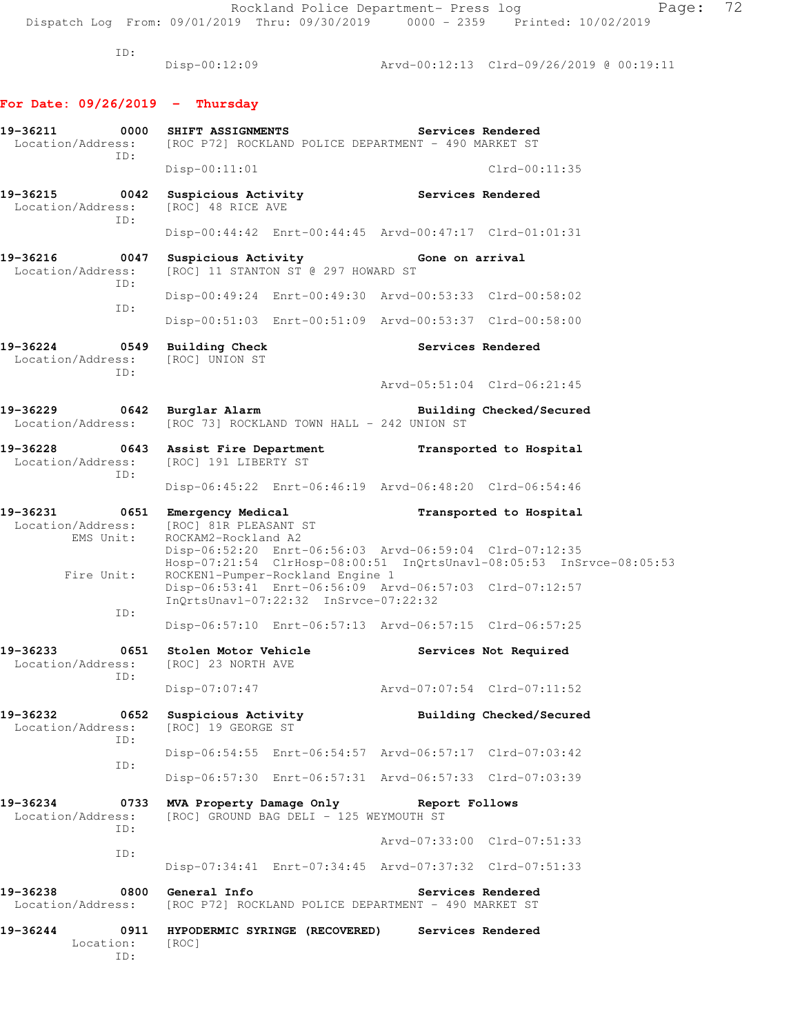```
          ID:
                Disp-00:12:09              Arvd-00:12:13  Clrd-09/26/2019 @ 00:19:11
```

**For Date: 09/26/2019 - Thursday**

```
19-36211        0000  SHIFT ASSIGNMENTS                   Services Rendered
  Location/Address:   [ROC P72] ROCKLAND POLICE DEPARTMENT - 490 MARKET ST
               ID:
                      Disp-00:11:01                                Clrd-00:11:35

19-36215        0042  Suspicious Activity                 Services Rendered
  Location/Address:   [ROC] 48 RICE AVE
               ID:
                      Disp-00:44:42  Enrt-00:44:45  Arvd-00:47:17  Clrd-01:01:31

19-36216        0047  Suspicious Activity                 Gone on arrival
  Location/Address:   [ROC] 11 STANTON ST @ 297 HOWARD ST
               ID:
                      Disp-00:49:24  Enrt-00:49:30  Arvd-00:53:33  Clrd-00:58:02
               ID:
                      Disp-00:51:03  Enrt-00:51:09  Arvd-00:53:37  Clrd-00:58:00

19-36224        0549  Building Check                      Services Rendered
  Location/Address:   [ROC] UNION ST
               ID:
                                                    Arvd-05:51:04  Clrd-06:21:45

19-36229        0642  Burglar Alarm                       Building Checked/Secured
  Location/Address:   [ROC 73] ROCKLAND TOWN HALL - 242 UNION ST

19-36228        0643  Assist Fire Department              Transported to Hospital
  Location/Address:   [ROC] 191 LIBERTY ST
               ID:
                      Disp-06:45:22  Enrt-06:46:19  Arvd-06:48:20  Clrd-06:54:46

19-36231        0651  Emergency Medical                   Transported to Hospital
  Location/Address:   [ROC] 81R PLEASANT ST
         EMS Unit:    ROCKAM2-Rockland A2
                      Disp-06:52:20  Enrt-06:56:03  Arvd-06:59:04  Clrd-07:12:35
                      Hosp-07:21:54  ClrHosp-08:00:51  InQrtsUnavl-08:05:53  InSrvce-08:05:53
        Fire Unit:    ROCKEN1-Pumper-Rockland Engine 1
                      Disp-06:53:41  Enrt-06:56:09  Arvd-06:57:03  Clrd-07:12:57
                      InQrtsUnavl-07:22:32  InSrvce-07:22:32
               ID:
                      Disp-06:57:10  Enrt-06:57:13  Arvd-06:57:15  Clrd-06:57:25

19-36233        0651  Stolen Motor Vehicle                Services Not Required
  Location/Address:   [ROC] 23 NORTH AVE
               ID:
                      Disp-07:07:47                 Arvd-07:07:54  Clrd-07:11:52

19-36232        0652  Suspicious Activity                 Building Checked/Secured
  Location/Address:   [ROC] 19 GEORGE ST
               ID:
                      Disp-06:54:55  Enrt-06:54:57  Arvd-06:57:17  Clrd-07:03:42
               ID:
                      Disp-06:57:30  Enrt-06:57:31  Arvd-06:57:33  Clrd-07:03:39

19-36234        0733  MVA Property Damage Only            Report Follows
  Location/Address:   [ROC] GROUND BAG DELI - 125 WEYMOUTH ST
               ID:
                                                    Arvd-07:33:00  Clrd-07:51:33
               ID:
                      Disp-07:34:41  Enrt-07:34:45  Arvd-07:37:32  Clrd-07:51:33

19-36238        0800  General Info                        Services Rendered
  Location/Address:   [ROC P72] ROCKLAND POLICE DEPARTMENT - 490 MARKET ST

19-36244        0911  HYPODERMIC SYRINGE (RECOVERED)      Services Rendered
         Location:    [ROC]
               ID:
```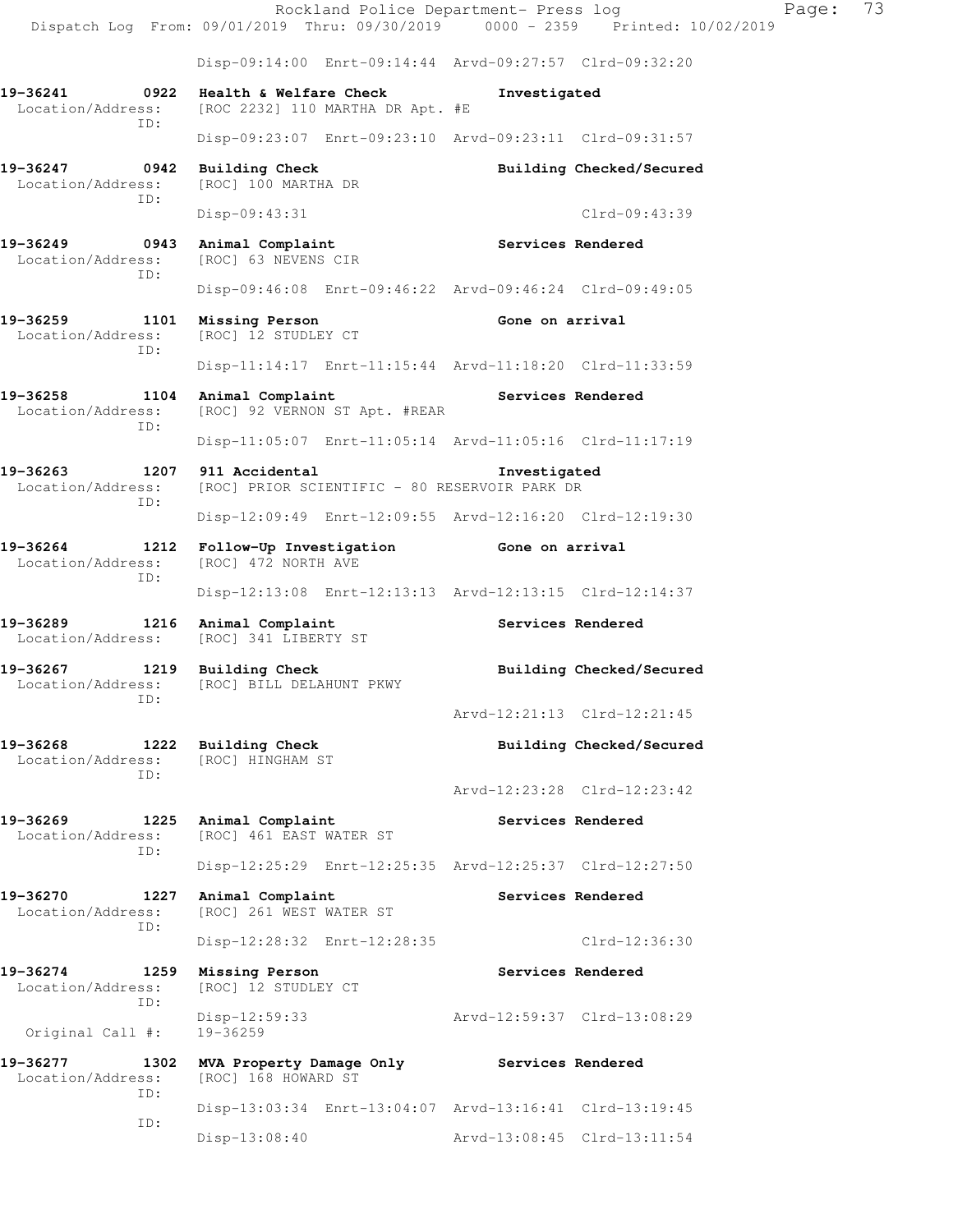Disp-09:14:00 Enrt-09:14:44 Arvd-09:27:57 Clrd-09:32:20

**19-36241 0922 Health & Welfare Check** — Investigated
Location/Address: [ROC 2232] 110 MARTHA DR Apt. #E
ID:
Disp-09:23:07 Enrt-09:23:10 Arvd-09:23:11 Clrd-09:31:57

**19-36247 0942 Building Check** — Building Checked/Secured
Location/Address: [ROC] 100 MARTHA DR
ID:
Disp-09:43:31 Clrd-09:43:39

**19-36249 0943 Animal Complaint** — Services Rendered
Location/Address: [ROC] 63 NEVENS CIR
ID:
Disp-09:46:08 Enrt-09:46:22 Arvd-09:46:24 Clrd-09:49:05

**19-36259 1101 Missing Person** — Gone on arrival
Location/Address: [ROC] 12 STUDLEY CT
ID:
Disp-11:14:17 Enrt-11:15:44 Arvd-11:18:20 Clrd-11:33:59

**19-36258 1104 Animal Complaint** — Services Rendered
Location/Address: [ROC] 92 VERNON ST Apt. #REAR
ID:
Disp-11:05:07 Enrt-11:05:14 Arvd-11:05:16 Clrd-11:17:19

**19-36263 1207 911 Accidental** — Investigated
Location/Address: [ROC] PRIOR SCIENTIFIC - 80 RESERVOIR PARK DR
ID:
Disp-12:09:49 Enrt-12:09:55 Arvd-12:16:20 Clrd-12:19:30

**19-36264 1212 Follow-Up Investigation** — Gone on arrival
Location/Address: [ROC] 472 NORTH AVE
ID:
Disp-12:13:08 Enrt-12:13:13 Arvd-12:13:15 Clrd-12:14:37

**19-36289 1216 Animal Complaint** — Services Rendered
Location/Address: [ROC] 341 LIBERTY ST

**19-36267 1219 Building Check** — Building Checked/Secured
Location/Address: [ROC] BILL DELAHUNT PKWY
ID:
Arvd-12:21:13 Clrd-12:21:45

**19-36268 1222 Building Check** — Building Checked/Secured
Location/Address: [ROC] HINGHAM ST
ID:
Arvd-12:23:28 Clrd-12:23:42

**19-36269 1225 Animal Complaint** — Services Rendered
Location/Address: [ROC] 461 EAST WATER ST
ID:
Disp-12:25:29 Enrt-12:25:35 Arvd-12:25:37 Clrd-12:27:50

**19-36270 1227 Animal Complaint** — Services Rendered
Location/Address: [ROC] 261 WEST WATER ST
ID:
Disp-12:28:32 Enrt-12:28:35 Clrd-12:36:30

**19-36274 1259 Missing Person** — Services Rendered
Location/Address: [ROC] 12 STUDLEY CT
ID:
Disp-12:59:33 Arvd-12:59:37 Clrd-13:08:29
Original Call #: 19-36259

**19-36277 1302 MVA Property Damage Only** — Services Rendered
Location/Address: [ROC] 168 HOWARD ST
ID:
Disp-13:03:34 Enrt-13:04:07 Arvd-13:16:41 Clrd-13:19:45
ID:
Disp-13:08:40 Arvd-13:08:45 Clrd-13:11:54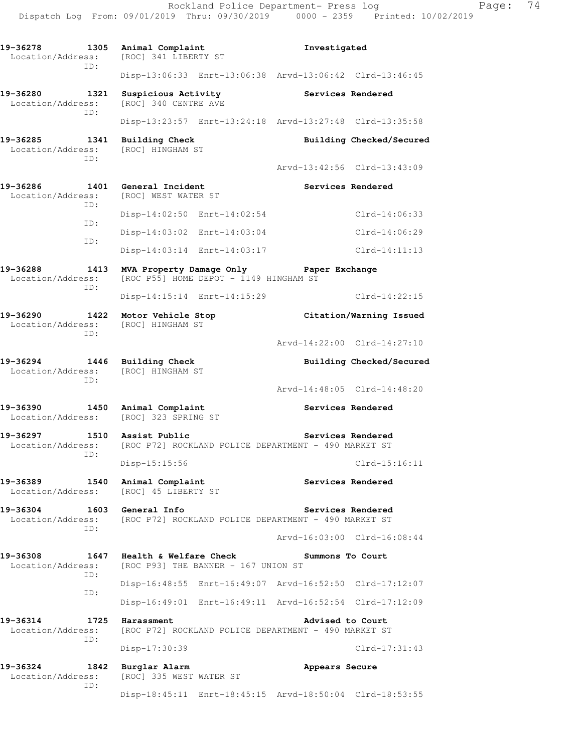**19-36278 1305 Animal Complaint** — Investigated
Location/Address: [ROC] 341 LIBERTY ST
ID:
Disp-13:06:33 Enrt-13:06:38 Arvd-13:06:42 Clrd-13:46:45

**19-36280 1321 Suspicious Activity** — Services Rendered
Location/Address: [ROC] 340 CENTRE AVE
ID:
Disp-13:23:57 Enrt-13:24:18 Arvd-13:27:48 Clrd-13:35:58

**19-36285 1341 Building Check** — Building Checked/Secured
Location/Address: [ROC] HINGHAM ST
ID:
Arvd-13:42:56 Clrd-13:43:09

**19-36286 1401 General Incident** — Services Rendered
Location/Address: [ROC] WEST WATER ST
ID:
Disp-14:02:50 Enrt-14:02:54 Clrd-14:06:33
ID:
Disp-14:03:02 Enrt-14:03:04 Clrd-14:06:29
ID:
Disp-14:03:14 Enrt-14:03:17 Clrd-14:11:13

**19-36288 1413 MVA Property Damage Only** — Paper Exchange
Location/Address: [ROC P55] HOME DEPOT - 1149 HINGHAM ST
ID:
Disp-14:15:14 Enrt-14:15:29 Clrd-14:22:15

**19-36290 1422 Motor Vehicle Stop** — Citation/Warning Issued
Location/Address: [ROC] HINGHAM ST
ID:
Arvd-14:22:00 Clrd-14:27:10

**19-36294 1446 Building Check** — Building Checked/Secured
Location/Address: [ROC] HINGHAM ST
ID:
Arvd-14:48:05 Clrd-14:48:20

**19-36390 1450 Animal Complaint** — Services Rendered
Location/Address: [ROC] 323 SPRING ST

**19-36297 1510 Assist Public** — Services Rendered
Location/Address: [ROC P72] ROCKLAND POLICE DEPARTMENT - 490 MARKET ST
ID:
Disp-15:15:56 Clrd-15:16:11

**19-36389 1540 Animal Complaint** — Services Rendered
Location/Address: [ROC] 45 LIBERTY ST

**19-36304 1603 General Info** — Services Rendered
Location/Address: [ROC P72] ROCKLAND POLICE DEPARTMENT - 490 MARKET ST
ID:
Arvd-16:03:00 Clrd-16:08:44

**19-36308 1647 Health & Welfare Check** — Summons To Court
Location/Address: [ROC P93] THE BANNER - 167 UNION ST
ID:
Disp-16:48:55 Enrt-16:49:07 Arvd-16:52:50 Clrd-17:12:07
ID:
Disp-16:49:01 Enrt-16:49:11 Arvd-16:52:54 Clrd-17:12:09

**19-36314 1725 Harassment** — Advised to Court
Location/Address: [ROC P72] ROCKLAND POLICE DEPARTMENT - 490 MARKET ST
ID:
Disp-17:30:39 Clrd-17:31:43

**19-36324 1842 Burglar Alarm** — Appears Secure
Location/Address: [ROC] 335 WEST WATER ST
ID:
Disp-18:45:11 Enrt-18:45:15 Arvd-18:50:04 Clrd-18:53:55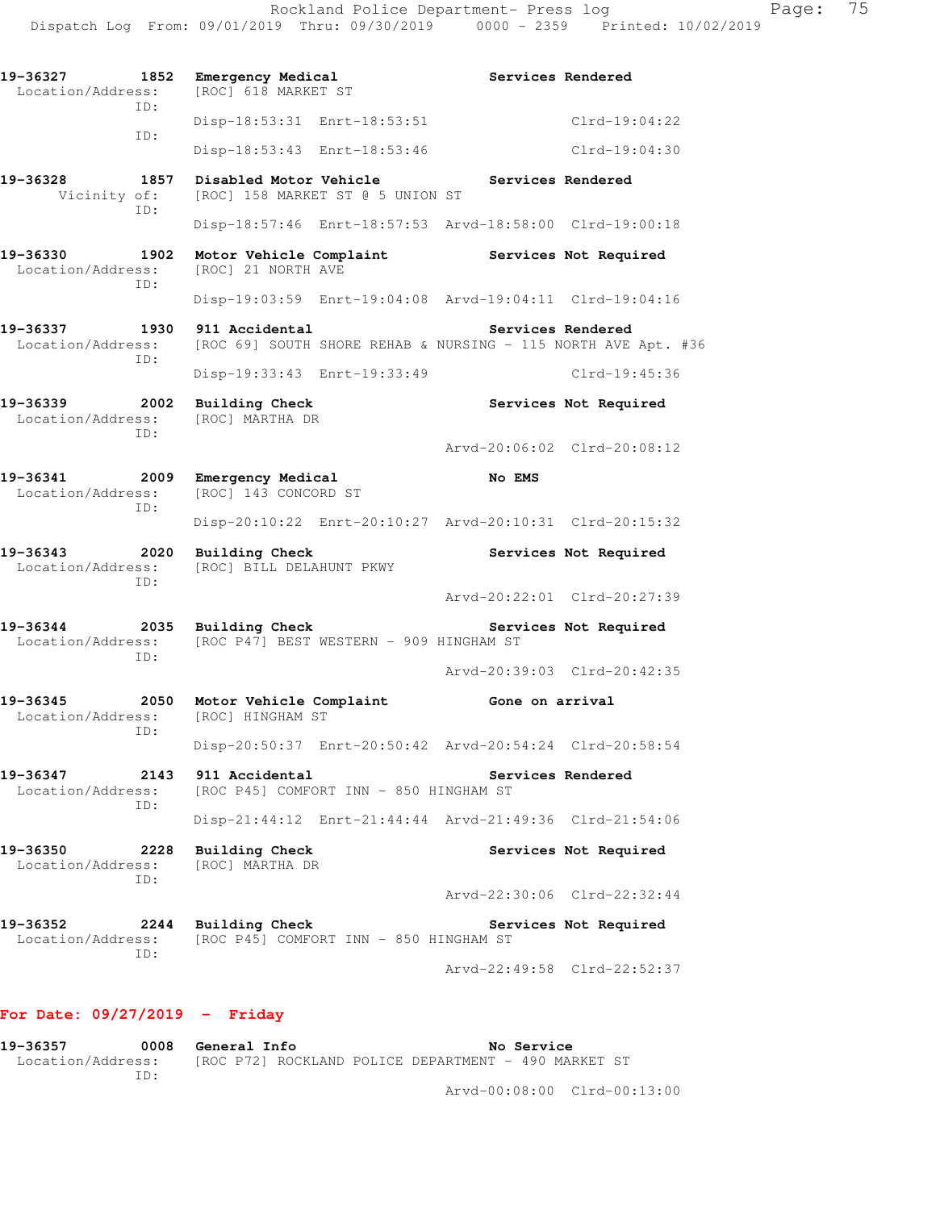```
19-36327        1852  Emergency Medical                  Services Rendered
  Location/Address:   [ROC] 618 MARKET ST
              ID:
                      Disp-18:53:31  Enrt-18:53:51                Clrd-19:04:22
              ID:
                      Disp-18:53:43  Enrt-18:53:46                Clrd-19:04:30

19-36328        1857  Disabled Motor Vehicle             Services Rendered
       Vicinity of:   [ROC] 158 MARKET ST @ 5 UNION ST
              ID:
                      Disp-18:57:46  Enrt-18:57:53  Arvd-18:58:00  Clrd-19:00:18

19-36330        1902  Motor Vehicle Complaint            Services Not Required
  Location/Address:   [ROC] 21 NORTH AVE
              ID:
                      Disp-19:03:59  Enrt-19:04:08  Arvd-19:04:11  Clrd-19:04:16

19-36337        1930  911 Accidental                     Services Rendered
  Location/Address:   [ROC 69] SOUTH SHORE REHAB & NURSING - 115 NORTH AVE Apt. #36
              ID:
                      Disp-19:33:43  Enrt-19:33:49                Clrd-19:45:36

19-36339        2002  Building Check                     Services Not Required
  Location/Address:   [ROC] MARTHA DR
              ID:
                                                    Arvd-20:06:02  Clrd-20:08:12

19-36341        2009  Emergency Medical                  No EMS
  Location/Address:   [ROC] 143 CONCORD ST
              ID:
                      Disp-20:10:22  Enrt-20:10:27  Arvd-20:10:31  Clrd-20:15:32

19-36343        2020  Building Check                     Services Not Required
  Location/Address:   [ROC] BILL DELAHUNT PKWY
              ID:
                                                    Arvd-20:22:01  Clrd-20:27:39

19-36344        2035  Building Check                     Services Not Required
  Location/Address:   [ROC P47] BEST WESTERN - 909 HINGHAM ST
              ID:
                                                    Arvd-20:39:03  Clrd-20:42:35

19-36345        2050  Motor Vehicle Complaint            Gone on arrival
  Location/Address:   [ROC] HINGHAM ST
              ID:
                      Disp-20:50:37  Enrt-20:50:42  Arvd-20:54:24  Clrd-20:58:54

19-36347        2143  911 Accidental                     Services Rendered
  Location/Address:   [ROC P45] COMFORT INN - 850 HINGHAM ST
              ID:
                      Disp-21:44:12  Enrt-21:44:44  Arvd-21:49:36  Clrd-21:54:06

19-36350        2228  Building Check                     Services Not Required
  Location/Address:   [ROC] MARTHA DR
              ID:
                                                    Arvd-22:30:06  Clrd-22:32:44

19-36352        2244  Building Check                     Services Not Required
  Location/Address:   [ROC P45] COMFORT INN - 850 HINGHAM ST
              ID:
                                                    Arvd-22:49:58  Clrd-22:52:37
```

**For Date: 09/27/2019 - Friday**

```
19-36357        0008  General Info                       No Service
  Location/Address:   [ROC P72] ROCKLAND POLICE DEPARTMENT - 490 MARKET ST
              ID:
                                                    Arvd-00:08:00  Clrd-00:13:00
```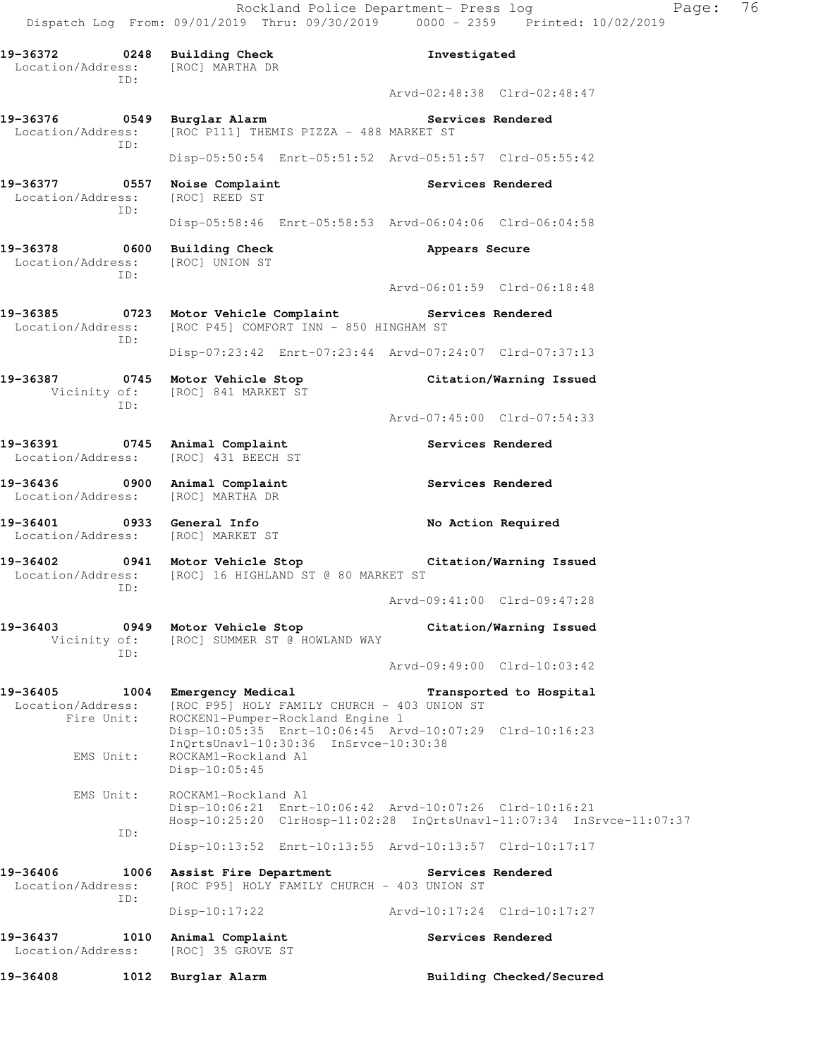Rockland Police Department- Press log
Dispatch Log From: 09/01/2019 Thru: 09/30/2019 0000 - 2359 Printed: 10/02/2019

```
19-36372        0248  Building Check                         Investigated
 Location/Address:    [ROC] MARTHA DR
              ID:
                                                  Arvd-02:48:38  Clrd-02:48:47

19-36376        0549  Burglar Alarm                          Services Rendered
 Location/Address:    [ROC P111] THEMIS PIZZA - 488 MARKET ST
              ID:
                      Disp-05:50:54  Enrt-05:51:52  Arvd-05:51:57  Clrd-05:55:42

19-36377        0557  Noise Complaint                        Services Rendered
 Location/Address:    [ROC] REED ST
              ID:
                      Disp-05:58:46  Enrt-05:58:53  Arvd-06:04:06  Clrd-06:04:58

19-36378        0600  Building Check                         Appears Secure
 Location/Address:    [ROC] UNION ST
              ID:
                                                  Arvd-06:01:59  Clrd-06:18:48

19-36385        0723  Motor Vehicle Complaint                Services Rendered
 Location/Address:    [ROC P45] COMFORT INN - 850 HINGHAM ST
              ID:
                      Disp-07:23:42  Enrt-07:23:44  Arvd-07:24:07  Clrd-07:37:13

19-36387        0745  Motor Vehicle Stop                     Citation/Warning Issued
      Vicinity of:    [ROC] 841 MARKET ST
              ID:
                                                  Arvd-07:45:00  Clrd-07:54:33

19-36391        0745  Animal Complaint                       Services Rendered
 Location/Address:    [ROC] 431 BEECH ST

19-36436        0900  Animal Complaint                       Services Rendered
 Location/Address:    [ROC] MARTHA DR

19-36401        0933  General Info                           No Action Required
 Location/Address:    [ROC] MARKET ST

19-36402        0941  Motor Vehicle Stop                     Citation/Warning Issued
 Location/Address:    [ROC] 16 HIGHLAND ST @ 80 MARKET ST
              ID:
                                                  Arvd-09:41:00  Clrd-09:47:28

19-36403        0949  Motor Vehicle Stop                     Citation/Warning Issued
      Vicinity of:    [ROC] SUMMER ST @ HOWLAND WAY
              ID:
                                                  Arvd-09:49:00  Clrd-10:03:42

19-36405        1004  Emergency Medical                      Transported to Hospital
 Location/Address:    [ROC P95] HOLY FAMILY CHURCH - 403 UNION ST
       Fire Unit:     ROCKEN1-Pumper-Rockland Engine 1
                      Disp-10:05:35  Enrt-10:06:45  Arvd-10:07:29  Clrd-10:16:23
                      InQrtsUnavl-10:30:36  InSrvce-10:30:38
        EMS Unit:     ROCKAM1-Rockland A1
                      Disp-10:05:45

        EMS Unit:     ROCKAM1-Rockland A1
                      Disp-10:06:21  Enrt-10:06:42  Arvd-10:07:26  Clrd-10:16:21
                      Hosp-10:25:20  ClrHosp-11:02:28  InQrtsUnavl-11:07:34  InSrvce-11:07:37
              ID:
                      Disp-10:13:52  Enrt-10:13:55  Arvd-10:13:57  Clrd-10:17:17

19-36406        1006  Assist Fire Department                 Services Rendered
 Location/Address:    [ROC P95] HOLY FAMILY CHURCH - 403 UNION ST
              ID:
                      Disp-10:17:22                Arvd-10:17:24  Clrd-10:17:27

19-36437        1010  Animal Complaint                       Services Rendered
 Location/Address:    [ROC] 35 GROVE ST

19-36408        1012  Burglar Alarm                          Building Checked/Secured
```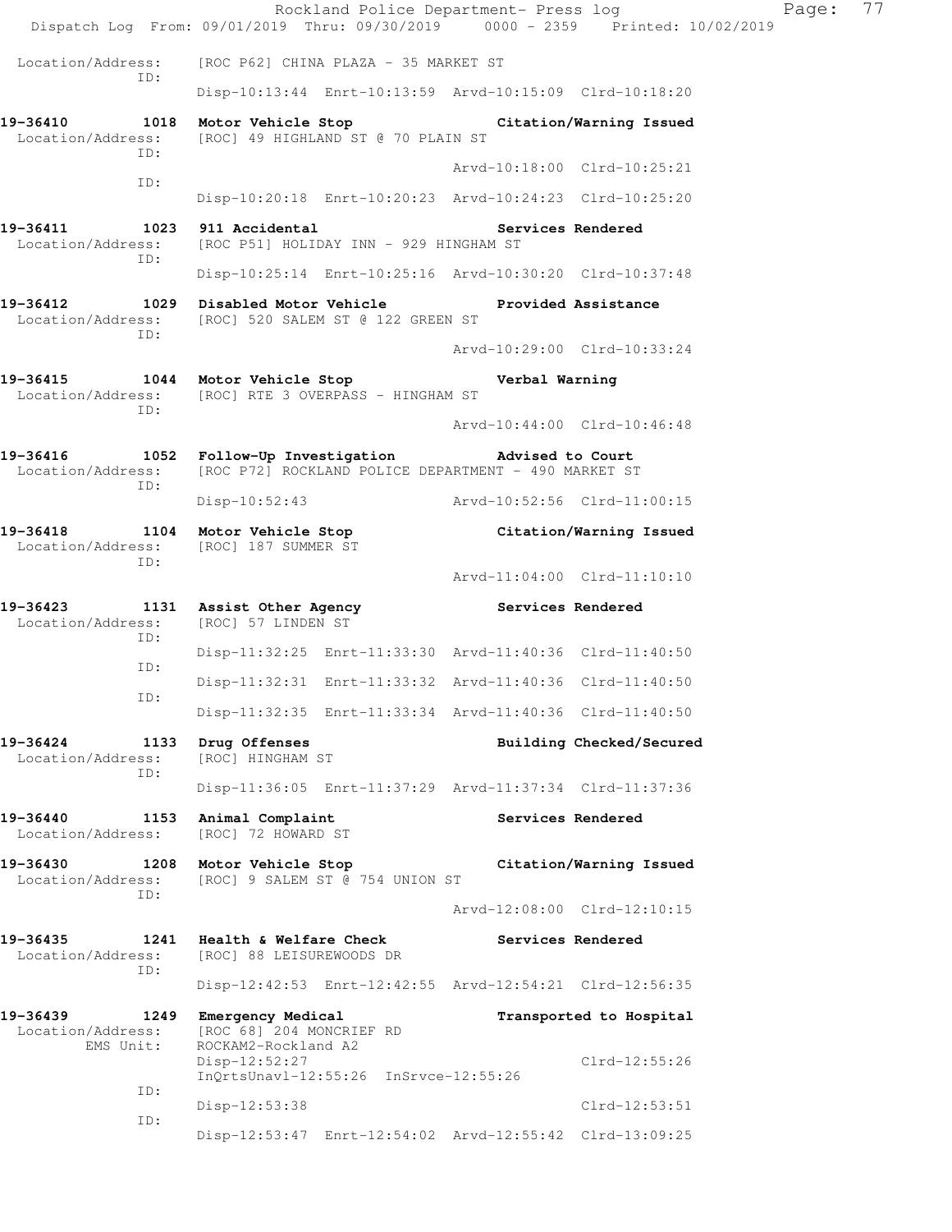Location/Address: [ROC P62] CHINA PLAZA - 35 MARKET ST
ID:
Disp-10:13:44 Enrt-10:13:59 Arvd-10:15:09 Clrd-10:18:20

**19-36410 1018 Motor Vehicle Stop Citation/Warning Issued**
Location/Address: [ROC] 49 HIGHLAND ST @ 70 PLAIN ST
ID:
Arvd-10:18:00 Clrd-10:25:21
ID:
Disp-10:20:18 Enrt-10:20:23 Arvd-10:24:23 Clrd-10:25:20

**19-36411 1023 911 Accidental Services Rendered**
Location/Address: [ROC P51] HOLIDAY INN - 929 HINGHAM ST
ID:
Disp-10:25:14 Enrt-10:25:16 Arvd-10:30:20 Clrd-10:37:48

**19-36412 1029 Disabled Motor Vehicle Provided Assistance**
Location/Address: [ROC] 520 SALEM ST @ 122 GREEN ST
ID:
Arvd-10:29:00 Clrd-10:33:24

**19-36415 1044 Motor Vehicle Stop Verbal Warning**
Location/Address: [ROC] RTE 3 OVERPASS - HINGHAM ST
ID:
Arvd-10:44:00 Clrd-10:46:48

**19-36416 1052 Follow-Up Investigation Advised to Court**
Location/Address: [ROC P72] ROCKLAND POLICE DEPARTMENT - 490 MARKET ST
ID:
Disp-10:52:43 Arvd-10:52:56 Clrd-11:00:15

**19-36418 1104 Motor Vehicle Stop Citation/Warning Issued**
Location/Address: [ROC] 187 SUMMER ST
ID:
Arvd-11:04:00 Clrd-11:10:10

**19-36423 1131 Assist Other Agency Services Rendered**
Location/Address: [ROC] 57 LINDEN ST
ID:
Disp-11:32:25 Enrt-11:33:30 Arvd-11:40:36 Clrd-11:40:50
ID:
Disp-11:32:31 Enrt-11:33:32 Arvd-11:40:36 Clrd-11:40:50
ID:
Disp-11:32:35 Enrt-11:33:34 Arvd-11:40:36 Clrd-11:40:50

**19-36424 1133 Drug Offenses Building Checked/Secured**
Location/Address: [ROC] HINGHAM ST
ID:
Disp-11:36:05 Enrt-11:37:29 Arvd-11:37:34 Clrd-11:37:36

**19-36440 1153 Animal Complaint Services Rendered**
Location/Address: [ROC] 72 HOWARD ST

**19-36430 1208 Motor Vehicle Stop Citation/Warning Issued**
Location/Address: [ROC] 9 SALEM ST @ 754 UNION ST
ID:
Arvd-12:08:00 Clrd-12:10:15

**19-36435 1241 Health & Welfare Check Services Rendered**
Location/Address: [ROC] 88 LEISUREWOODS DR
ID:
Disp-12:42:53 Enrt-12:42:55 Arvd-12:54:21 Clrd-12:56:35

**19-36439 1249 Emergency Medical Transported to Hospital**
Location/Address: [ROC 68] 204 MONCRIEF RD
EMS Unit: ROCKAM2-Rockland A2
Disp-12:52:27 Clrd-12:55:26
InQrtsUnavl-12:55:26 InSrvce-12:55:26
ID:
Disp-12:53:38 Clrd-12:53:51
ID:
Disp-12:53:47 Enrt-12:54:02 Arvd-12:55:42 Clrd-13:09:25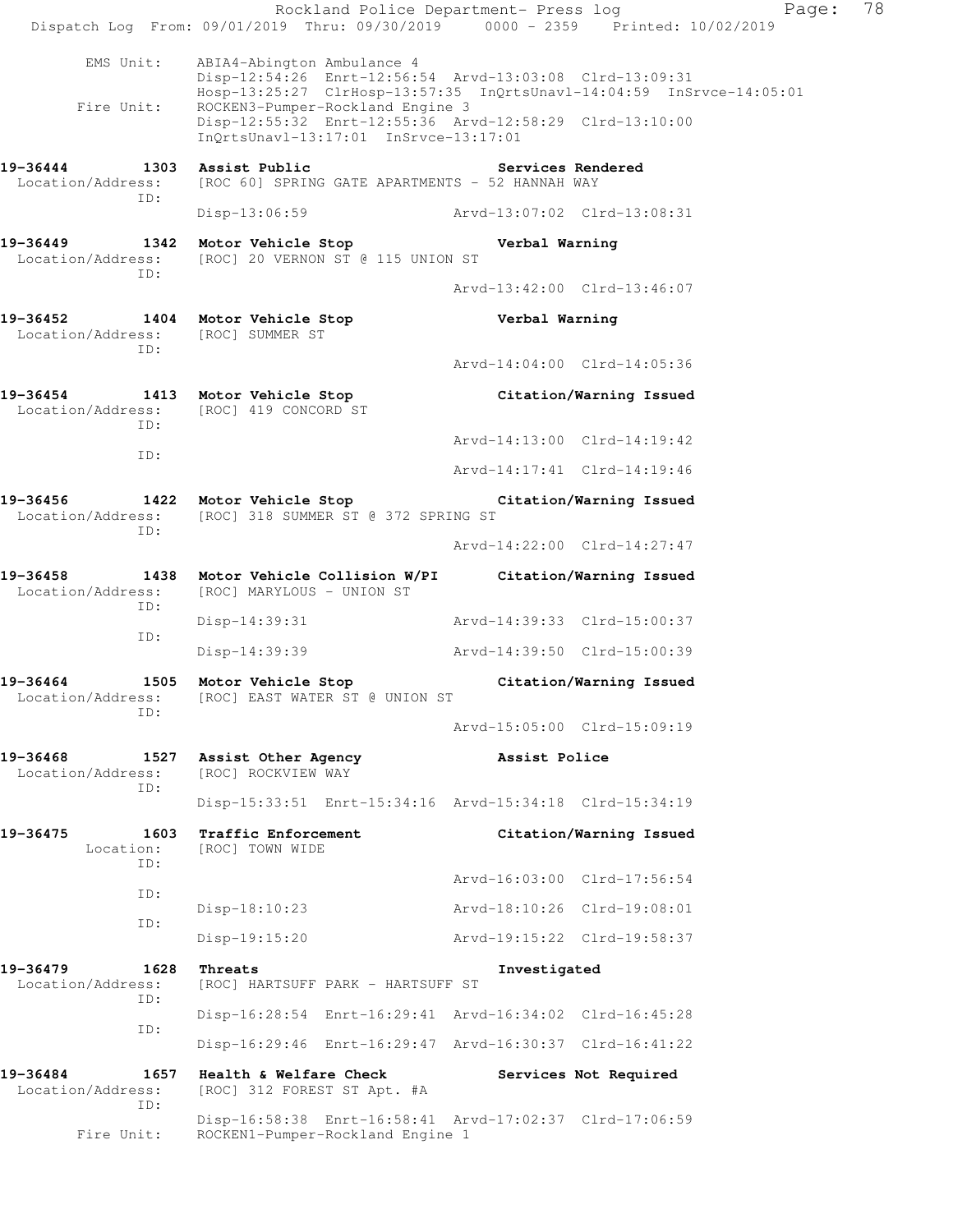```
        EMS Unit:     ABIA4-Abington Ambulance 4
                      Disp-12:54:26  Enrt-12:56:54  Arvd-13:03:08  Clrd-13:09:31
                      Hosp-13:25:27  ClrHosp-13:57:35  InQrtsUnavl-14:04:59  InSrvce-14:05:01
        Fire Unit:    ROCKEN3-Pumper-Rockland Engine 3
                      Disp-12:55:32  Enrt-12:55:36  Arvd-12:58:29  Clrd-13:10:00
                      InQrtsUnavl-13:17:01  InSrvce-13:17:01

19-36444        1303  Assist Public                        Services Rendered
 Location/Address:    [ROC 60] SPRING GATE APARTMENTS - 52 HANNAH WAY
               ID:
                      Disp-13:06:59                 Arvd-13:07:02  Clrd-13:08:31

19-36449        1342  Motor Vehicle Stop                   Verbal Warning
 Location/Address:    [ROC] 20 VERNON ST @ 115 UNION ST
               ID:
                                                    Arvd-13:42:00  Clrd-13:46:07

19-36452        1404  Motor Vehicle Stop                   Verbal Warning
 Location/Address:    [ROC] SUMMER ST
               ID:
                                                    Arvd-14:04:00  Clrd-14:05:36

19-36454        1413  Motor Vehicle Stop                   Citation/Warning Issued
 Location/Address:    [ROC] 419 CONCORD ST
               ID:
                                                    Arvd-14:13:00  Clrd-14:19:42
               ID:
                                                    Arvd-14:17:41  Clrd-14:19:46

19-36456        1422  Motor Vehicle Stop                   Citation/Warning Issued
 Location/Address:    [ROC] 318 SUMMER ST @ 372 SPRING ST
               ID:
                                                    Arvd-14:22:00  Clrd-14:27:47

19-36458        1438  Motor Vehicle Collision W/PI         Citation/Warning Issued
 Location/Address:    [ROC] MARYLOUS - UNION ST
               ID:
                      Disp-14:39:31                 Arvd-14:39:33  Clrd-15:00:37
               ID:
                      Disp-14:39:39                 Arvd-14:39:50  Clrd-15:00:39

19-36464        1505  Motor Vehicle Stop                   Citation/Warning Issued
 Location/Address:    [ROC] EAST WATER ST @ UNION ST
               ID:
                                                    Arvd-15:05:00  Clrd-15:09:19

19-36468        1527  Assist Other Agency                  Assist Police
 Location/Address:    [ROC] ROCKVIEW WAY
               ID:
                      Disp-15:33:51  Enrt-15:34:16  Arvd-15:34:18  Clrd-15:34:19

19-36475        1603  Traffic Enforcement                  Citation/Warning Issued
        Location:     [ROC] TOWN WIDE
               ID:
                                                    Arvd-16:03:00  Clrd-17:56:54
               ID:
                      Disp-18:10:23                 Arvd-18:10:26  Clrd-19:08:01
               ID:
                      Disp-19:15:20                 Arvd-19:15:22  Clrd-19:58:37

19-36479        1628  Threats                              Investigated
 Location/Address:    [ROC] HARTSUFF PARK - HARTSUFF ST
               ID:
                      Disp-16:28:54  Enrt-16:29:41  Arvd-16:34:02  Clrd-16:45:28
               ID:
                      Disp-16:29:46  Enrt-16:29:47  Arvd-16:30:37  Clrd-16:41:22

19-36484        1657  Health & Welfare Check               Services Not Required
 Location/Address:    [ROC] 312 FOREST ST Apt. #A
               ID:
                      Disp-16:58:38  Enrt-16:58:41  Arvd-17:02:37  Clrd-17:06:59
        Fire Unit:    ROCKEN1-Pumper-Rockland Engine 1
```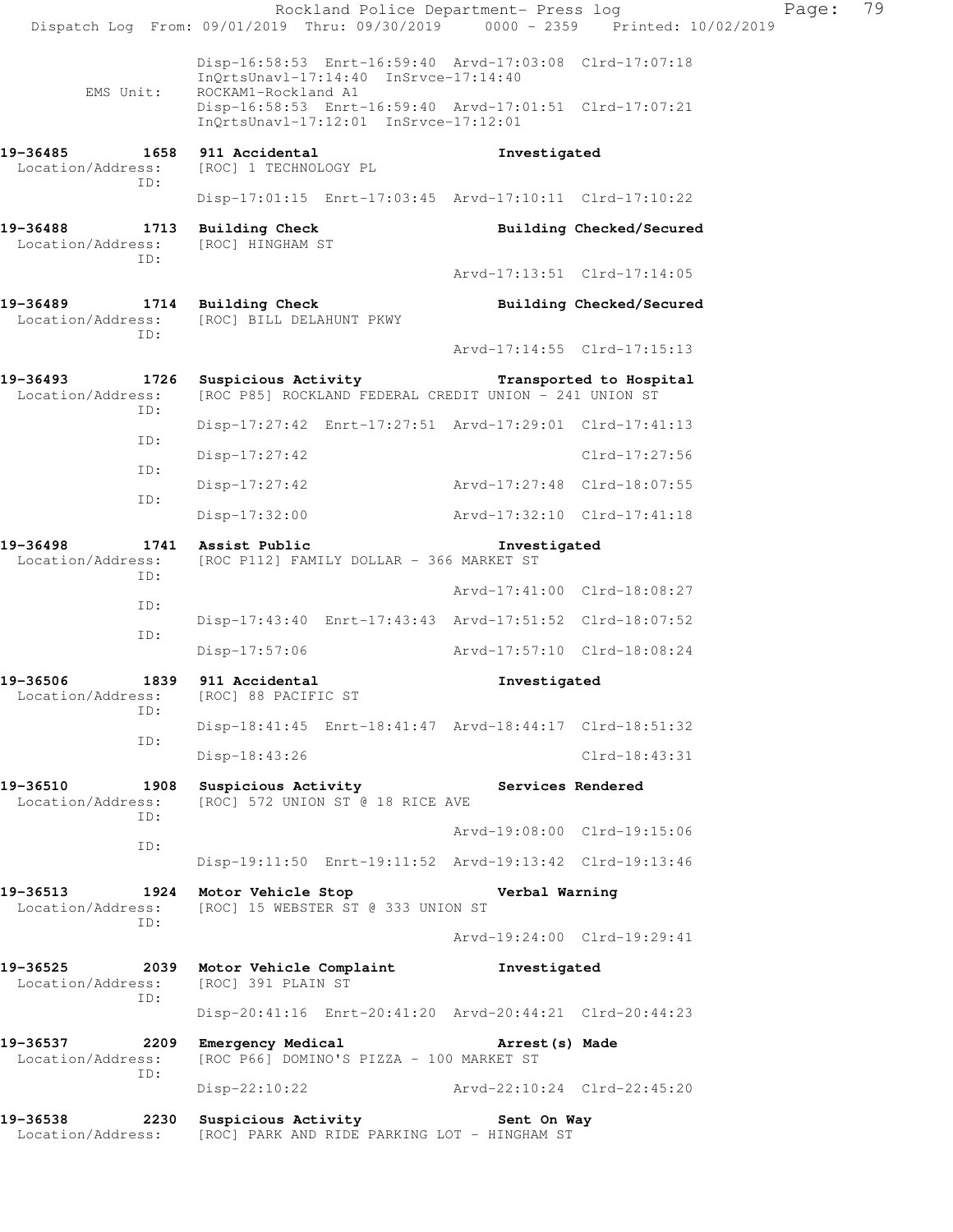Disp-16:58:53 Enrt-16:59:40 Arvd-17:03:08 Clrd-17:07:18
InQrtsUnavl-17:14:40 InSrvce-17:14:40

EMS Unit: ROCKAM1-Rockland A1
Disp-16:58:53 Enrt-16:59:40 Arvd-17:01:51 Clrd-17:07:21
InQrtsUnavl-17:12:01 InSrvce-17:12:01

**19-36485 1658 911 Accidental** — Investigated
Location/Address: [ROC] 1 TECHNOLOGY PL
ID:
Disp-17:01:15 Enrt-17:03:45 Arvd-17:10:11 Clrd-17:10:22

**19-36488 1713 Building Check** — Building Checked/Secured
Location/Address: [ROC] HINGHAM ST
ID:
Arvd-17:13:51 Clrd-17:14:05

**19-36489 1714 Building Check** — Building Checked/Secured
Location/Address: [ROC] BILL DELAHUNT PKWY
ID:
Arvd-17:14:55 Clrd-17:15:13

**19-36493 1726 Suspicious Activity** — Transported to Hospital
Location/Address: [ROC P85] ROCKLAND FEDERAL CREDIT UNION - 241 UNION ST
ID:
Disp-17:27:42 Enrt-17:27:51 Arvd-17:29:01 Clrd-17:41:13
ID:
Disp-17:27:42 Clrd-17:27:56
ID:
Disp-17:27:42 Arvd-17:27:48 Clrd-18:07:55
ID:
Disp-17:32:00 Arvd-17:32:10 Clrd-17:41:18

**19-36498 1741 Assist Public** — Investigated
Location/Address: [ROC P112] FAMILY DOLLAR - 366 MARKET ST
ID:
Arvd-17:41:00 Clrd-18:08:27
ID:
Disp-17:43:40 Enrt-17:43:43 Arvd-17:51:52 Clrd-18:07:52
ID:
Disp-17:57:06 Arvd-17:57:10 Clrd-18:08:24

**19-36506 1839 911 Accidental** — Investigated
Location/Address: [ROC] 88 PACIFIC ST
ID:
Disp-18:41:45 Enrt-18:41:47 Arvd-18:44:17 Clrd-18:51:32
ID:
Disp-18:43:26 Clrd-18:43:31

**19-36510 1908 Suspicious Activity** — Services Rendered
Location/Address: [ROC] 572 UNION ST @ 18 RICE AVE
ID:
Arvd-19:08:00 Clrd-19:15:06
ID:
Disp-19:11:50 Enrt-19:11:52 Arvd-19:13:42 Clrd-19:13:46

**19-36513 1924 Motor Vehicle Stop** — Verbal Warning
Location/Address: [ROC] 15 WEBSTER ST @ 333 UNION ST
ID:
Arvd-19:24:00 Clrd-19:29:41

**19-36525 2039 Motor Vehicle Complaint** — Investigated
Location/Address: [ROC] 391 PLAIN ST
ID:
Disp-20:41:16 Enrt-20:41:20 Arvd-20:44:21 Clrd-20:44:23

**19-36537 2209 Emergency Medical** — Arrest(s) Made
Location/Address: [ROC P66] DOMINO'S PIZZA - 100 MARKET ST
ID:
Disp-22:10:22 Arvd-22:10:24 Clrd-22:45:20

**19-36538 2230 Suspicious Activity** — Sent On Way
Location/Address: [ROC] PARK AND RIDE PARKING LOT - HINGHAM ST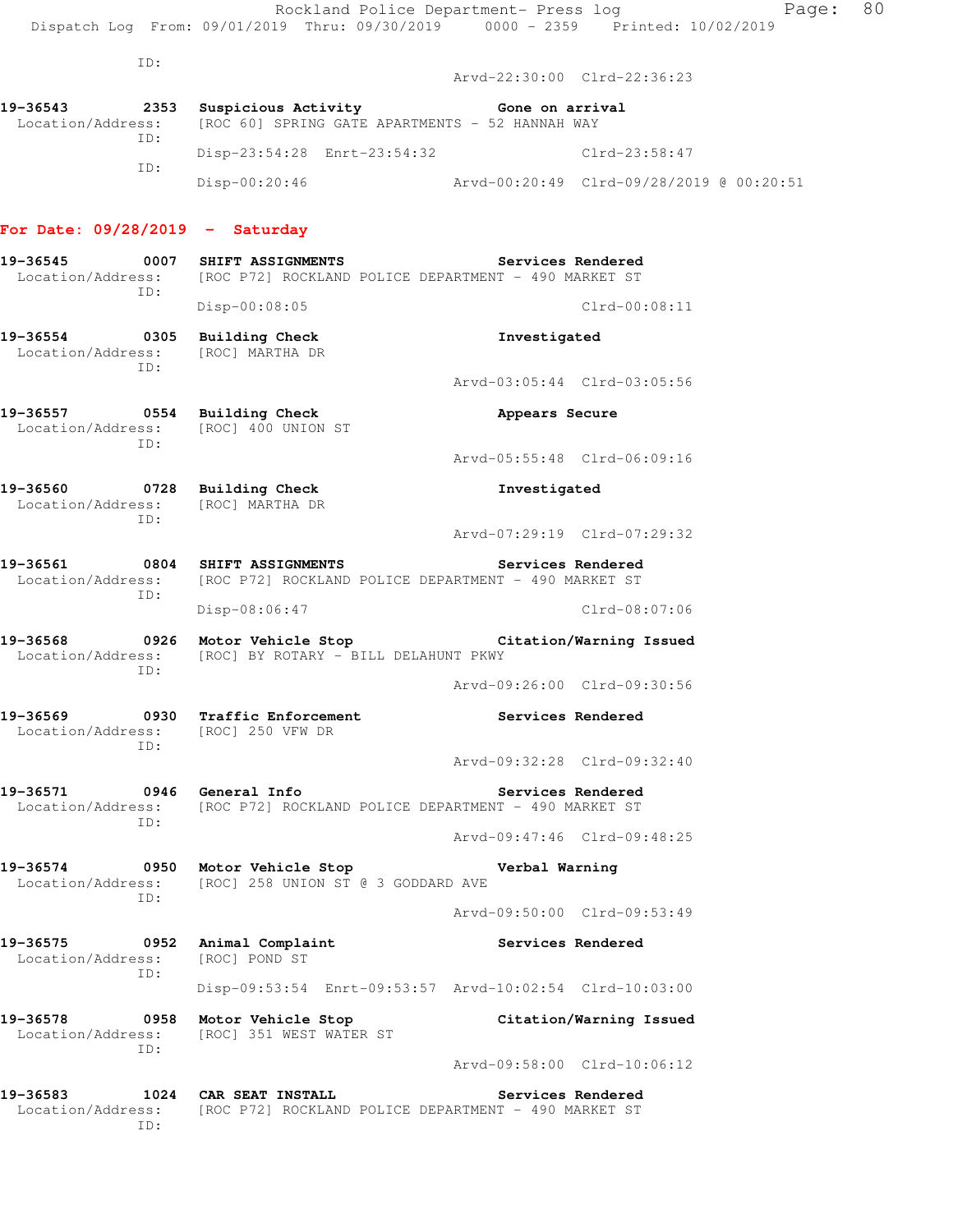ID:
                                        Arvd-22:30:00  Clrd-22:36:23

**19-36543** 2353 **Suspicious Activity** **Gone on arrival**
Location/Address: [ROC 60] SPRING GATE APARTMENTS - 52 HANNAH WAY
ID:
Disp-23:54:28  Enrt-23:54:32  Clrd-23:58:47
ID:
Disp-00:20:46  Arvd-00:20:49  Clrd-09/28/2019 @ 00:20:51

## For Date: 09/28/2019 - Saturday

**19-36545** 0007 **SHIFT ASSIGNMENTS** **Services Rendered**
Location/Address: [ROC P72] ROCKLAND POLICE DEPARTMENT - 490 MARKET ST
ID:
Disp-00:08:05  Clrd-00:08:11

**19-36554** 0305 **Building Check** **Investigated**
Location/Address: [ROC] MARTHA DR
ID:
Arvd-03:05:44  Clrd-03:05:56

**19-36557** 0554 **Building Check** **Appears Secure**
Location/Address: [ROC] 400 UNION ST
ID:
Arvd-05:55:48  Clrd-06:09:16

**19-36560** 0728 **Building Check** **Investigated**
Location/Address: [ROC] MARTHA DR
ID:
Arvd-07:29:19  Clrd-07:29:32

**19-36561** 0804 **SHIFT ASSIGNMENTS** **Services Rendered**
Location/Address: [ROC P72] ROCKLAND POLICE DEPARTMENT - 490 MARKET ST
ID:
Disp-08:06:47  Clrd-08:07:06

**19-36568** 0926 **Motor Vehicle Stop** **Citation/Warning Issued**
Location/Address: [ROC] BY ROTARY - BILL DELAHUNT PKWY
ID:
Arvd-09:26:00  Clrd-09:30:56

**19-36569** 0930 **Traffic Enforcement** **Services Rendered**
Location/Address: [ROC] 250 VFW DR
ID:
Arvd-09:32:28  Clrd-09:32:40

**19-36571** 0946 **General Info** **Services Rendered**
Location/Address: [ROC P72] ROCKLAND POLICE DEPARTMENT - 490 MARKET ST
ID:
Arvd-09:47:46  Clrd-09:48:25

**19-36574** 0950 **Motor Vehicle Stop** **Verbal Warning**
Location/Address: [ROC] 258 UNION ST @ 3 GODDARD AVE
ID:
Arvd-09:50:00  Clrd-09:53:49

**19-36575** 0952 **Animal Complaint** **Services Rendered**
Location/Address: [ROC] POND ST
ID:
Disp-09:53:54  Enrt-09:53:57  Arvd-10:02:54  Clrd-10:03:00

**19-36578** 0958 **Motor Vehicle Stop** **Citation/Warning Issued**
Location/Address: [ROC] 351 WEST WATER ST
ID:
Arvd-09:58:00  Clrd-10:06:12

**19-36583** 1024 **CAR SEAT INSTALL** **Services Rendered**
Location/Address: [ROC P72] ROCKLAND POLICE DEPARTMENT - 490 MARKET ST
ID: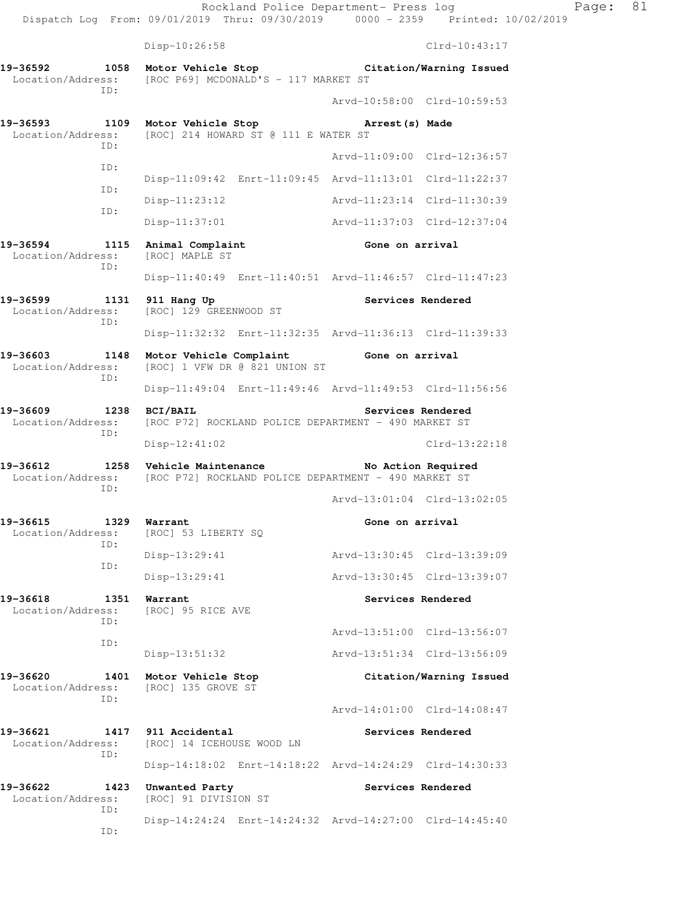Disp-10:26:58 Clrd-10:43:17

**19-36592 1058 Motor Vehicle Stop Citation/Warning Issued**
Location/Address: [ROC P69] MCDONALD'S - 117 MARKET ST
ID:
Arvd-10:58:00 Clrd-10:59:53

**19-36593 1109 Motor Vehicle Stop Arrest(s) Made**
Location/Address: [ROC] 214 HOWARD ST @ 111 E WATER ST
ID:
Arvd-11:09:00 Clrd-12:36:57
ID:
Disp-11:09:42 Enrt-11:09:45 Arvd-11:13:01 Clrd-11:22:37
ID:
Disp-11:23:12 Arvd-11:23:14 Clrd-11:30:39
ID:
Disp-11:37:01 Arvd-11:37:03 Clrd-12:37:04

**19-36594 1115 Animal Complaint Gone on arrival**
Location/Address: [ROC] MAPLE ST
ID:
Disp-11:40:49 Enrt-11:40:51 Arvd-11:46:57 Clrd-11:47:23

**19-36599 1131 911 Hang Up Services Rendered**
Location/Address: [ROC] 129 GREENWOOD ST
ID:
Disp-11:32:32 Enrt-11:32:35 Arvd-11:36:13 Clrd-11:39:33

**19-36603 1148 Motor Vehicle Complaint Gone on arrival**
Location/Address: [ROC] 1 VFW DR @ 821 UNION ST
ID:
Disp-11:49:04 Enrt-11:49:46 Arvd-11:49:53 Clrd-11:56:56

**19-36609 1238 BCI/BAIL Services Rendered**
Location/Address: [ROC P72] ROCKLAND POLICE DEPARTMENT - 490 MARKET ST
ID:
Disp-12:41:02 Clrd-13:22:18

**19-36612 1258 Vehicle Maintenance No Action Required**
Location/Address: [ROC P72] ROCKLAND POLICE DEPARTMENT - 490 MARKET ST
ID:
Arvd-13:01:04 Clrd-13:02:05

**19-36615 1329 Warrant Gone on arrival**
Location/Address: [ROC] 53 LIBERTY SQ
ID:
Disp-13:29:41 Arvd-13:30:45 Clrd-13:39:09
ID:
Disp-13:29:41 Arvd-13:30:45 Clrd-13:39:07

**19-36618 1351 Warrant Services Rendered**
Location/Address: [ROC] 95 RICE AVE
ID:
Arvd-13:51:00 Clrd-13:56:07
ID:
Disp-13:51:32 Arvd-13:51:34 Clrd-13:56:09

**19-36620 1401 Motor Vehicle Stop Citation/Warning Issued**
Location/Address: [ROC] 135 GROVE ST
ID:
Arvd-14:01:00 Clrd-14:08:47

**19-36621 1417 911 Accidental Services Rendered**
Location/Address: [ROC] 14 ICEHOUSE WOOD LN
ID:
Disp-14:18:02 Enrt-14:18:22 Arvd-14:24:29 Clrd-14:30:33

**19-36622 1423 Unwanted Party Services Rendered**
Location/Address: [ROC] 91 DIVISION ST
ID:
Disp-14:24:24 Enrt-14:24:32 Arvd-14:27:00 Clrd-14:45:40
ID: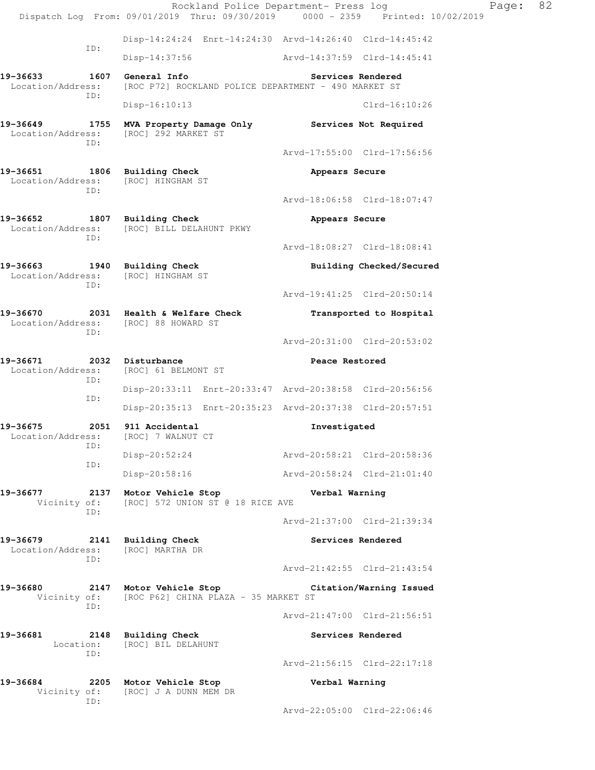```
              Disp-14:24:24  Enrt-14:24:30  Arvd-14:26:40  Clrd-14:45:42
         ID:
              Disp-14:37:56                 Arvd-14:37:59  Clrd-14:45:41

19-36633        1607  General Info                       Services Rendered
  Location/Address:   [ROC P72] ROCKLAND POLICE DEPARTMENT - 490 MARKET ST
         ID:
              Disp-16:10:13                                Clrd-16:10:26

19-36649        1755  MVA Property Damage Only           Services Not Required
  Location/Address:   [ROC] 292 MARKET ST
         ID:
                                            Arvd-17:55:00  Clrd-17:56:56

19-36651        1806  Building Check                     Appears Secure
  Location/Address:   [ROC] HINGHAM ST
         ID:
                                            Arvd-18:06:58  Clrd-18:07:47

19-36652        1807  Building Check                     Appears Secure
  Location/Address:   [ROC] BILL DELAHUNT PKWY
         ID:
                                            Arvd-18:08:27  Clrd-18:08:41

19-36663        1940  Building Check                     Building Checked/Secured
  Location/Address:   [ROC] HINGHAM ST
         ID:
                                            Arvd-19:41:25  Clrd-20:50:14

19-36670        2031  Health & Welfare Check             Transported to Hospital
  Location/Address:   [ROC] 88 HOWARD ST
         ID:
                                            Arvd-20:31:00  Clrd-20:53:02

19-36671        2032  Disturbance                        Peace Restored
  Location/Address:   [ROC] 61 BELMONT ST
         ID:
              Disp-20:33:11  Enrt-20:33:47  Arvd-20:38:58  Clrd-20:56:56
         ID:
              Disp-20:35:13  Enrt-20:35:23  Arvd-20:37:38  Clrd-20:57:51

19-36675        2051  911 Accidental                     Investigated
  Location/Address:   [ROC] 7 WALNUT CT
         ID:
              Disp-20:52:24                 Arvd-20:58:21  Clrd-20:58:36
         ID:
              Disp-20:58:16                 Arvd-20:58:24  Clrd-21:01:40

19-36677        2137  Motor Vehicle Stop                 Verbal Warning
       Vicinity of:   [ROC] 572 UNION ST @ 18 RICE AVE
         ID:
                                            Arvd-21:37:00  Clrd-21:39:34

19-36679        2141  Building Check                     Services Rendered
  Location/Address:   [ROC] MARTHA DR
         ID:
                                            Arvd-21:42:55  Clrd-21:43:54

19-36680        2147  Motor Vehicle Stop                 Citation/Warning Issued
       Vicinity of:   [ROC P62] CHINA PLAZA - 35 MARKET ST
         ID:
                                            Arvd-21:47:00  Clrd-21:56:51

19-36681        2148  Building Check                     Services Rendered
          Location:   [ROC] BIL DELAHUNT
         ID:
                                            Arvd-21:56:15  Clrd-22:17:18

19-36684        2205  Motor Vehicle Stop                 Verbal Warning
       Vicinity of:   [ROC] J A DUNN MEM DR
         ID:
                                            Arvd-22:05:00  Clrd-22:06:46
```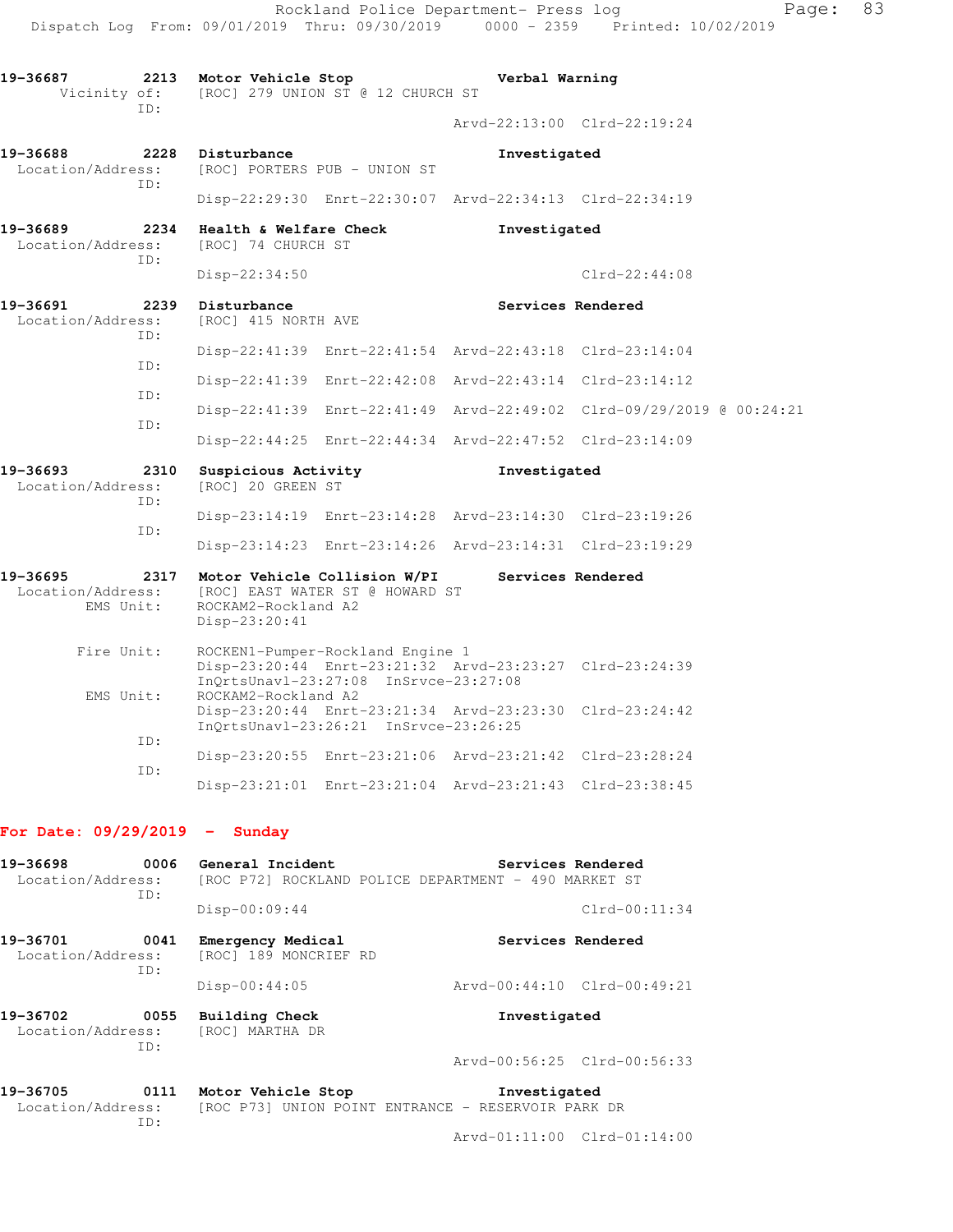19-36687 2213 Motor Vehicle Stop Verbal Warning
Vicinity of: [ROC] 279 UNION ST @ 12 CHURCH ST
ID:
Arvd-22:13:00 Clrd-22:19:24

19-36688 2228 Disturbance Investigated
Location/Address: [ROC] PORTERS PUB - UNION ST
ID:
Disp-22:29:30 Enrt-22:30:07 Arvd-22:34:13 Clrd-22:34:19

19-36689 2234 Health & Welfare Check Investigated
Location/Address: [ROC] 74 CHURCH ST
ID:
Disp-22:34:50 Clrd-22:44:08

19-36691 2239 Disturbance Services Rendered
Location/Address: [ROC] 415 NORTH AVE
ID:
Disp-22:41:39 Enrt-22:41:54 Arvd-22:43:18 Clrd-23:14:04
ID:
Disp-22:41:39 Enrt-22:42:08 Arvd-22:43:14 Clrd-23:14:12
ID:
Disp-22:41:39 Enrt-22:41:49 Arvd-22:49:02 Clrd-09/29/2019 @ 00:24:21
ID:
Disp-22:44:25 Enrt-22:44:34 Arvd-22:47:52 Clrd-23:14:09

19-36693 2310 Suspicious Activity Investigated
Location/Address: [ROC] 20 GREEN ST
ID:
Disp-23:14:19 Enrt-23:14:28 Arvd-23:14:30 Clrd-23:19:26
ID:
Disp-23:14:23 Enrt-23:14:26 Arvd-23:14:31 Clrd-23:19:29

19-36695 2317 Motor Vehicle Collision W/PI Services Rendered
Location/Address: [ROC] EAST WATER ST @ HOWARD ST
EMS Unit: ROCKAM2-Rockland A2
Disp-23:20:41
Fire Unit: ROCKEN1-Pumper-Rockland Engine 1
Disp-23:20:44 Enrt-23:21:32 Arvd-23:23:27 Clrd-23:24:39
InQrtsUnavl-23:27:08 InSrvce-23:27:08
EMS Unit: ROCKAM2-Rockland A2
Disp-23:20:44 Enrt-23:21:34 Arvd-23:23:30 Clrd-23:24:42
InQrtsUnavl-23:26:21 InSrvce-23:26:25
ID:
Disp-23:20:55 Enrt-23:21:06 Arvd-23:21:42 Clrd-23:28:24
ID:
Disp-23:21:01 Enrt-23:21:04 Arvd-23:21:43 Clrd-23:38:45

**For Date: 09/29/2019 - Sunday**

19-36698 0006 General Incident Services Rendered
Location/Address: [ROC P72] ROCKLAND POLICE DEPARTMENT - 490 MARKET ST
ID:
Disp-00:09:44 Clrd-00:11:34

19-36701 0041 Emergency Medical Services Rendered
Location/Address: [ROC] 189 MONCRIEF RD
ID:
Disp-00:44:05 Arvd-00:44:10 Clrd-00:49:21

19-36702 0055 Building Check Investigated
Location/Address: [ROC] MARTHA DR
ID:
Arvd-00:56:25 Clrd-00:56:33

19-36705 0111 Motor Vehicle Stop Investigated
Location/Address: [ROC P73] UNION POINT ENTRANCE - RESERVOIR PARK DR
ID:
Arvd-01:11:00 Clrd-01:14:00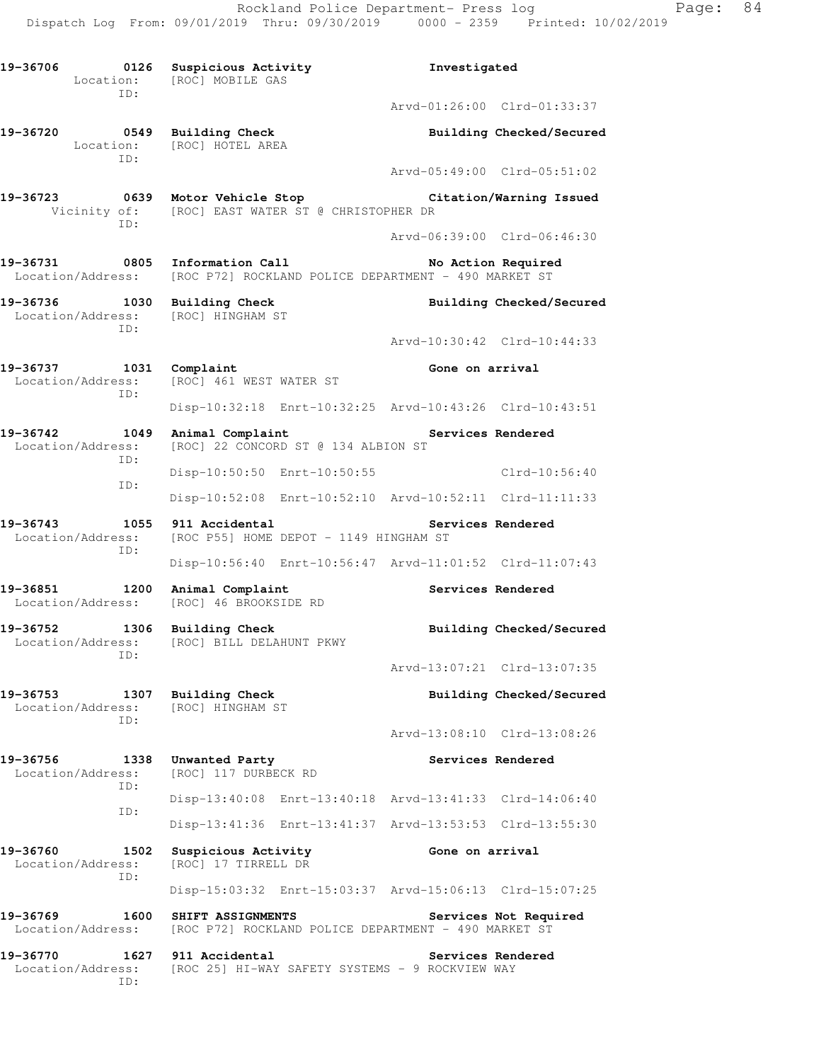19-36706 0126 Suspicious Activity Investigated
Location: [ROC] MOBILE GAS
ID:
Arvd-01:26:00 Clrd-01:33:37

19-36720 0549 Building Check Building Checked/Secured
Location: [ROC] HOTEL AREA
ID:
Arvd-05:49:00 Clrd-05:51:02

19-36723 0639 Motor Vehicle Stop Citation/Warning Issued
Vicinity of: [ROC] EAST WATER ST @ CHRISTOPHER DR
ID:
Arvd-06:39:00 Clrd-06:46:30

19-36731 0805 Information Call No Action Required
Location/Address: [ROC P72] ROCKLAND POLICE DEPARTMENT - 490 MARKET ST

19-36736 1030 Building Check Building Checked/Secured
Location/Address: [ROC] HINGHAM ST
ID:
Arvd-10:30:42 Clrd-10:44:33

19-36737 1031 Complaint Gone on arrival
Location/Address: [ROC] 461 WEST WATER ST
ID:
Disp-10:32:18 Enrt-10:32:25 Arvd-10:43:26 Clrd-10:43:51

19-36742 1049 Animal Complaint Services Rendered
Location/Address: [ROC] 22 CONCORD ST @ 134 ALBION ST
ID:
Disp-10:50:50 Enrt-10:50:55 Clrd-10:56:40
ID:
Disp-10:52:08 Enrt-10:52:10 Arvd-10:52:11 Clrd-11:11:33

19-36743 1055 911 Accidental Services Rendered
Location/Address: [ROC P55] HOME DEPOT - 1149 HINGHAM ST
ID:
Disp-10:56:40 Enrt-10:56:47 Arvd-11:01:52 Clrd-11:07:43

19-36851 1200 Animal Complaint Services Rendered
Location/Address: [ROC] 46 BROOKSIDE RD

19-36752 1306 Building Check Building Checked/Secured
Location/Address: [ROC] BILL DELAHUNT PKWY
ID:
Arvd-13:07:21 Clrd-13:07:35

19-36753 1307 Building Check Building Checked/Secured
Location/Address: [ROC] HINGHAM ST
ID:
Arvd-13:08:10 Clrd-13:08:26

19-36756 1338 Unwanted Party Services Rendered
Location/Address: [ROC] 117 DURBECK RD
ID:
Disp-13:40:08 Enrt-13:40:18 Arvd-13:41:33 Clrd-14:06:40
ID:
Disp-13:41:36 Enrt-13:41:37 Arvd-13:53:53 Clrd-13:55:30

19-36760 1502 Suspicious Activity Gone on arrival
Location/Address: [ROC] 17 TIRRELL DR
ID:
Disp-15:03:32 Enrt-15:03:37 Arvd-15:06:13 Clrd-15:07:25

19-36769 1600 SHIFT ASSIGNMENTS Services Not Required
Location/Address: [ROC P72] ROCKLAND POLICE DEPARTMENT - 490 MARKET ST

19-36770 1627 911 Accidental Services Rendered
Location/Address: [ROC 25] HI-WAY SAFETY SYSTEMS - 9 ROCKVIEW WAY
ID: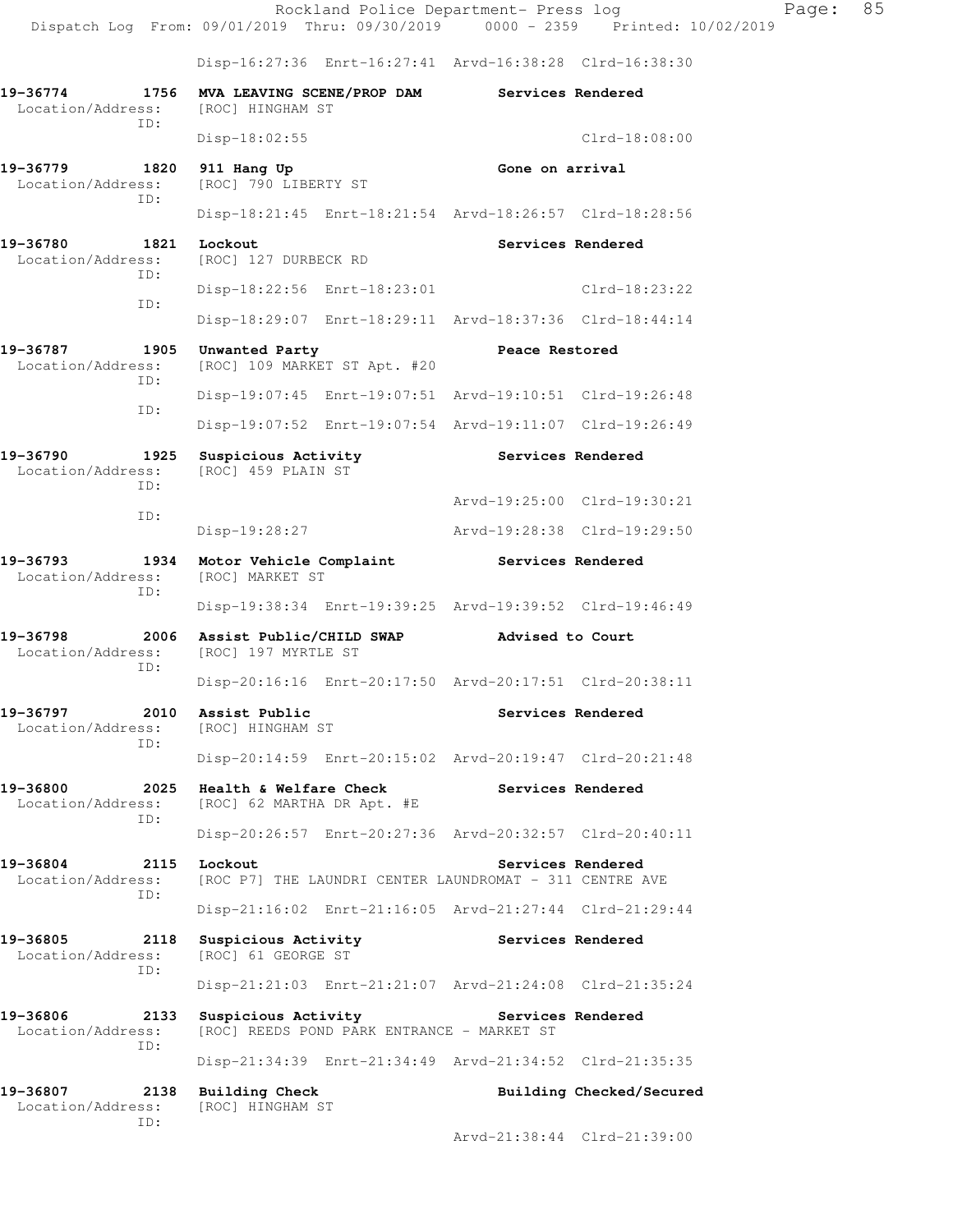Disp-16:27:36 Enrt-16:27:41 Arvd-16:38:28 Clrd-16:38:30

**19-36774 1756 MVA LEAVING SCENE/PROP DAM** **Services Rendered**
Location/Address: [ROC] HINGHAM ST
ID:
Disp-18:02:55 Clrd-18:08:00

**19-36779 1820 911 Hang Up** **Gone on arrival**
Location/Address: [ROC] 790 LIBERTY ST
ID:
Disp-18:21:45 Enrt-18:21:54 Arvd-18:26:57 Clrd-18:28:56

**19-36780 1821 Lockout** **Services Rendered**
Location/Address: [ROC] 127 DURBECK RD
ID:
Disp-18:22:56 Enrt-18:23:01 Clrd-18:23:22
ID:
Disp-18:29:07 Enrt-18:29:11 Arvd-18:37:36 Clrd-18:44:14

**19-36787 1905 Unwanted Party** **Peace Restored**
Location/Address: [ROC] 109 MARKET ST Apt. #20
ID:
Disp-19:07:45 Enrt-19:07:51 Arvd-19:10:51 Clrd-19:26:48
ID:
Disp-19:07:52 Enrt-19:07:54 Arvd-19:11:07 Clrd-19:26:49

**19-36790 1925 Suspicious Activity** **Services Rendered**
Location/Address: [ROC] 459 PLAIN ST
ID:
Arvd-19:25:00 Clrd-19:30:21
ID:
Disp-19:28:27 Arvd-19:28:38 Clrd-19:29:50

**19-36793 1934 Motor Vehicle Complaint** **Services Rendered**
Location/Address: [ROC] MARKET ST
ID:
Disp-19:38:34 Enrt-19:39:25 Arvd-19:39:52 Clrd-19:46:49

**19-36798 2006 Assist Public/CHILD SWAP** **Advised to Court**
Location/Address: [ROC] 197 MYRTLE ST
ID:
Disp-20:16:16 Enrt-20:17:50 Arvd-20:17:51 Clrd-20:38:11

**19-36797 2010 Assist Public** **Services Rendered**
Location/Address: [ROC] HINGHAM ST
ID:
Disp-20:14:59 Enrt-20:15:02 Arvd-20:19:47 Clrd-20:21:48

**19-36800 2025 Health & Welfare Check** **Services Rendered**
Location/Address: [ROC] 62 MARTHA DR Apt. #E
ID:
Disp-20:26:57 Enrt-20:27:36 Arvd-20:32:57 Clrd-20:40:11

**19-36804 2115 Lockout** **Services Rendered**
Location/Address: [ROC P7] THE LAUNDRI CENTER LAUNDROMAT - 311 CENTRE AVE
ID:
Disp-21:16:02 Enrt-21:16:05 Arvd-21:27:44 Clrd-21:29:44

**19-36805 2118 Suspicious Activity** **Services Rendered**
Location/Address: [ROC] 61 GEORGE ST
ID:
Disp-21:21:03 Enrt-21:21:07 Arvd-21:24:08 Clrd-21:35:24

**19-36806 2133 Suspicious Activity** **Services Rendered**
Location/Address: [ROC] REEDS POND PARK ENTRANCE - MARKET ST
ID:
Disp-21:34:39 Enrt-21:34:49 Arvd-21:34:52 Clrd-21:35:35

**19-36807 2138 Building Check** **Building Checked/Secured**
Location/Address: [ROC] HINGHAM ST
ID:
Arvd-21:38:44 Clrd-21:39:00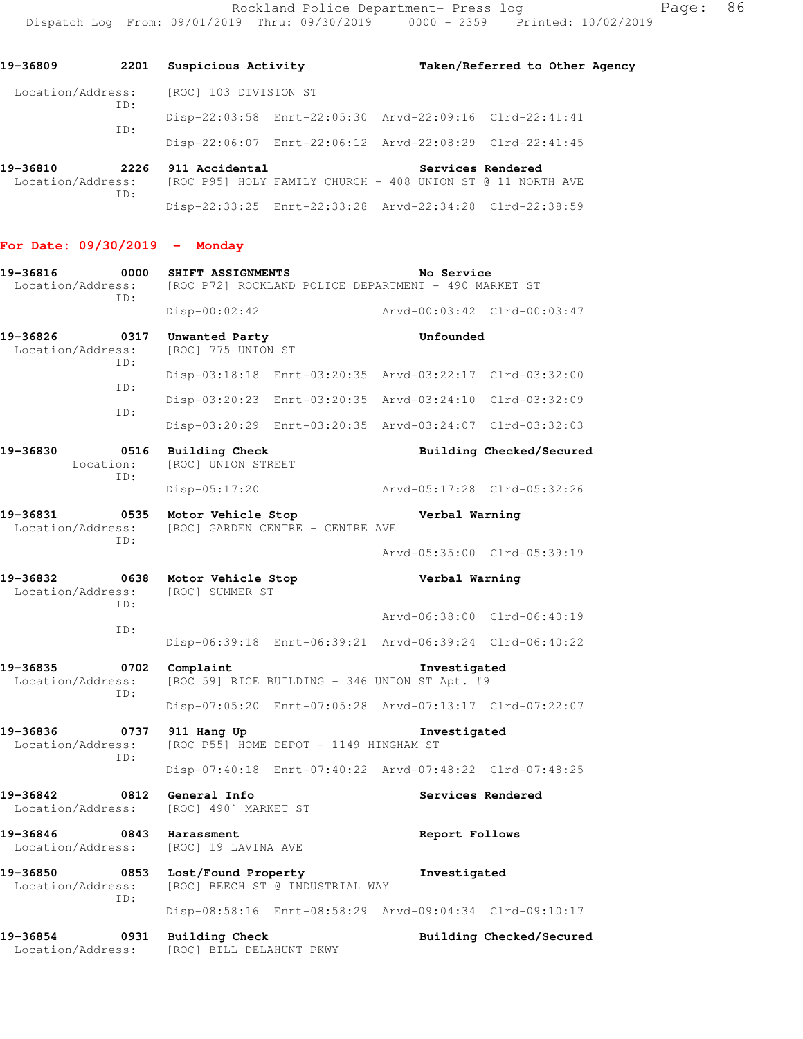19-36809 2201 Suspicious Activity Taken/Referred to Other Agency

Location/Address: [ROC] 103 DIVISION ST

ID:

Disp-22:03:58 Enrt-22:05:30 Arvd-22:09:16 Clrd-22:41:41

ID:

Disp-22:06:07 Enrt-22:06:12 Arvd-22:08:29 Clrd-22:41:45

19-36810 2226 911 Accidental Services Rendered

Location/Address: [ROC P95] HOLY FAMILY CHURCH - 408 UNION ST @ 11 NORTH AVE

ID:

Disp-22:33:25 Enrt-22:33:28 Arvd-22:34:28 Clrd-22:38:59

**For Date: 09/30/2019 - Monday**

19-36816 0000 SHIFT ASSIGNMENTS No Service

Location/Address: [ROC P72] ROCKLAND POLICE DEPARTMENT - 490 MARKET ST

ID:

Disp-00:02:42 Arvd-00:03:42 Clrd-00:03:47

19-36826 0317 Unwanted Party Unfounded

Location/Address: [ROC] 775 UNION ST

ID:

Disp-03:18:18 Enrt-03:20:35 Arvd-03:22:17 Clrd-03:32:00

ID:

Disp-03:20:23 Enrt-03:20:35 Arvd-03:24:10 Clrd-03:32:09

ID:

Disp-03:20:29 Enrt-03:20:35 Arvd-03:24:07 Clrd-03:32:03

19-36830 0516 Building Check Building Checked/Secured

Location: [ROC] UNION STREET

ID:

Disp-05:17:20 Arvd-05:17:28 Clrd-05:32:26

19-36831 0535 Motor Vehicle Stop Verbal Warning

Location/Address: [ROC] GARDEN CENTRE - CENTRE AVE

ID:

Arvd-05:35:00 Clrd-05:39:19

19-36832 0638 Motor Vehicle Stop Verbal Warning

Location/Address: [ROC] SUMMER ST

ID:

Arvd-06:38:00 Clrd-06:40:19

ID:

Disp-06:39:18 Enrt-06:39:21 Arvd-06:39:24 Clrd-06:40:22

19-36835 0702 Complaint Investigated

Location/Address: [ROC 59] RICE BUILDING - 346 UNION ST Apt. #9

ID:

Disp-07:05:20 Enrt-07:05:28 Arvd-07:13:17 Clrd-07:22:07

19-36836 0737 911 Hang Up Investigated

Location/Address: [ROC P55] HOME DEPOT - 1149 HINGHAM ST

ID:

Disp-07:40:18 Enrt-07:40:22 Arvd-07:48:22 Clrd-07:48:25

19-36842 0812 General Info Services Rendered

Location/Address: [ROC] 490` MARKET ST

19-36846 0843 Harassment Report Follows

Location/Address: [ROC] 19 LAVINA AVE

19-36850 0853 Lost/Found Property Investigated

Location/Address: [ROC] BEECH ST @ INDUSTRIAL WAY

ID:

Disp-08:58:16 Enrt-08:58:29 Arvd-09:04:34 Clrd-09:10:17

19-36854 0931 Building Check Building Checked/Secured

Location/Address: [ROC] BILL DELAHUNT PKWY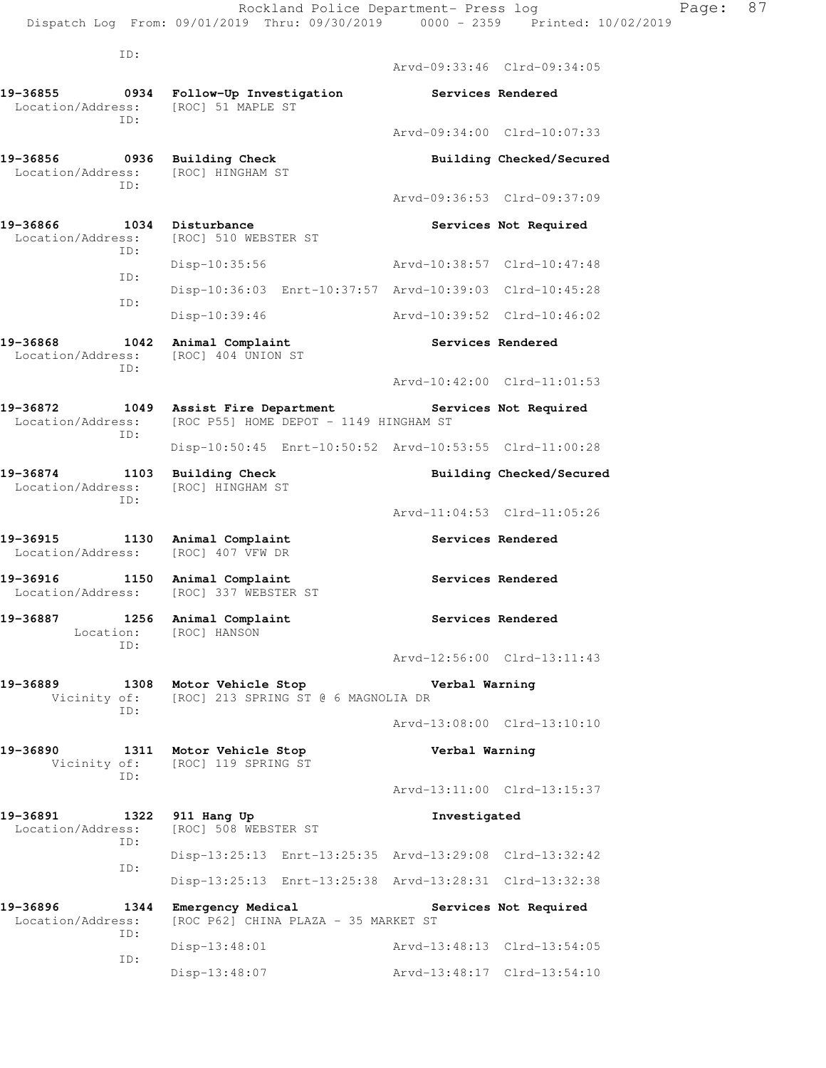```
          ID:
                                               Arvd-09:33:46  Clrd-09:34:05

19-36855        0934  Follow-Up Investigation         Services Rendered
  Location/Address:   [ROC] 51 MAPLE ST
          ID:
                                               Arvd-09:34:00  Clrd-10:07:33

19-36856        0936  Building Check                  Building Checked/Secured
  Location/Address:   [ROC] HINGHAM ST
          ID:
                                               Arvd-09:36:53  Clrd-09:37:09

19-36866        1034  Disturbance                     Services Not Required
  Location/Address:   [ROC] 510 WEBSTER ST
          ID:
                      Disp-10:35:56                Arvd-10:38:57  Clrd-10:47:48
          ID:
                      Disp-10:36:03  Enrt-10:37:57  Arvd-10:39:03  Clrd-10:45:28
          ID:
                      Disp-10:39:46                Arvd-10:39:52  Clrd-10:46:02

19-36868        1042  Animal Complaint                Services Rendered
  Location/Address:   [ROC] 404 UNION ST
          ID:
                                               Arvd-10:42:00  Clrd-11:01:53

19-36872        1049  Assist Fire Department          Services Not Required
  Location/Address:   [ROC P55] HOME DEPOT - 1149 HINGHAM ST
          ID:
                      Disp-10:50:45  Enrt-10:50:52  Arvd-10:53:55  Clrd-11:00:28

19-36874        1103  Building Check                  Building Checked/Secured
  Location/Address:   [ROC] HINGHAM ST
          ID:
                                               Arvd-11:04:53  Clrd-11:05:26

19-36915        1130  Animal Complaint                Services Rendered
  Location/Address:   [ROC] 407 VFW DR

19-36916        1150  Animal Complaint                Services Rendered
  Location/Address:   [ROC] 337 WEBSTER ST

19-36887        1256  Animal Complaint                Services Rendered
         Location:    [ROC] HANSON
          ID:
                                               Arvd-12:56:00  Clrd-13:11:43

19-36889        1308  Motor Vehicle Stop              Verbal Warning
      Vicinity of:    [ROC] 213 SPRING ST @ 6 MAGNOLIA DR
          ID:
                                               Arvd-13:08:00  Clrd-13:10:10

19-36890        1311  Motor Vehicle Stop              Verbal Warning
      Vicinity of:    [ROC] 119 SPRING ST
          ID:
                                               Arvd-13:11:00  Clrd-13:15:37

19-36891        1322  911 Hang Up                     Investigated
  Location/Address:   [ROC] 508 WEBSTER ST
          ID:
                      Disp-13:25:13  Enrt-13:25:35  Arvd-13:29:08  Clrd-13:32:42
          ID:
                      Disp-13:25:13  Enrt-13:25:38  Arvd-13:28:31  Clrd-13:32:38

19-36896        1344  Emergency Medical               Services Not Required
  Location/Address:   [ROC P62] CHINA PLAZA - 35 MARKET ST
          ID:
                      Disp-13:48:01                Arvd-13:48:13  Clrd-13:54:05
          ID:
                      Disp-13:48:07                Arvd-13:48:17  Clrd-13:54:10
```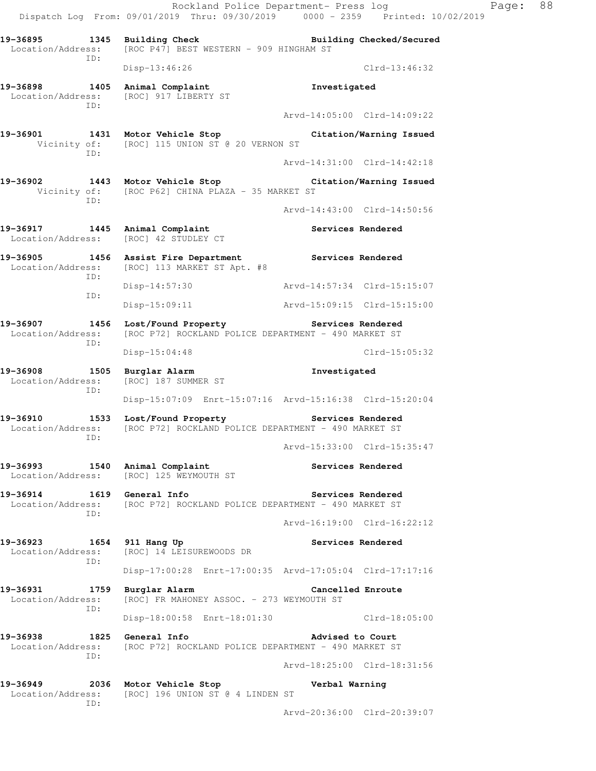Rockland Police Department- Press log
Dispatch Log From: 09/01/2019 Thru: 09/30/2019 0000 - 2359 Printed: 10/02/2019

```
19-36895        1345  Building Check                          Building Checked/Secured
 Location/Address:    [ROC P47] BEST WESTERN - 909 HINGHAM ST
              ID:
                      Disp-13:46:26                                      Clrd-13:46:32

19-36898        1405  Animal Complaint                        Investigated
 Location/Address:    [ROC] 917 LIBERTY ST
              ID:
                                                  Arvd-14:05:00  Clrd-14:09:22

19-36901        1431  Motor Vehicle Stop                      Citation/Warning Issued
      Vicinity of:    [ROC] 115 UNION ST @ 20 VERNON ST
              ID:
                                                  Arvd-14:31:00  Clrd-14:42:18

19-36902        1443  Motor Vehicle Stop                      Citation/Warning Issued
      Vicinity of:    [ROC P62] CHINA PLAZA - 35 MARKET ST
              ID:
                                                  Arvd-14:43:00  Clrd-14:50:56

19-36917        1445  Animal Complaint                        Services Rendered
 Location/Address:    [ROC] 42 STUDLEY CT

19-36905        1456  Assist Fire Department                  Services Rendered
 Location/Address:    [ROC] 113 MARKET ST Apt. #8
              ID:
                      Disp-14:57:30               Arvd-14:57:34  Clrd-15:15:07
              ID:
                      Disp-15:09:11               Arvd-15:09:15  Clrd-15:15:00

19-36907        1456  Lost/Found Property                     Services Rendered
 Location/Address:    [ROC P72] ROCKLAND POLICE DEPARTMENT - 490 MARKET ST
              ID:
                      Disp-15:04:48                              Clrd-15:05:32

19-36908        1505  Burglar Alarm                           Investigated
 Location/Address:    [ROC] 187 SUMMER ST
              ID:
                      Disp-15:07:09  Enrt-15:07:16  Arvd-15:16:38  Clrd-15:20:04

19-36910        1533  Lost/Found Property                     Services Rendered
 Location/Address:    [ROC P72] ROCKLAND POLICE DEPARTMENT - 490 MARKET ST
              ID:
                                                  Arvd-15:33:00  Clrd-15:35:47

19-36993        1540  Animal Complaint                        Services Rendered
 Location/Address:    [ROC] 125 WEYMOUTH ST

19-36914        1619  General Info                            Services Rendered
 Location/Address:    [ROC P72] ROCKLAND POLICE DEPARTMENT - 490 MARKET ST
              ID:
                                                  Arvd-16:19:00  Clrd-16:22:12

19-36923        1654  911 Hang Up                             Services Rendered
 Location/Address:    [ROC] 14 LEISUREWOODS DR
              ID:
                      Disp-17:00:28  Enrt-17:00:35  Arvd-17:05:04  Clrd-17:17:16

19-36931        1759  Burglar Alarm                           Cancelled Enroute
 Location/Address:    [ROC] FR MAHONEY ASSOC. - 273 WEYMOUTH ST
              ID:
                      Disp-18:00:58  Enrt-18:01:30               Clrd-18:05:00

19-36938        1825  General Info                            Advised to Court
 Location/Address:    [ROC P72] ROCKLAND POLICE DEPARTMENT - 490 MARKET ST
              ID:
                                                  Arvd-18:25:00  Clrd-18:31:56

19-36949        2036  Motor Vehicle Stop                      Verbal Warning
 Location/Address:    [ROC] 196 UNION ST @ 4 LINDEN ST
              ID:
                                                  Arvd-20:36:00  Clrd-20:39:07
```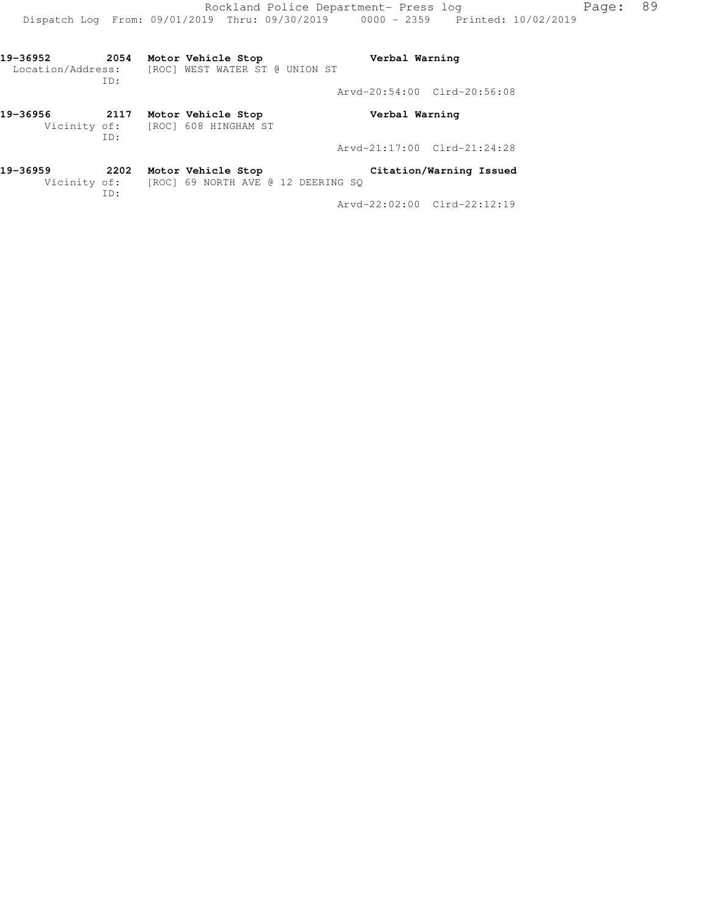**19-36952 2054 Motor Vehicle Stop** **Verbal Warning**
Location/Address: [ROC] WEST WATER ST @ UNION ST
ID:
Arvd-20:54:00 Clrd-20:56:08

**19-36956 2117 Motor Vehicle Stop** **Verbal Warning**
Vicinity of: [ROC] 608 HINGHAM ST
ID:
Arvd-21:17:00 Clrd-21:24:28

**19-36959 2202 Motor Vehicle Stop** **Citation/Warning Issued**
Vicinity of: [ROC] 69 NORTH AVE @ 12 DEERING SQ
ID:
Arvd-22:02:00 Clrd-22:12:19